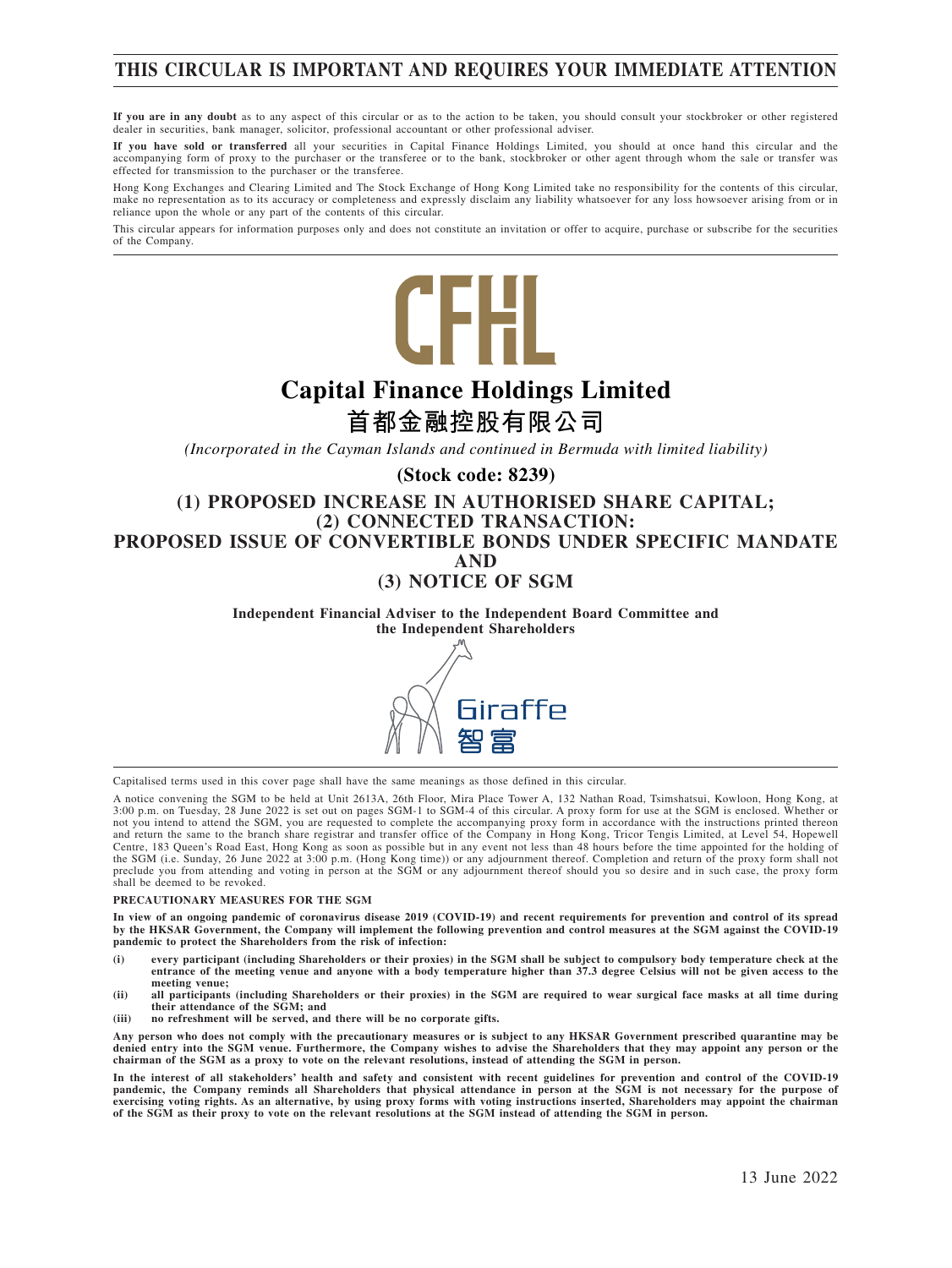# THIS CIRCULAR IS IMPORTANT AND REQUIRES YOUR IMMEDIATE ATTENTION

**If you are in any doubt** as to any aspect of this circular or as to the action to be taken, you should consult your stockbroker or other registered dealer in securities, bank manager, solicitor, professional accountant or other professional adviser.

**If you have sold or transferred** all your securities in Capital Finance Holdings Limited, you should at once hand this circular and the accompanying form of proxy to the purchaser or the transferee or to the bank, stockbroker or other agent through whom the sale or transfer was effected for transmission to the purchaser or the transferee.

Hong Kong Exchanges and Clearing Limited and The Stock Exchange of Hong Kong Limited take no responsibility for the contents of this circular, make no representation as to its accuracy or completeness and expressly disclaim any liability whatsoever for any loss howsoever arising from or in reliance upon the whole or any part of the contents of this circular.

This circular appears for information purposes only and does not constitute an invitation or offer to acquire, purchase or subscribe for the securities of the Company.

CFHL

# Capital Finance Holdings Limited

# 首都金融控股有限公司

*(Incorporated in the Cayman Islands and continued in Bermuda with limited liability)*

**(Stock code: 8239)**

## (1) PROPOSED INCREASE IN AUTHORISED SHARE CAPITAL; (2) CONNECTED TRANSACTION: PROPOSED ISSUE OF CONVERTIBLE BONDS UNDER SPECIFIC MANDATE AND (3) NOTICE OF SGM

**Independent Financial Adviser to the Independent Board Committee and the Independent Shareholders**

Giraffe 智富

Capitalised terms used in this cover page shall have the same meanings as those defined in this circular.

A notice convening the SGM to be held at Unit 2613A, 26th Floor, Mira Place Tower A, 132 Nathan Road, Tsimshatsui, Kowloon, Hong Kong, at 3:00 p.m. on Tuesday, 28 June 2022 is set out on pages SGM-1 to SGM-4 of this circular. A proxy form for use at the SGM is enclosed. Whether or not you intend to attend the SGM, you are requested to complete the accompanying proxy form in accordance with the instructions printed thereon and return the same to the branch share registrar and transfer office of the Company in Hong Kong, Tricor Tengis Limited, at Level 54, Hopewell Centre, 183 Queen's Road East, Hong Kong as soon as possible but in any event not less than 48 hours before the time appointed for the holding of the SGM (i.e. Sunday, 26 June 2022 at 3:00 p.m. (Hong Kong time)) or any adjournment thereof. Completion and return of the proxy form shall not preclude you from attending and voting in person at the SGM or any adjournment thereof should you so desire and in such case, the proxy form shall be deemed to be revoked.

**PRECAUTIONARY MEASURES FOR THE SGM**

**In view of an ongoing pandemic of coronavirus disease 2019 (COVID-19) and recent requirements for prevention and control of its spread by the HKSAR Government, the Company will implement the following prevention and control measures at the SGM against the COVID-19 pandemic to protect the Shareholders from the risk of infection:**

- **(i) every participant (including Shareholders or their proxies) in the SGM shall be subject to compulsory body temperature check at the entrance of the meeting venue and anyone with a body temperature higher than 37.3 degree Celsius will not be given access to the meeting venue;**
- **(ii) all participants (including Shareholders or their proxies) in the SGM are required to wear surgical face masks at all time during their attendance of the SGM; and**
- **(iii) no refreshment will be served, and there will be no corporate gifts.**

**Any person who does not comply with the precautionary measures or is subject to any HKSAR Government prescribed quarantine may be denied entry into the SGM venue. Furthermore, the Company wishes to advise the Shareholders that they may appoint any person or the chairman of the SGM as a proxy to vote on the relevant resolutions, instead of attending the SGM in person.**

**In the interest of all stakeholders' health and safety and consistent with recent guidelines for prevention and control of the COVID-19 pandemic, the Company reminds all Shareholders that physical attendance in person at the SGM is not necessary for the purpose of exercising voting rights. As an alternative, by using proxy forms with voting instructions inserted, Shareholders may appoint the chairman of the SGM as their proxy to vote on the relevant resolutions at the SGM instead of attending the SGM in person.**

13 June 2022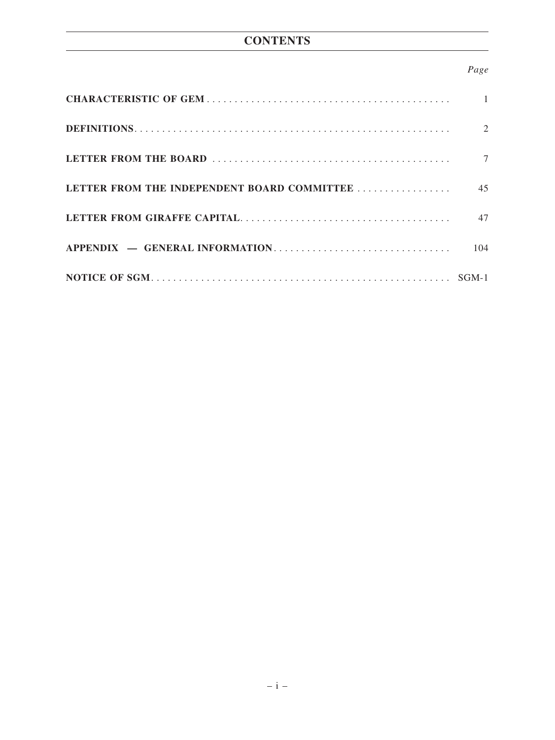# CONTENTS

| | Page |
|---|---|
| **CHARACTERISTIC OF GEM** | 1 |
| **DEFINITIONS** | 2 |
| **LETTER FROM THE BOARD** | 7 |
| **LETTER FROM THE INDEPENDENT BOARD COMMITTEE** | 45 |
| **LETTER FROM GIRAFFE CAPITAL** | 47 |
| **APPENDIX — GENERAL INFORMATION** | 104 |
| **NOTICE OF SGM** | SGM-1 |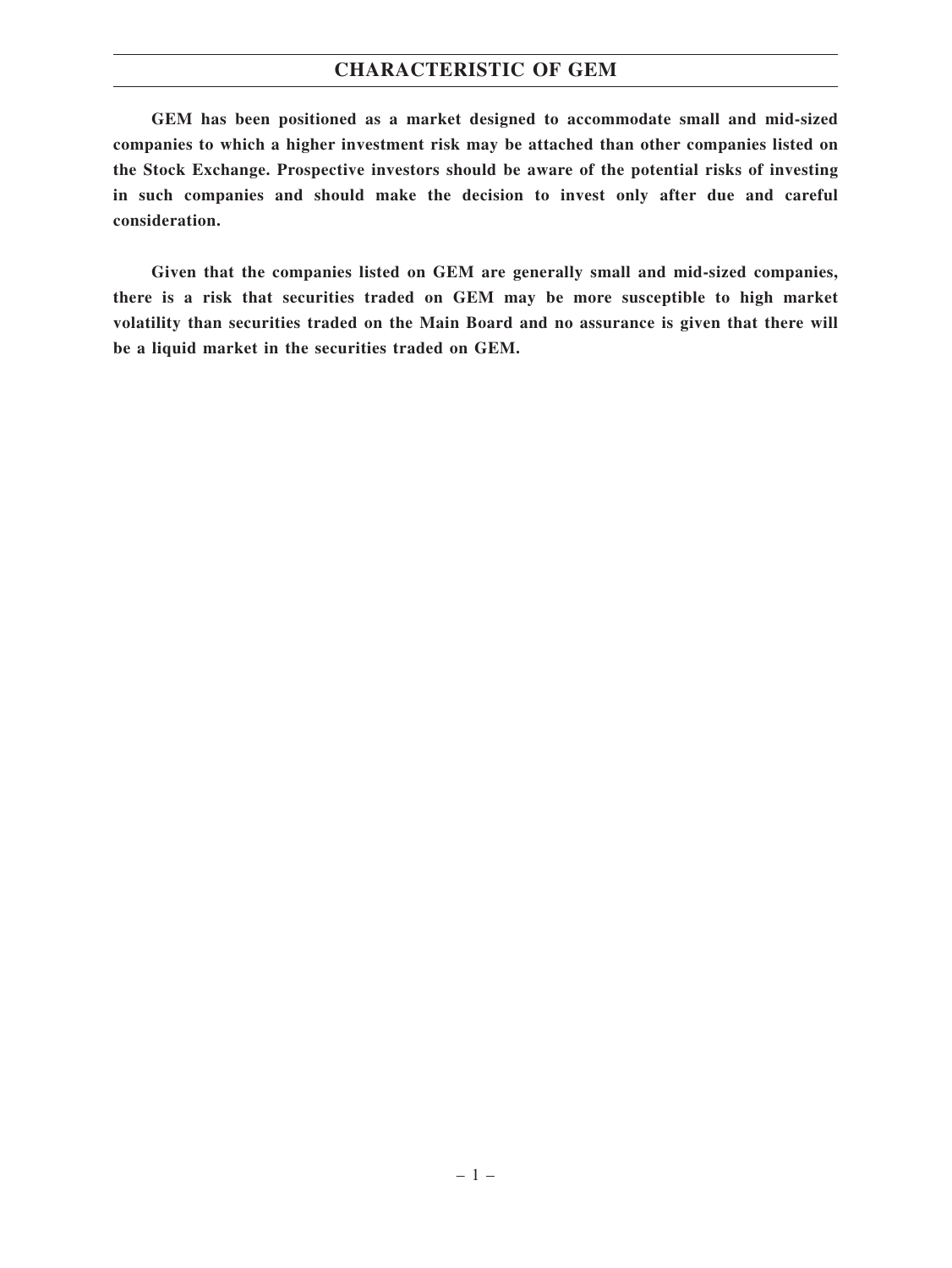# CHARACTERISTIC OF GEM

**GEM has been positioned as a market designed to accommodate small and mid-sized companies to which a higher investment risk may be attached than other companies listed on the Stock Exchange. Prospective investors should be aware of the potential risks of investing in such companies and should make the decision to invest only after due and careful consideration.**

**Given that the companies listed on GEM are generally small and mid-sized companies, there is a risk that securities traded on GEM may be more susceptible to high market volatility than securities traded on the Main Board and no assurance is given that there will be a liquid market in the securities traded on GEM.**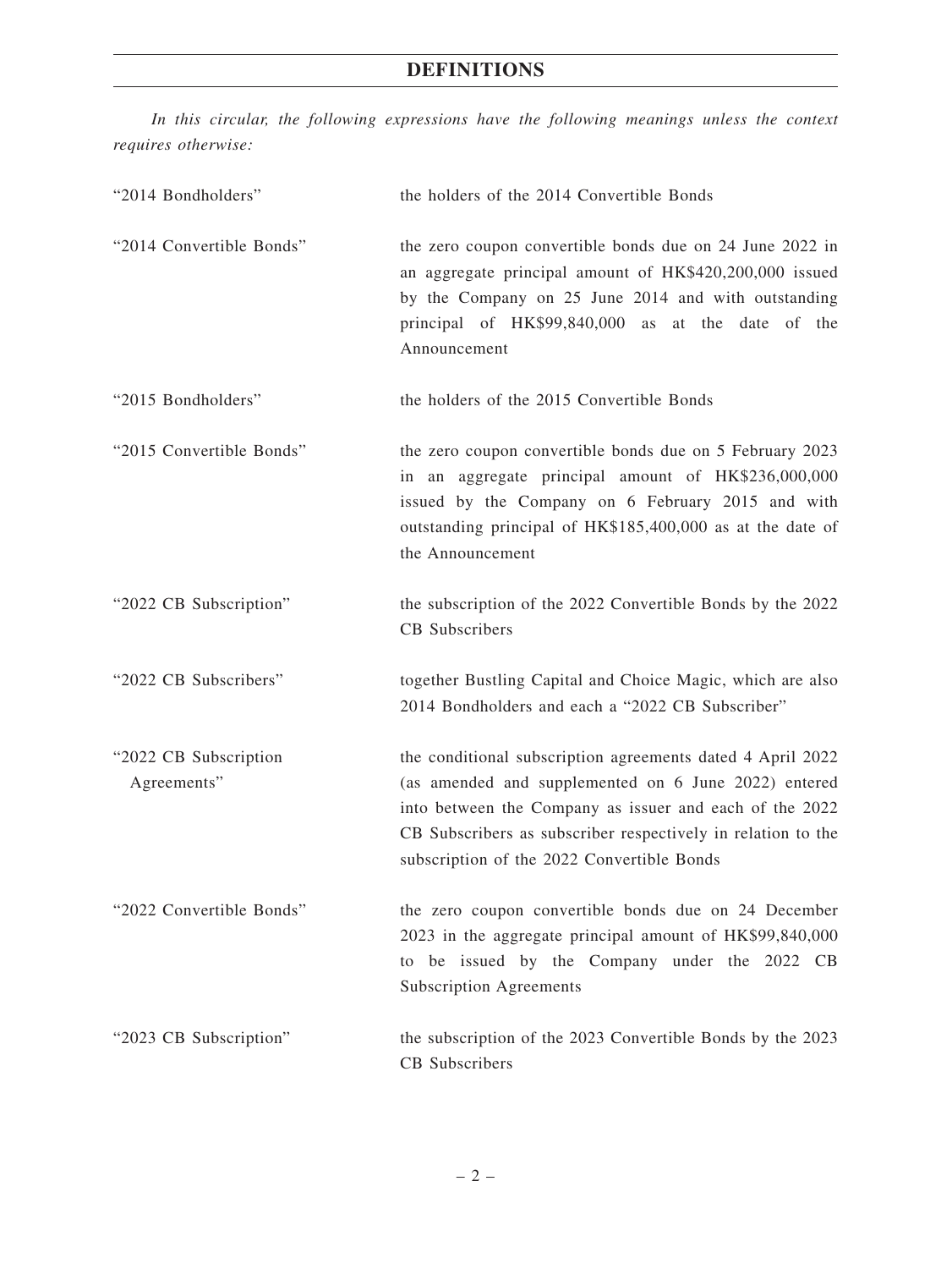# DEFINITIONS

*In this circular, the following expressions have the following meanings unless the context requires otherwise:*

| | |
|---|---|
| "2014 Bondholders" | the holders of the 2014 Convertible Bonds |
| "2014 Convertible Bonds" | the zero coupon convertible bonds due on 24 June 2022 in an aggregate principal amount of HK$420,200,000 issued by the Company on 25 June 2014 and with outstanding principal of HK$99,840,000 as at the date of the Announcement |
| "2015 Bondholders" | the holders of the 2015 Convertible Bonds |
| "2015 Convertible Bonds" | the zero coupon convertible bonds due on 5 February 2023 in an aggregate principal amount of HK$236,000,000 issued by the Company on 6 February 2015 and with outstanding principal of HK$185,400,000 as at the date of the Announcement |
| "2022 CB Subscription" | the subscription of the 2022 Convertible Bonds by the 2022 CB Subscribers |
| "2022 CB Subscribers" | together Bustling Capital and Choice Magic, which are also 2014 Bondholders and each a "2022 CB Subscriber" |
| "2022 CB Subscription Agreements" | the conditional subscription agreements dated 4 April 2022 (as amended and supplemented on 6 June 2022) entered into between the Company as issuer and each of the 2022 CB Subscribers as subscriber respectively in relation to the subscription of the 2022 Convertible Bonds |
| "2022 Convertible Bonds" | the zero coupon convertible bonds due on 24 December 2023 in the aggregate principal amount of HK$99,840,000 to be issued by the Company under the 2022 CB Subscription Agreements |
| "2023 CB Subscription" | the subscription of the 2023 Convertible Bonds by the 2023 CB Subscribers |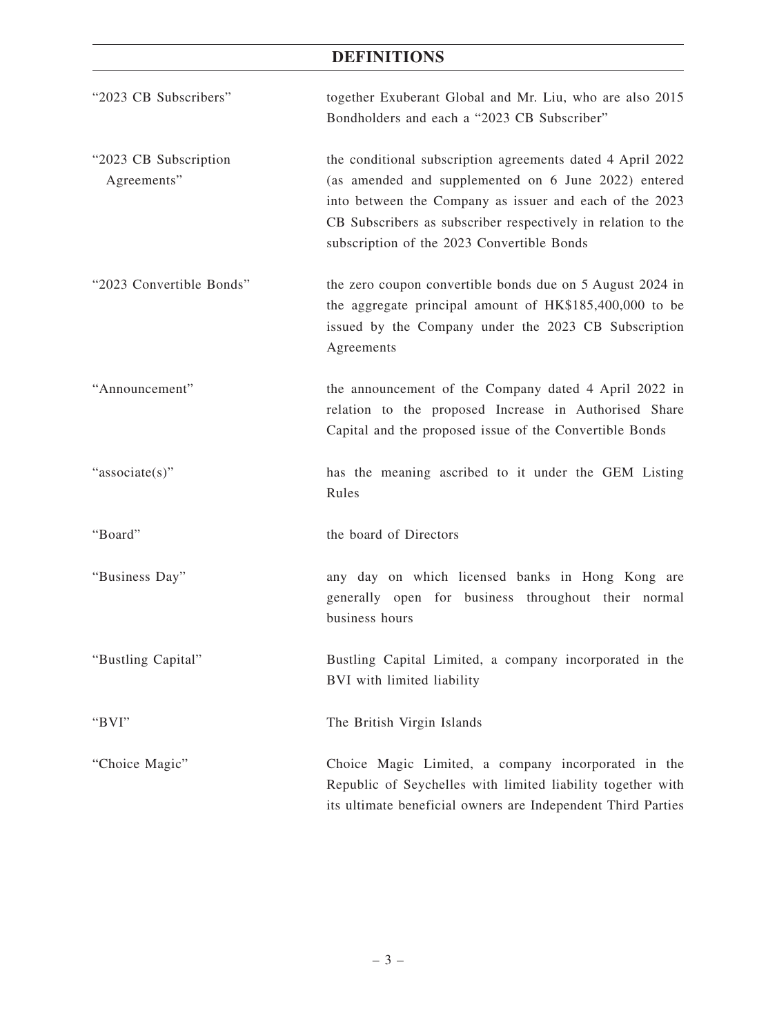## DEFINITIONS

| | |
|---|---|
| "2023 CB Subscribers" | together Exuberant Global and Mr. Liu, who are also 2015 Bondholders and each a "2023 CB Subscriber" |
| "2023 CB Subscription Agreements" | the conditional subscription agreements dated 4 April 2022 (as amended and supplemented on 6 June 2022) entered into between the Company as issuer and each of the 2023 CB Subscribers as subscriber respectively in relation to the subscription of the 2023 Convertible Bonds |
| "2023 Convertible Bonds" | the zero coupon convertible bonds due on 5 August 2024 in the aggregate principal amount of HK$185,400,000 to be issued by the Company under the 2023 CB Subscription Agreements |
| "Announcement" | the announcement of the Company dated 4 April 2022 in relation to the proposed Increase in Authorised Share Capital and the proposed issue of the Convertible Bonds |
| "associate(s)" | has the meaning ascribed to it under the GEM Listing Rules |
| "Board" | the board of Directors |
| "Business Day" | any day on which licensed banks in Hong Kong are generally open for business throughout their normal business hours |
| "Bustling Capital" | Bustling Capital Limited, a company incorporated in the BVI with limited liability |
| "BVI" | The British Virgin Islands |
| "Choice Magic" | Choice Magic Limited, a company incorporated in the Republic of Seychelles with limited liability together with its ultimate beneficial owners are Independent Third Parties |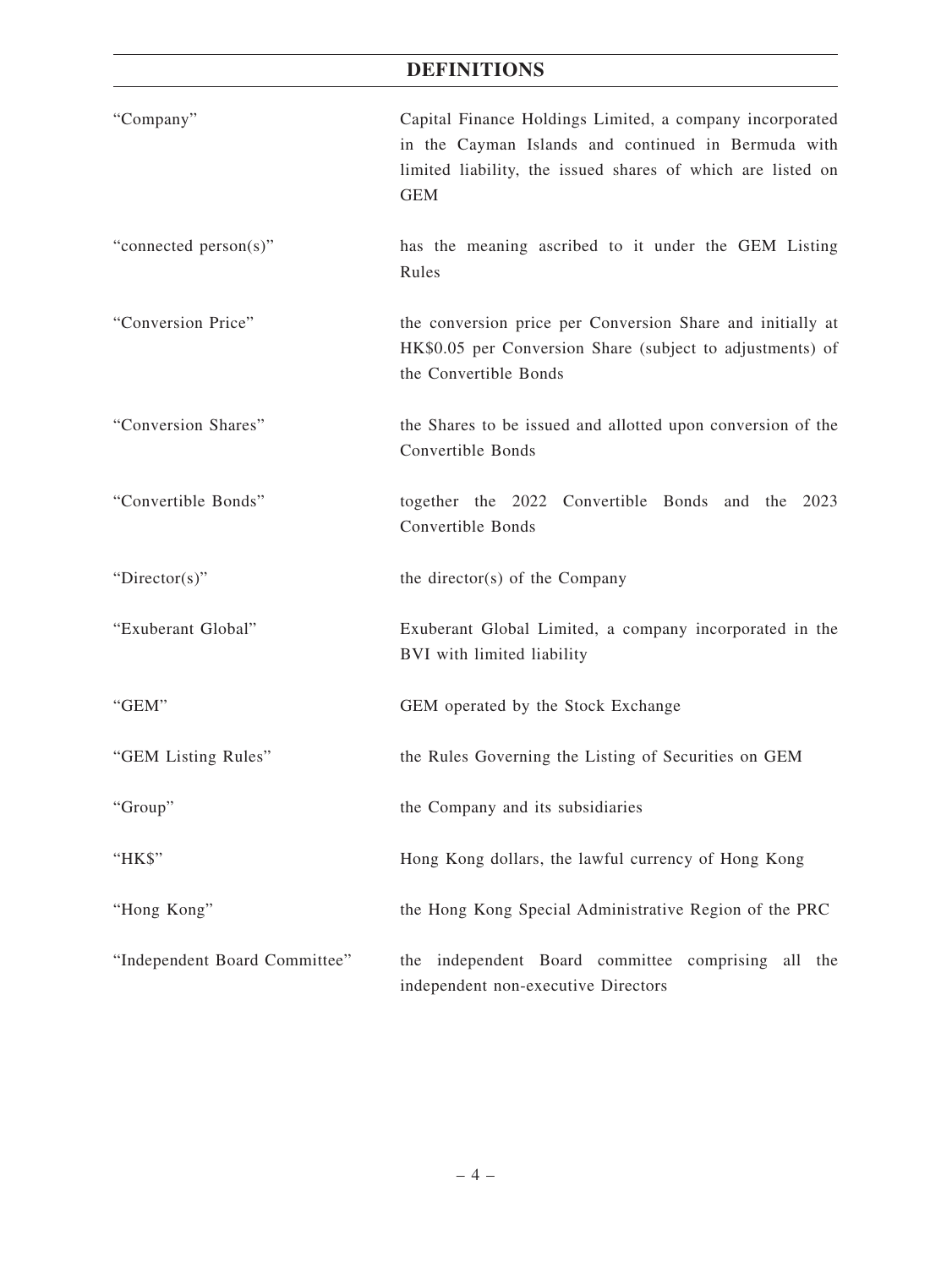## DEFINITIONS

| | |
|---|---|
| "Company" | Capital Finance Holdings Limited, a company incorporated in the Cayman Islands and continued in Bermuda with limited liability, the issued shares of which are listed on GEM |
| "connected person(s)" | has the meaning ascribed to it under the GEM Listing Rules |
| "Conversion Price" | the conversion price per Conversion Share and initially at HK$0.05 per Conversion Share (subject to adjustments) of the Convertible Bonds |
| "Conversion Shares" | the Shares to be issued and allotted upon conversion of the Convertible Bonds |
| "Convertible Bonds" | together the 2022 Convertible Bonds and the 2023 Convertible Bonds |
| "Director(s)" | the director(s) of the Company |
| "Exuberant Global" | Exuberant Global Limited, a company incorporated in the BVI with limited liability |
| "GEM" | GEM operated by the Stock Exchange |
| "GEM Listing Rules" | the Rules Governing the Listing of Securities on GEM |
| "Group" | the Company and its subsidiaries |
| "HK$" | Hong Kong dollars, the lawful currency of Hong Kong |
| "Hong Kong" | the Hong Kong Special Administrative Region of the PRC |
| "Independent Board Committee" | the independent Board committee comprising all the independent non-executive Directors |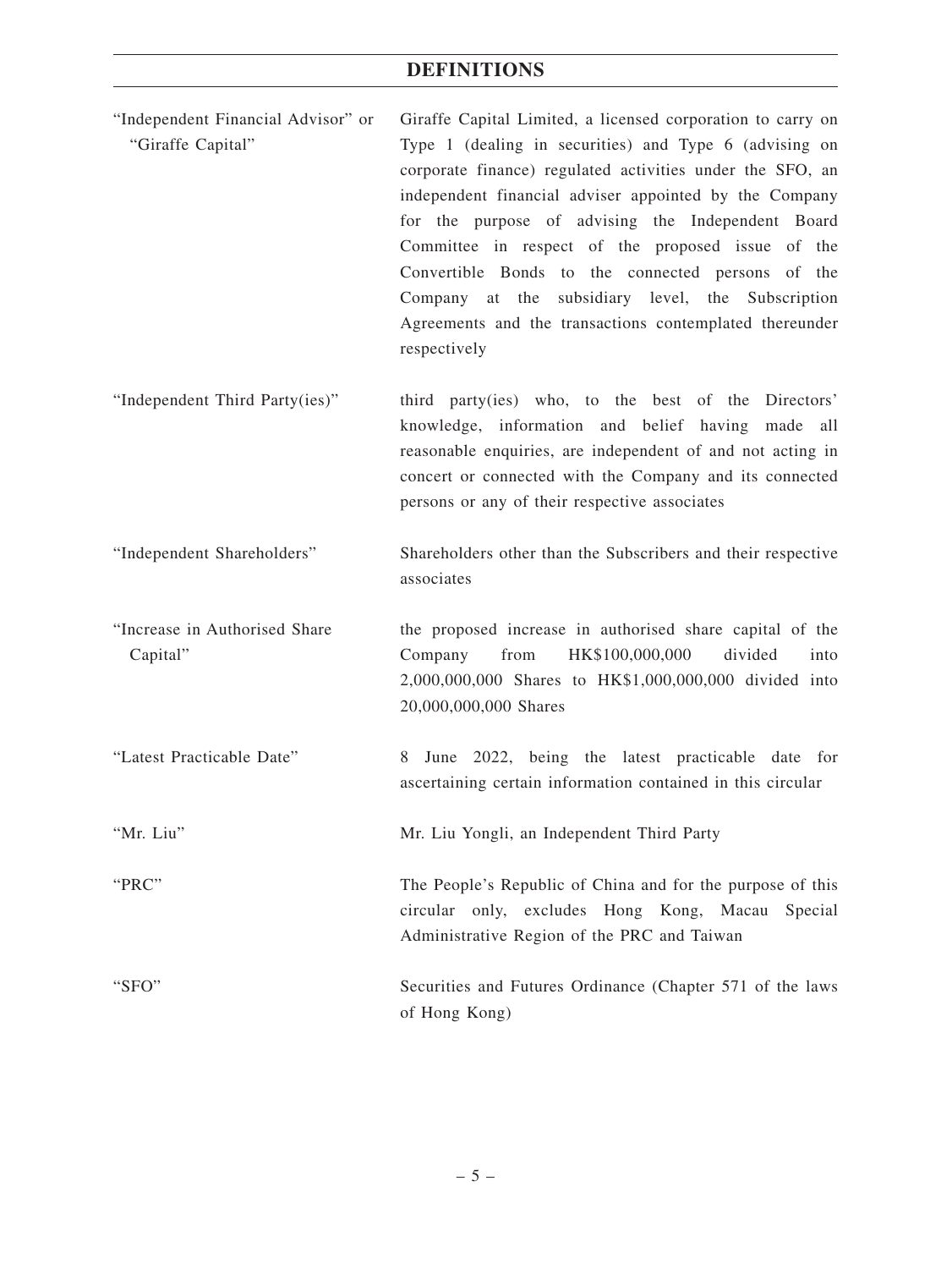# DEFINITIONS

| | |
|---|---|
| "Independent Financial Advisor" or "Giraffe Capital" | Giraffe Capital Limited, a licensed corporation to carry on Type 1 (dealing in securities) and Type 6 (advising on corporate finance) regulated activities under the SFO, an independent financial adviser appointed by the Company for the purpose of advising the Independent Board Committee in respect of the proposed issue of the Convertible Bonds to the connected persons of the Company at the subsidiary level, the Subscription Agreements and the transactions contemplated thereunder respectively |
| "Independent Third Party(ies)" | third party(ies) who, to the best of the Directors' knowledge, information and belief having made all reasonable enquiries, are independent of and not acting in concert or connected with the Company and its connected persons or any of their respective associates |
| "Independent Shareholders" | Shareholders other than the Subscribers and their respective associates |
| "Increase in Authorised Share Capital" | the proposed increase in authorised share capital of the Company from HK$100,000,000 divided into 2,000,000,000 Shares to HK$1,000,000,000 divided into 20,000,000,000 Shares |
| "Latest Practicable Date" | 8 June 2022, being the latest practicable date for ascertaining certain information contained in this circular |
| "Mr. Liu" | Mr. Liu Yongli, an Independent Third Party |
| "PRC" | The People's Republic of China and for the purpose of this circular only, excludes Hong Kong, Macau Special Administrative Region of the PRC and Taiwan |
| "SFO" | Securities and Futures Ordinance (Chapter 571 of the laws of Hong Kong) |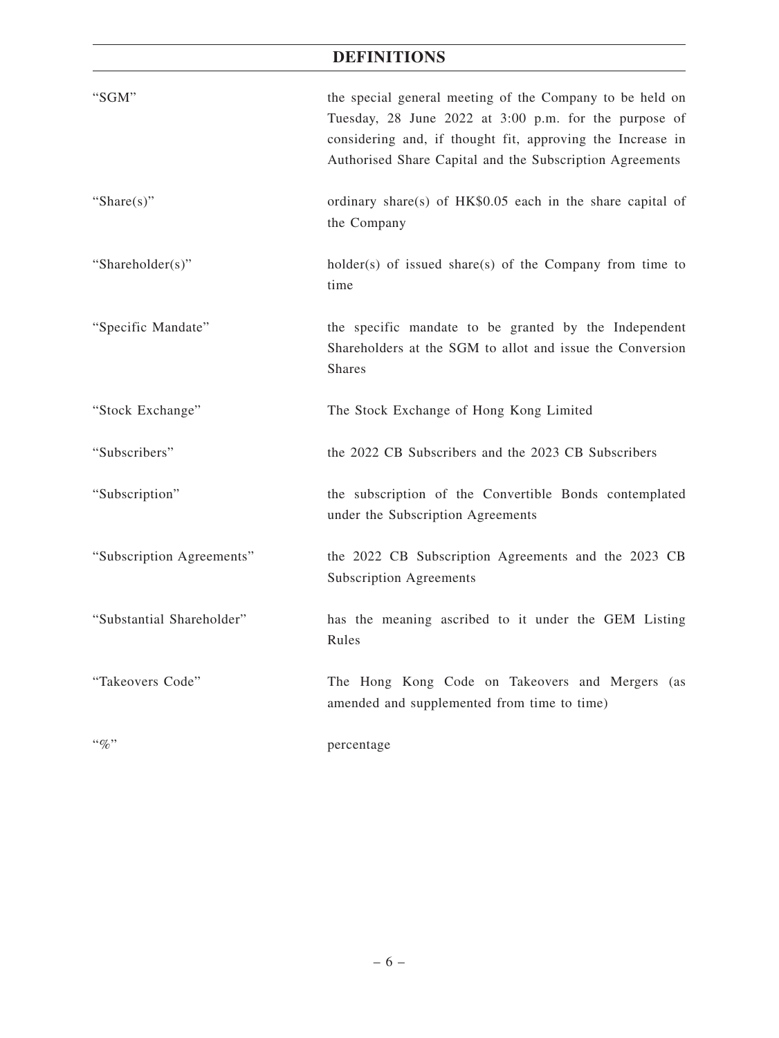# DEFINITIONS

| | |
|---|---|
| "SGM" | the special general meeting of the Company to be held on Tuesday, 28 June 2022 at 3:00 p.m. for the purpose of considering and, if thought fit, approving the Increase in Authorised Share Capital and the Subscription Agreements |
| "Share(s)" | ordinary share(s) of HK$0.05 each in the share capital of the Company |
| "Shareholder(s)" | holder(s) of issued share(s) of the Company from time to time |
| "Specific Mandate" | the specific mandate to be granted by the Independent Shareholders at the SGM to allot and issue the Conversion Shares |
| "Stock Exchange" | The Stock Exchange of Hong Kong Limited |
| "Subscribers" | the 2022 CB Subscribers and the 2023 CB Subscribers |
| "Subscription" | the subscription of the Convertible Bonds contemplated under the Subscription Agreements |
| "Subscription Agreements" | the 2022 CB Subscription Agreements and the 2023 CB Subscription Agreements |
| "Substantial Shareholder" | has the meaning ascribed to it under the GEM Listing Rules |
| "Takeovers Code" | The Hong Kong Code on Takeovers and Mergers (as amended and supplemented from time to time) |
| "%" | percentage |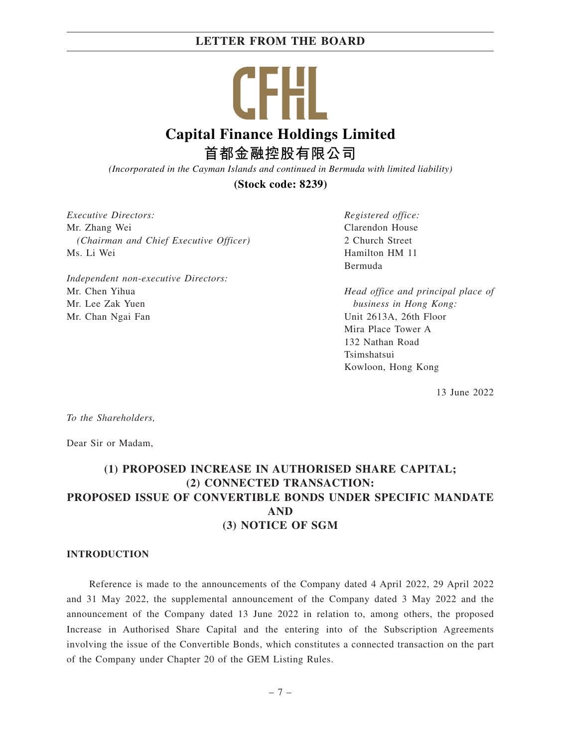**CFHL**

# Capital Finance Holdings Limited
# 首都金融控股有限公司

*(Incorporated in the Cayman Islands and continued in Bermuda with limited liability)*

**(Stock code: 8239)**

*Executive Directors:*
Mr. Zhang Wei
*(Chairman and Chief Executive Officer)*
Ms. Li Wei

*Independent non-executive Directors:*
Mr. Chen Yihua
Mr. Lee Zak Yuen
Mr. Chan Ngai Fan

*Registered office:*
Clarendon House
2 Church Street
Hamilton HM 11
Bermuda

*Head office and principal place of business in Hong Kong:*
Unit 2613A, 26th Floor
Mira Place Tower A
132 Nathan Road
Tsimshatsui
Kowloon, Hong Kong

13 June 2022

*To the Shareholders,*

Dear Sir or Madam,

## (1) PROPOSED INCREASE IN AUTHORISED SHARE CAPITAL; (2) CONNECTED TRANSACTION: PROPOSED ISSUE OF CONVERTIBLE BONDS UNDER SPECIFIC MANDATE AND (3) NOTICE OF SGM

### INTRODUCTION

Reference is made to the announcements of the Company dated 4 April 2022, 29 April 2022 and 31 May 2022, the supplemental announcement of the Company dated 3 May 2022 and the announcement of the Company dated 13 June 2022 in relation to, among others, the proposed Increase in Authorised Share Capital and the entering into of the Subscription Agreements involving the issue of the Convertible Bonds, which constitutes a connected transaction on the part of the Company under Chapter 20 of the GEM Listing Rules.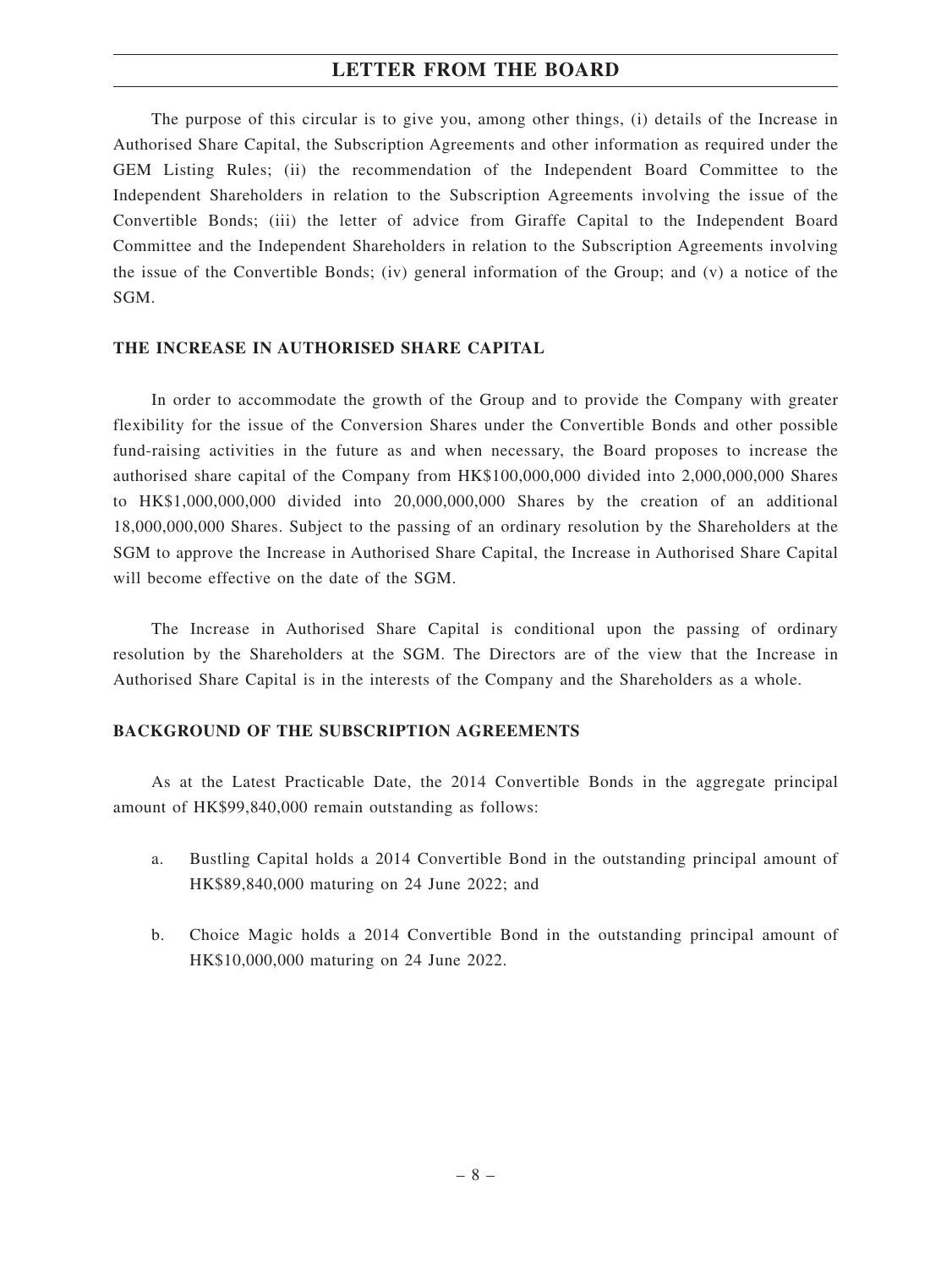The purpose of this circular is to give you, among other things, (i) details of the Increase in Authorised Share Capital, the Subscription Agreements and other information as required under the GEM Listing Rules; (ii) the recommendation of the Independent Board Committee to the Independent Shareholders in relation to the Subscription Agreements involving the issue of the Convertible Bonds; (iii) the letter of advice from Giraffe Capital to the Independent Board Committee and the Independent Shareholders in relation to the Subscription Agreements involving the issue of the Convertible Bonds; (iv) general information of the Group; and (v) a notice of the SGM.

## THE INCREASE IN AUTHORISED SHARE CAPITAL

In order to accommodate the growth of the Group and to provide the Company with greater flexibility for the issue of the Conversion Shares under the Convertible Bonds and other possible fund-raising activities in the future as and when necessary, the Board proposes to increase the authorised share capital of the Company from HK$100,000,000 divided into 2,000,000,000 Shares to HK$1,000,000,000 divided into 20,000,000,000 Shares by the creation of an additional 18,000,000,000 Shares. Subject to the passing of an ordinary resolution by the Shareholders at the SGM to approve the Increase in Authorised Share Capital, the Increase in Authorised Share Capital will become effective on the date of the SGM.

The Increase in Authorised Share Capital is conditional upon the passing of ordinary resolution by the Shareholders at the SGM. The Directors are of the view that the Increase in Authorised Share Capital is in the interests of the Company and the Shareholders as a whole.

## BACKGROUND OF THE SUBSCRIPTION AGREEMENTS

As at the Latest Practicable Date, the 2014 Convertible Bonds in the aggregate principal amount of HK$99,840,000 remain outstanding as follows:

a. Bustling Capital holds a 2014 Convertible Bond in the outstanding principal amount of HK$89,840,000 maturing on 24 June 2022; and

b. Choice Magic holds a 2014 Convertible Bond in the outstanding principal amount of HK$10,000,000 maturing on 24 June 2022.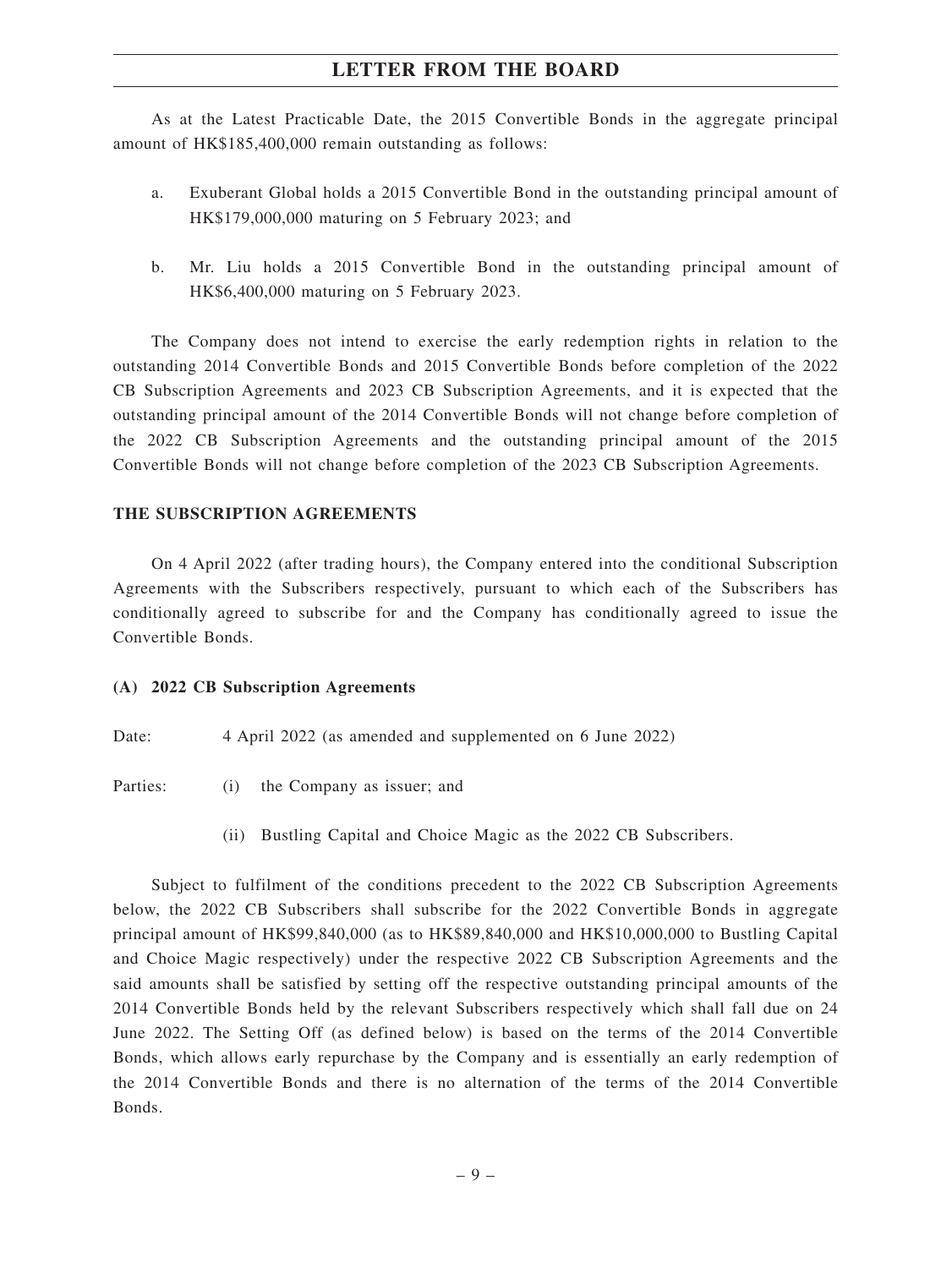As at the Latest Practicable Date, the 2015 Convertible Bonds in the aggregate principal amount of HK$185,400,000 remain outstanding as follows:

a. Exuberant Global holds a 2015 Convertible Bond in the outstanding principal amount of HK$179,000,000 maturing on 5 February 2023; and

b. Mr. Liu holds a 2015 Convertible Bond in the outstanding principal amount of HK$6,400,000 maturing on 5 February 2023.

The Company does not intend to exercise the early redemption rights in relation to the outstanding 2014 Convertible Bonds and 2015 Convertible Bonds before completion of the 2022 CB Subscription Agreements and 2023 CB Subscription Agreements, and it is expected that the outstanding principal amount of the 2014 Convertible Bonds will not change before completion of the 2022 CB Subscription Agreements and the outstanding principal amount of the 2015 Convertible Bonds will not change before completion of the 2023 CB Subscription Agreements.

## THE SUBSCRIPTION AGREEMENTS

On 4 April 2022 (after trading hours), the Company entered into the conditional Subscription Agreements with the Subscribers respectively, pursuant to which each of the Subscribers has conditionally agreed to subscribe for and the Company has conditionally agreed to issue the Convertible Bonds.

### (A) 2022 CB Subscription Agreements

Date: 4 April 2022 (as amended and supplemented on 6 June 2022)

Parties: (i) the Company as issuer; and

(ii) Bustling Capital and Choice Magic as the 2022 CB Subscribers.

Subject to fulfilment of the conditions precedent to the 2022 CB Subscription Agreements below, the 2022 CB Subscribers shall subscribe for the 2022 Convertible Bonds in aggregate principal amount of HK$99,840,000 (as to HK$89,840,000 and HK$10,000,000 to Bustling Capital and Choice Magic respectively) under the respective 2022 CB Subscription Agreements and the said amounts shall be satisfied by setting off the respective outstanding principal amounts of the 2014 Convertible Bonds held by the relevant Subscribers respectively which shall fall due on 24 June 2022. The Setting Off (as defined below) is based on the terms of the 2014 Convertible Bonds, which allows early repurchase by the Company and is essentially an early redemption of the 2014 Convertible Bonds and there is no alternation of the terms of the 2014 Convertible Bonds.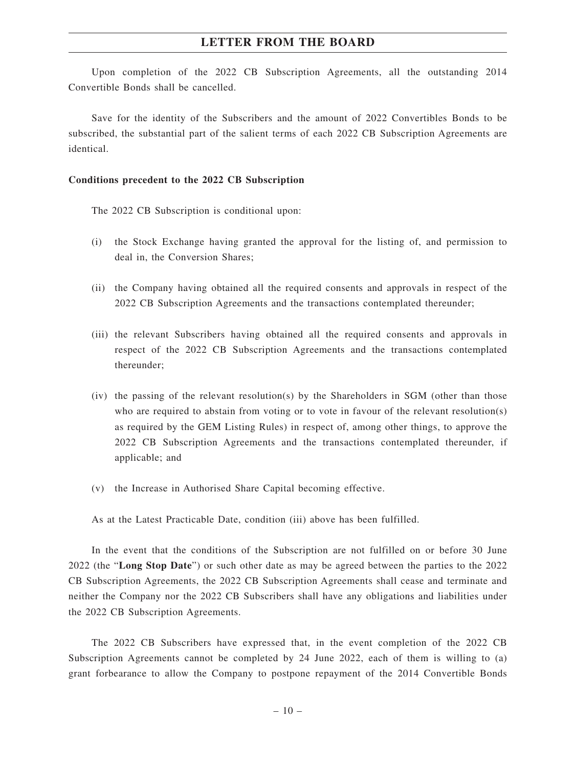Upon completion of the 2022 CB Subscription Agreements, all the outstanding 2014 Convertible Bonds shall be cancelled.

Save for the identity of the Subscribers and the amount of 2022 Convertibles Bonds to be subscribed, the substantial part of the salient terms of each 2022 CB Subscription Agreements are identical.

**Conditions precedent to the 2022 CB Subscription**

The 2022 CB Subscription is conditional upon:

(i) the Stock Exchange having granted the approval for the listing of, and permission to deal in, the Conversion Shares;

(ii) the Company having obtained all the required consents and approvals in respect of the 2022 CB Subscription Agreements and the transactions contemplated thereunder;

(iii) the relevant Subscribers having obtained all the required consents and approvals in respect of the 2022 CB Subscription Agreements and the transactions contemplated thereunder;

(iv) the passing of the relevant resolution(s) by the Shareholders in SGM (other than those who are required to abstain from voting or to vote in favour of the relevant resolution(s) as required by the GEM Listing Rules) in respect of, among other things, to approve the 2022 CB Subscription Agreements and the transactions contemplated thereunder, if applicable; and

(v) the Increase in Authorised Share Capital becoming effective.

As at the Latest Practicable Date, condition (iii) above has been fulfilled.

In the event that the conditions of the Subscription are not fulfilled on or before 30 June 2022 (the "**Long Stop Date**") or such other date as may be agreed between the parties to the 2022 CB Subscription Agreements, the 2022 CB Subscription Agreements shall cease and terminate and neither the Company nor the 2022 CB Subscribers shall have any obligations and liabilities under the 2022 CB Subscription Agreements.

The 2022 CB Subscribers have expressed that, in the event completion of the 2022 CB Subscription Agreements cannot be completed by 24 June 2022, each of them is willing to (a) grant forbearance to allow the Company to postpone repayment of the 2014 Convertible Bonds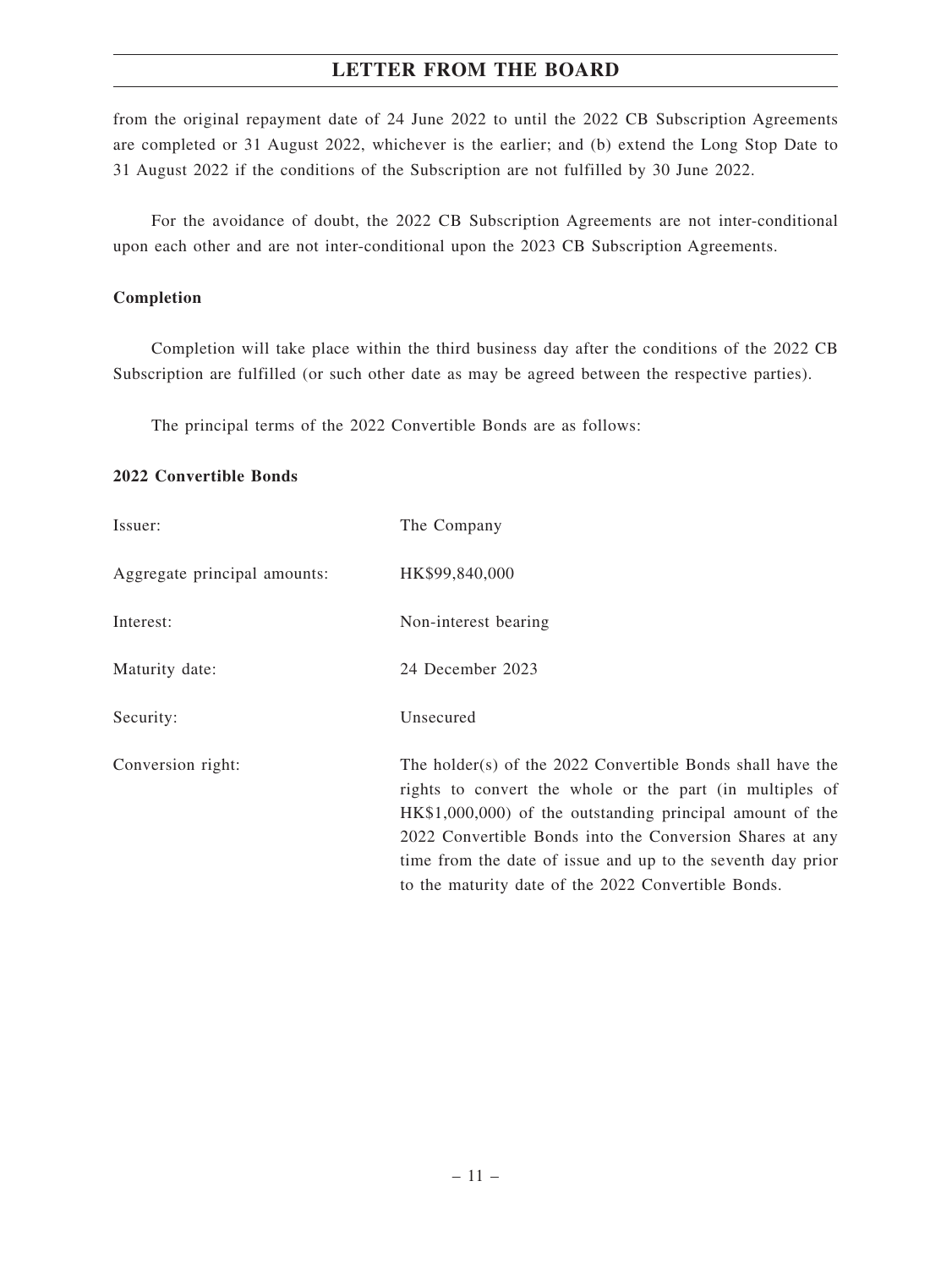from the original repayment date of 24 June 2022 to until the 2022 CB Subscription Agreements are completed or 31 August 2022, whichever is the earlier; and (b) extend the Long Stop Date to 31 August 2022 if the conditions of the Subscription are not fulfilled by 30 June 2022.

For the avoidance of doubt, the 2022 CB Subscription Agreements are not inter-conditional upon each other and are not inter-conditional upon the 2023 CB Subscription Agreements.

**Completion**

Completion will take place within the third business day after the conditions of the 2022 CB Subscription are fulfilled (or such other date as may be agreed between the respective parties).

The principal terms of the 2022 Convertible Bonds are as follows:

**2022 Convertible Bonds**

| | |
|---|---|
| Issuer: | The Company |
| Aggregate principal amounts: | HK$99,840,000 |
| Interest: | Non-interest bearing |
| Maturity date: | 24 December 2023 |
| Security: | Unsecured |
| Conversion right: | The holder(s) of the 2022 Convertible Bonds shall have the rights to convert the whole or the part (in multiples of HK$1,000,000) of the outstanding principal amount of the 2022 Convertible Bonds into the Conversion Shares at any time from the date of issue and up to the seventh day prior to the maturity date of the 2022 Convertible Bonds. |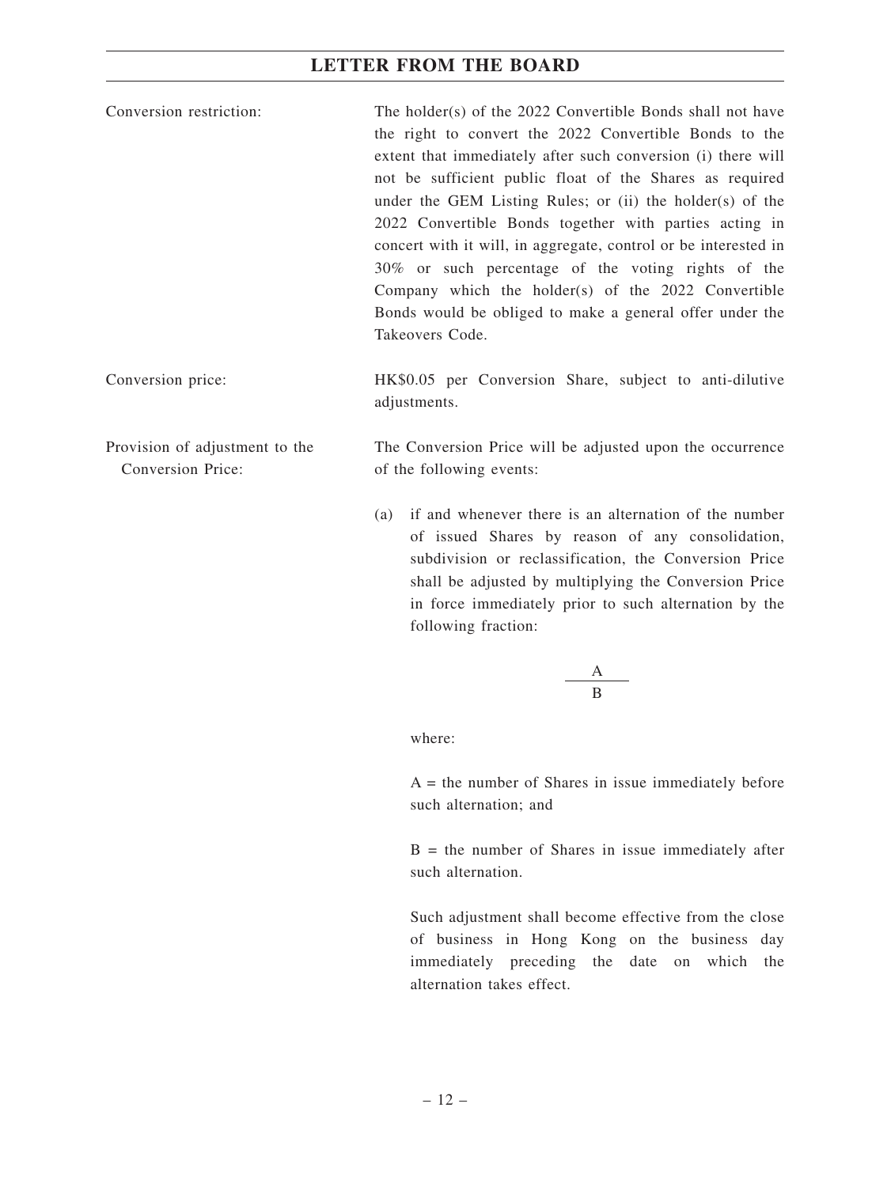Conversion restriction: The holder(s) of the 2022 Convertible Bonds shall not have the right to convert the 2022 Convertible Bonds to the extent that immediately after such conversion (i) there will not be sufficient public float of the Shares as required under the GEM Listing Rules; or (ii) the holder(s) of the 2022 Convertible Bonds together with parties acting in concert with it will, in aggregate, control or be interested in 30% or such percentage of the voting rights of the Company which the holder(s) of the 2022 Convertible Bonds would be obliged to make a general offer under the Takeovers Code.

Conversion price: HK$0.05 per Conversion Share, subject to anti-dilutive adjustments.

Provision of adjustment to the Conversion Price: The Conversion Price will be adjusted upon the occurrence of the following events:

(a) if and whenever there is an alternation of the number of issued Shares by reason of any consolidation, subdivision or reclassification, the Conversion Price shall be adjusted by multiplying the Conversion Price in force immediately prior to such alternation by the following fraction:

$$\frac{A}{B}$$

where:

A = the number of Shares in issue immediately before such alternation; and

B = the number of Shares in issue immediately after such alternation.

Such adjustment shall become effective from the close of business in Hong Kong on the business day immediately preceding the date on which the alternation takes effect.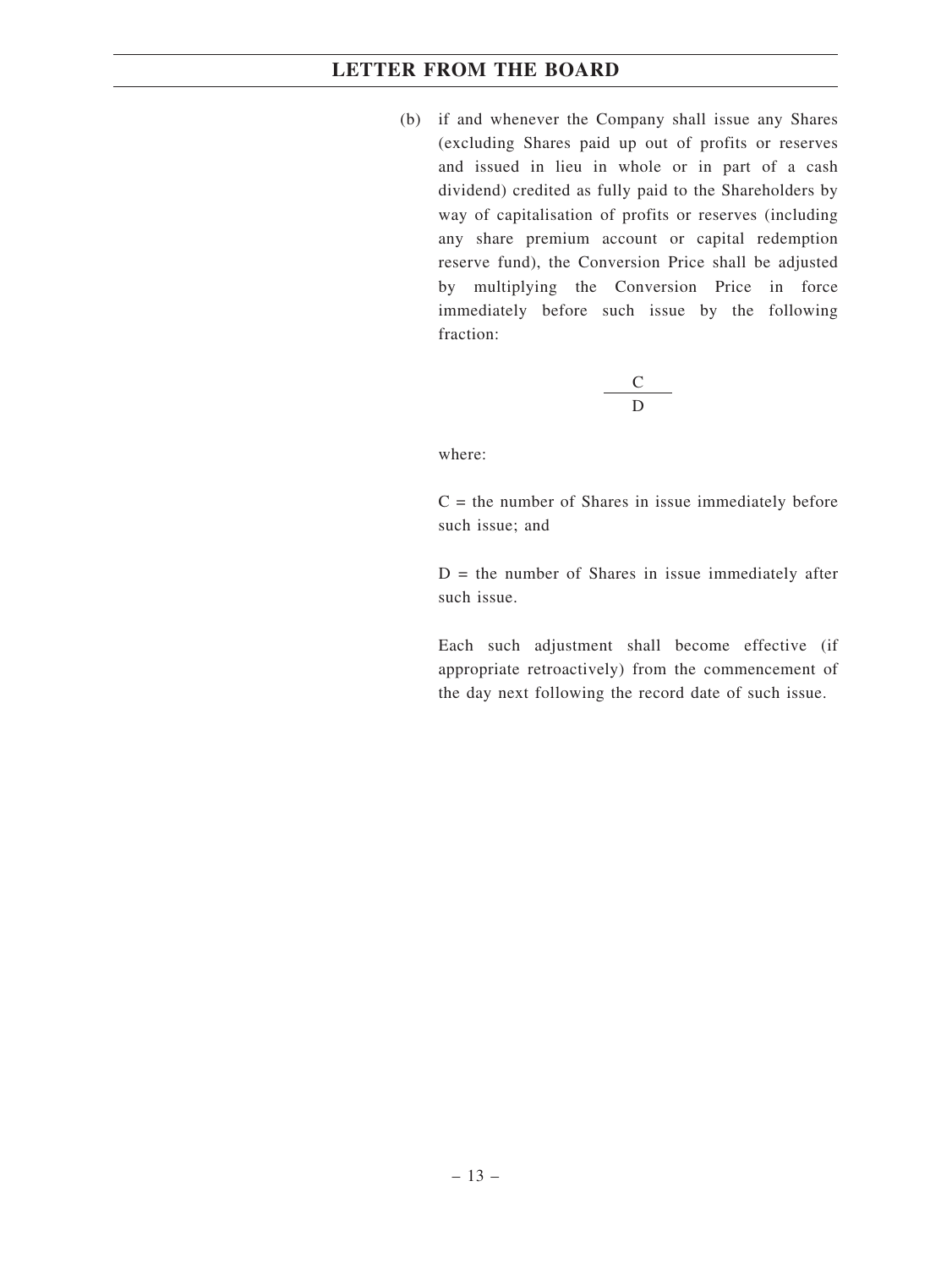(b) if and whenever the Company shall issue any Shares (excluding Shares paid up out of profits or reserves and issued in lieu in whole or in part of a cash dividend) credited as fully paid to the Shareholders by way of capitalisation of profits or reserves (including any share premium account or capital redemption reserve fund), the Conversion Price shall be adjusted by multiplying the Conversion Price in force immediately before such issue by the following fraction:

$$\frac{C}{D}$$

where:

C = the number of Shares in issue immediately before such issue; and

D = the number of Shares in issue immediately after such issue.

Each such adjustment shall become effective (if appropriate retroactively) from the commencement of the day next following the record date of such issue.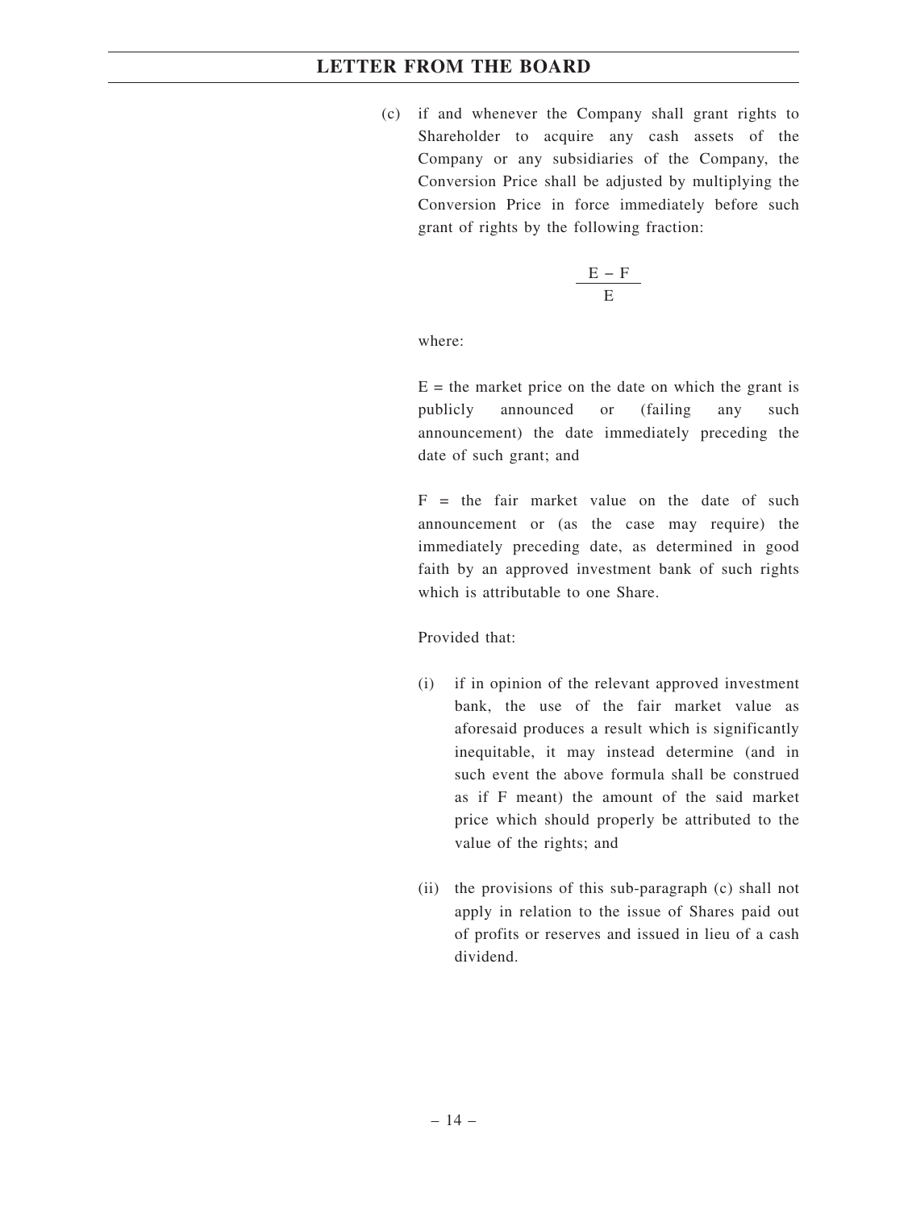(c) if and whenever the Company shall grant rights to Shareholder to acquire any cash assets of the Company or any subsidiaries of the Company, the Conversion Price shall be adjusted by multiplying the Conversion Price in force immediately before such grant of rights by the following fraction:

$$\frac{E - F}{E}$$

where:

E = the market price on the date on which the grant is publicly announced or (failing any such announcement) the date immediately preceding the date of such grant; and

F = the fair market value on the date of such announcement or (as the case may require) the immediately preceding date, as determined in good faith by an approved investment bank of such rights which is attributable to one Share.

Provided that:

(i) if in opinion of the relevant approved investment bank, the use of the fair market value as aforesaid produces a result which is significantly inequitable, it may instead determine (and in such event the above formula shall be construed as if F meant) the amount of the said market price which should properly be attributed to the value of the rights; and

(ii) the provisions of this sub-paragraph (c) shall not apply in relation to the issue of Shares paid out of profits or reserves and issued in lieu of a cash dividend.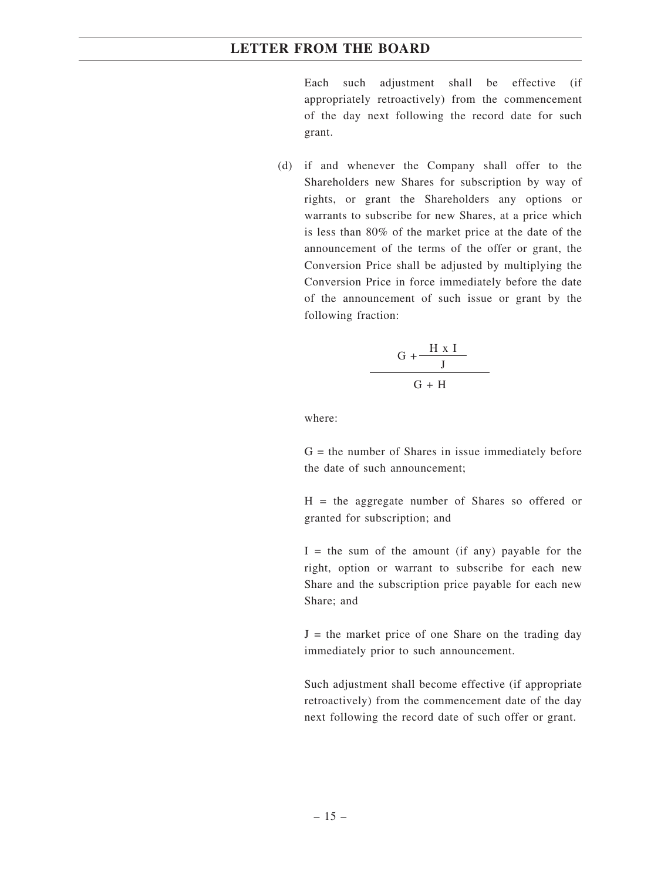Each such adjustment shall be effective (if appropriately retroactively) from the commencement of the day next following the record date for such grant.

(d) if and whenever the Company shall offer to the Shareholders new Shares for subscription by way of rights, or grant the Shareholders any options or warrants to subscribe for new Shares, at a price which is less than 80% of the market price at the date of the announcement of the terms of the offer or grant, the Conversion Price shall be adjusted by multiplying the Conversion Price in force immediately before the date of the announcement of such issue or grant by the following fraction:

$$\frac{G + \frac{H \times I}{J}}{G + H}$$

where:

G = the number of Shares in issue immediately before the date of such announcement;

H = the aggregate number of Shares so offered or granted for subscription; and

I = the sum of the amount (if any) payable for the right, option or warrant to subscribe for each new Share and the subscription price payable for each new Share; and

J = the market price of one Share on the trading day immediately prior to such announcement.

Such adjustment shall become effective (if appropriate retroactively) from the commencement date of the day next following the record date of such offer or grant.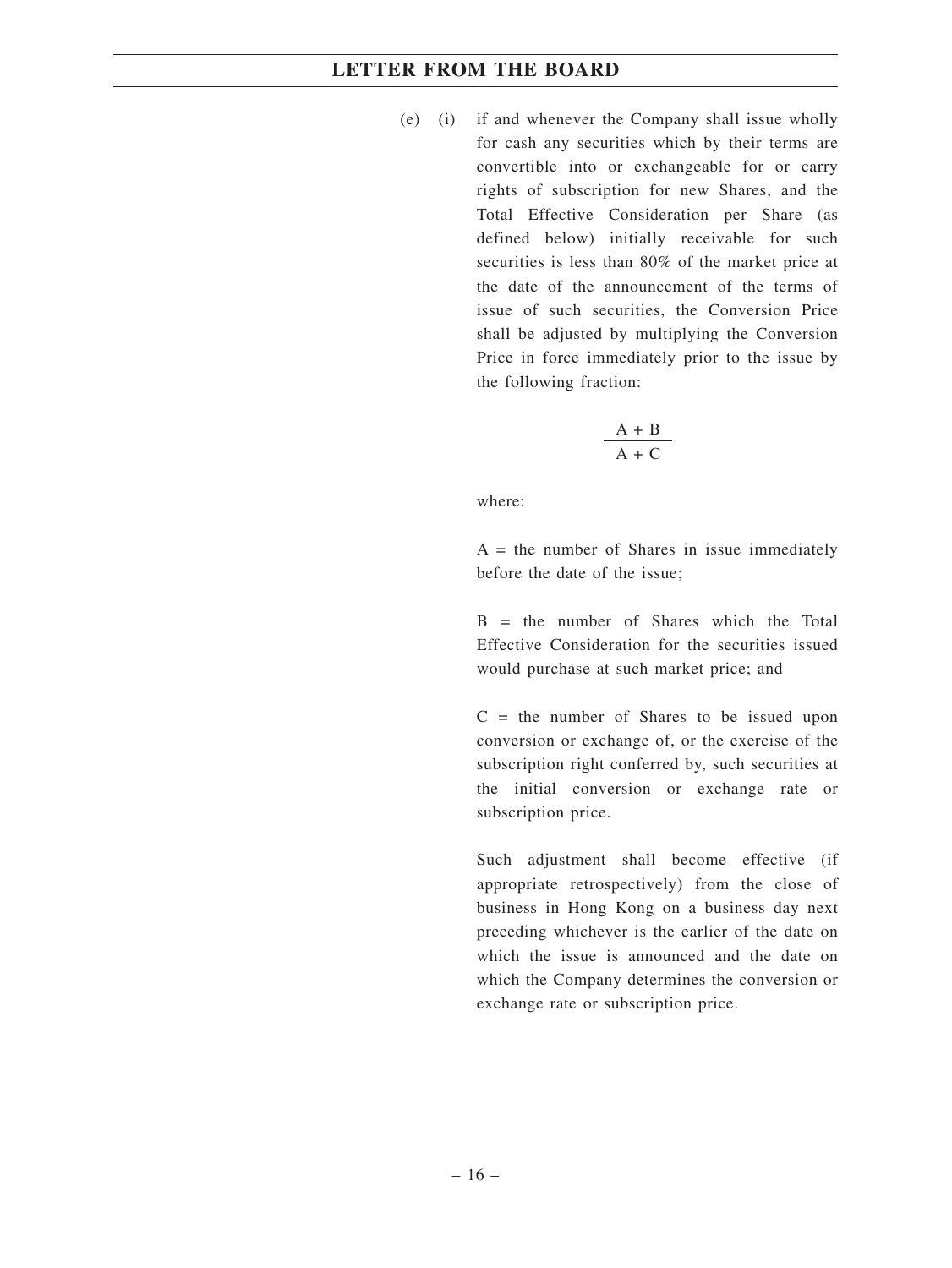(e) (i) if and whenever the Company shall issue wholly for cash any securities which by their terms are convertible into or exchangeable for or carry rights of subscription for new Shares, and the Total Effective Consideration per Share (as defined below) initially receivable for such securities is less than 80% of the market price at the date of the announcement of the terms of issue of such securities, the Conversion Price shall be adjusted by multiplying the Conversion Price in force immediately prior to the issue by the following fraction:

$$\frac{A + B}{A + C}$$

where:

A = the number of Shares in issue immediately before the date of the issue;

B = the number of Shares which the Total Effective Consideration for the securities issued would purchase at such market price; and

C = the number of Shares to be issued upon conversion or exchange of, or the exercise of the subscription right conferred by, such securities at the initial conversion or exchange rate or subscription price.

Such adjustment shall become effective (if appropriate retrospectively) from the close of business in Hong Kong on a business day next preceding whichever is the earlier of the date on which the issue is announced and the date on which the Company determines the conversion or exchange rate or subscription price.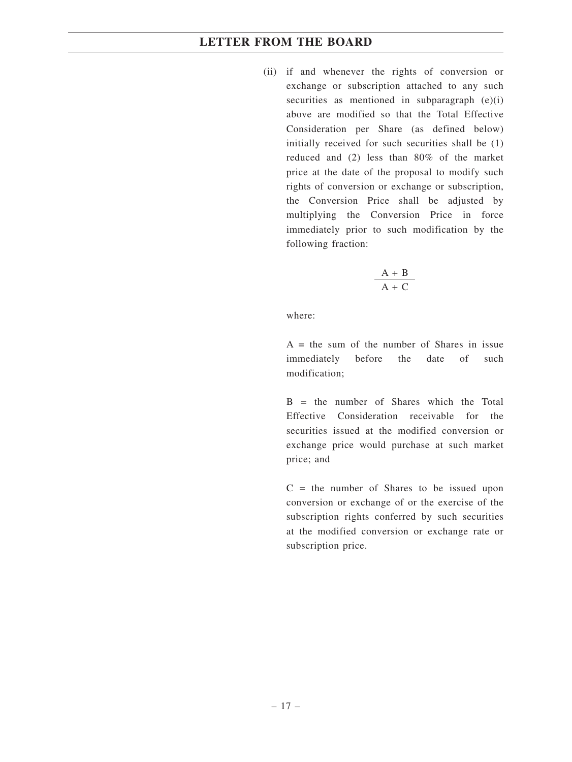(ii) if and whenever the rights of conversion or exchange or subscription attached to any such securities as mentioned in subparagraph (e)(i) above are modified so that the Total Effective Consideration per Share (as defined below) initially received for such securities shall be (1) reduced and (2) less than 80% of the market price at the date of the proposal to modify such rights of conversion or exchange or subscription, the Conversion Price shall be adjusted by multiplying the Conversion Price in force immediately prior to such modification by the following fraction:

$$\frac{A + B}{A + C}$$

where:

A = the sum of the number of Shares in issue immediately before the date of such modification;

B = the number of Shares which the Total Effective Consideration receivable for the securities issued at the modified conversion or exchange price would purchase at such market price; and

C = the number of Shares to be issued upon conversion or exchange of or the exercise of the subscription rights conferred by such securities at the modified conversion or exchange rate or subscription price.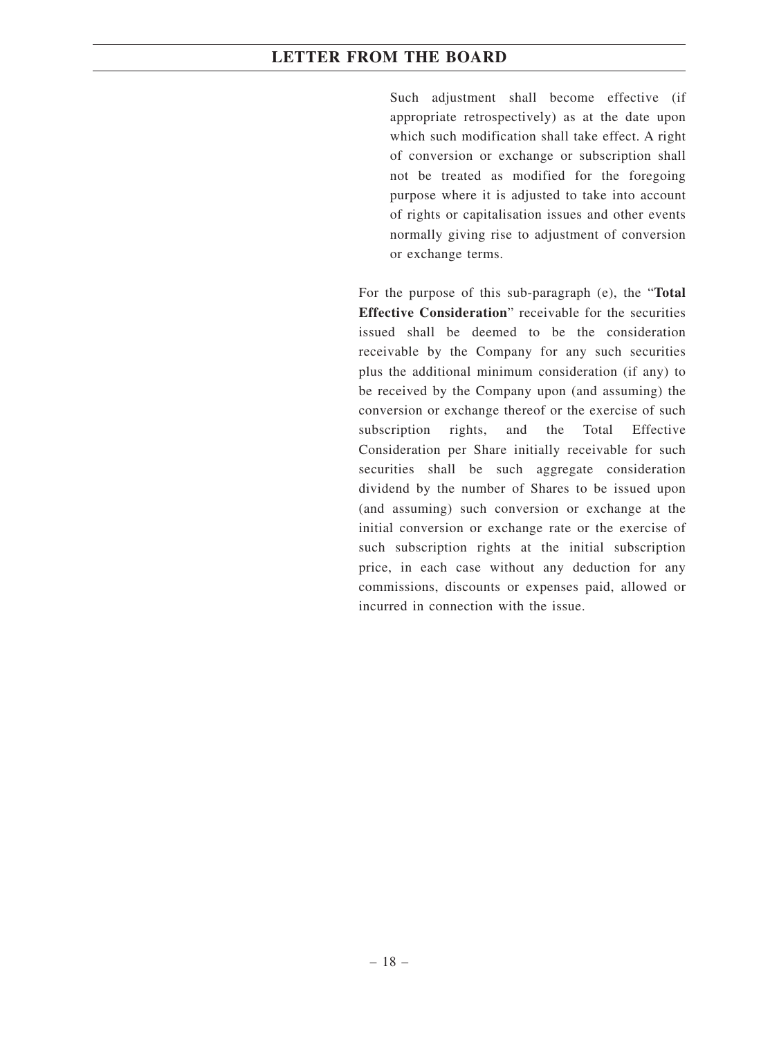Such adjustment shall become effective (if appropriate retrospectively) as at the date upon which such modification shall take effect. A right of conversion or exchange or subscription shall not be treated as modified for the foregoing purpose where it is adjusted to take into account of rights or capitalisation issues and other events normally giving rise to adjustment of conversion or exchange terms.

For the purpose of this sub-paragraph (e), the "**Total Effective Consideration**" receivable for the securities issued shall be deemed to be the consideration receivable by the Company for any such securities plus the additional minimum consideration (if any) to be received by the Company upon (and assuming) the conversion or exchange thereof or the exercise of such subscription rights, and the Total Effective Consideration per Share initially receivable for such securities shall be such aggregate consideration dividend by the number of Shares to be issued upon (and assuming) such conversion or exchange at the initial conversion or exchange rate or the exercise of such subscription rights at the initial subscription price, in each case without any deduction for any commissions, discounts or expenses paid, allowed or incurred in connection with the issue.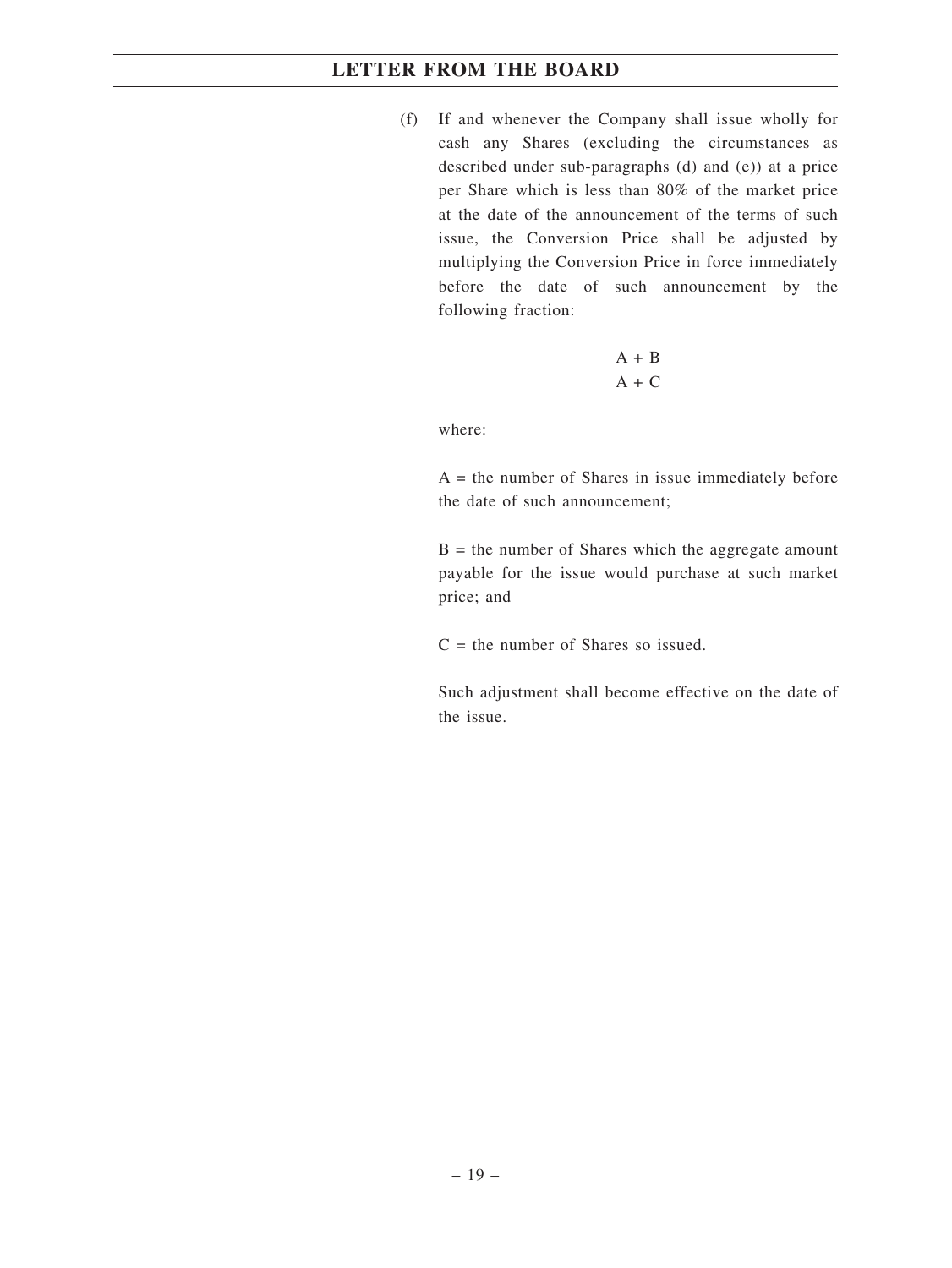(f) If and whenever the Company shall issue wholly for cash any Shares (excluding the circumstances as described under sub-paragraphs (d) and (e)) at a price per Share which is less than 80% of the market price at the date of the announcement of the terms of such issue, the Conversion Price shall be adjusted by multiplying the Conversion Price in force immediately before the date of such announcement by the following fraction:

$$\frac{A + B}{A + C}$$

where:

A = the number of Shares in issue immediately before the date of such announcement;

B = the number of Shares which the aggregate amount payable for the issue would purchase at such market price; and

C = the number of Shares so issued.

Such adjustment shall become effective on the date of the issue.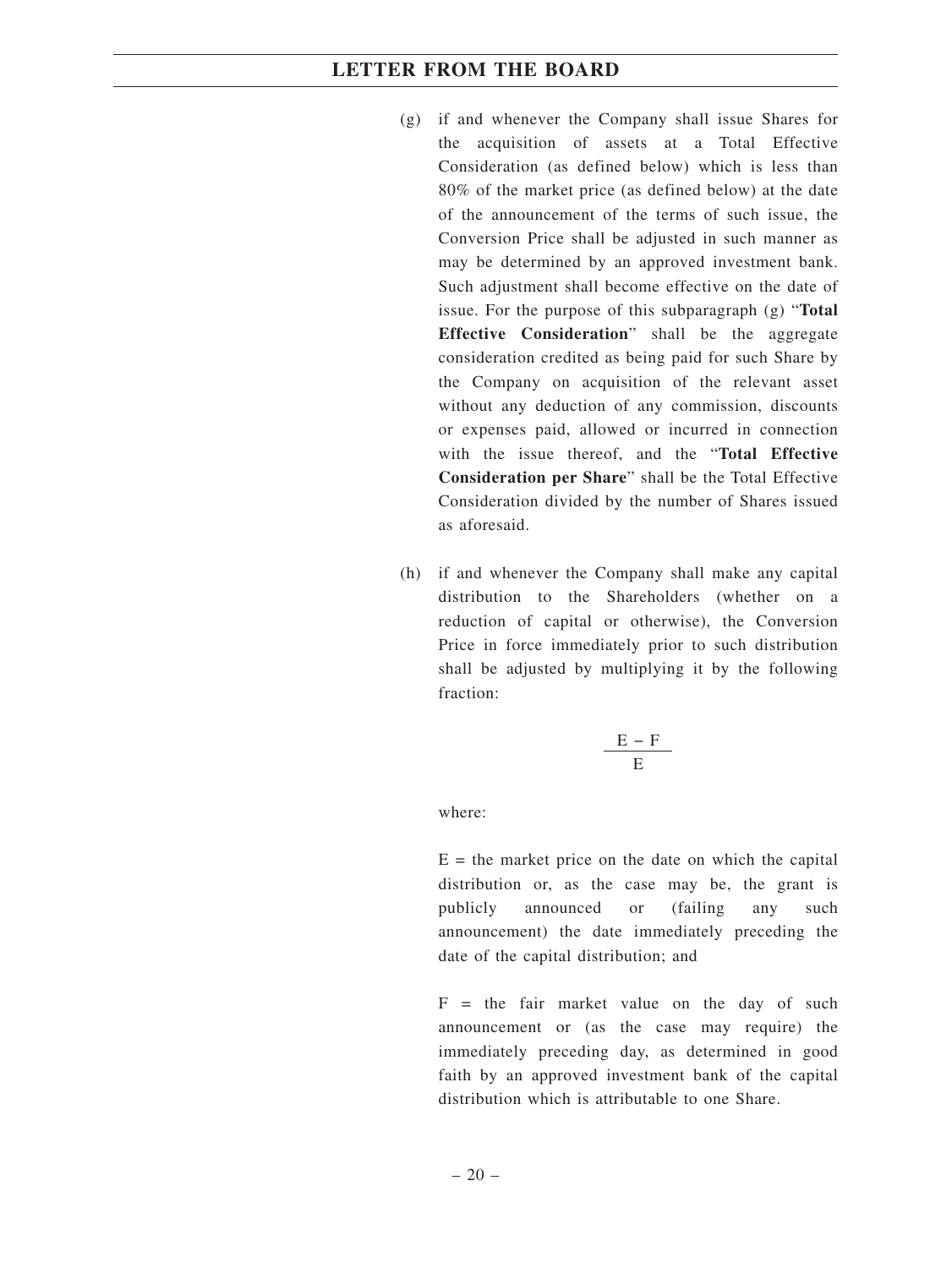(g) if and whenever the Company shall issue Shares for the acquisition of assets at a Total Effective Consideration (as defined below) which is less than 80% of the market price (as defined below) at the date of the announcement of the terms of such issue, the Conversion Price shall be adjusted in such manner as may be determined by an approved investment bank. Such adjustment shall become effective on the date of issue. For the purpose of this subparagraph (g) "**Total Effective Consideration**" shall be the aggregate consideration credited as being paid for such Share by the Company on acquisition of the relevant asset without any deduction of any commission, discounts or expenses paid, allowed or incurred in connection with the issue thereof, and the "**Total Effective Consideration per Share**" shall be the Total Effective Consideration divided by the number of Shares issued as aforesaid.

(h) if and whenever the Company shall make any capital distribution to the Shareholders (whether on a reduction of capital or otherwise), the Conversion Price in force immediately prior to such distribution shall be adjusted by multiplying it by the following fraction:

$$\frac{E - F}{E}$$

where:

E = the market price on the date on which the capital distribution or, as the case may be, the grant is publicly announced or (failing any such announcement) the date immediately preceding the date of the capital distribution; and

F = the fair market value on the day of such announcement or (as the case may require) the immediately preceding day, as determined in good faith by an approved investment bank of the capital distribution which is attributable to one Share.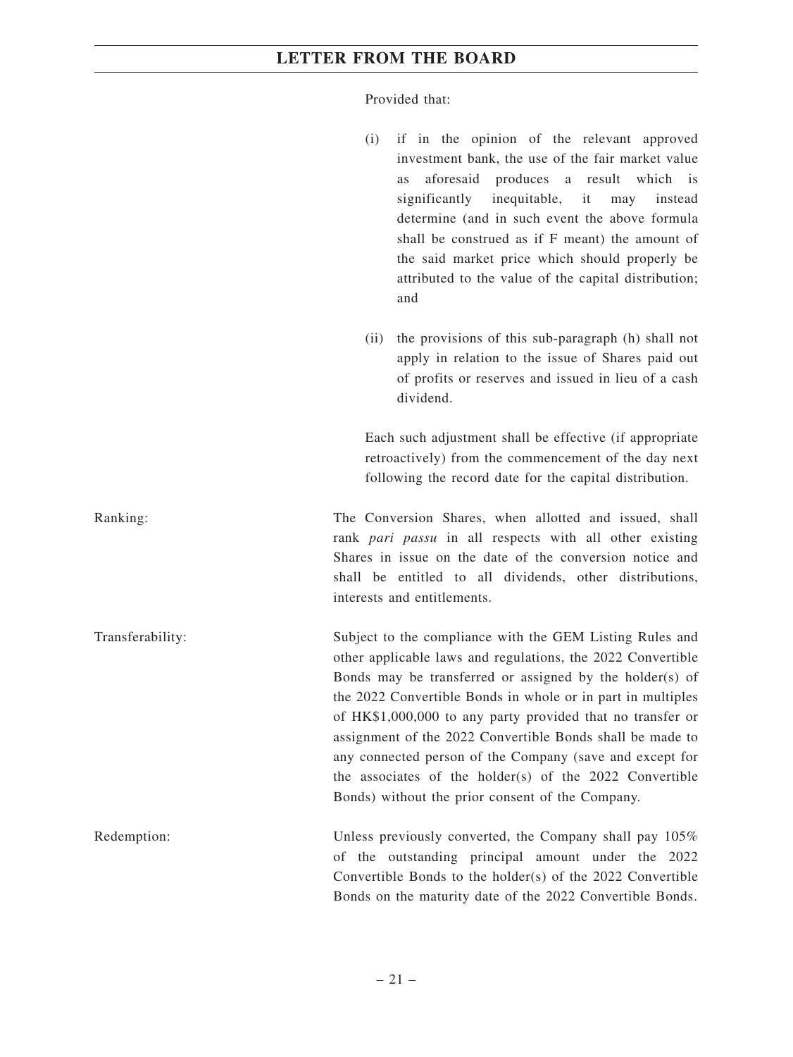Provided that:

(i) if in the opinion of the relevant approved investment bank, the use of the fair market value as aforesaid produces a result which is significantly inequitable, it may instead determine (and in such event the above formula shall be construed as if F meant) the amount of the said market price which should properly be attributed to the value of the capital distribution; and

(ii) the provisions of this sub-paragraph (h) shall not apply in relation to the issue of Shares paid out of profits or reserves and issued in lieu of a cash dividend.

Each such adjustment shall be effective (if appropriate retroactively) from the commencement of the day next following the record date for the capital distribution.

Ranking: The Conversion Shares, when allotted and issued, shall rank *pari passu* in all respects with all other existing Shares in issue on the date of the conversion notice and shall be entitled to all dividends, other distributions, interests and entitlements.

Transferability: Subject to the compliance with the GEM Listing Rules and other applicable laws and regulations, the 2022 Convertible Bonds may be transferred or assigned by the holder(s) of the 2022 Convertible Bonds in whole or in part in multiples of HK$1,000,000 to any party provided that no transfer or assignment of the 2022 Convertible Bonds shall be made to any connected person of the Company (save and except for the associates of the holder(s) of the 2022 Convertible Bonds) without the prior consent of the Company.

Redemption: Unless previously converted, the Company shall pay 105% of the outstanding principal amount under the 2022 Convertible Bonds to the holder(s) of the 2022 Convertible Bonds on the maturity date of the 2022 Convertible Bonds.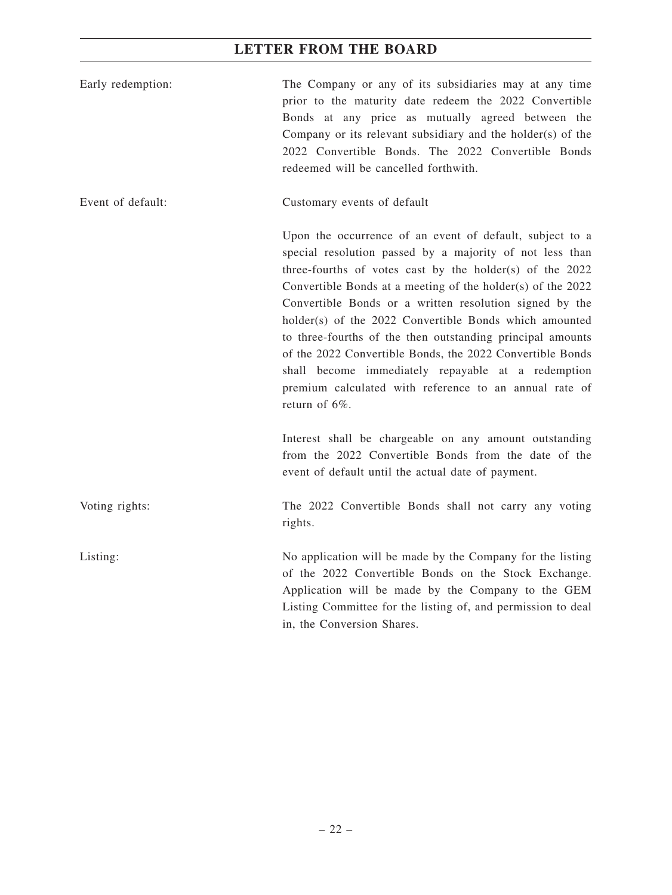| | |
|---|---|
| Early redemption: | The Company or any of its subsidiaries may at any time prior to the maturity date redeem the 2022 Convertible Bonds at any price as mutually agreed between the Company or its relevant subsidiary and the holder(s) of the 2022 Convertible Bonds. The 2022 Convertible Bonds redeemed will be cancelled forthwith. |
| Event of default: | Customary events of default<br><br>Upon the occurrence of an event of default, subject to a special resolution passed by a majority of not less than three-fourths of votes cast by the holder(s) of the 2022 Convertible Bonds at a meeting of the holder(s) of the 2022 Convertible Bonds or a written resolution signed by the holder(s) of the 2022 Convertible Bonds which amounted to three-fourths of the then outstanding principal amounts of the 2022 Convertible Bonds, the 2022 Convertible Bonds shall become immediately repayable at a redemption premium calculated with reference to an annual rate of return of 6%.<br><br>Interest shall be chargeable on any amount outstanding from the 2022 Convertible Bonds from the date of the event of default until the actual date of payment. |
| Voting rights: | The 2022 Convertible Bonds shall not carry any voting rights. |
| Listing: | No application will be made by the Company for the listing of the 2022 Convertible Bonds on the Stock Exchange. Application will be made by the Company to the GEM Listing Committee for the listing of, and permission to deal in, the Conversion Shares. |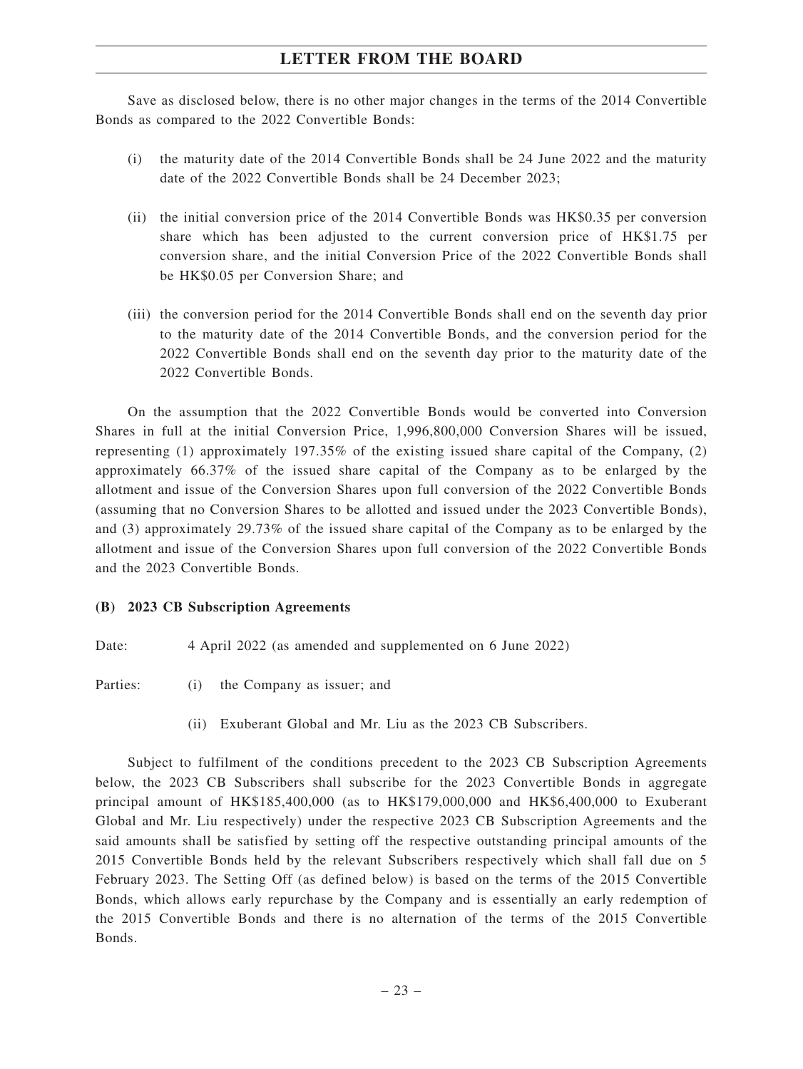Save as disclosed below, there is no other major changes in the terms of the 2014 Convertible Bonds as compared to the 2022 Convertible Bonds:

(i) the maturity date of the 2014 Convertible Bonds shall be 24 June 2022 and the maturity date of the 2022 Convertible Bonds shall be 24 December 2023;

(ii) the initial conversion price of the 2014 Convertible Bonds was HK$0.35 per conversion share which has been adjusted to the current conversion price of HK$1.75 per conversion share, and the initial Conversion Price of the 2022 Convertible Bonds shall be HK$0.05 per Conversion Share; and

(iii) the conversion period for the 2014 Convertible Bonds shall end on the seventh day prior to the maturity date of the 2014 Convertible Bonds, and the conversion period for the 2022 Convertible Bonds shall end on the seventh day prior to the maturity date of the 2022 Convertible Bonds.

On the assumption that the 2022 Convertible Bonds would be converted into Conversion Shares in full at the initial Conversion Price, 1,996,800,000 Conversion Shares will be issued, representing (1) approximately 197.35% of the existing issued share capital of the Company, (2) approximately 66.37% of the issued share capital of the Company as to be enlarged by the allotment and issue of the Conversion Shares upon full conversion of the 2022 Convertible Bonds (assuming that no Conversion Shares to be allotted and issued under the 2023 Convertible Bonds), and (3) approximately 29.73% of the issued share capital of the Company as to be enlarged by the allotment and issue of the Conversion Shares upon full conversion of the 2022 Convertible Bonds and the 2023 Convertible Bonds.

**(B) 2023 CB Subscription Agreements**

Date: 4 April 2022 (as amended and supplemented on 6 June 2022)

Parties: (i) the Company as issuer; and

(ii) Exuberant Global and Mr. Liu as the 2023 CB Subscribers.

Subject to fulfilment of the conditions precedent to the 2023 CB Subscription Agreements below, the 2023 CB Subscribers shall subscribe for the 2023 Convertible Bonds in aggregate principal amount of HK$185,400,000 (as to HK$179,000,000 and HK$6,400,000 to Exuberant Global and Mr. Liu respectively) under the respective 2023 CB Subscription Agreements and the said amounts shall be satisfied by setting off the respective outstanding principal amounts of the 2015 Convertible Bonds held by the relevant Subscribers respectively which shall fall due on 5 February 2023. The Setting Off (as defined below) is based on the terms of the 2015 Convertible Bonds, which allows early repurchase by the Company and is essentially an early redemption of the 2015 Convertible Bonds and there is no alternation of the terms of the 2015 Convertible Bonds.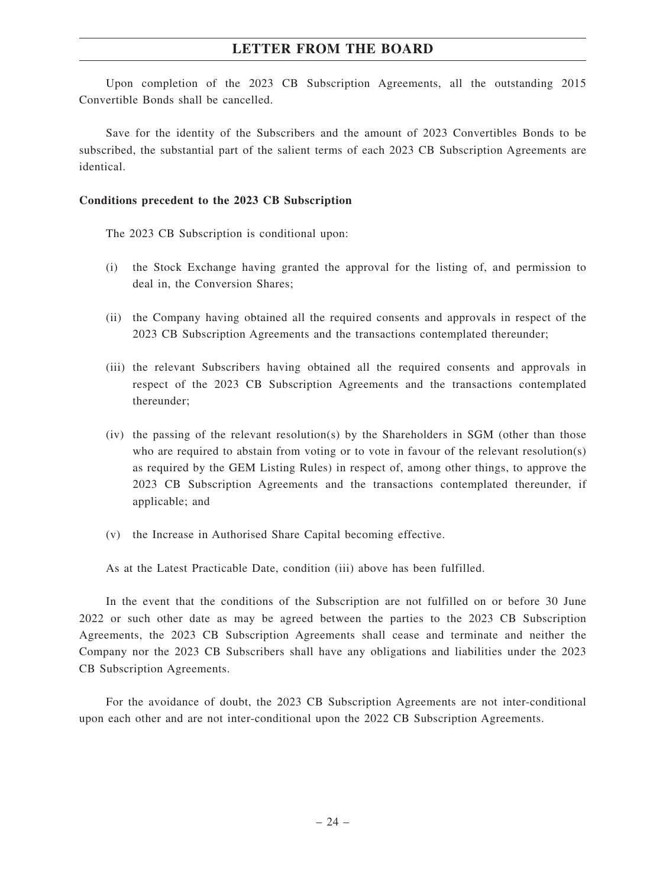Upon completion of the 2023 CB Subscription Agreements, all the outstanding 2015 Convertible Bonds shall be cancelled.

Save for the identity of the Subscribers and the amount of 2023 Convertibles Bonds to be subscribed, the substantial part of the salient terms of each 2023 CB Subscription Agreements are identical.

**Conditions precedent to the 2023 CB Subscription**

The 2023 CB Subscription is conditional upon:

(i) the Stock Exchange having granted the approval for the listing of, and permission to deal in, the Conversion Shares;

(ii) the Company having obtained all the required consents and approvals in respect of the 2023 CB Subscription Agreements and the transactions contemplated thereunder;

(iii) the relevant Subscribers having obtained all the required consents and approvals in respect of the 2023 CB Subscription Agreements and the transactions contemplated thereunder;

(iv) the passing of the relevant resolution(s) by the Shareholders in SGM (other than those who are required to abstain from voting or to vote in favour of the relevant resolution(s) as required by the GEM Listing Rules) in respect of, among other things, to approve the 2023 CB Subscription Agreements and the transactions contemplated thereunder, if applicable; and

(v) the Increase in Authorised Share Capital becoming effective.

As at the Latest Practicable Date, condition (iii) above has been fulfilled.

In the event that the conditions of the Subscription are not fulfilled on or before 30 June 2022 or such other date as may be agreed between the parties to the 2023 CB Subscription Agreements, the 2023 CB Subscription Agreements shall cease and terminate and neither the Company nor the 2023 CB Subscribers shall have any obligations and liabilities under the 2023 CB Subscription Agreements.

For the avoidance of doubt, the 2023 CB Subscription Agreements are not inter-conditional upon each other and are not inter-conditional upon the 2022 CB Subscription Agreements.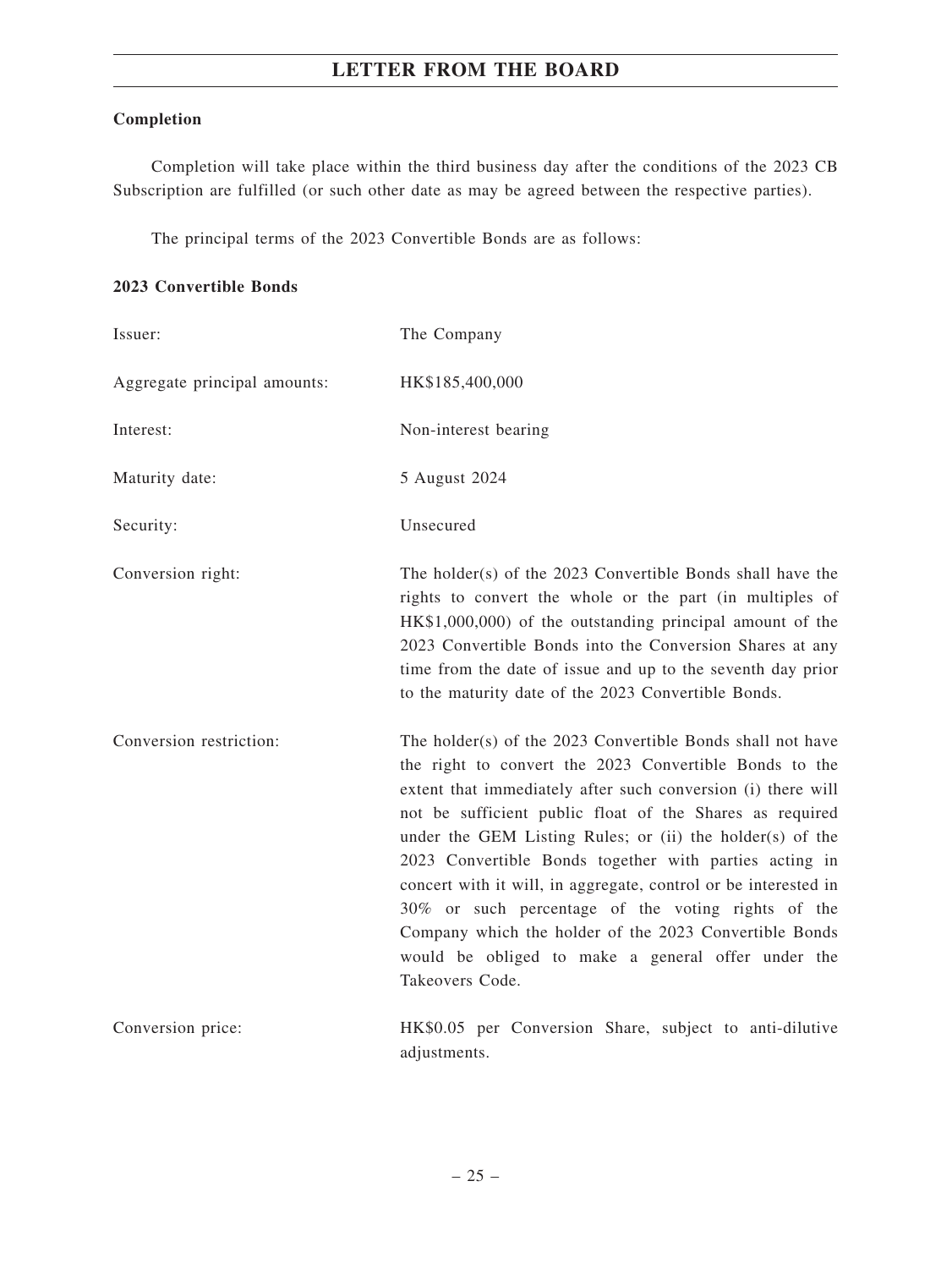### Completion

Completion will take place within the third business day after the conditions of the 2023 CB Subscription are fulfilled (or such other date as may be agreed between the respective parties).

The principal terms of the 2023 Convertible Bonds are as follows:

### 2023 Convertible Bonds

| | |
|---|---|
| Issuer: | The Company |
| Aggregate principal amounts: | HK$185,400,000 |
| Interest: | Non-interest bearing |
| Maturity date: | 5 August 2024 |
| Security: | Unsecured |
| Conversion right: | The holder(s) of the 2023 Convertible Bonds shall have the rights to convert the whole or the part (in multiples of HK$1,000,000) of the outstanding principal amount of the 2023 Convertible Bonds into the Conversion Shares at any time from the date of issue and up to the seventh day prior to the maturity date of the 2023 Convertible Bonds. |
| Conversion restriction: | The holder(s) of the 2023 Convertible Bonds shall not have the right to convert the 2023 Convertible Bonds to the extent that immediately after such conversion (i) there will not be sufficient public float of the Shares as required under the GEM Listing Rules; or (ii) the holder(s) of the 2023 Convertible Bonds together with parties acting in concert with it will, in aggregate, control or be interested in 30% or such percentage of the voting rights of the Company which the holder of the 2023 Convertible Bonds would be obliged to make a general offer under the Takeovers Code. |
| Conversion price: | HK$0.05 per Conversion Share, subject to anti-dilutive adjustments. |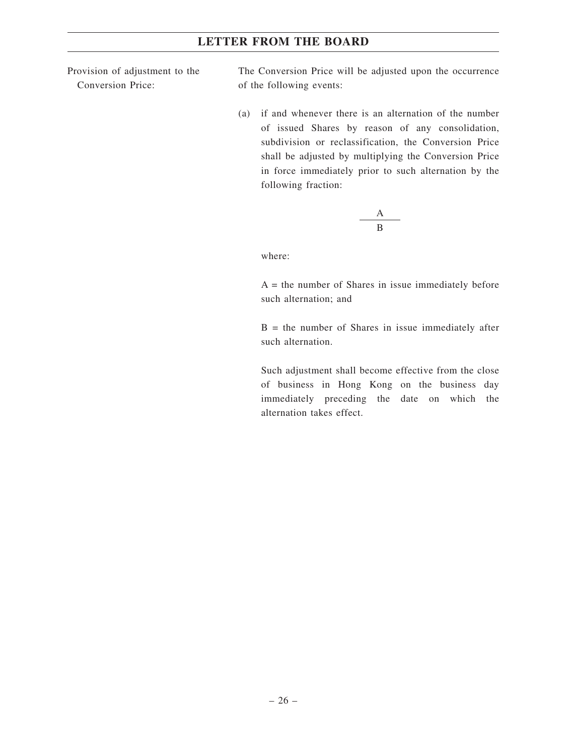Provision of adjustment to the Conversion Price:

The Conversion Price will be adjusted upon the occurrence of the following events:

(a) if and whenever there is an alternation of the number of issued Shares by reason of any consolidation, subdivision or reclassification, the Conversion Price shall be adjusted by multiplying the Conversion Price in force immediately prior to such alternation by the following fraction:

$$\frac{A}{B}$$

where:

A = the number of Shares in issue immediately before such alternation; and

B = the number of Shares in issue immediately after such alternation.

Such adjustment shall become effective from the close of business in Hong Kong on the business day immediately preceding the date on which the alternation takes effect.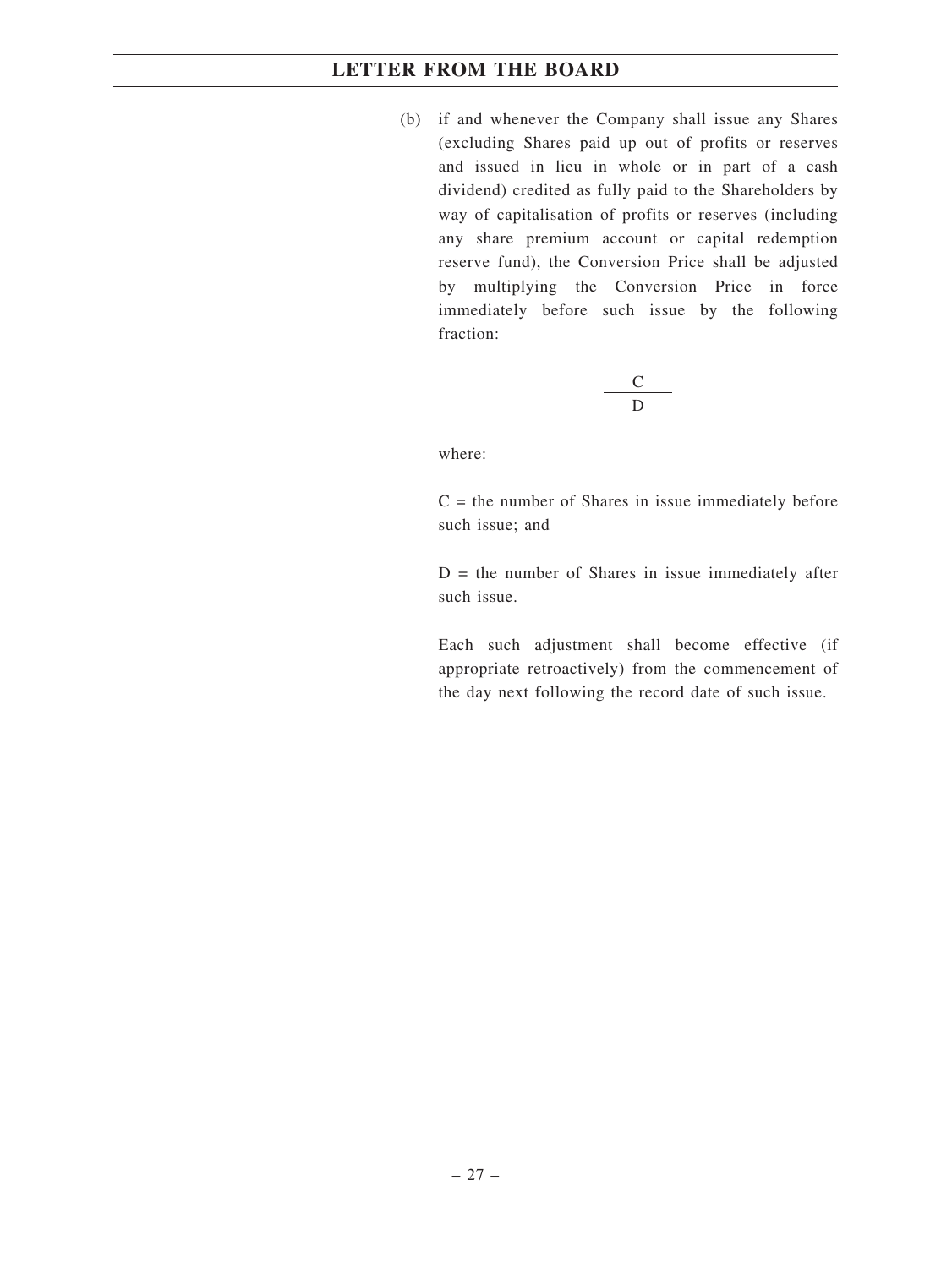(b) if and whenever the Company shall issue any Shares (excluding Shares paid up out of profits or reserves and issued in lieu in whole or in part of a cash dividend) credited as fully paid to the Shareholders by way of capitalisation of profits or reserves (including any share premium account or capital redemption reserve fund), the Conversion Price shall be adjusted by multiplying the Conversion Price in force immediately before such issue by the following fraction:

$$\frac{C}{D}$$

where:

C = the number of Shares in issue immediately before such issue; and

D = the number of Shares in issue immediately after such issue.

Each such adjustment shall become effective (if appropriate retroactively) from the commencement of the day next following the record date of such issue.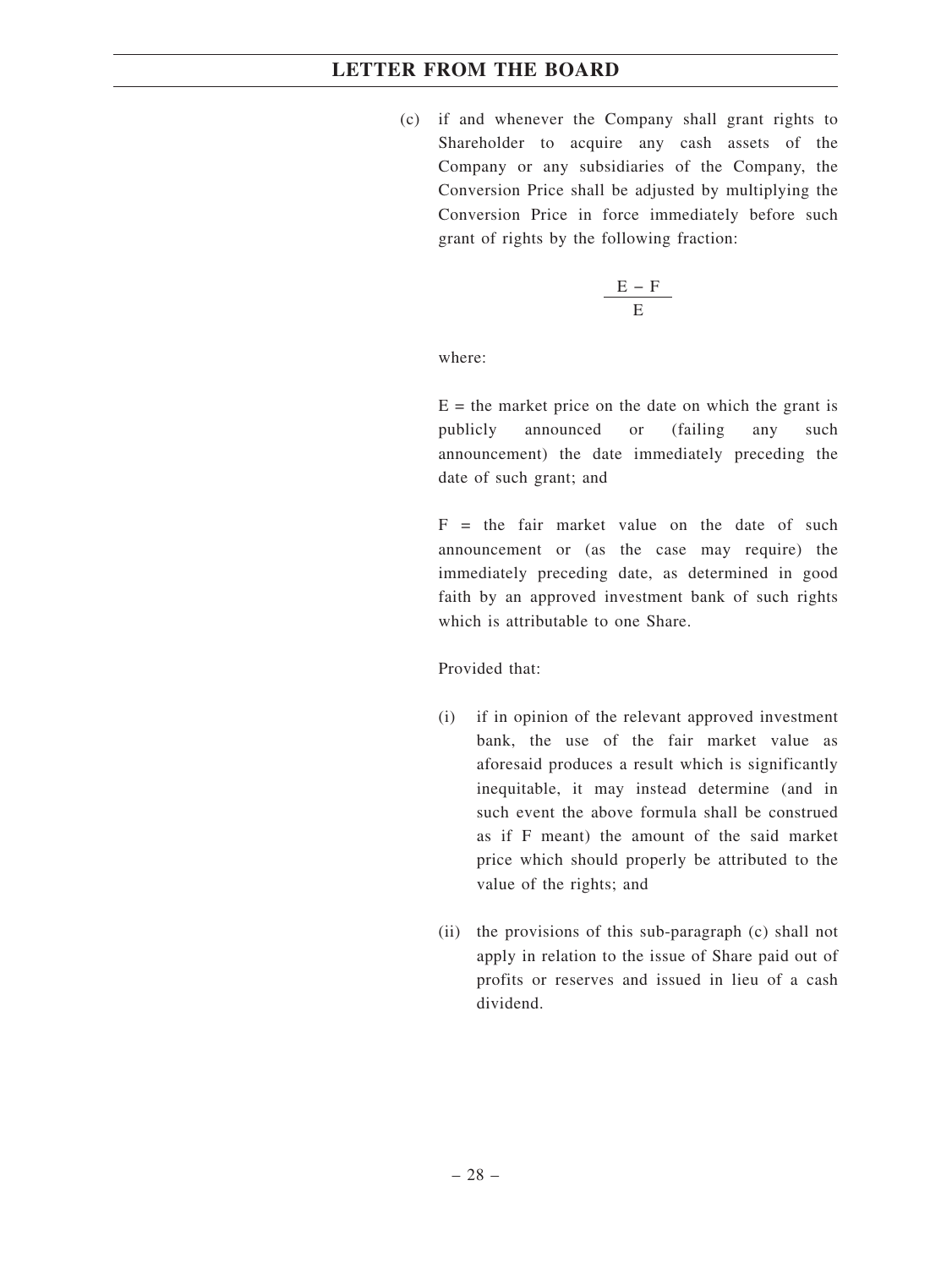(c) if and whenever the Company shall grant rights to Shareholder to acquire any cash assets of the Company or any subsidiaries of the Company, the Conversion Price shall be adjusted by multiplying the Conversion Price in force immediately before such grant of rights by the following fraction:

$$\frac{E - F}{E}$$

where:

E = the market price on the date on which the grant is publicly announced or (failing any such announcement) the date immediately preceding the date of such grant; and

F = the fair market value on the date of such announcement or (as the case may require) the immediately preceding date, as determined in good faith by an approved investment bank of such rights which is attributable to one Share.

Provided that:

(i) if in opinion of the relevant approved investment bank, the use of the fair market value as aforesaid produces a result which is significantly inequitable, it may instead determine (and in such event the above formula shall be construed as if F meant) the amount of the said market price which should properly be attributed to the value of the rights; and

(ii) the provisions of this sub-paragraph (c) shall not apply in relation to the issue of Share paid out of profits or reserves and issued in lieu of a cash dividend.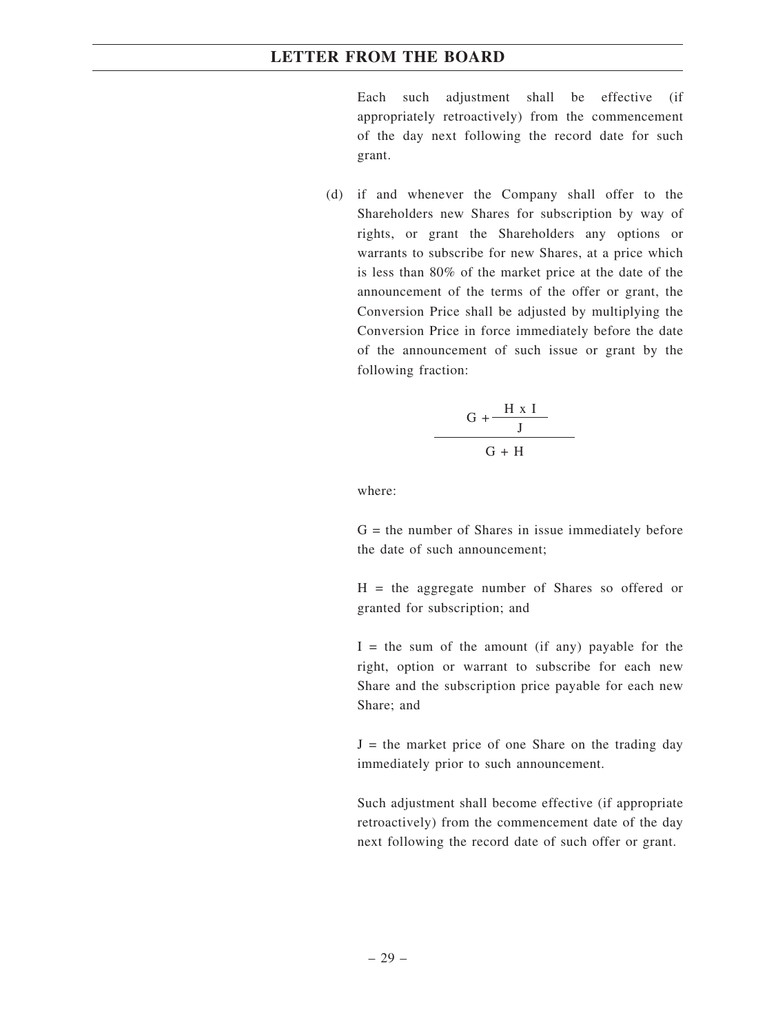Each such adjustment shall be effective (if appropriately retroactively) from the commencement of the day next following the record date for such grant.

(d) if and whenever the Company shall offer to the Shareholders new Shares for subscription by way of rights, or grant the Shareholders any options or warrants to subscribe for new Shares, at a price which is less than 80% of the market price at the date of the announcement of the terms of the offer or grant, the Conversion Price shall be adjusted by multiplying the Conversion Price in force immediately before the date of the announcement of such issue or grant by the following fraction:

$$\frac{G + \frac{H \times I}{J}}{G + H}$$

where:

G = the number of Shares in issue immediately before the date of such announcement;

H = the aggregate number of Shares so offered or granted for subscription; and

I = the sum of the amount (if any) payable for the right, option or warrant to subscribe for each new Share and the subscription price payable for each new Share; and

J = the market price of one Share on the trading day immediately prior to such announcement.

Such adjustment shall become effective (if appropriate retroactively) from the commencement date of the day next following the record date of such offer or grant.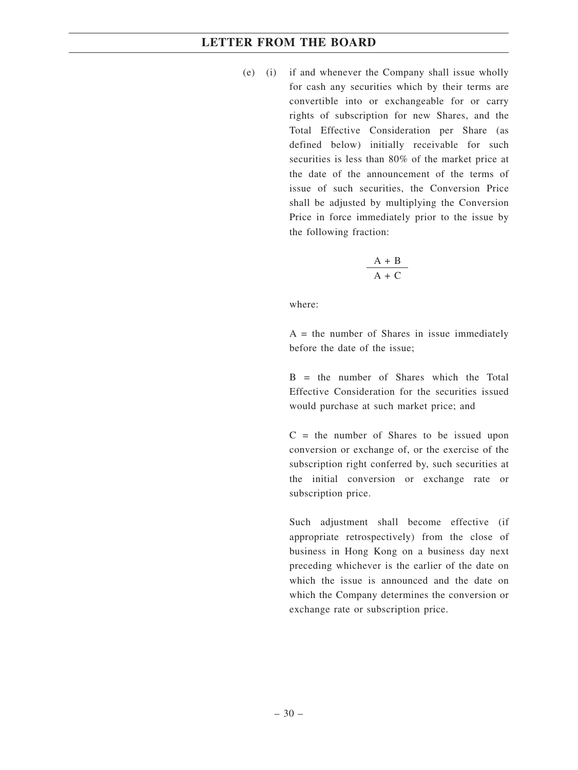(e) (i) if and whenever the Company shall issue wholly for cash any securities which by their terms are convertible into or exchangeable for or carry rights of subscription for new Shares, and the Total Effective Consideration per Share (as defined below) initially receivable for such securities is less than 80% of the market price at the date of the announcement of the terms of issue of such securities, the Conversion Price shall be adjusted by multiplying the Conversion Price in force immediately prior to the issue by the following fraction:

$$\frac{A + B}{A + C}$$

where:

A = the number of Shares in issue immediately before the date of the issue;

B = the number of Shares which the Total Effective Consideration for the securities issued would purchase at such market price; and

C = the number of Shares to be issued upon conversion or exchange of, or the exercise of the subscription right conferred by, such securities at the initial conversion or exchange rate or subscription price.

Such adjustment shall become effective (if appropriate retrospectively) from the close of business in Hong Kong on a business day next preceding whichever is the earlier of the date on which the issue is announced and the date on which the Company determines the conversion or exchange rate or subscription price.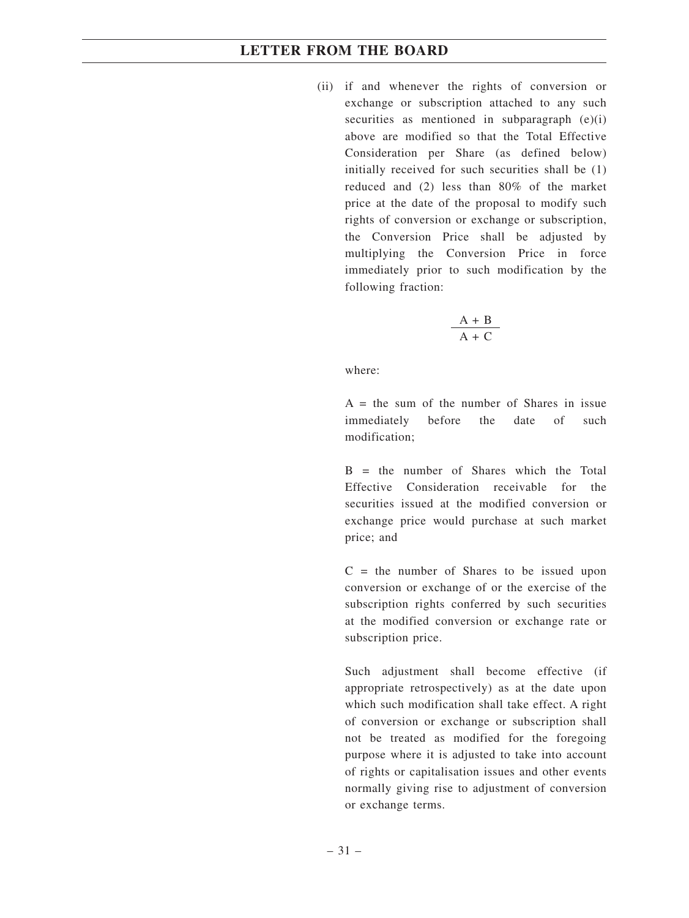(ii) if and whenever the rights of conversion or exchange or subscription attached to any such securities as mentioned in subparagraph (e)(i) above are modified so that the Total Effective Consideration per Share (as defined below) initially received for such securities shall be (1) reduced and (2) less than 80% of the market price at the date of the proposal to modify such rights of conversion or exchange or subscription, the Conversion Price shall be adjusted by multiplying the Conversion Price in force immediately prior to such modification by the following fraction:

$$\frac{A + B}{A + C}$$

where:

A = the sum of the number of Shares in issue immediately before the date of such modification;

B = the number of Shares which the Total Effective Consideration receivable for the securities issued at the modified conversion or exchange price would purchase at such market price; and

C = the number of Shares to be issued upon conversion or exchange of or the exercise of the subscription rights conferred by such securities at the modified conversion or exchange rate or subscription price.

Such adjustment shall become effective (if appropriate retrospectively) as at the date upon which such modification shall take effect. A right of conversion or exchange or subscription shall not be treated as modified for the foregoing purpose where it is adjusted to take into account of rights or capitalisation issues and other events normally giving rise to adjustment of conversion or exchange terms.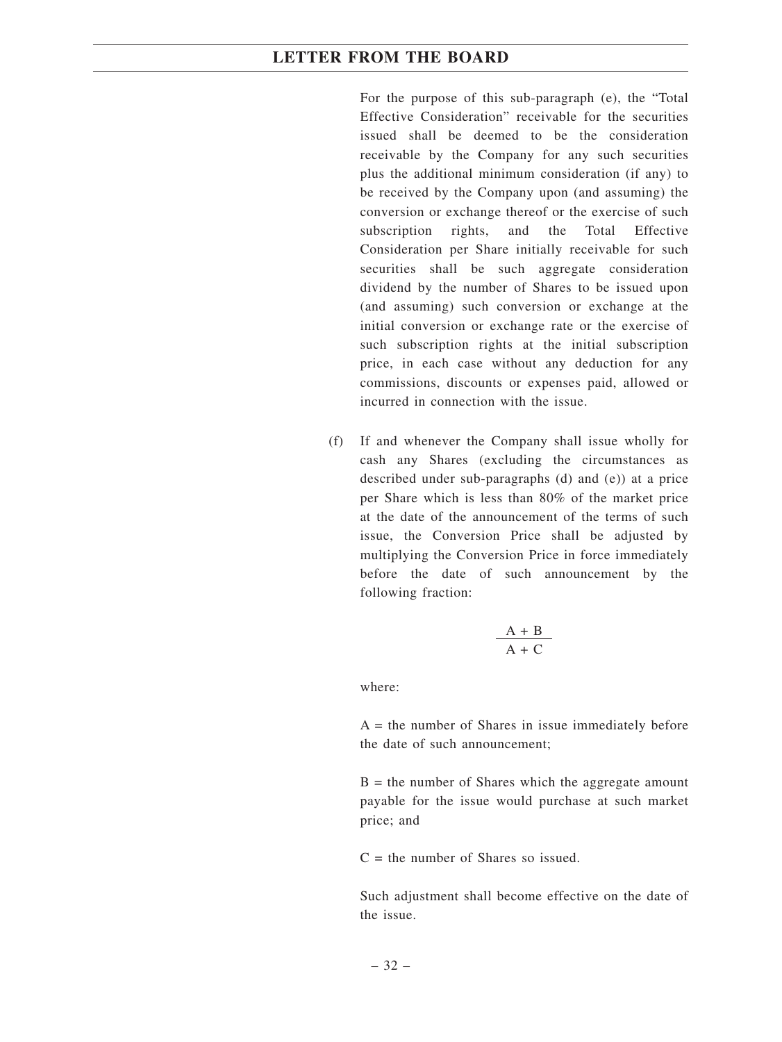For the purpose of this sub-paragraph (e), the "Total Effective Consideration" receivable for the securities issued shall be deemed to be the consideration receivable by the Company for any such securities plus the additional minimum consideration (if any) to be received by the Company upon (and assuming) the conversion or exchange thereof or the exercise of such subscription rights, and the Total Effective Consideration per Share initially receivable for such securities shall be such aggregate consideration dividend by the number of Shares to be issued upon (and assuming) such conversion or exchange at the initial conversion or exchange rate or the exercise of such subscription rights at the initial subscription price, in each case without any deduction for any commissions, discounts or expenses paid, allowed or incurred in connection with the issue.

(f) If and whenever the Company shall issue wholly for cash any Shares (excluding the circumstances as described under sub-paragraphs (d) and (e)) at a price per Share which is less than 80% of the market price at the date of the announcement of the terms of such issue, the Conversion Price shall be adjusted by multiplying the Conversion Price in force immediately before the date of such announcement by the following fraction:

$$\frac{A + B}{A + C}$$

where:

A = the number of Shares in issue immediately before the date of such announcement;

B = the number of Shares which the aggregate amount payable for the issue would purchase at such market price; and

C = the number of Shares so issued.

Such adjustment shall become effective on the date of the issue.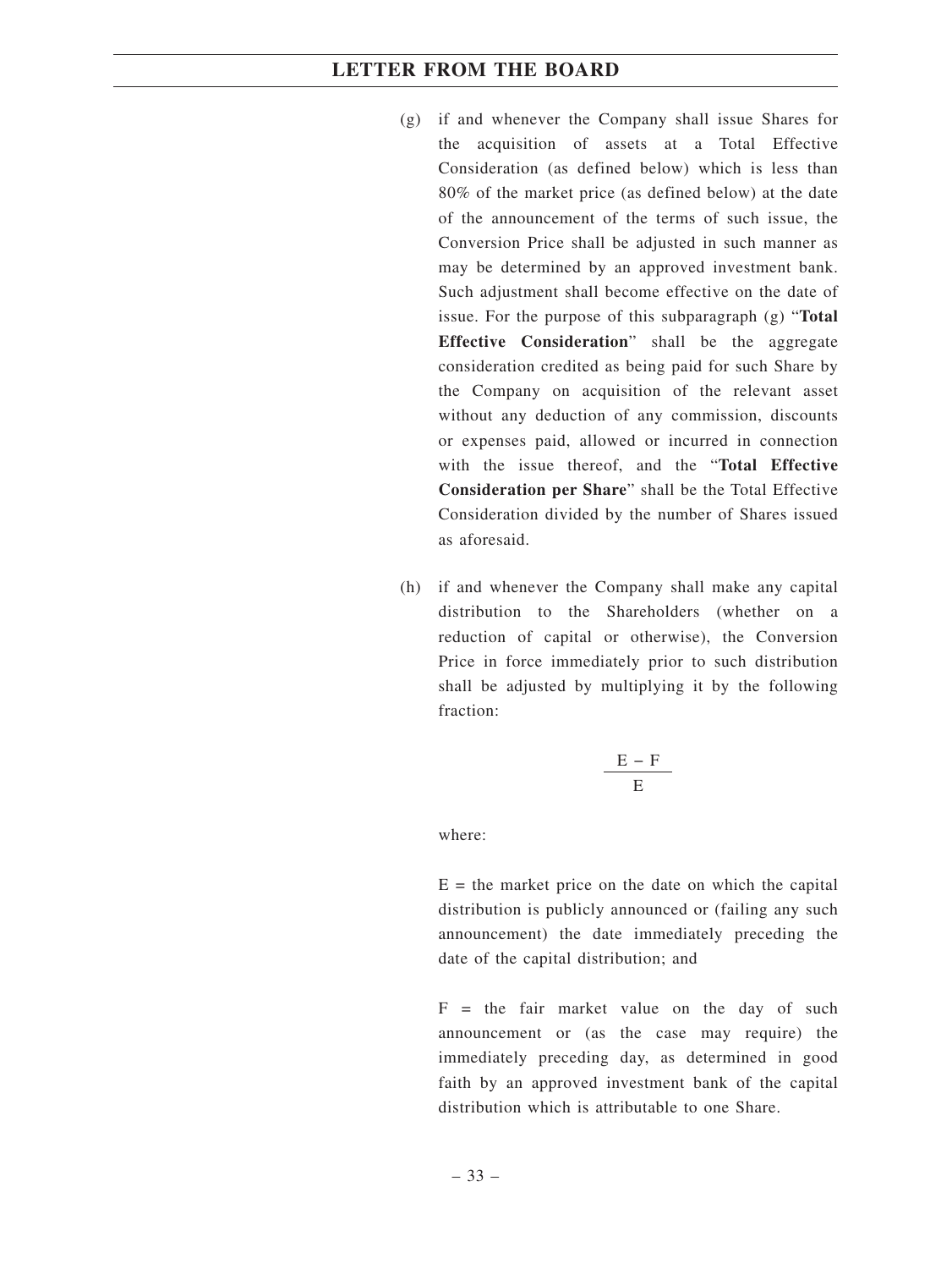(g) if and whenever the Company shall issue Shares for the acquisition of assets at a Total Effective Consideration (as defined below) which is less than 80% of the market price (as defined below) at the date of the announcement of the terms of such issue, the Conversion Price shall be adjusted in such manner as may be determined by an approved investment bank. Such adjustment shall become effective on the date of issue. For the purpose of this subparagraph (g) "**Total Effective Consideration**" shall be the aggregate consideration credited as being paid for such Share by the Company on acquisition of the relevant asset without any deduction of any commission, discounts or expenses paid, allowed or incurred in connection with the issue thereof, and the "**Total Effective Consideration per Share**" shall be the Total Effective Consideration divided by the number of Shares issued as aforesaid.

(h) if and whenever the Company shall make any capital distribution to the Shareholders (whether on a reduction of capital or otherwise), the Conversion Price in force immediately prior to such distribution shall be adjusted by multiplying it by the following fraction:

$$\frac{E - F}{E}$$

where:

E = the market price on the date on which the capital distribution is publicly announced or (failing any such announcement) the date immediately preceding the date of the capital distribution; and

F = the fair market value on the day of such announcement or (as the case may require) the immediately preceding day, as determined in good faith by an approved investment bank of the capital distribution which is attributable to one Share.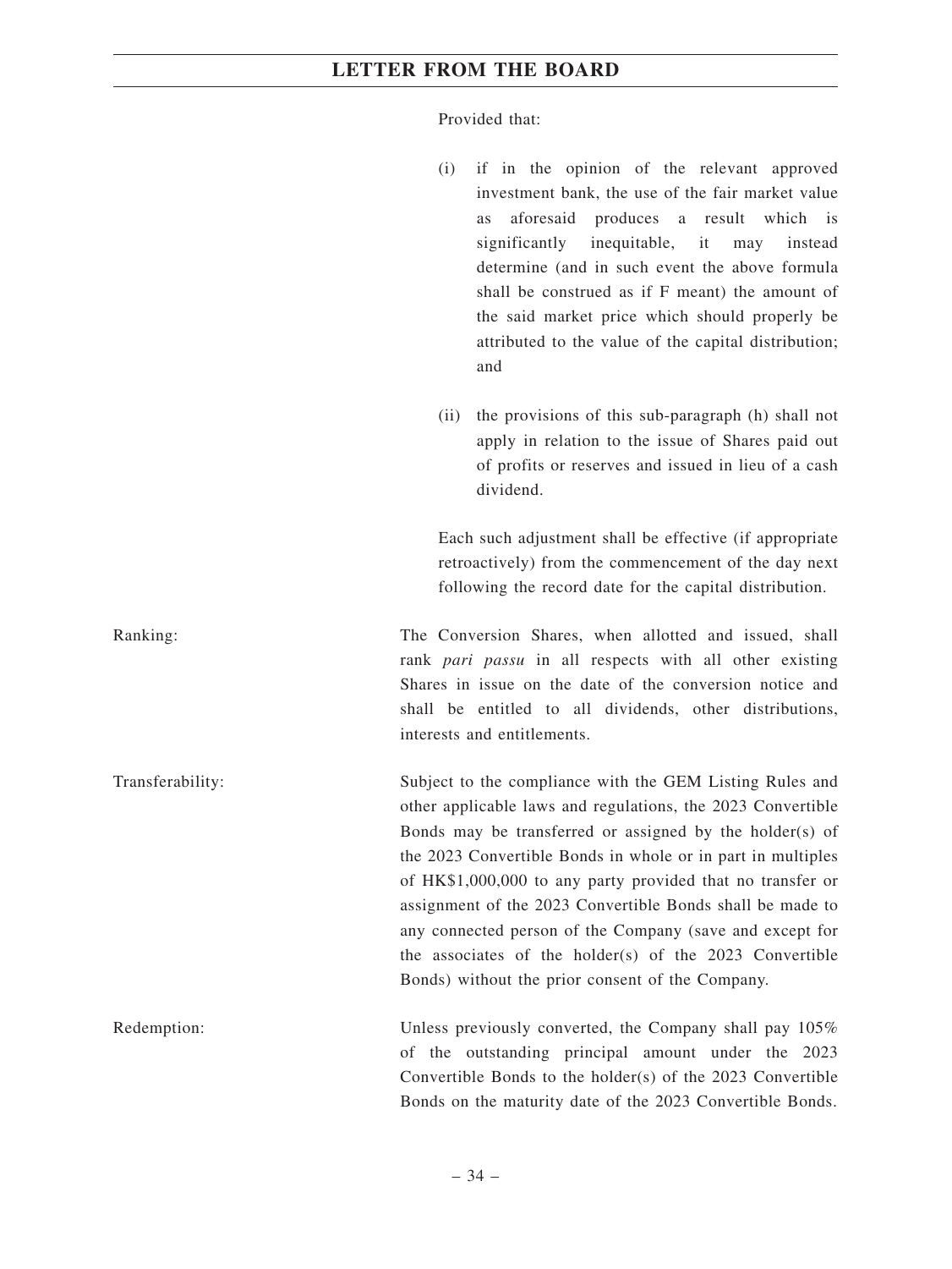Provided that:

(i) if in the opinion of the relevant approved investment bank, the use of the fair market value as aforesaid produces a result which is significantly inequitable, it may instead determine (and in such event the above formula shall be construed as if F meant) the amount of the said market price which should properly be attributed to the value of the capital distribution; and

(ii) the provisions of this sub-paragraph (h) shall not apply in relation to the issue of Shares paid out of profits or reserves and issued in lieu of a cash dividend.

Each such adjustment shall be effective (if appropriate retroactively) from the commencement of the day next following the record date for the capital distribution.

Ranking: The Conversion Shares, when allotted and issued, shall rank *pari passu* in all respects with all other existing Shares in issue on the date of the conversion notice and shall be entitled to all dividends, other distributions, interests and entitlements.

Transferability: Subject to the compliance with the GEM Listing Rules and other applicable laws and regulations, the 2023 Convertible Bonds may be transferred or assigned by the holder(s) of the 2023 Convertible Bonds in whole or in part in multiples of HK$1,000,000 to any party provided that no transfer or assignment of the 2023 Convertible Bonds shall be made to any connected person of the Company (save and except for the associates of the holder(s) of the 2023 Convertible Bonds) without the prior consent of the Company.

Redemption: Unless previously converted, the Company shall pay 105% of the outstanding principal amount under the 2023 Convertible Bonds to the holder(s) of the 2023 Convertible Bonds on the maturity date of the 2023 Convertible Bonds.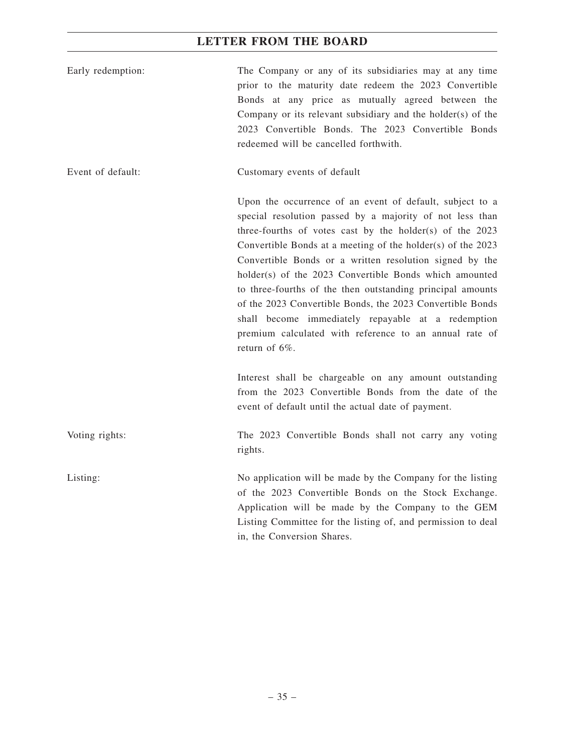| | |
|---|---|
| Early redemption: | The Company or any of its subsidiaries may at any time prior to the maturity date redeem the 2023 Convertible Bonds at any price as mutually agreed between the Company or its relevant subsidiary and the holder(s) of the 2023 Convertible Bonds. The 2023 Convertible Bonds redeemed will be cancelled forthwith. |
| Event of default: | Customary events of default<br><br>Upon the occurrence of an event of default, subject to a special resolution passed by a majority of not less than three-fourths of votes cast by the holder(s) of the 2023 Convertible Bonds at a meeting of the holder(s) of the 2023 Convertible Bonds or a written resolution signed by the holder(s) of the 2023 Convertible Bonds which amounted to three-fourths of the then outstanding principal amounts of the 2023 Convertible Bonds, the 2023 Convertible Bonds shall become immediately repayable at a redemption premium calculated with reference to an annual rate of return of 6%.<br><br>Interest shall be chargeable on any amount outstanding from the 2023 Convertible Bonds from the date of the event of default until the actual date of payment. |
| Voting rights: | The 2023 Convertible Bonds shall not carry any voting rights. |
| Listing: | No application will be made by the Company for the listing of the 2023 Convertible Bonds on the Stock Exchange. Application will be made by the Company to the GEM Listing Committee for the listing of, and permission to deal in, the Conversion Shares. |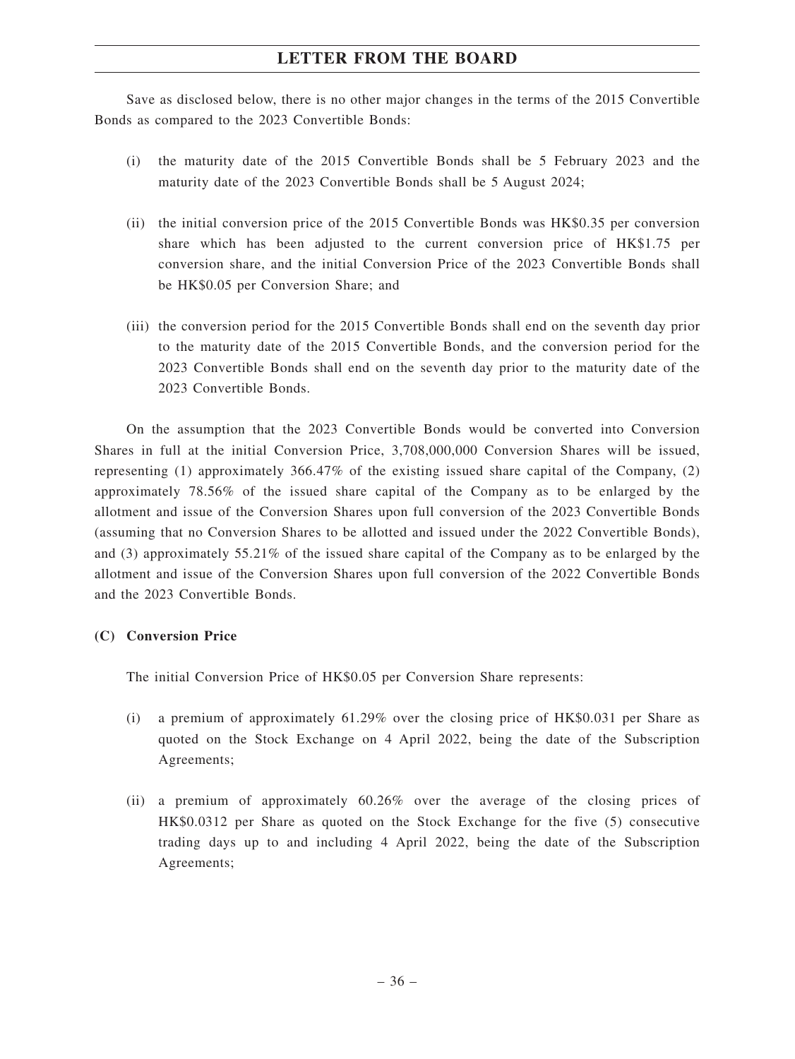Save as disclosed below, there is no other major changes in the terms of the 2015 Convertible Bonds as compared to the 2023 Convertible Bonds:

(i) the maturity date of the 2015 Convertible Bonds shall be 5 February 2023 and the maturity date of the 2023 Convertible Bonds shall be 5 August 2024;

(ii) the initial conversion price of the 2015 Convertible Bonds was HK$0.35 per conversion share which has been adjusted to the current conversion price of HK$1.75 per conversion share, and the initial Conversion Price of the 2023 Convertible Bonds shall be HK$0.05 per Conversion Share; and

(iii) the conversion period for the 2015 Convertible Bonds shall end on the seventh day prior to the maturity date of the 2015 Convertible Bonds, and the conversion period for the 2023 Convertible Bonds shall end on the seventh day prior to the maturity date of the 2023 Convertible Bonds.

On the assumption that the 2023 Convertible Bonds would be converted into Conversion Shares in full at the initial Conversion Price, 3,708,000,000 Conversion Shares will be issued, representing (1) approximately 366.47% of the existing issued share capital of the Company, (2) approximately 78.56% of the issued share capital of the Company as to be enlarged by the allotment and issue of the Conversion Shares upon full conversion of the 2023 Convertible Bonds (assuming that no Conversion Shares to be allotted and issued under the 2022 Convertible Bonds), and (3) approximately 55.21% of the issued share capital of the Company as to be enlarged by the allotment and issue of the Conversion Shares upon full conversion of the 2022 Convertible Bonds and the 2023 Convertible Bonds.

**(C) Conversion Price**

The initial Conversion Price of HK$0.05 per Conversion Share represents:

(i) a premium of approximately 61.29% over the closing price of HK$0.031 per Share as quoted on the Stock Exchange on 4 April 2022, being the date of the Subscription Agreements;

(ii) a premium of approximately 60.26% over the average of the closing prices of HK$0.0312 per Share as quoted on the Stock Exchange for the five (5) consecutive trading days up to and including 4 April 2022, being the date of the Subscription Agreements;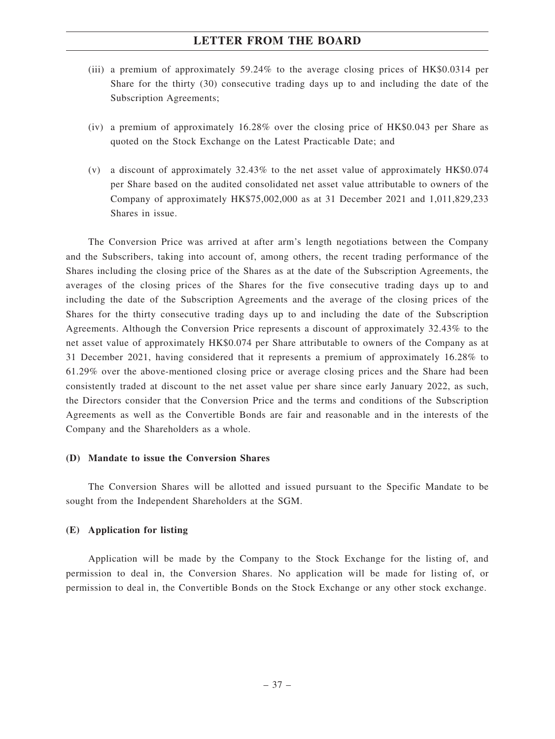(iii) a premium of approximately 59.24% to the average closing prices of HK$0.0314 per Share for the thirty (30) consecutive trading days up to and including the date of the Subscription Agreements;

(iv) a premium of approximately 16.28% over the closing price of HK$0.043 per Share as quoted on the Stock Exchange on the Latest Practicable Date; and

(v) a discount of approximately 32.43% to the net asset value of approximately HK$0.074 per Share based on the audited consolidated net asset value attributable to owners of the Company of approximately HK$75,002,000 as at 31 December 2021 and 1,011,829,233 Shares in issue.

The Conversion Price was arrived at after arm's length negotiations between the Company and the Subscribers, taking into account of, among others, the recent trading performance of the Shares including the closing price of the Shares as at the date of the Subscription Agreements, the averages of the closing prices of the Shares for the five consecutive trading days up to and including the date of the Subscription Agreements and the average of the closing prices of the Shares for the thirty consecutive trading days up to and including the date of the Subscription Agreements. Although the Conversion Price represents a discount of approximately 32.43% to the net asset value of approximately HK$0.074 per Share attributable to owners of the Company as at 31 December 2021, having considered that it represents a premium of approximately 16.28% to 61.29% over the above-mentioned closing price or average closing prices and the Share had been consistently traded at discount to the net asset value per share since early January 2022, as such, the Directors consider that the Conversion Price and the terms and conditions of the Subscription Agreements as well as the Convertible Bonds are fair and reasonable and in the interests of the Company and the Shareholders as a whole.

**(D) Mandate to issue the Conversion Shares**

The Conversion Shares will be allotted and issued pursuant to the Specific Mandate to be sought from the Independent Shareholders at the SGM.

**(E) Application for listing**

Application will be made by the Company to the Stock Exchange for the listing of, and permission to deal in, the Conversion Shares. No application will be made for listing of, or permission to deal in, the Convertible Bonds on the Stock Exchange or any other stock exchange.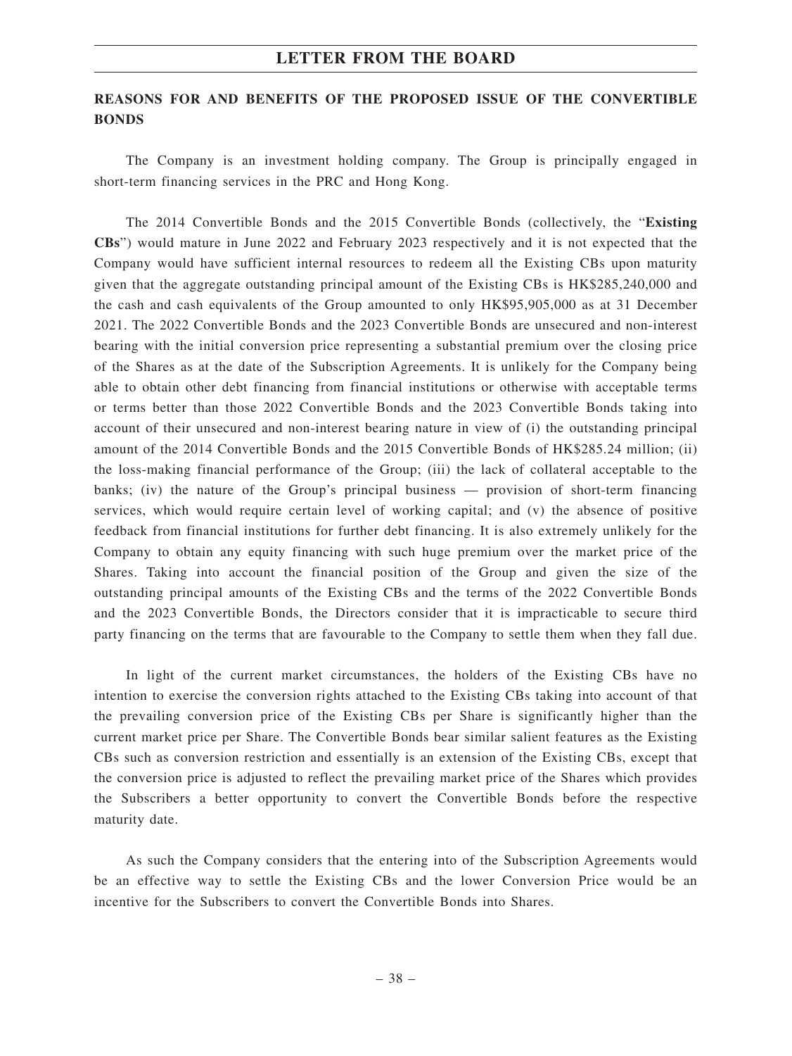## REASONS FOR AND BENEFITS OF THE PROPOSED ISSUE OF THE CONVERTIBLE BONDS

The Company is an investment holding company. The Group is principally engaged in short-term financing services in the PRC and Hong Kong.

The 2014 Convertible Bonds and the 2015 Convertible Bonds (collectively, the "**Existing CBs**") would mature in June 2022 and February 2023 respectively and it is not expected that the Company would have sufficient internal resources to redeem all the Existing CBs upon maturity given that the aggregate outstanding principal amount of the Existing CBs is HK$285,240,000 and the cash and cash equivalents of the Group amounted to only HK$95,905,000 as at 31 December 2021. The 2022 Convertible Bonds and the 2023 Convertible Bonds are unsecured and non-interest bearing with the initial conversion price representing a substantial premium over the closing price of the Shares as at the date of the Subscription Agreements. It is unlikely for the Company being able to obtain other debt financing from financial institutions or otherwise with acceptable terms or terms better than those 2022 Convertible Bonds and the 2023 Convertible Bonds taking into account of their unsecured and non-interest bearing nature in view of (i) the outstanding principal amount of the 2014 Convertible Bonds and the 2015 Convertible Bonds of HK$285.24 million; (ii) the loss-making financial performance of the Group; (iii) the lack of collateral acceptable to the banks; (iv) the nature of the Group's principal business — provision of short-term financing services, which would require certain level of working capital; and (v) the absence of positive feedback from financial institutions for further debt financing. It is also extremely unlikely for the Company to obtain any equity financing with such huge premium over the market price of the Shares. Taking into account the financial position of the Group and given the size of the outstanding principal amounts of the Existing CBs and the terms of the 2022 Convertible Bonds and the 2023 Convertible Bonds, the Directors consider that it is impracticable to secure third party financing on the terms that are favourable to the Company to settle them when they fall due.

In light of the current market circumstances, the holders of the Existing CBs have no intention to exercise the conversion rights attached to the Existing CBs taking into account of that the prevailing conversion price of the Existing CBs per Share is significantly higher than the current market price per Share. The Convertible Bonds bear similar salient features as the Existing CBs such as conversion restriction and essentially is an extension of the Existing CBs, except that the conversion price is adjusted to reflect the prevailing market price of the Shares which provides the Subscribers a better opportunity to convert the Convertible Bonds before the respective maturity date.

As such the Company considers that the entering into of the Subscription Agreements would be an effective way to settle the Existing CBs and the lower Conversion Price would be an incentive for the Subscribers to convert the Convertible Bonds into Shares.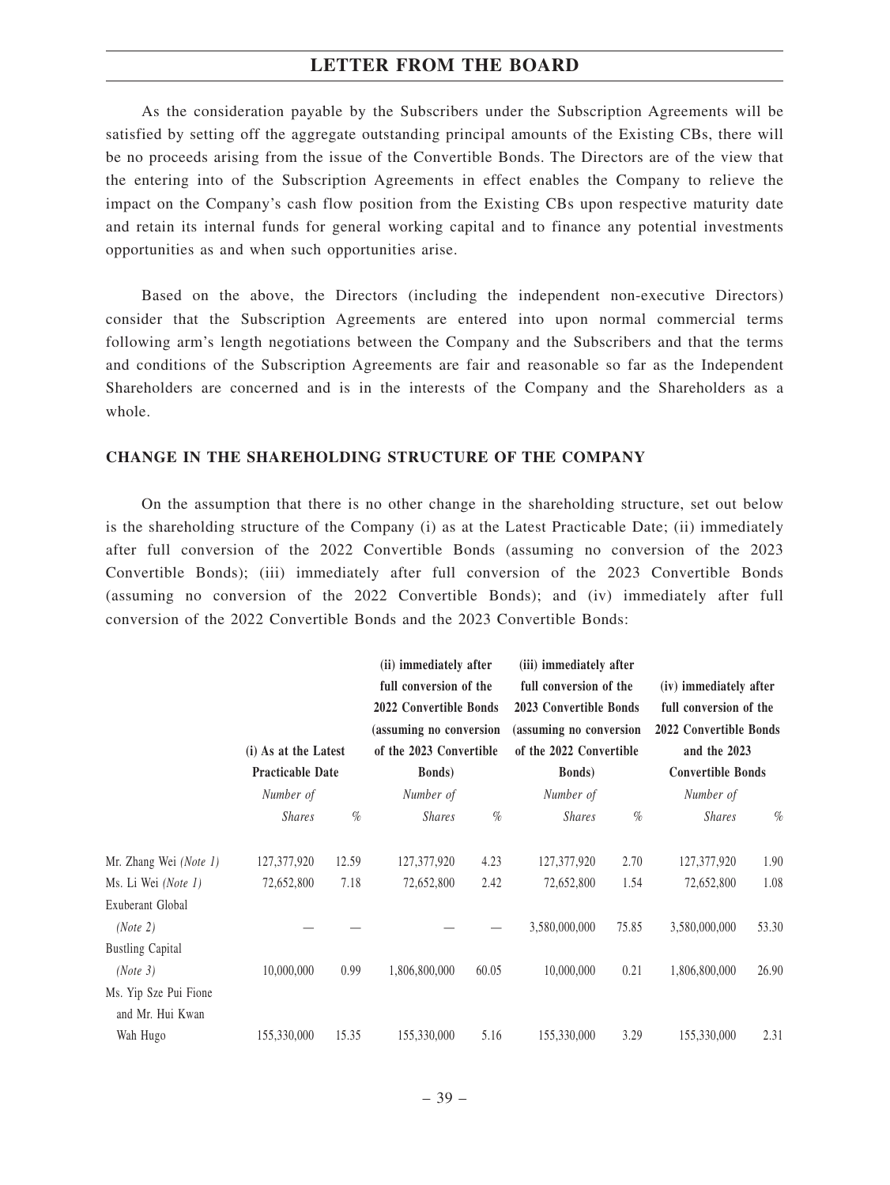As the consideration payable by the Subscribers under the Subscription Agreements will be satisfied by setting off the aggregate outstanding principal amounts of the Existing CBs, there will be no proceeds arising from the issue of the Convertible Bonds. The Directors are of the view that the entering into of the Subscription Agreements in effect enables the Company to relieve the impact on the Company's cash flow position from the Existing CBs upon respective maturity date and retain its internal funds for general working capital and to finance any potential investments opportunities as and when such opportunities arise.

Based on the above, the Directors (including the independent non-executive Directors) consider that the Subscription Agreements are entered into upon normal commercial terms following arm's length negotiations between the Company and the Subscribers and that the terms and conditions of the Subscription Agreements are fair and reasonable so far as the Independent Shareholders are concerned and is in the interests of the Company and the Shareholders as a whole.

**CHANGE IN THE SHAREHOLDING STRUCTURE OF THE COMPANY**

On the assumption that there is no other change in the shareholding structure, set out below is the shareholding structure of the Company (i) as at the Latest Practicable Date; (ii) immediately after full conversion of the 2022 Convertible Bonds (assuming no conversion of the 2023 Convertible Bonds); (iii) immediately after full conversion of the 2023 Convertible Bonds (assuming no conversion of the 2022 Convertible Bonds); and (iv) immediately after full conversion of the 2022 Convertible Bonds and the 2023 Convertible Bonds:

| | (i) As at the Latest Practicable Date | | (ii) immediately after full conversion of the 2022 Convertible Bonds (assuming no conversion of the 2023 Convertible Bonds) | | (iii) immediately after full conversion of the 2023 Convertible Bonds (assuming no conversion of the 2022 Convertible Bonds) | | (iv) immediately after full conversion of the 2022 Convertible Bonds and the 2023 Convertible Bonds | |
|---|---|---|---|---|---|---|---|---|
| | *Number of Shares* | *%* | *Number of Shares* | *%* | *Number of Shares* | *%* | *Number of Shares* | *%* |
| Mr. Zhang Wei *(Note 1)* | 127,377,920 | 12.59 | 127,377,920 | 4.23 | 127,377,920 | 2.70 | 127,377,920 | 1.90 |
| Ms. Li Wei *(Note 1)* | 72,652,800 | 7.18 | 72,652,800 | 2.42 | 72,652,800 | 1.54 | 72,652,800 | 1.08 |
| Exuberant Global *(Note 2)* | — | — | — | — | 3,580,000,000 | 75.85 | 3,580,000,000 | 53.30 |
| Bustling Capital *(Note 3)* | 10,000,000 | 0.99 | 1,806,800,000 | 60.05 | 10,000,000 | 0.21 | 1,806,800,000 | 26.90 |
| Ms. Yip Sze Pui Fione and Mr. Hui Kwan Wah Hugo | 155,330,000 | 15.35 | 155,330,000 | 5.16 | 155,330,000 | 3.29 | 155,330,000 | 2.31 |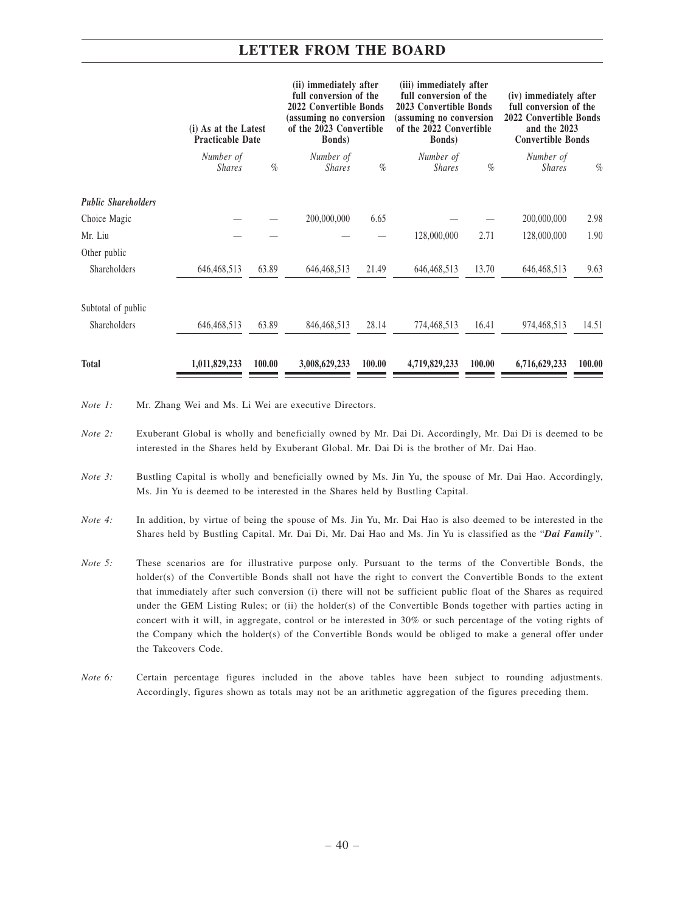| | (i) As at the Latest Practicable Date | | (ii) immediately after full conversion of the 2022 Convertible Bonds (assuming no conversion of the 2023 Convertible Bonds) | | (iii) immediately after full conversion of the 2023 Convertible Bonds (assuming no conversion of the 2022 Convertible Bonds) | | (iv) immediately after full conversion of the 2022 Convertible Bonds and the 2023 Convertible Bonds | |
|---|---|---|---|---|---|---|---|---|
| | *Number of Shares* | *%* | *Number of Shares* | *%* | *Number of Shares* | *%* | *Number of Shares* | *%* |
| ***Public Shareholders*** | | | | | | | | |
| Choice Magic | — | — | 200,000,000 | 6.65 | — | — | 200,000,000 | 2.98 |
| Mr. Liu | — | — | — | — | 128,000,000 | 2.71 | 128,000,000 | 1.90 |
| Other public Shareholders | 646,468,513 | 63.89 | 646,468,513 | 21.49 | 646,468,513 | 13.70 | 646,468,513 | 9.63 |
| Subtotal of public Shareholders | 646,468,513 | 63.89 | 846,468,513 | 28.14 | 774,468,513 | 16.41 | 974,468,513 | 14.51 |
| **Total** | **1,011,829,233** | **100.00** | **3,008,629,233** | **100.00** | **4,719,829,233** | **100.00** | **6,716,629,233** | **100.00** |

*Note 1:* Mr. Zhang Wei and Ms. Li Wei are executive Directors.

*Note 2:* Exuberant Global is wholly and beneficially owned by Mr. Dai Di. Accordingly, Mr. Dai Di is deemed to be interested in the Shares held by Exuberant Global. Mr. Dai Di is the brother of Mr. Dai Hao.

*Note 3:* Bustling Capital is wholly and beneficially owned by Ms. Jin Yu, the spouse of Mr. Dai Hao. Accordingly, Ms. Jin Yu is deemed to be interested in the Shares held by Bustling Capital.

*Note 4:* In addition, by virtue of being the spouse of Ms. Jin Yu, Mr. Dai Hao is also deemed to be interested in the Shares held by Bustling Capital. Mr. Dai Di, Mr. Dai Hao and Ms. Jin Yu is classified as the "***Dai Family***".

*Note 5:* These scenarios are for illustrative purpose only. Pursuant to the terms of the Convertible Bonds, the holder(s) of the Convertible Bonds shall not have the right to convert the Convertible Bonds to the extent that immediately after such conversion (i) there will not be sufficient public float of the Shares as required under the GEM Listing Rules; or (ii) the holder(s) of the Convertible Bonds together with parties acting in concert with it will, in aggregate, control or be interested in 30% or such percentage of the voting rights of the Company which the holder(s) of the Convertible Bonds would be obliged to make a general offer under the Takeovers Code.

*Note 6:* Certain percentage figures included in the above tables have been subject to rounding adjustments. Accordingly, figures shown as totals may not be an arithmetic aggregation of the figures preceding them.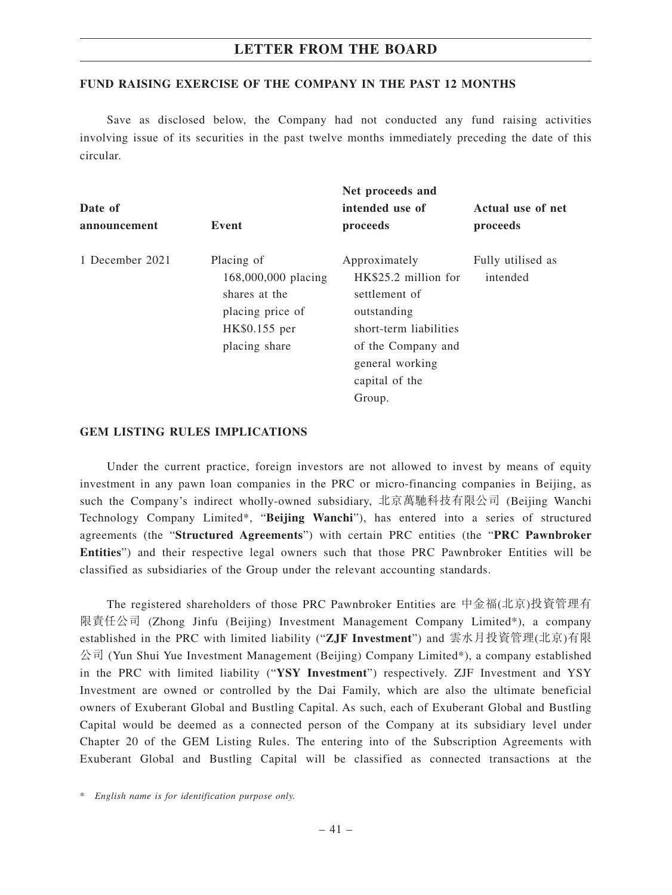## FUND RAISING EXERCISE OF THE COMPANY IN THE PAST 12 MONTHS

Save as disclosed below, the Company had not conducted any fund raising activities involving issue of its securities in the past twelve months immediately preceding the date of this circular.

| Date of announcement | Event | Net proceeds and intended use of proceeds | Actual use of net proceeds |
|---|---|---|---|
| 1 December 2021 | Placing of 168,000,000 placing shares at the placing price of HK$0.155 per placing share | Approximately HK$25.2 million for settlement of outstanding short-term liabilities of the Company and general working capital of the Group. | Fully utilised as intended |

## GEM LISTING RULES IMPLICATIONS

Under the current practice, foreign investors are not allowed to invest by means of equity investment in any pawn loan companies in the PRC or micro-financing companies in Beijing, as such the Company's indirect wholly-owned subsidiary, 北京萬馳科技有限公司 (Beijing Wanchi Technology Company Limited*, "**Beijing Wanchi**"), has entered into a series of structured agreements (the "**Structured Agreements**") with certain PRC entities (the "**PRC Pawnbroker Entities**") and their respective legal owners such that those PRC Pawnbroker Entities will be classified as subsidiaries of the Group under the relevant accounting standards.

The registered shareholders of those PRC Pawnbroker Entities are 中金福(北京)投資管理有限責任公司 (Zhong Jinfu (Beijing) Investment Management Company Limited*), a company established in the PRC with limited liability ("**ZJF Investment**") and 雲水月投資管理(北京)有限公司 (Yun Shui Yue Investment Management (Beijing) Company Limited*), a company established in the PRC with limited liability ("**YSY Investment**") respectively. ZJF Investment and YSY Investment are owned or controlled by the Dai Family, which are also the ultimate beneficial owners of Exuberant Global and Bustling Capital. As such, each of Exuberant Global and Bustling Capital would be deemed as a connected person of the Company at its subsidiary level under Chapter 20 of the GEM Listing Rules. The entering into of the Subscription Agreements with Exuberant Global and Bustling Capital will be classified as connected transactions at the

* *English name is for identification purpose only.*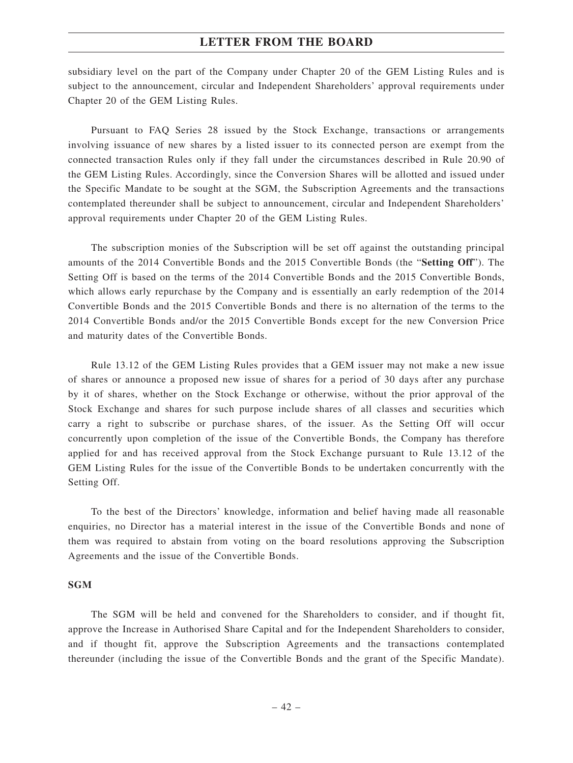subsidiary level on the part of the Company under Chapter 20 of the GEM Listing Rules and is subject to the announcement, circular and Independent Shareholders' approval requirements under Chapter 20 of the GEM Listing Rules.

Pursuant to FAQ Series 28 issued by the Stock Exchange, transactions or arrangements involving issuance of new shares by a listed issuer to its connected person are exempt from the connected transaction Rules only if they fall under the circumstances described in Rule 20.90 of the GEM Listing Rules. Accordingly, since the Conversion Shares will be allotted and issued under the Specific Mandate to be sought at the SGM, the Subscription Agreements and the transactions contemplated thereunder shall be subject to announcement, circular and Independent Shareholders' approval requirements under Chapter 20 of the GEM Listing Rules.

The subscription monies of the Subscription will be set off against the outstanding principal amounts of the 2014 Convertible Bonds and the 2015 Convertible Bonds (the "**Setting Off**"). The Setting Off is based on the terms of the 2014 Convertible Bonds and the 2015 Convertible Bonds, which allows early repurchase by the Company and is essentially an early redemption of the 2014 Convertible Bonds and the 2015 Convertible Bonds and there is no alternation of the terms to the 2014 Convertible Bonds and/or the 2015 Convertible Bonds except for the new Conversion Price and maturity dates of the Convertible Bonds.

Rule 13.12 of the GEM Listing Rules provides that a GEM issuer may not make a new issue of shares or announce a proposed new issue of shares for a period of 30 days after any purchase by it of shares, whether on the Stock Exchange or otherwise, without the prior approval of the Stock Exchange and shares for such purpose include shares of all classes and securities which carry a right to subscribe or purchase shares, of the issuer. As the Setting Off will occur concurrently upon completion of the issue of the Convertible Bonds, the Company has therefore applied for and has received approval from the Stock Exchange pursuant to Rule 13.12 of the GEM Listing Rules for the issue of the Convertible Bonds to be undertaken concurrently with the Setting Off.

To the best of the Directors' knowledge, information and belief having made all reasonable enquiries, no Director has a material interest in the issue of the Convertible Bonds and none of them was required to abstain from voting on the board resolutions approving the Subscription Agreements and the issue of the Convertible Bonds.

**SGM**

The SGM will be held and convened for the Shareholders to consider, and if thought fit, approve the Increase in Authorised Share Capital and for the Independent Shareholders to consider, and if thought fit, approve the Subscription Agreements and the transactions contemplated thereunder (including the issue of the Convertible Bonds and the grant of the Specific Mandate).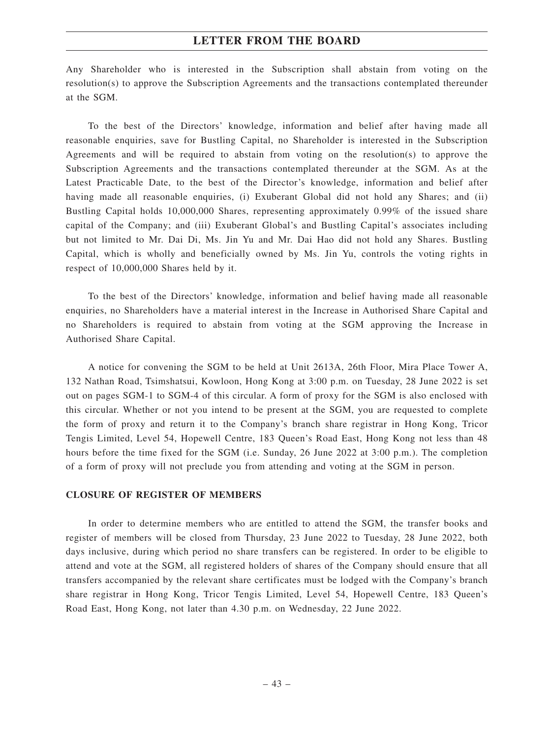Any Shareholder who is interested in the Subscription shall abstain from voting on the resolution(s) to approve the Subscription Agreements and the transactions contemplated thereunder at the SGM.

To the best of the Directors' knowledge, information and belief after having made all reasonable enquiries, save for Bustling Capital, no Shareholder is interested in the Subscription Agreements and will be required to abstain from voting on the resolution(s) to approve the Subscription Agreements and the transactions contemplated thereunder at the SGM. As at the Latest Practicable Date, to the best of the Director's knowledge, information and belief after having made all reasonable enquiries, (i) Exuberant Global did not hold any Shares; and (ii) Bustling Capital holds 10,000,000 Shares, representing approximately 0.99% of the issued share capital of the Company; and (iii) Exuberant Global's and Bustling Capital's associates including but not limited to Mr. Dai Di, Ms. Jin Yu and Mr. Dai Hao did not hold any Shares. Bustling Capital, which is wholly and beneficially owned by Ms. Jin Yu, controls the voting rights in respect of 10,000,000 Shares held by it.

To the best of the Directors' knowledge, information and belief having made all reasonable enquiries, no Shareholders have a material interest in the Increase in Authorised Share Capital and no Shareholders is required to abstain from voting at the SGM approving the Increase in Authorised Share Capital.

A notice for convening the SGM to be held at Unit 2613A, 26th Floor, Mira Place Tower A, 132 Nathan Road, Tsimshatsui, Kowloon, Hong Kong at 3:00 p.m. on Tuesday, 28 June 2022 is set out on pages SGM-1 to SGM-4 of this circular. A form of proxy for the SGM is also enclosed with this circular. Whether or not you intend to be present at the SGM, you are requested to complete the form of proxy and return it to the Company's branch share registrar in Hong Kong, Tricor Tengis Limited, Level 54, Hopewell Centre, 183 Queen's Road East, Hong Kong not less than 48 hours before the time fixed for the SGM (i.e. Sunday, 26 June 2022 at 3:00 p.m.). The completion of a form of proxy will not preclude you from attending and voting at the SGM in person.

## CLOSURE OF REGISTER OF MEMBERS

In order to determine members who are entitled to attend the SGM, the transfer books and register of members will be closed from Thursday, 23 June 2022 to Tuesday, 28 June 2022, both days inclusive, during which period no share transfers can be registered. In order to be eligible to attend and vote at the SGM, all registered holders of shares of the Company should ensure that all transfers accompanied by the relevant share certificates must be lodged with the Company's branch share registrar in Hong Kong, Tricor Tengis Limited, Level 54, Hopewell Centre, 183 Queen's Road East, Hong Kong, not later than 4.30 p.m. on Wednesday, 22 June 2022.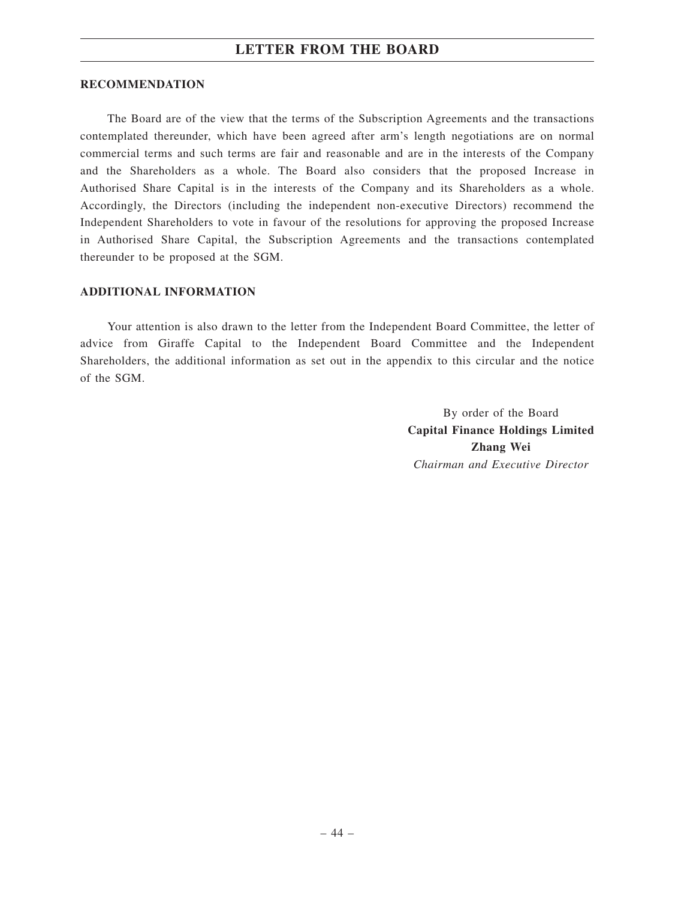## RECOMMENDATION

The Board are of the view that the terms of the Subscription Agreements and the transactions contemplated thereunder, which have been agreed after arm's length negotiations are on normal commercial terms and such terms are fair and reasonable and are in the interests of the Company and the Shareholders as a whole. The Board also considers that the proposed Increase in Authorised Share Capital is in the interests of the Company and its Shareholders as a whole. Accordingly, the Directors (including the independent non-executive Directors) recommend the Independent Shareholders to vote in favour of the resolutions for approving the proposed Increase in Authorised Share Capital, the Subscription Agreements and the transactions contemplated thereunder to be proposed at the SGM.

## ADDITIONAL INFORMATION

Your attention is also drawn to the letter from the Independent Board Committee, the letter of advice from Giraffe Capital to the Independent Board Committee and the Independent Shareholders, the additional information as set out in the appendix to this circular and the notice of the SGM.

By order of the Board
**Capital Finance Holdings Limited**
**Zhang Wei**
*Chairman and Executive Director*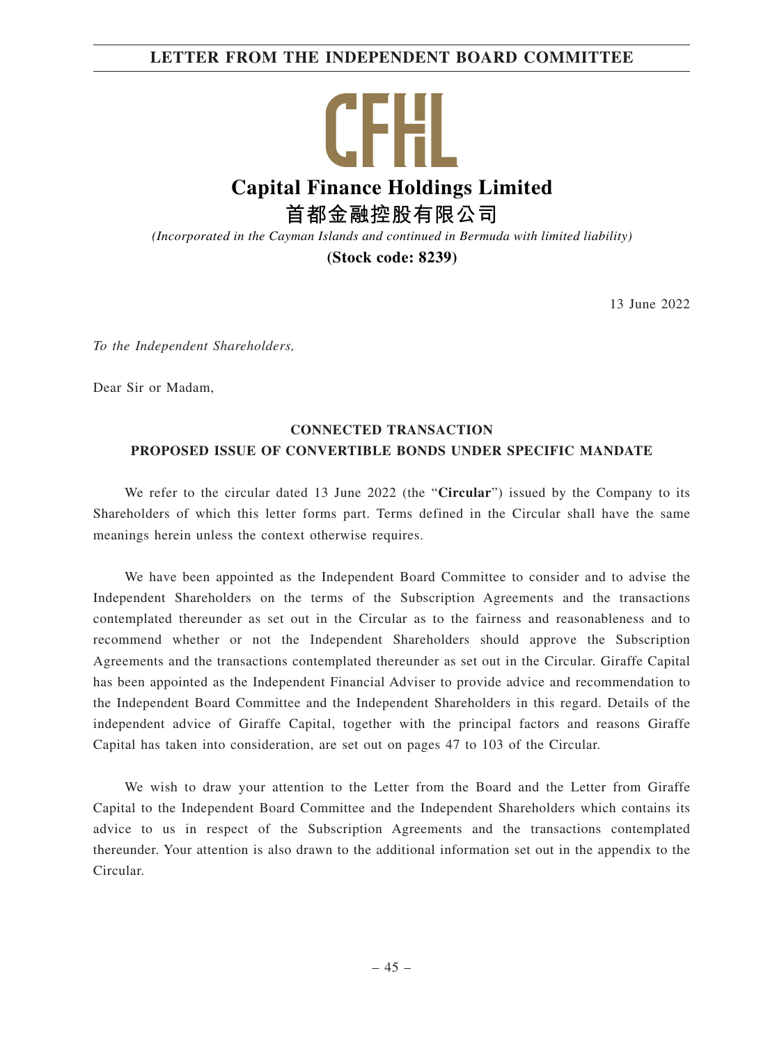# LETTER FROM THE INDEPENDENT BOARD COMMITTEE

CFHL

**Capital Finance Holdings Limited**

**首都金融控股有限公司**

*(Incorporated in the Cayman Islands and continued in Bermuda with limited liability)*

**(Stock code: 8239)**

13 June 2022

*To the Independent Shareholders,*

Dear Sir or Madam,

**CONNECTED TRANSACTION**
**PROPOSED ISSUE OF CONVERTIBLE BONDS UNDER SPECIFIC MANDATE**

We refer to the circular dated 13 June 2022 (the "**Circular**") issued by the Company to its Shareholders of which this letter forms part. Terms defined in the Circular shall have the same meanings herein unless the context otherwise requires.

We have been appointed as the Independent Board Committee to consider and to advise the Independent Shareholders on the terms of the Subscription Agreements and the transactions contemplated thereunder as set out in the Circular as to the fairness and reasonableness and to recommend whether or not the Independent Shareholders should approve the Subscription Agreements and the transactions contemplated thereunder as set out in the Circular. Giraffe Capital has been appointed as the Independent Financial Adviser to provide advice and recommendation to the Independent Board Committee and the Independent Shareholders in this regard. Details of the independent advice of Giraffe Capital, together with the principal factors and reasons Giraffe Capital has taken into consideration, are set out on pages 47 to 103 of the Circular.

We wish to draw your attention to the Letter from the Board and the Letter from Giraffe Capital to the Independent Board Committee and the Independent Shareholders which contains its advice to us in respect of the Subscription Agreements and the transactions contemplated thereunder. Your attention is also drawn to the additional information set out in the appendix to the Circular.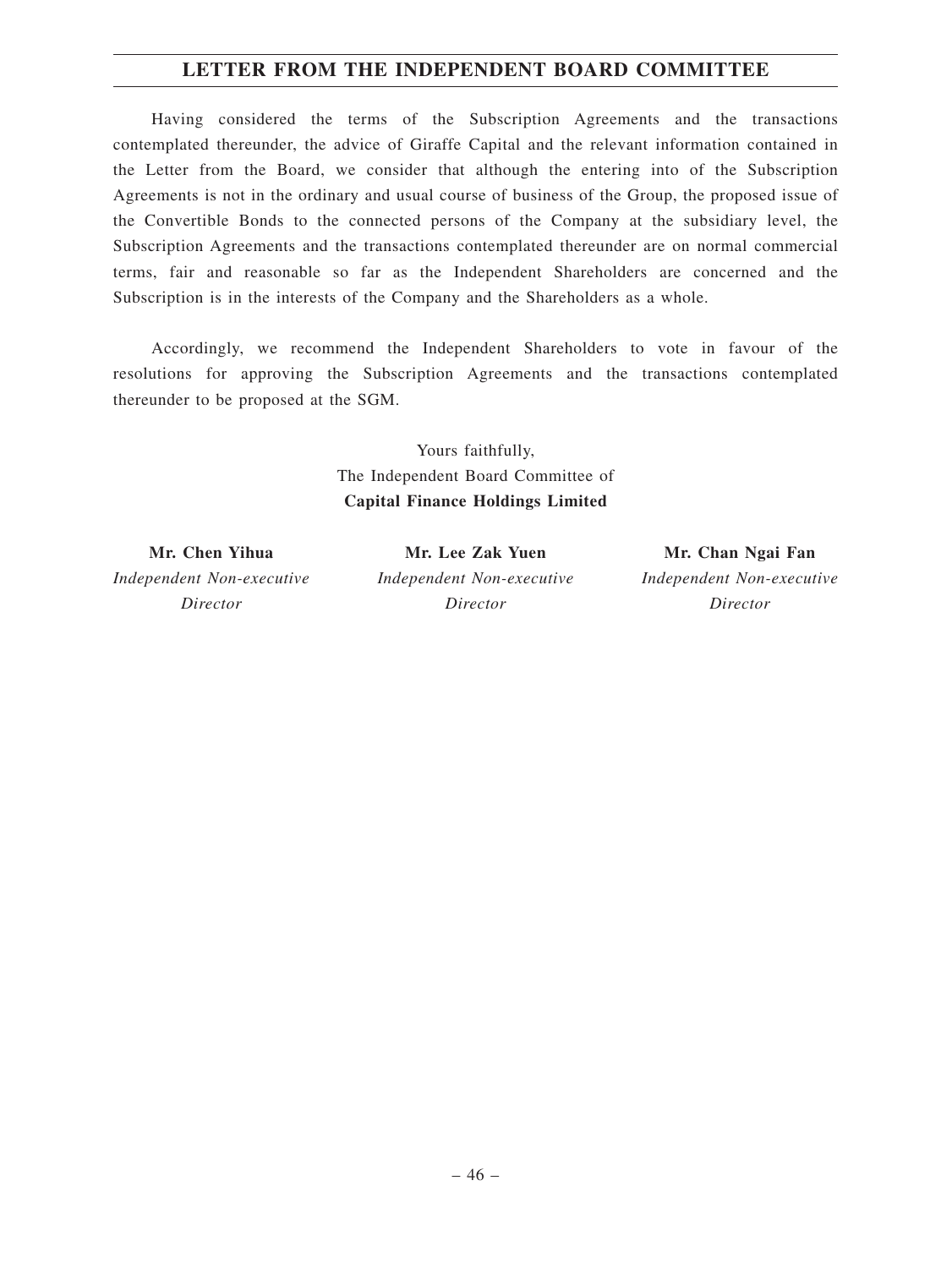# LETTER FROM THE INDEPENDENT BOARD COMMITTEE

Having considered the terms of the Subscription Agreements and the transactions contemplated thereunder, the advice of Giraffe Capital and the relevant information contained in the Letter from the Board, we consider that although the entering into of the Subscription Agreements is not in the ordinary and usual course of business of the Group, the proposed issue of the Convertible Bonds to the connected persons of the Company at the subsidiary level, the Subscription Agreements and the transactions contemplated thereunder are on normal commercial terms, fair and reasonable so far as the Independent Shareholders are concerned and the Subscription is in the interests of the Company and the Shareholders as a whole.

Accordingly, we recommend the Independent Shareholders to vote in favour of the resolutions for approving the Subscription Agreements and the transactions contemplated thereunder to be proposed at the SGM.

Yours faithfully,
The Independent Board Committee of
**Capital Finance Holdings Limited**

**Mr. Chen Yihua**
*Independent Non-executive Director*

**Mr. Lee Zak Yuen**
*Independent Non-executive Director*

**Mr. Chan Ngai Fan**
*Independent Non-executive Director*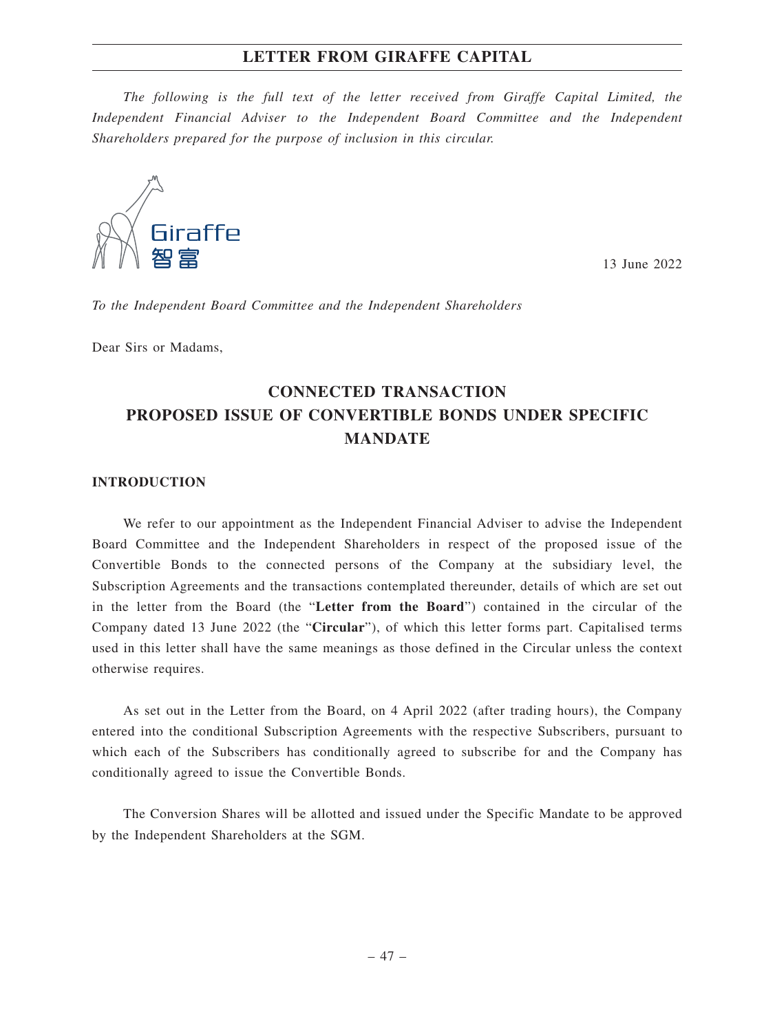*The following is the full text of the letter received from Giraffe Capital Limited, the Independent Financial Adviser to the Independent Board Committee and the Independent Shareholders prepared for the purpose of inclusion in this circular.*

13 June 2022

*To the Independent Board Committee and the Independent Shareholders*

Dear Sirs or Madams,

# CONNECTED TRANSACTION PROPOSED ISSUE OF CONVERTIBLE BONDS UNDER SPECIFIC MANDATE

## INTRODUCTION

We refer to our appointment as the Independent Financial Adviser to advise the Independent Board Committee and the Independent Shareholders in respect of the proposed issue of the Convertible Bonds to the connected persons of the Company at the subsidiary level, the Subscription Agreements and the transactions contemplated thereunder, details of which are set out in the letter from the Board (the "**Letter from the Board**") contained in the circular of the Company dated 13 June 2022 (the "**Circular**"), of which this letter forms part. Capitalised terms used in this letter shall have the same meanings as those defined in the Circular unless the context otherwise requires.

As set out in the Letter from the Board, on 4 April 2022 (after trading hours), the Company entered into the conditional Subscription Agreements with the respective Subscribers, pursuant to which each of the Subscribers has conditionally agreed to subscribe for and the Company has conditionally agreed to issue the Convertible Bonds.

The Conversion Shares will be allotted and issued under the Specific Mandate to be approved by the Independent Shareholders at the SGM.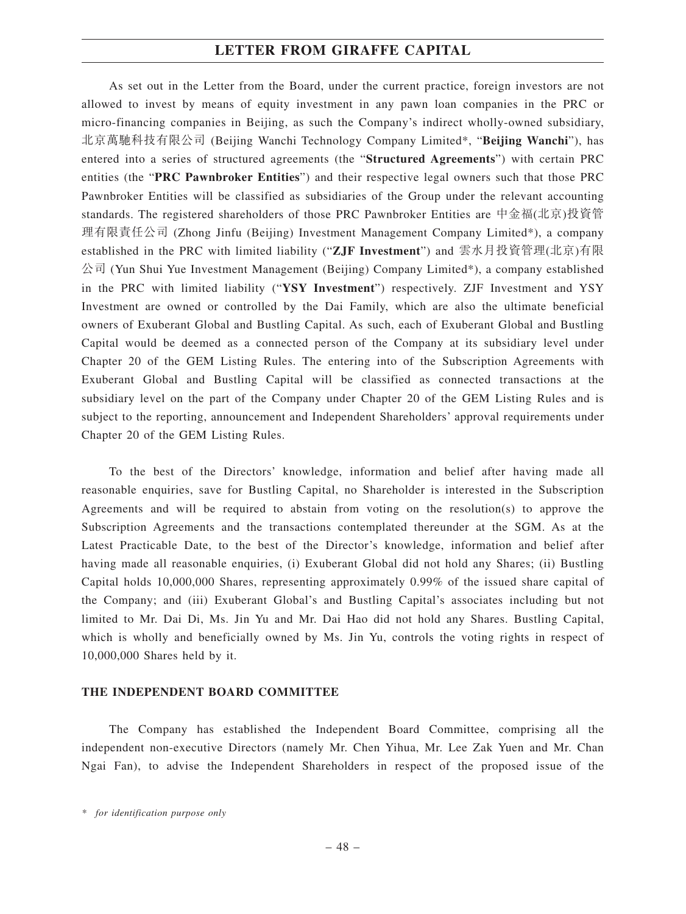As set out in the Letter from the Board, under the current practice, foreign investors are not allowed to invest by means of equity investment in any pawn loan companies in the PRC or micro-financing companies in Beijing, as such the Company's indirect wholly-owned subsidiary, 北京萬馳科技有限公司 (Beijing Wanchi Technology Company Limited*, "**Beijing Wanchi**"), has entered into a series of structured agreements (the "**Structured Agreements**") with certain PRC entities (the "**PRC Pawnbroker Entities**") and their respective legal owners such that those PRC Pawnbroker Entities will be classified as subsidiaries of the Group under the relevant accounting standards. The registered shareholders of those PRC Pawnbroker Entities are 中金福(北京)投資管理有限責任公司 (Zhong Jinfu (Beijing) Investment Management Company Limited*), a company established in the PRC with limited liability ("**ZJF Investment**") and 雲水月投資管理(北京)有限公司 (Yun Shui Yue Investment Management (Beijing) Company Limited*), a company established in the PRC with limited liability ("**YSY Investment**") respectively. ZJF Investment and YSY Investment are owned or controlled by the Dai Family, which are also the ultimate beneficial owners of Exuberant Global and Bustling Capital. As such, each of Exuberant Global and Bustling Capital would be deemed as a connected person of the Company at its subsidiary level under Chapter 20 of the GEM Listing Rules. The entering into of the Subscription Agreements with Exuberant Global and Bustling Capital will be classified as connected transactions at the subsidiary level on the part of the Company under Chapter 20 of the GEM Listing Rules and is subject to the reporting, announcement and Independent Shareholders' approval requirements under Chapter 20 of the GEM Listing Rules.

To the best of the Directors' knowledge, information and belief after having made all reasonable enquiries, save for Bustling Capital, no Shareholder is interested in the Subscription Agreements and will be required to abstain from voting on the resolution(s) to approve the Subscription Agreements and the transactions contemplated thereunder at the SGM. As at the Latest Practicable Date, to the best of the Director's knowledge, information and belief after having made all reasonable enquiries, (i) Exuberant Global did not hold any Shares; (ii) Bustling Capital holds 10,000,000 Shares, representing approximately 0.99% of the issued share capital of the Company; and (iii) Exuberant Global's and Bustling Capital's associates including but not limited to Mr. Dai Di, Ms. Jin Yu and Mr. Dai Hao did not hold any Shares. Bustling Capital, which is wholly and beneficially owned by Ms. Jin Yu, controls the voting rights in respect of 10,000,000 Shares held by it.

**THE INDEPENDENT BOARD COMMITTEE**

The Company has established the Independent Board Committee, comprising all the independent non-executive Directors (namely Mr. Chen Yihua, Mr. Lee Zak Yuen and Mr. Chan Ngai Fan), to advise the Independent Shareholders in respect of the proposed issue of the

*\* for identification purpose only*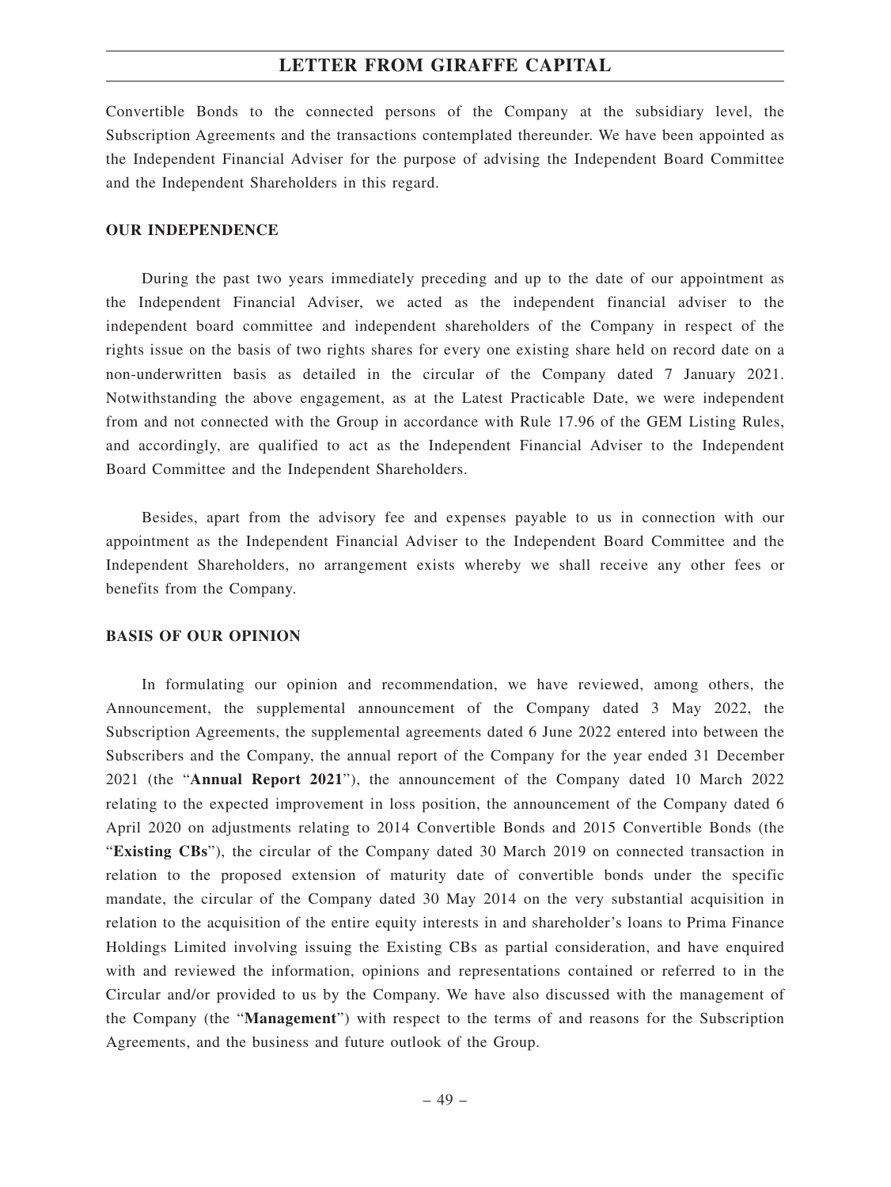Convertible Bonds to the connected persons of the Company at the subsidiary level, the Subscription Agreements and the transactions contemplated thereunder. We have been appointed as the Independent Financial Adviser for the purpose of advising the Independent Board Committee and the Independent Shareholders in this regard.

## OUR INDEPENDENCE

During the past two years immediately preceding and up to the date of our appointment as the Independent Financial Adviser, we acted as the independent financial adviser to the independent board committee and independent shareholders of the Company in respect of the rights issue on the basis of two rights shares for every one existing share held on record date on a non-underwritten basis as detailed in the circular of the Company dated 7 January 2021. Notwithstanding the above engagement, as at the Latest Practicable Date, we were independent from and not connected with the Group in accordance with Rule 17.96 of the GEM Listing Rules, and accordingly, are qualified to act as the Independent Financial Adviser to the Independent Board Committee and the Independent Shareholders.

Besides, apart from the advisory fee and expenses payable to us in connection with our appointment as the Independent Financial Adviser to the Independent Board Committee and the Independent Shareholders, no arrangement exists whereby we shall receive any other fees or benefits from the Company.

## BASIS OF OUR OPINION

In formulating our opinion and recommendation, we have reviewed, among others, the Announcement, the supplemental announcement of the Company dated 3 May 2022, the Subscription Agreements, the supplemental agreements dated 6 June 2022 entered into between the Subscribers and the Company, the annual report of the Company for the year ended 31 December 2021 (the "**Annual Report 2021**"), the announcement of the Company dated 10 March 2022 relating to the expected improvement in loss position, the announcement of the Company dated 6 April 2020 on adjustments relating to 2014 Convertible Bonds and 2015 Convertible Bonds (the "**Existing CBs**"), the circular of the Company dated 30 March 2019 on connected transaction in relation to the proposed extension of maturity date of convertible bonds under the specific mandate, the circular of the Company dated 30 May 2014 on the very substantial acquisition in relation to the acquisition of the entire equity interests in and shareholder's loans to Prima Finance Holdings Limited involving issuing the Existing CBs as partial consideration, and have enquired with and reviewed the information, opinions and representations contained or referred to in the Circular and/or provided to us by the Company. We have also discussed with the management of the Company (the "**Management**") with respect to the terms of and reasons for the Subscription Agreements, and the business and future outlook of the Group.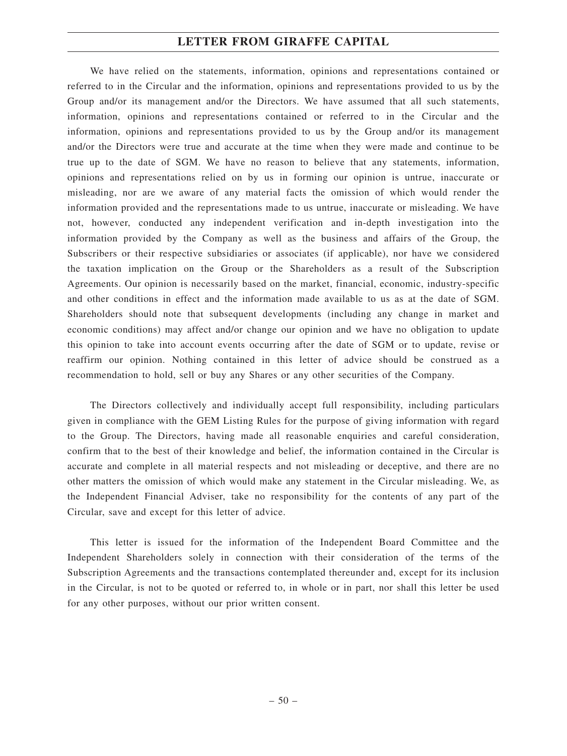We have relied on the statements, information, opinions and representations contained or referred to in the Circular and the information, opinions and representations provided to us by the Group and/or its management and/or the Directors. We have assumed that all such statements, information, opinions and representations contained or referred to in the Circular and the information, opinions and representations provided to us by the Group and/or its management and/or the Directors were true and accurate at the time when they were made and continue to be true up to the date of SGM. We have no reason to believe that any statements, information, opinions and representations relied on by us in forming our opinion is untrue, inaccurate or misleading, nor are we aware of any material facts the omission of which would render the information provided and the representations made to us untrue, inaccurate or misleading. We have not, however, conducted any independent verification and in-depth investigation into the information provided by the Company as well as the business and affairs of the Group, the Subscribers or their respective subsidiaries or associates (if applicable), nor have we considered the taxation implication on the Group or the Shareholders as a result of the Subscription Agreements. Our opinion is necessarily based on the market, financial, economic, industry-specific and other conditions in effect and the information made available to us as at the date of SGM. Shareholders should note that subsequent developments (including any change in market and economic conditions) may affect and/or change our opinion and we have no obligation to update this opinion to take into account events occurring after the date of SGM or to update, revise or reaffirm our opinion. Nothing contained in this letter of advice should be construed as a recommendation to hold, sell or buy any Shares or any other securities of the Company.

The Directors collectively and individually accept full responsibility, including particulars given in compliance with the GEM Listing Rules for the purpose of giving information with regard to the Group. The Directors, having made all reasonable enquiries and careful consideration, confirm that to the best of their knowledge and belief, the information contained in the Circular is accurate and complete in all material respects and not misleading or deceptive, and there are no other matters the omission of which would make any statement in the Circular misleading. We, as the Independent Financial Adviser, take no responsibility for the contents of any part of the Circular, save and except for this letter of advice.

This letter is issued for the information of the Independent Board Committee and the Independent Shareholders solely in connection with their consideration of the terms of the Subscription Agreements and the transactions contemplated thereunder and, except for its inclusion in the Circular, is not to be quoted or referred to, in whole or in part, nor shall this letter be used for any other purposes, without our prior written consent.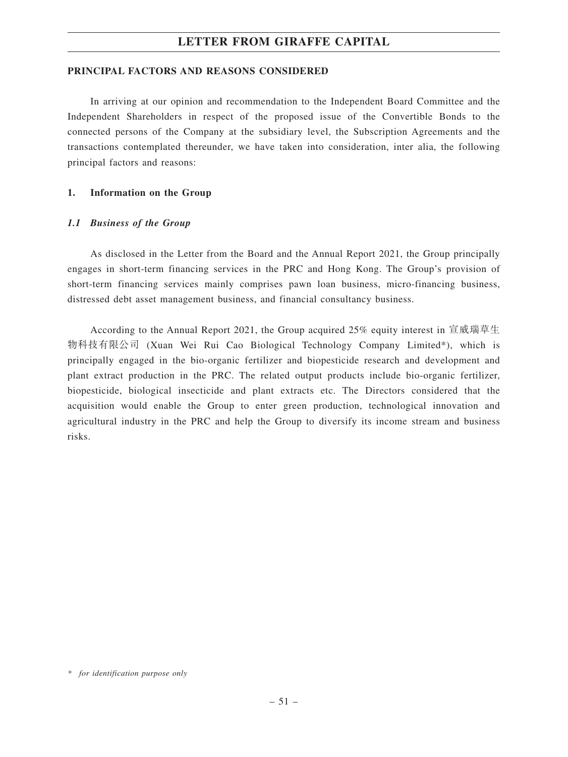## PRINCIPAL FACTORS AND REASONS CONSIDERED

In arriving at our opinion and recommendation to the Independent Board Committee and the Independent Shareholders in respect of the proposed issue of the Convertible Bonds to the connected persons of the Company at the subsidiary level, the Subscription Agreements and the transactions contemplated thereunder, we have taken into consideration, inter alia, the following principal factors and reasons:

### 1. Information on the Group

#### *1.1 Business of the Group*

As disclosed in the Letter from the Board and the Annual Report 2021, the Group principally engages in short-term financing services in the PRC and Hong Kong. The Group's provision of short-term financing services mainly comprises pawn loan business, micro-financing business, distressed debt asset management business, and financial consultancy business.

According to the Annual Report 2021, the Group acquired 25% equity interest in 宣威瑞草生物科技有限公司 (Xuan Wei Rui Cao Biological Technology Company Limited*), which is principally engaged in the bio-organic fertilizer and biopesticide research and development and plant extract production in the PRC. The related output products include bio-organic fertilizer, biopesticide, biological insecticide and plant extracts etc. The Directors considered that the acquisition would enable the Group to enter green production, technological innovation and agricultural industry in the PRC and help the Group to diversify its income stream and business risks.

\* *for identification purpose only*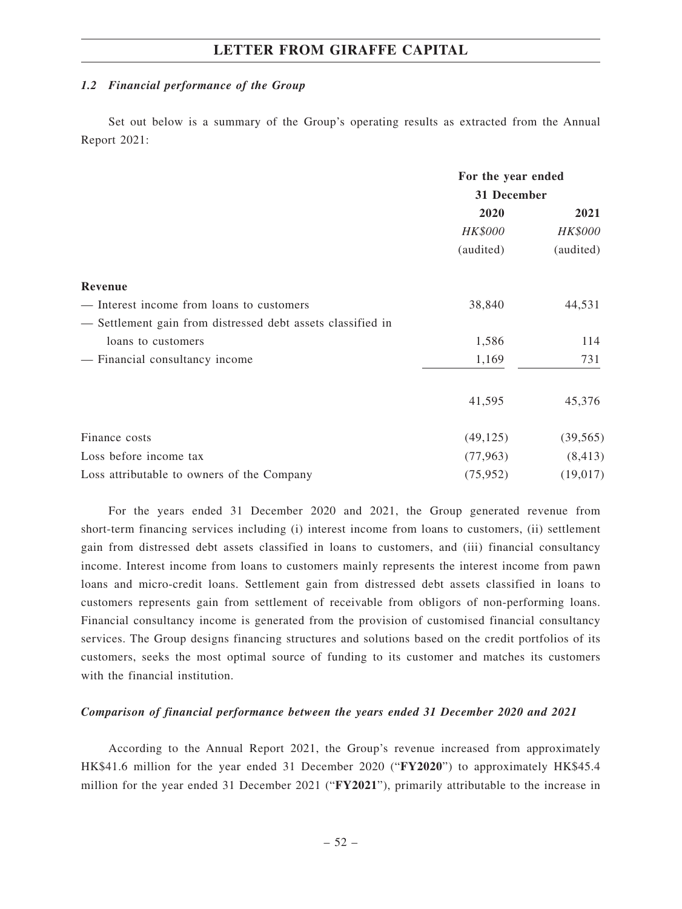### *1.2 Financial performance of the Group*

Set out below is a summary of the Group's operating results as extracted from the Annual Report 2021:

| | For the year ended 31 December | |
|---|---|---|
| | 2020 | 2021 |
| | *HK$000* | *HK$000* |
| | (audited) | (audited) |
| **Revenue** | | |
| — Interest income from loans to customers | 38,840 | 44,531 |
| — Settlement gain from distressed debt assets classified in loans to customers | 1,586 | 114 |
| — Financial consultancy income | 1,169 | 731 |
| | 41,595 | 45,376 |
| Finance costs | (49,125) | (39,565) |
| Loss before income tax | (77,963) | (8,413) |
| Loss attributable to owners of the Company | (75,952) | (19,017) |

For the years ended 31 December 2020 and 2021, the Group generated revenue from short-term financing services including (i) interest income from loans to customers, (ii) settlement gain from distressed debt assets classified in loans to customers, and (iii) financial consultancy income. Interest income from loans to customers mainly represents the interest income from pawn loans and micro-credit loans. Settlement gain from distressed debt assets classified in loans to customers represents gain from settlement of receivable from obligors of non-performing loans. Financial consultancy income is generated from the provision of customised financial consultancy services. The Group designs financing structures and solutions based on the credit portfolios of its customers, seeks the most optimal source of funding to its customer and matches its customers with the financial institution.

***Comparison of financial performance between the years ended 31 December 2020 and 2021***

According to the Annual Report 2021, the Group's revenue increased from approximately HK$41.6 million for the year ended 31 December 2020 ("**FY2020**") to approximately HK$45.4 million for the year ended 31 December 2021 ("**FY2021**"), primarily attributable to the increase in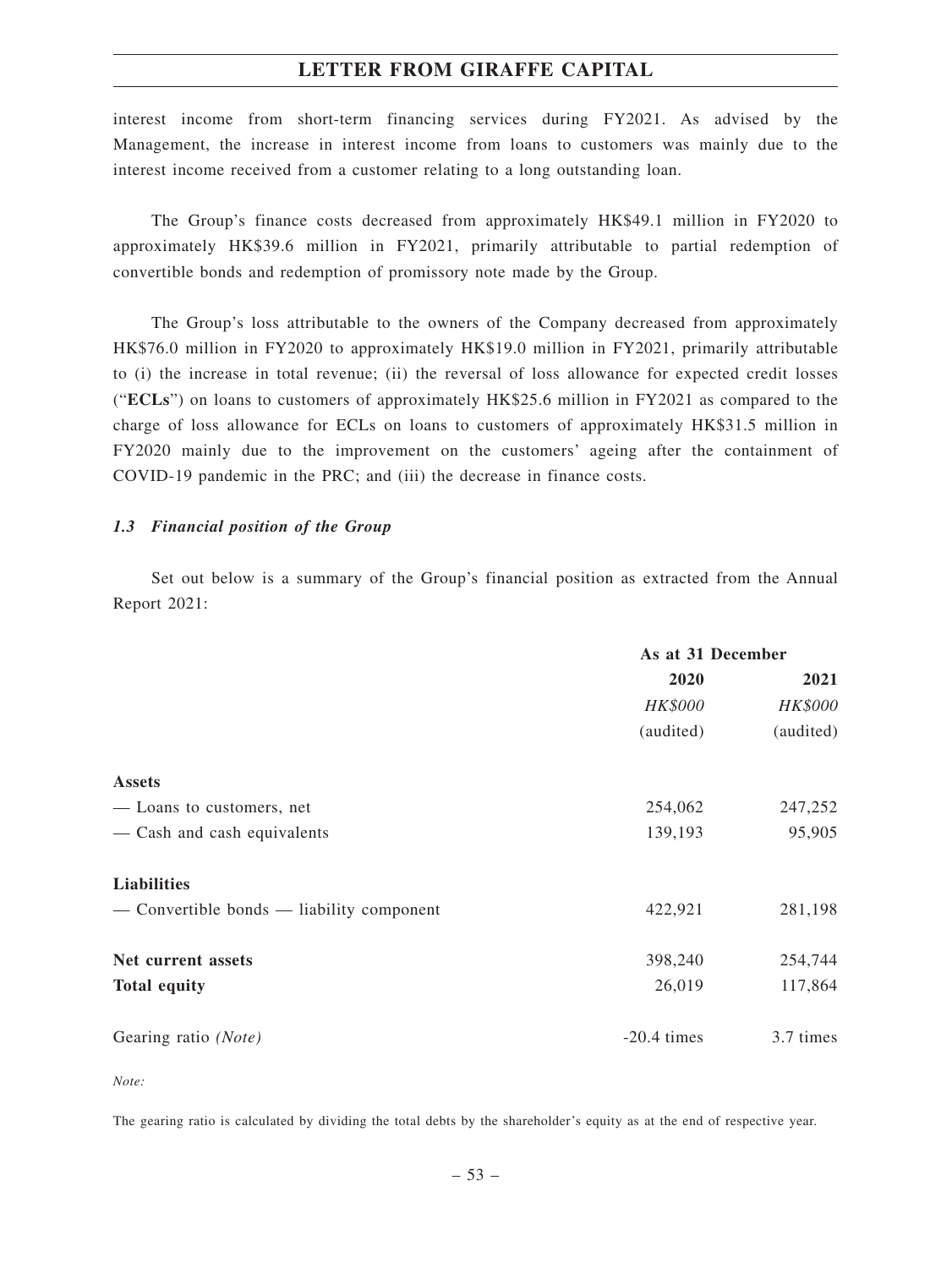interest income from short-term financing services during FY2021. As advised by the Management, the increase in interest income from loans to customers was mainly due to the interest income received from a customer relating to a long outstanding loan.

The Group's finance costs decreased from approximately HK$49.1 million in FY2020 to approximately HK$39.6 million in FY2021, primarily attributable to partial redemption of convertible bonds and redemption of promissory note made by the Group.

The Group's loss attributable to the owners of the Company decreased from approximately HK$76.0 million in FY2020 to approximately HK$19.0 million in FY2021, primarily attributable to (i) the increase in total revenue; (ii) the reversal of loss allowance for expected credit losses ("**ECLs**") on loans to customers of approximately HK$25.6 million in FY2021 as compared to the charge of loss allowance for ECLs on loans to customers of approximately HK$31.5 million in FY2020 mainly due to the improvement on the customers' ageing after the containment of COVID-19 pandemic in the PRC; and (iii) the decrease in finance costs.

### *1.3 Financial position of the Group*

Set out below is a summary of the Group's financial position as extracted from the Annual Report 2021:

| | As at 31 December | |
|---|---|---|
| | **2020** | **2021** |
| | *HK$000* | *HK$000* |
| | (audited) | (audited) |
| **Assets** | | |
| — Loans to customers, net | 254,062 | 247,252 |
| — Cash and cash equivalents | 139,193 | 95,905 |
| **Liabilities** | | |
| — Convertible bonds — liability component | 422,921 | 281,198 |
| **Net current assets** | 398,240 | 254,744 |
| **Total equity** | 26,019 | 117,864 |
| Gearing ratio *(Note)* | -20.4 times | 3.7 times |

*Note:*

The gearing ratio is calculated by dividing the total debts by the shareholder's equity as at the end of respective year.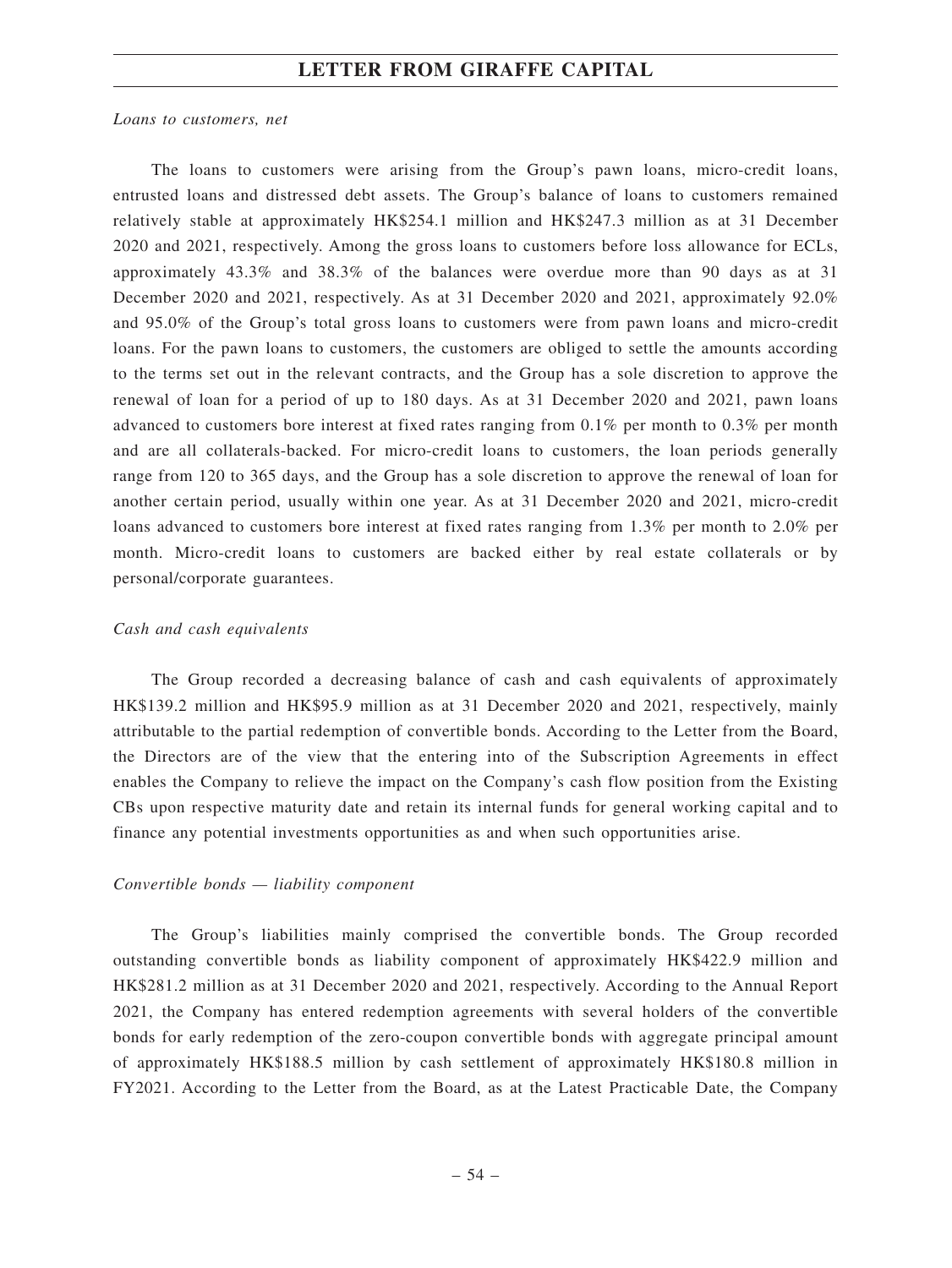*Loans to customers, net*

The loans to customers were arising from the Group's pawn loans, micro-credit loans, entrusted loans and distressed debt assets. The Group's balance of loans to customers remained relatively stable at approximately HK$254.1 million and HK$247.3 million as at 31 December 2020 and 2021, respectively. Among the gross loans to customers before loss allowance for ECLs, approximately 43.3% and 38.3% of the balances were overdue more than 90 days as at 31 December 2020 and 2021, respectively. As at 31 December 2020 and 2021, approximately 92.0% and 95.0% of the Group's total gross loans to customers were from pawn loans and micro-credit loans. For the pawn loans to customers, the customers are obliged to settle the amounts according to the terms set out in the relevant contracts, and the Group has a sole discretion to approve the renewal of loan for a period of up to 180 days. As at 31 December 2020 and 2021, pawn loans advanced to customers bore interest at fixed rates ranging from 0.1% per month to 0.3% per month and are all collaterals-backed. For micro-credit loans to customers, the loan periods generally range from 120 to 365 days, and the Group has a sole discretion to approve the renewal of loan for another certain period, usually within one year. As at 31 December 2020 and 2021, micro-credit loans advanced to customers bore interest at fixed rates ranging from 1.3% per month to 2.0% per month. Micro-credit loans to customers are backed either by real estate collaterals or by personal/corporate guarantees.

*Cash and cash equivalents*

The Group recorded a decreasing balance of cash and cash equivalents of approximately HK$139.2 million and HK$95.9 million as at 31 December 2020 and 2021, respectively, mainly attributable to the partial redemption of convertible bonds. According to the Letter from the Board, the Directors are of the view that the entering into of the Subscription Agreements in effect enables the Company to relieve the impact on the Company's cash flow position from the Existing CBs upon respective maturity date and retain its internal funds for general working capital and to finance any potential investments opportunities as and when such opportunities arise.

*Convertible bonds — liability component*

The Group's liabilities mainly comprised the convertible bonds. The Group recorded outstanding convertible bonds as liability component of approximately HK$422.9 million and HK$281.2 million as at 31 December 2020 and 2021, respectively. According to the Annual Report 2021, the Company has entered redemption agreements with several holders of the convertible bonds for early redemption of the zero-coupon convertible bonds with aggregate principal amount of approximately HK$188.5 million by cash settlement of approximately HK$180.8 million in FY2021. According to the Letter from the Board, as at the Latest Practicable Date, the Company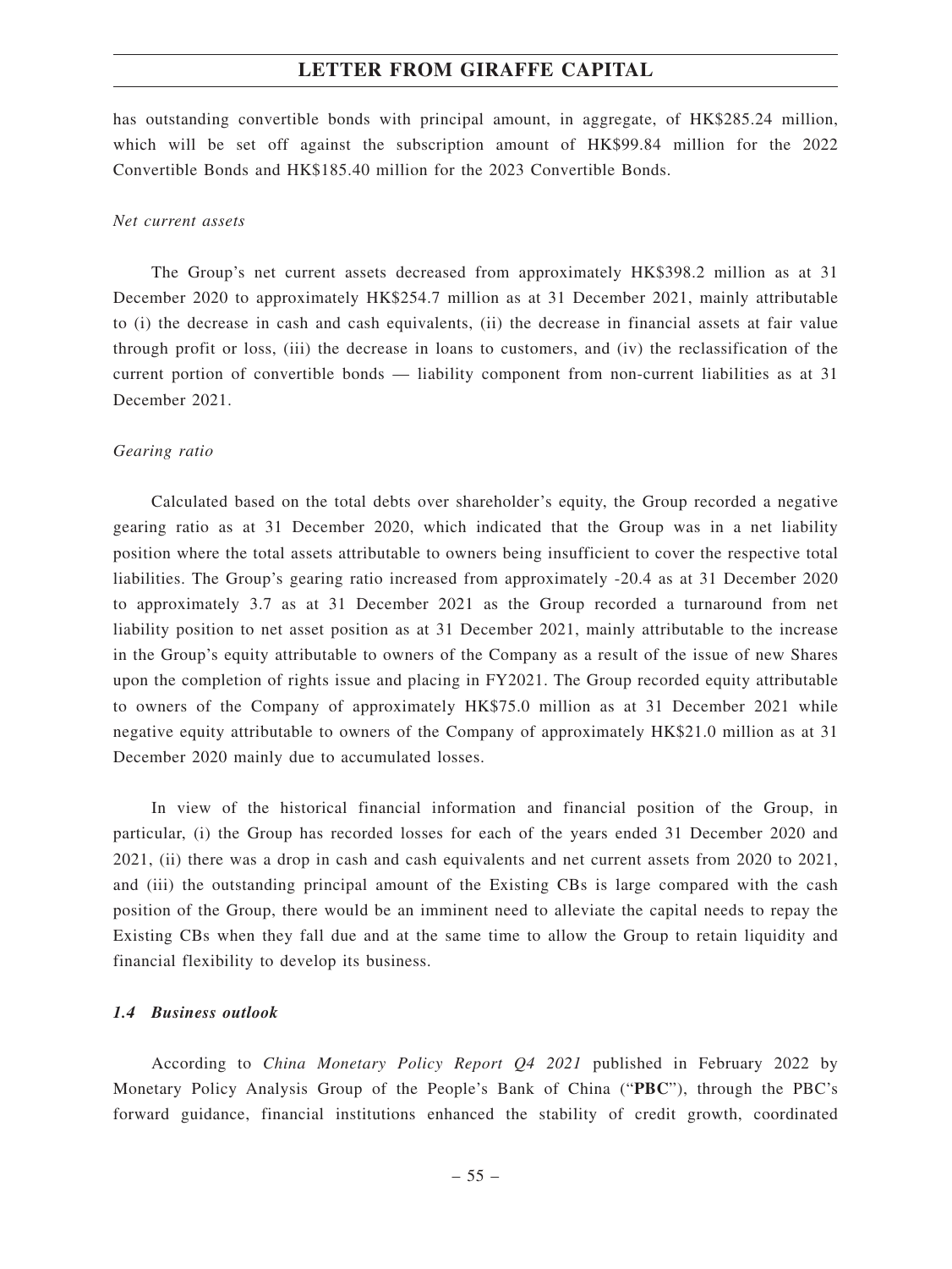has outstanding convertible bonds with principal amount, in aggregate, of HK$285.24 million, which will be set off against the subscription amount of HK$99.84 million for the 2022 Convertible Bonds and HK$185.40 million for the 2023 Convertible Bonds.

*Net current assets*

The Group's net current assets decreased from approximately HK$398.2 million as at 31 December 2020 to approximately HK$254.7 million as at 31 December 2021, mainly attributable to (i) the decrease in cash and cash equivalents, (ii) the decrease in financial assets at fair value through profit or loss, (iii) the decrease in loans to customers, and (iv) the reclassification of the current portion of convertible bonds — liability component from non-current liabilities as at 31 December 2021.

*Gearing ratio*

Calculated based on the total debts over shareholder's equity, the Group recorded a negative gearing ratio as at 31 December 2020, which indicated that the Group was in a net liability position where the total assets attributable to owners being insufficient to cover the respective total liabilities. The Group's gearing ratio increased from approximately -20.4 as at 31 December 2020 to approximately 3.7 as at 31 December 2021 as the Group recorded a turnaround from net liability position to net asset position as at 31 December 2021, mainly attributable to the increase in the Group's equity attributable to owners of the Company as a result of the issue of new Shares upon the completion of rights issue and placing in FY2021. The Group recorded equity attributable to owners of the Company of approximately HK$75.0 million as at 31 December 2021 while negative equity attributable to owners of the Company of approximately HK$21.0 million as at 31 December 2020 mainly due to accumulated losses.

In view of the historical financial information and financial position of the Group, in particular, (i) the Group has recorded losses for each of the years ended 31 December 2020 and 2021, (ii) there was a drop in cash and cash equivalents and net current assets from 2020 to 2021, and (iii) the outstanding principal amount of the Existing CBs is large compared with the cash position of the Group, there would be an imminent need to alleviate the capital needs to repay the Existing CBs when they fall due and at the same time to allow the Group to retain liquidity and financial flexibility to develop its business.

***1.4 Business outlook***

According to *China Monetary Policy Report Q4 2021* published in February 2022 by Monetary Policy Analysis Group of the People's Bank of China ("**PBC**"), through the PBC's forward guidance, financial institutions enhanced the stability of credit growth, coordinated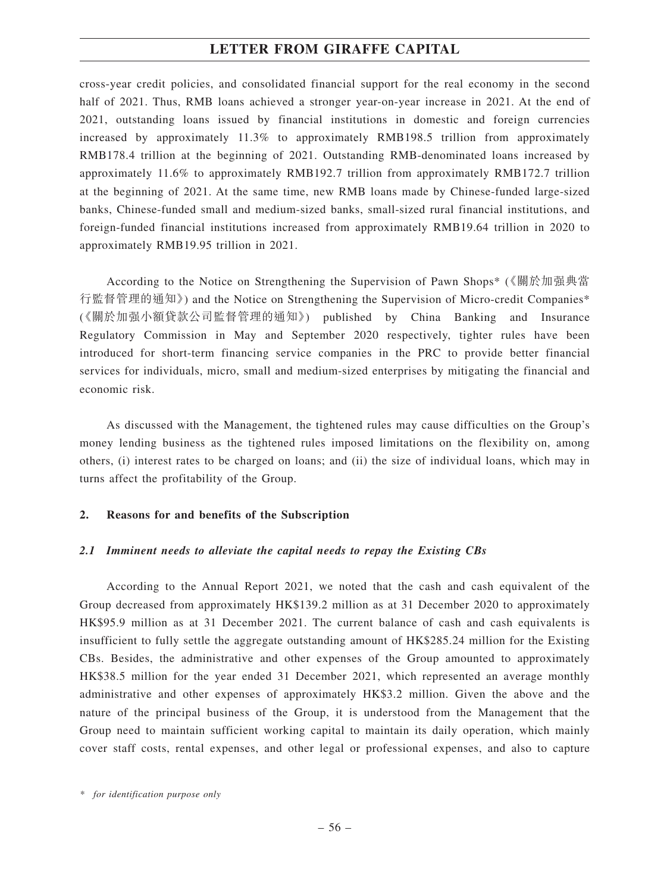cross-year credit policies, and consolidated financial support for the real economy in the second half of 2021. Thus, RMB loans achieved a stronger year-on-year increase in 2021. At the end of 2021, outstanding loans issued by financial institutions in domestic and foreign currencies increased by approximately 11.3% to approximately RMB198.5 trillion from approximately RMB178.4 trillion at the beginning of 2021. Outstanding RMB-denominated loans increased by approximately 11.6% to approximately RMB192.7 trillion from approximately RMB172.7 trillion at the beginning of 2021. At the same time, new RMB loans made by Chinese-funded large-sized banks, Chinese-funded small and medium-sized banks, small-sized rural financial institutions, and foreign-funded financial institutions increased from approximately RMB19.64 trillion in 2020 to approximately RMB19.95 trillion in 2021.

According to the Notice on Strengthening the Supervision of Pawn Shops* (《關於加强典當行監督管理的通知》) and the Notice on Strengthening the Supervision of Micro-credit Companies* (《關於加强小額貸款公司監督管理的通知》) published by China Banking and Insurance Regulatory Commission in May and September 2020 respectively, tighter rules have been introduced for short-term financing service companies in the PRC to provide better financial services for individuals, micro, small and medium-sized enterprises by mitigating the financial and economic risk.

As discussed with the Management, the tightened rules may cause difficulties on the Group's money lending business as the tightened rules imposed limitations on the flexibility on, among others, (i) interest rates to be charged on loans; and (ii) the size of individual loans, which may in turns affect the profitability of the Group.

**2. Reasons for and benefits of the Subscription**

***2.1 Imminent needs to alleviate the capital needs to repay the Existing CBs***

According to the Annual Report 2021, we noted that the cash and cash equivalent of the Group decreased from approximately HK$139.2 million as at 31 December 2020 to approximately HK$95.9 million as at 31 December 2021. The current balance of cash and cash equivalents is insufficient to fully settle the aggregate outstanding amount of HK$285.24 million for the Existing CBs. Besides, the administrative and other expenses of the Group amounted to approximately HK$38.5 million for the year ended 31 December 2021, which represented an average monthly administrative and other expenses of approximately HK$3.2 million. Given the above and the nature of the principal business of the Group, it is understood from the Management that the Group need to maintain sufficient working capital to maintain its daily operation, which mainly cover staff costs, rental expenses, and other legal or professional expenses, and also to capture

*\* for identification purpose only*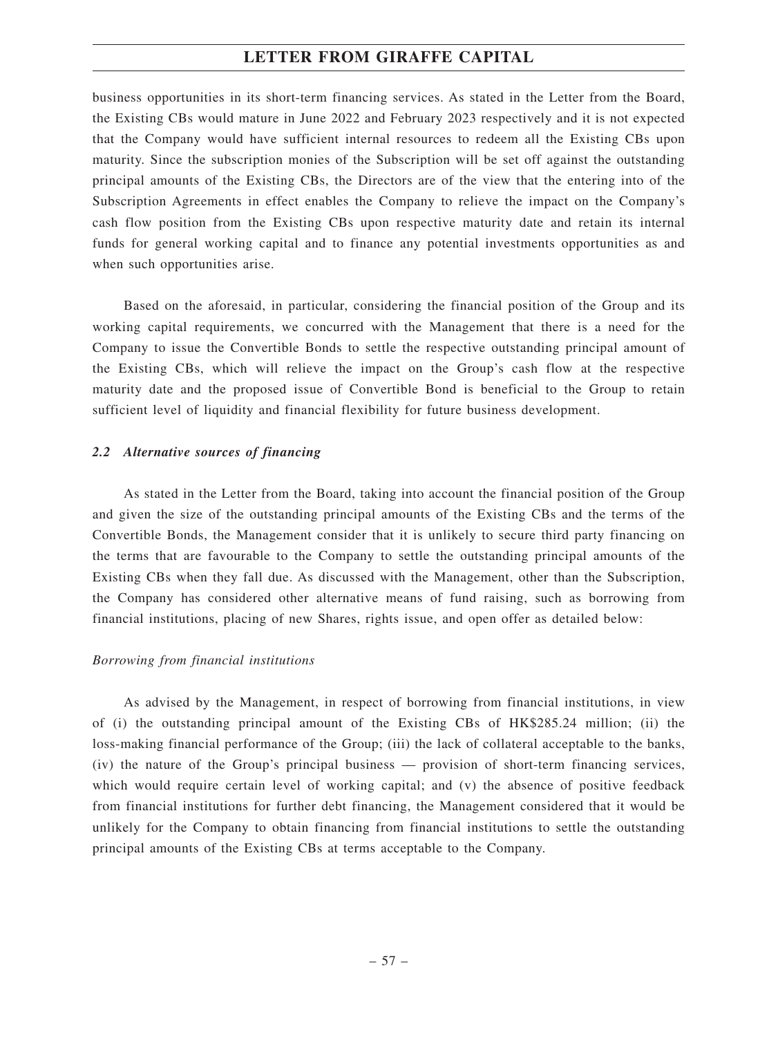business opportunities in its short-term financing services. As stated in the Letter from the Board, the Existing CBs would mature in June 2022 and February 2023 respectively and it is not expected that the Company would have sufficient internal resources to redeem all the Existing CBs upon maturity. Since the subscription monies of the Subscription will be set off against the outstanding principal amounts of the Existing CBs, the Directors are of the view that the entering into of the Subscription Agreements in effect enables the Company to relieve the impact on the Company's cash flow position from the Existing CBs upon respective maturity date and retain its internal funds for general working capital and to finance any potential investments opportunities as and when such opportunities arise.

Based on the aforesaid, in particular, considering the financial position of the Group and its working capital requirements, we concurred with the Management that there is a need for the Company to issue the Convertible Bonds to settle the respective outstanding principal amount of the Existing CBs, which will relieve the impact on the Group's cash flow at the respective maturity date and the proposed issue of Convertible Bond is beneficial to the Group to retain sufficient level of liquidity and financial flexibility for future business development.

### *2.2 Alternative sources of financing*

As stated in the Letter from the Board, taking into account the financial position of the Group and given the size of the outstanding principal amounts of the Existing CBs and the terms of the Convertible Bonds, the Management consider that it is unlikely to secure third party financing on the terms that are favourable to the Company to settle the outstanding principal amounts of the Existing CBs when they fall due. As discussed with the Management, other than the Subscription, the Company has considered other alternative means of fund raising, such as borrowing from financial institutions, placing of new Shares, rights issue, and open offer as detailed below:

*Borrowing from financial institutions*

As advised by the Management, in respect of borrowing from financial institutions, in view of (i) the outstanding principal amount of the Existing CBs of HK$285.24 million; (ii) the loss-making financial performance of the Group; (iii) the lack of collateral acceptable to the banks, (iv) the nature of the Group's principal business — provision of short-term financing services, which would require certain level of working capital; and (v) the absence of positive feedback from financial institutions for further debt financing, the Management considered that it would be unlikely for the Company to obtain financing from financial institutions to settle the outstanding principal amounts of the Existing CBs at terms acceptable to the Company.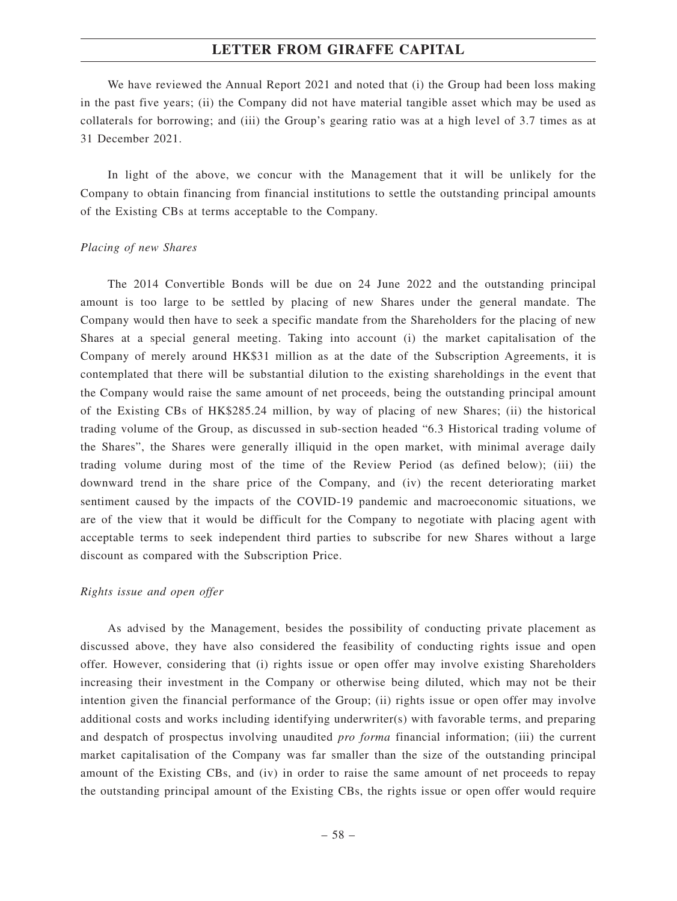We have reviewed the Annual Report 2021 and noted that (i) the Group had been loss making in the past five years; (ii) the Company did not have material tangible asset which may be used as collaterals for borrowing; and (iii) the Group's gearing ratio was at a high level of 3.7 times as at 31 December 2021.

In light of the above, we concur with the Management that it will be unlikely for the Company to obtain financing from financial institutions to settle the outstanding principal amounts of the Existing CBs at terms acceptable to the Company.

*Placing of new Shares*

The 2014 Convertible Bonds will be due on 24 June 2022 and the outstanding principal amount is too large to be settled by placing of new Shares under the general mandate. The Company would then have to seek a specific mandate from the Shareholders for the placing of new Shares at a special general meeting. Taking into account (i) the market capitalisation of the Company of merely around HK$31 million as at the date of the Subscription Agreements, it is contemplated that there will be substantial dilution to the existing shareholdings in the event that the Company would raise the same amount of net proceeds, being the outstanding principal amount of the Existing CBs of HK$285.24 million, by way of placing of new Shares; (ii) the historical trading volume of the Group, as discussed in sub-section headed "6.3 Historical trading volume of the Shares", the Shares were generally illiquid in the open market, with minimal average daily trading volume during most of the time of the Review Period (as defined below); (iii) the downward trend in the share price of the Company, and (iv) the recent deteriorating market sentiment caused by the impacts of the COVID-19 pandemic and macroeconomic situations, we are of the view that it would be difficult for the Company to negotiate with placing agent with acceptable terms to seek independent third parties to subscribe for new Shares without a large discount as compared with the Subscription Price.

*Rights issue and open offer*

As advised by the Management, besides the possibility of conducting private placement as discussed above, they have also considered the feasibility of conducting rights issue and open offer. However, considering that (i) rights issue or open offer may involve existing Shareholders increasing their investment in the Company or otherwise being diluted, which may not be their intention given the financial performance of the Group; (ii) rights issue or open offer may involve additional costs and works including identifying underwriter(s) with favorable terms, and preparing and despatch of prospectus involving unaudited *pro forma* financial information; (iii) the current market capitalisation of the Company was far smaller than the size of the outstanding principal amount of the Existing CBs, and (iv) in order to raise the same amount of net proceeds to repay the outstanding principal amount of the Existing CBs, the rights issue or open offer would require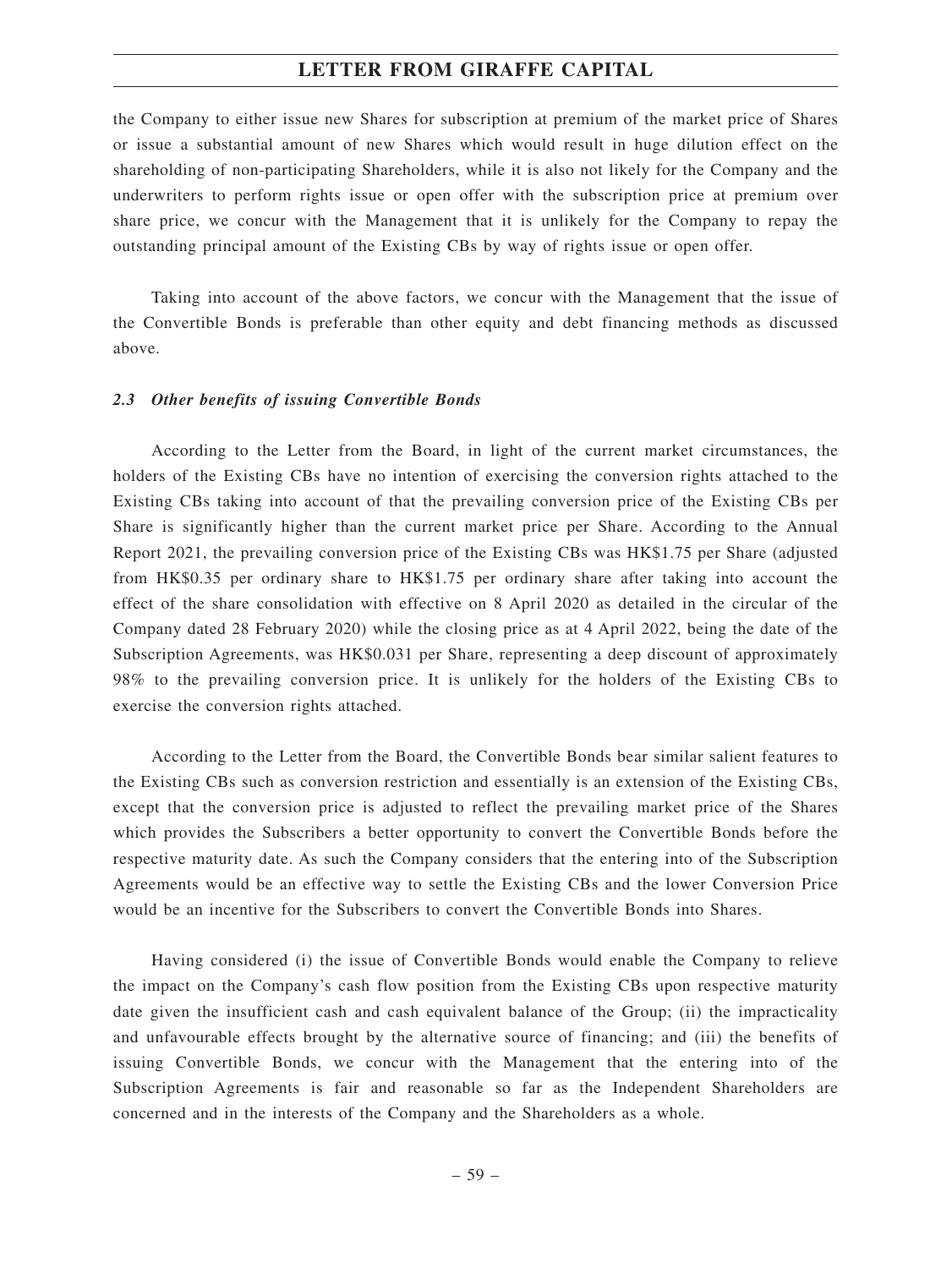the Company to either issue new Shares for subscription at premium of the market price of Shares or issue a substantial amount of new Shares which would result in huge dilution effect on the shareholding of non-participating Shareholders, while it is also not likely for the Company and the underwriters to perform rights issue or open offer with the subscription price at premium over share price, we concur with the Management that it is unlikely for the Company to repay the outstanding principal amount of the Existing CBs by way of rights issue or open offer.

Taking into account of the above factors, we concur with the Management that the issue of the Convertible Bonds is preferable than other equity and debt financing methods as discussed above.

### *2.3 Other benefits of issuing Convertible Bonds*

According to the Letter from the Board, in light of the current market circumstances, the holders of the Existing CBs have no intention of exercising the conversion rights attached to the Existing CBs taking into account of that the prevailing conversion price of the Existing CBs per Share is significantly higher than the current market price per Share. According to the Annual Report 2021, the prevailing conversion price of the Existing CBs was HK$1.75 per Share (adjusted from HK$0.35 per ordinary share to HK$1.75 per ordinary share after taking into account the effect of the share consolidation with effective on 8 April 2020 as detailed in the circular of the Company dated 28 February 2020) while the closing price as at 4 April 2022, being the date of the Subscription Agreements, was HK$0.031 per Share, representing a deep discount of approximately 98% to the prevailing conversion price. It is unlikely for the holders of the Existing CBs to exercise the conversion rights attached.

According to the Letter from the Board, the Convertible Bonds bear similar salient features to the Existing CBs such as conversion restriction and essentially is an extension of the Existing CBs, except that the conversion price is adjusted to reflect the prevailing market price of the Shares which provides the Subscribers a better opportunity to convert the Convertible Bonds before the respective maturity date. As such the Company considers that the entering into of the Subscription Agreements would be an effective way to settle the Existing CBs and the lower Conversion Price would be an incentive for the Subscribers to convert the Convertible Bonds into Shares.

Having considered (i) the issue of Convertible Bonds would enable the Company to relieve the impact on the Company's cash flow position from the Existing CBs upon respective maturity date given the insufficient cash and cash equivalent balance of the Group; (ii) the impracticality and unfavourable effects brought by the alternative source of financing; and (iii) the benefits of issuing Convertible Bonds, we concur with the Management that the entering into of the Subscription Agreements is fair and reasonable so far as the Independent Shareholders are concerned and in the interests of the Company and the Shareholders as a whole.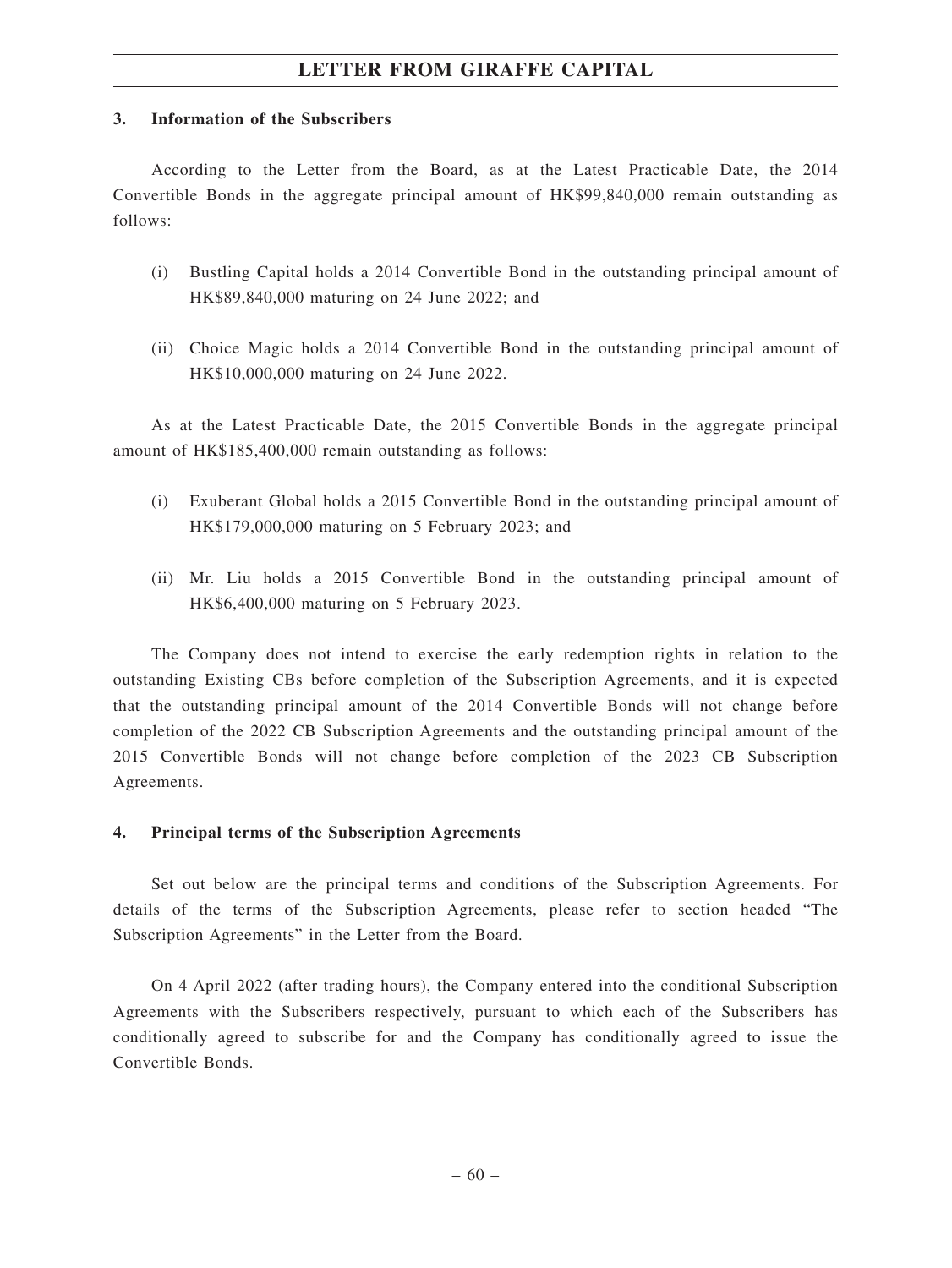### 3. Information of the Subscribers

According to the Letter from the Board, as at the Latest Practicable Date, the 2014 Convertible Bonds in the aggregate principal amount of HK$99,840,000 remain outstanding as follows:

(i) Bustling Capital holds a 2014 Convertible Bond in the outstanding principal amount of HK$89,840,000 maturing on 24 June 2022; and

(ii) Choice Magic holds a 2014 Convertible Bond in the outstanding principal amount of HK$10,000,000 maturing on 24 June 2022.

As at the Latest Practicable Date, the 2015 Convertible Bonds in the aggregate principal amount of HK$185,400,000 remain outstanding as follows:

(i) Exuberant Global holds a 2015 Convertible Bond in the outstanding principal amount of HK$179,000,000 maturing on 5 February 2023; and

(ii) Mr. Liu holds a 2015 Convertible Bond in the outstanding principal amount of HK$6,400,000 maturing on 5 February 2023.

The Company does not intend to exercise the early redemption rights in relation to the outstanding Existing CBs before completion of the Subscription Agreements, and it is expected that the outstanding principal amount of the 2014 Convertible Bonds will not change before completion of the 2022 CB Subscription Agreements and the outstanding principal amount of the 2015 Convertible Bonds will not change before completion of the 2023 CB Subscription Agreements.

### 4. Principal terms of the Subscription Agreements

Set out below are the principal terms and conditions of the Subscription Agreements. For details of the terms of the Subscription Agreements, please refer to section headed "The Subscription Agreements" in the Letter from the Board.

On 4 April 2022 (after trading hours), the Company entered into the conditional Subscription Agreements with the Subscribers respectively, pursuant to which each of the Subscribers has conditionally agreed to subscribe for and the Company has conditionally agreed to issue the Convertible Bonds.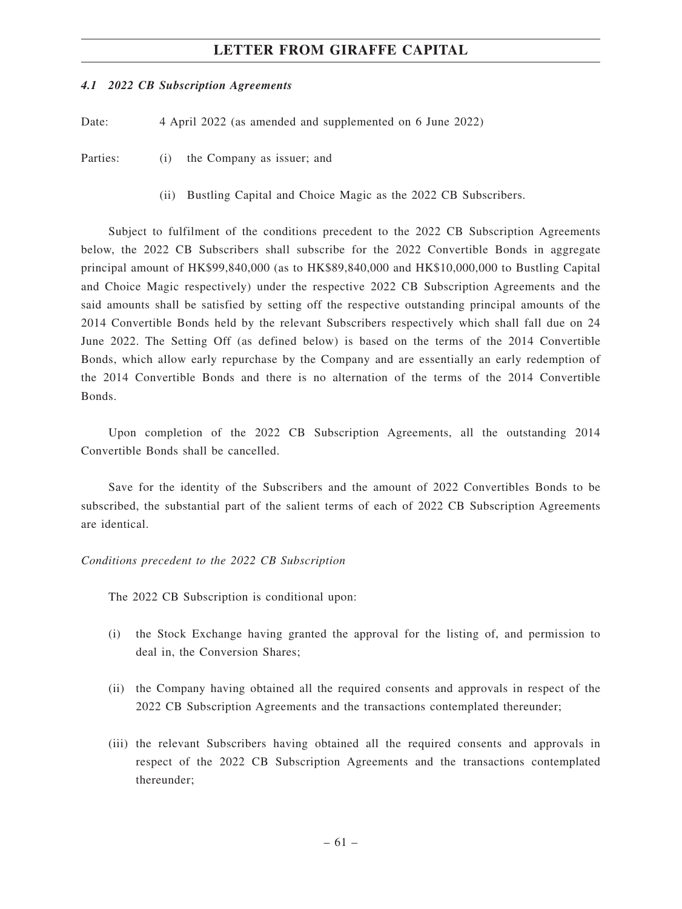#### *4.1 2022 CB Subscription Agreements*

Date: 4 April 2022 (as amended and supplemented on 6 June 2022)

Parties: (i) the Company as issuer; and

(ii) Bustling Capital and Choice Magic as the 2022 CB Subscribers.

Subject to fulfilment of the conditions precedent to the 2022 CB Subscription Agreements below, the 2022 CB Subscribers shall subscribe for the 2022 Convertible Bonds in aggregate principal amount of HK$99,840,000 (as to HK$89,840,000 and HK$10,000,000 to Bustling Capital and Choice Magic respectively) under the respective 2022 CB Subscription Agreements and the said amounts shall be satisfied by setting off the respective outstanding principal amounts of the 2014 Convertible Bonds held by the relevant Subscribers respectively which shall fall due on 24 June 2022. The Setting Off (as defined below) is based on the terms of the 2014 Convertible Bonds, which allow early repurchase by the Company and are essentially an early redemption of the 2014 Convertible Bonds and there is no alternation of the terms of the 2014 Convertible Bonds.

Upon completion of the 2022 CB Subscription Agreements, all the outstanding 2014 Convertible Bonds shall be cancelled.

Save for the identity of the Subscribers and the amount of 2022 Convertibles Bonds to be subscribed, the substantial part of the salient terms of each of 2022 CB Subscription Agreements are identical.

*Conditions precedent to the 2022 CB Subscription*

The 2022 CB Subscription is conditional upon:

(i) the Stock Exchange having granted the approval for the listing of, and permission to deal in, the Conversion Shares;

(ii) the Company having obtained all the required consents and approvals in respect of the 2022 CB Subscription Agreements and the transactions contemplated thereunder;

(iii) the relevant Subscribers having obtained all the required consents and approvals in respect of the 2022 CB Subscription Agreements and the transactions contemplated thereunder;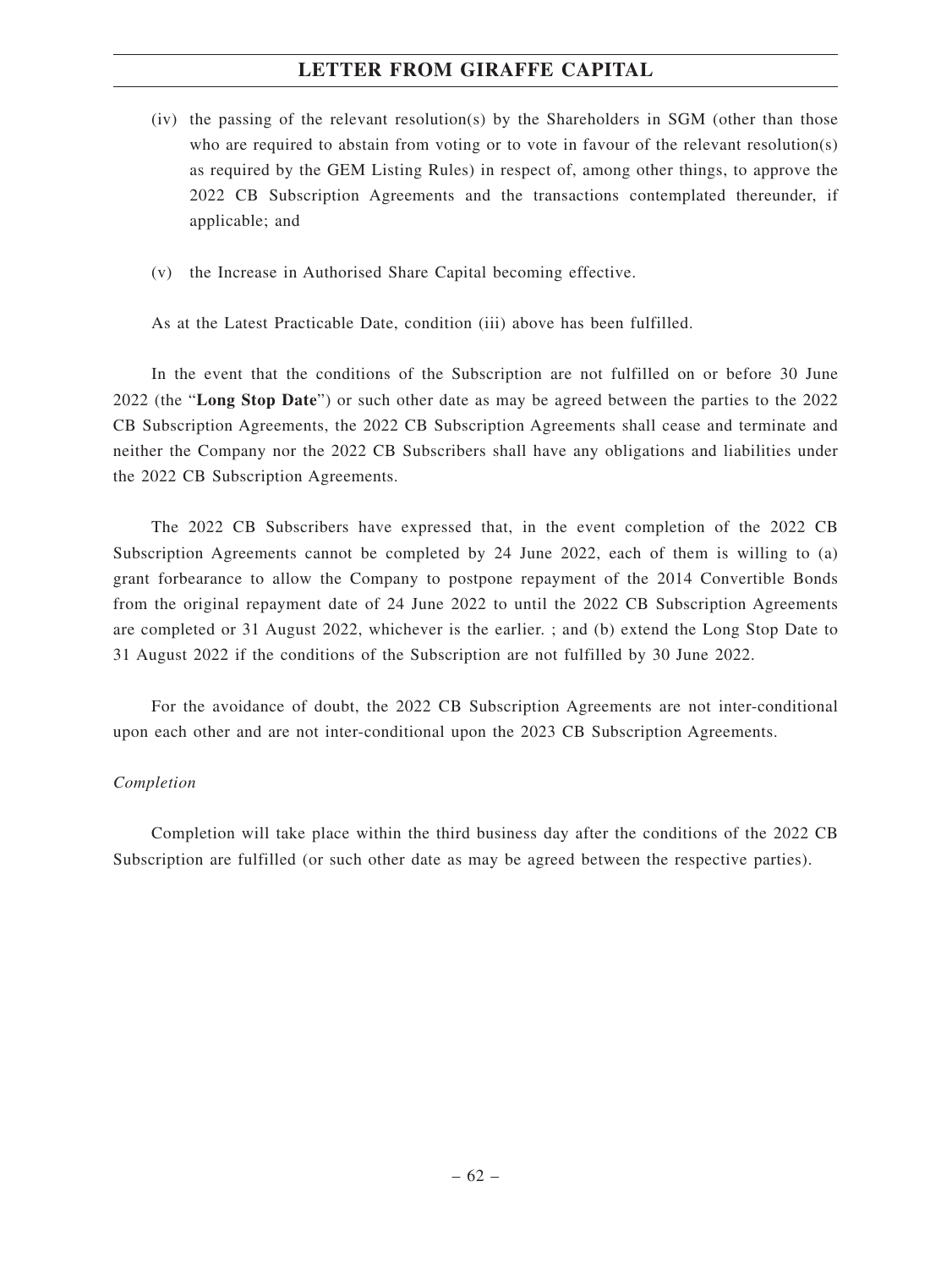(iv) the passing of the relevant resolution(s) by the Shareholders in SGM (other than those who are required to abstain from voting or to vote in favour of the relevant resolution(s) as required by the GEM Listing Rules) in respect of, among other things, to approve the 2022 CB Subscription Agreements and the transactions contemplated thereunder, if applicable; and

(v) the Increase in Authorised Share Capital becoming effective.

As at the Latest Practicable Date, condition (iii) above has been fulfilled.

In the event that the conditions of the Subscription are not fulfilled on or before 30 June 2022 (the "**Long Stop Date**") or such other date as may be agreed between the parties to the 2022 CB Subscription Agreements, the 2022 CB Subscription Agreements shall cease and terminate and neither the Company nor the 2022 CB Subscribers shall have any obligations and liabilities under the 2022 CB Subscription Agreements.

The 2022 CB Subscribers have expressed that, in the event completion of the 2022 CB Subscription Agreements cannot be completed by 24 June 2022, each of them is willing to (a) grant forbearance to allow the Company to postpone repayment of the 2014 Convertible Bonds from the original repayment date of 24 June 2022 to until the 2022 CB Subscription Agreements are completed or 31 August 2022, whichever is the earlier. ; and (b) extend the Long Stop Date to 31 August 2022 if the conditions of the Subscription are not fulfilled by 30 June 2022.

For the avoidance of doubt, the 2022 CB Subscription Agreements are not inter-conditional upon each other and are not inter-conditional upon the 2023 CB Subscription Agreements.

*Completion*

Completion will take place within the third business day after the conditions of the 2022 CB Subscription are fulfilled (or such other date as may be agreed between the respective parties).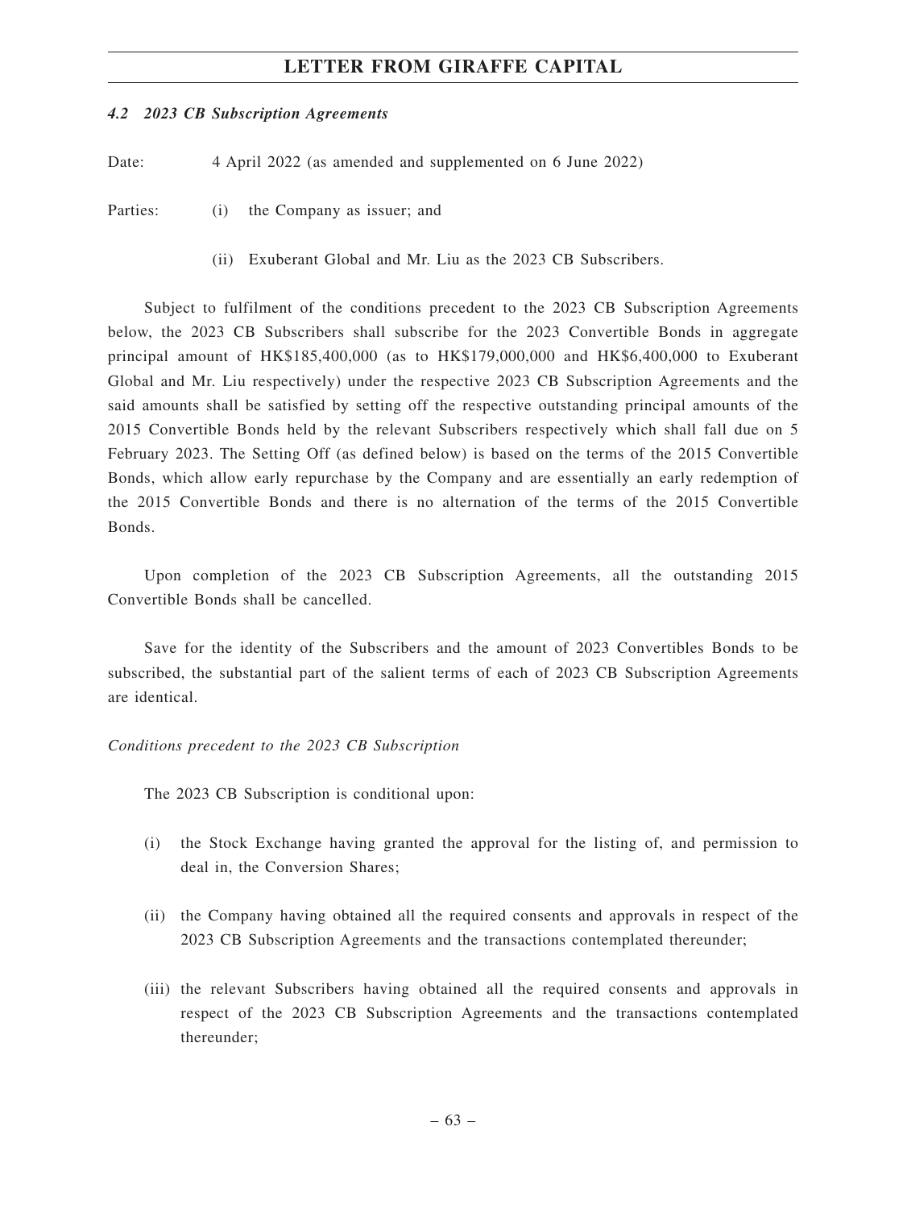#### *4.2 2023 CB Subscription Agreements*

Date: 4 April 2022 (as amended and supplemented on 6 June 2022)

Parties: (i) the Company as issuer; and

(ii) Exuberant Global and Mr. Liu as the 2023 CB Subscribers.

Subject to fulfilment of the conditions precedent to the 2023 CB Subscription Agreements below, the 2023 CB Subscribers shall subscribe for the 2023 Convertible Bonds in aggregate principal amount of HK$185,400,000 (as to HK$179,000,000 and HK$6,400,000 to Exuberant Global and Mr. Liu respectively) under the respective 2023 CB Subscription Agreements and the said amounts shall be satisfied by setting off the respective outstanding principal amounts of the 2015 Convertible Bonds held by the relevant Subscribers respectively which shall fall due on 5 February 2023. The Setting Off (as defined below) is based on the terms of the 2015 Convertible Bonds, which allow early repurchase by the Company and are essentially an early redemption of the 2015 Convertible Bonds and there is no alternation of the terms of the 2015 Convertible Bonds.

Upon completion of the 2023 CB Subscription Agreements, all the outstanding 2015 Convertible Bonds shall be cancelled.

Save for the identity of the Subscribers and the amount of 2023 Convertibles Bonds to be subscribed, the substantial part of the salient terms of each of 2023 CB Subscription Agreements are identical.

*Conditions precedent to the 2023 CB Subscription*

The 2023 CB Subscription is conditional upon:

(i) the Stock Exchange having granted the approval for the listing of, and permission to deal in, the Conversion Shares;

(ii) the Company having obtained all the required consents and approvals in respect of the 2023 CB Subscription Agreements and the transactions contemplated thereunder;

(iii) the relevant Subscribers having obtained all the required consents and approvals in respect of the 2023 CB Subscription Agreements and the transactions contemplated thereunder;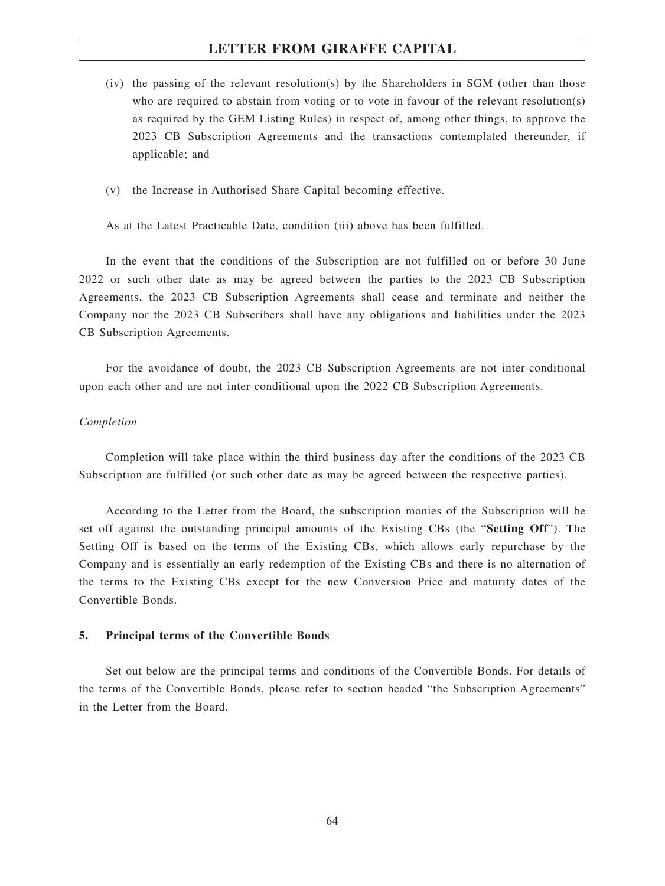(iv) the passing of the relevant resolution(s) by the Shareholders in SGM (other than those who are required to abstain from voting or to vote in favour of the relevant resolution(s) as required by the GEM Listing Rules) in respect of, among other things, to approve the 2023 CB Subscription Agreements and the transactions contemplated thereunder, if applicable; and

(v) the Increase in Authorised Share Capital becoming effective.

As at the Latest Practicable Date, condition (iii) above has been fulfilled.

In the event that the conditions of the Subscription are not fulfilled on or before 30 June 2022 or such other date as may be agreed between the parties to the 2023 CB Subscription Agreements, the 2023 CB Subscription Agreements shall cease and terminate and neither the Company nor the 2023 CB Subscribers shall have any obligations and liabilities under the 2023 CB Subscription Agreements.

For the avoidance of doubt, the 2023 CB Subscription Agreements are not inter-conditional upon each other and are not inter-conditional upon the 2022 CB Subscription Agreements.

*Completion*

Completion will take place within the third business day after the conditions of the 2023 CB Subscription are fulfilled (or such other date as may be agreed between the respective parties).

According to the Letter from the Board, the subscription monies of the Subscription will be set off against the outstanding principal amounts of the Existing CBs (the "**Setting Off**"). The Setting Off is based on the terms of the Existing CBs, which allows early repurchase by the Company and is essentially an early redemption of the Existing CBs and there is no alternation of the terms to the Existing CBs except for the new Conversion Price and maturity dates of the Convertible Bonds.

## 5. Principal terms of the Convertible Bonds

Set out below are the principal terms and conditions of the Convertible Bonds. For details of the terms of the Convertible Bonds, please refer to section headed "the Subscription Agreements" in the Letter from the Board.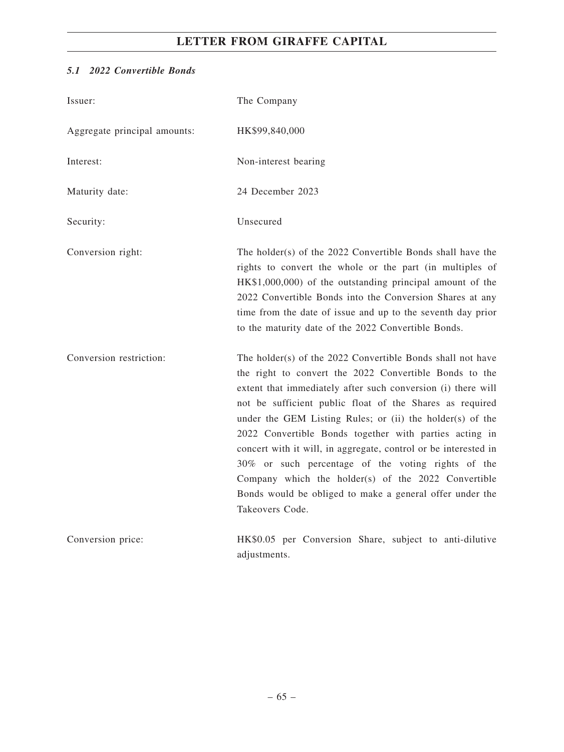### *5.1 2022 Convertible Bonds*

| | |
|---|---|
| Issuer: | The Company |
| Aggregate principal amounts: | HK$99,840,000 |
| Interest: | Non-interest bearing |
| Maturity date: | 24 December 2023 |
| Security: | Unsecured |
| Conversion right: | The holder(s) of the 2022 Convertible Bonds shall have the rights to convert the whole or the part (in multiples of HK$1,000,000) of the outstanding principal amount of the 2022 Convertible Bonds into the Conversion Shares at any time from the date of issue and up to the seventh day prior to the maturity date of the 2022 Convertible Bonds. |
| Conversion restriction: | The holder(s) of the 2022 Convertible Bonds shall not have the right to convert the 2022 Convertible Bonds to the extent that immediately after such conversion (i) there will not be sufficient public float of the Shares as required under the GEM Listing Rules; or (ii) the holder(s) of the 2022 Convertible Bonds together with parties acting in concert with it will, in aggregate, control or be interested in 30% or such percentage of the voting rights of the Company which the holder(s) of the 2022 Convertible Bonds would be obliged to make a general offer under the Takeovers Code. |
| Conversion price: | HK$0.05 per Conversion Share, subject to anti-dilutive adjustments. |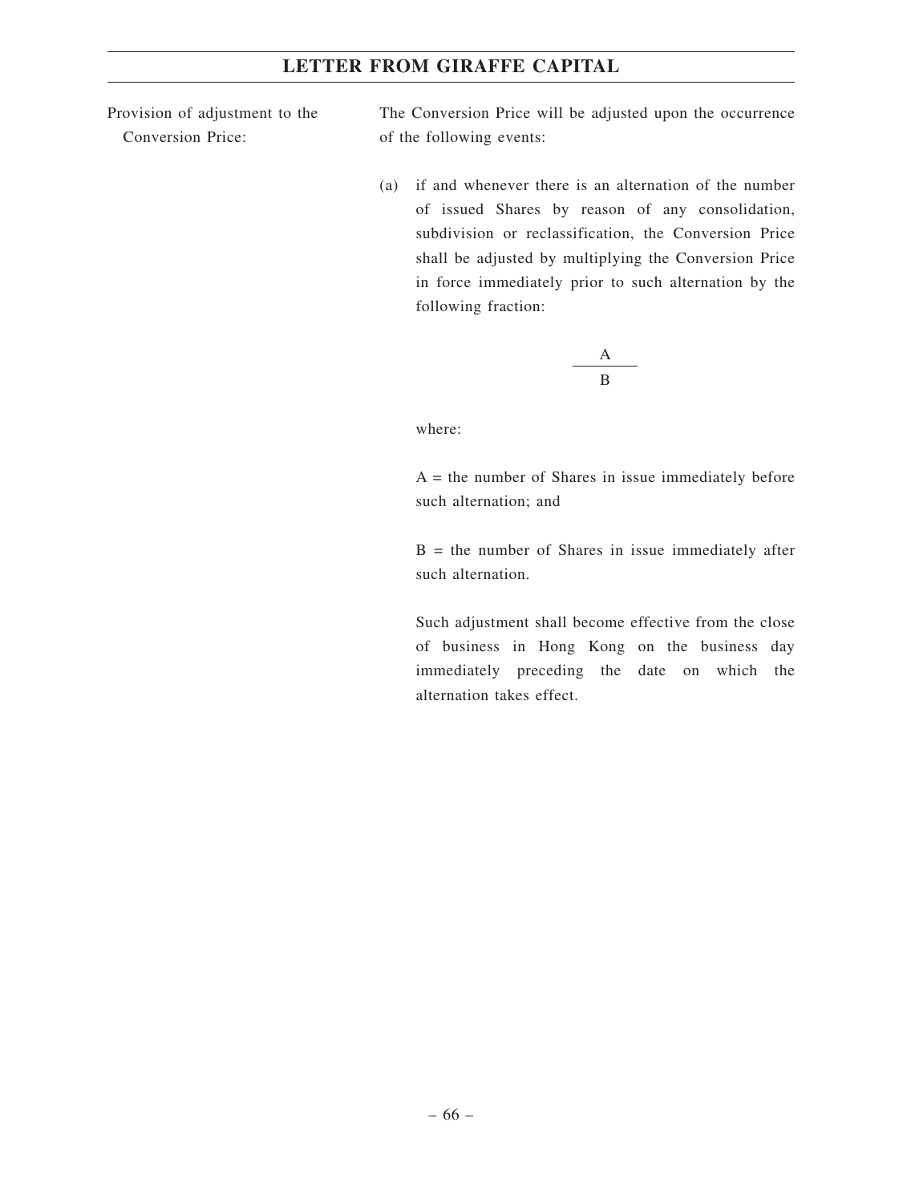Provision of adjustment to the Conversion Price:

The Conversion Price will be adjusted upon the occurrence of the following events:

(a) if and whenever there is an alternation of the number of issued Shares by reason of any consolidation, subdivision or reclassification, the Conversion Price shall be adjusted by multiplying the Conversion Price in force immediately prior to such alternation by the following fraction:

$$\frac{A}{B}$$

where:

A = the number of Shares in issue immediately before such alternation; and

B = the number of Shares in issue immediately after such alternation.

Such adjustment shall become effective from the close of business in Hong Kong on the business day immediately preceding the date on which the alternation takes effect.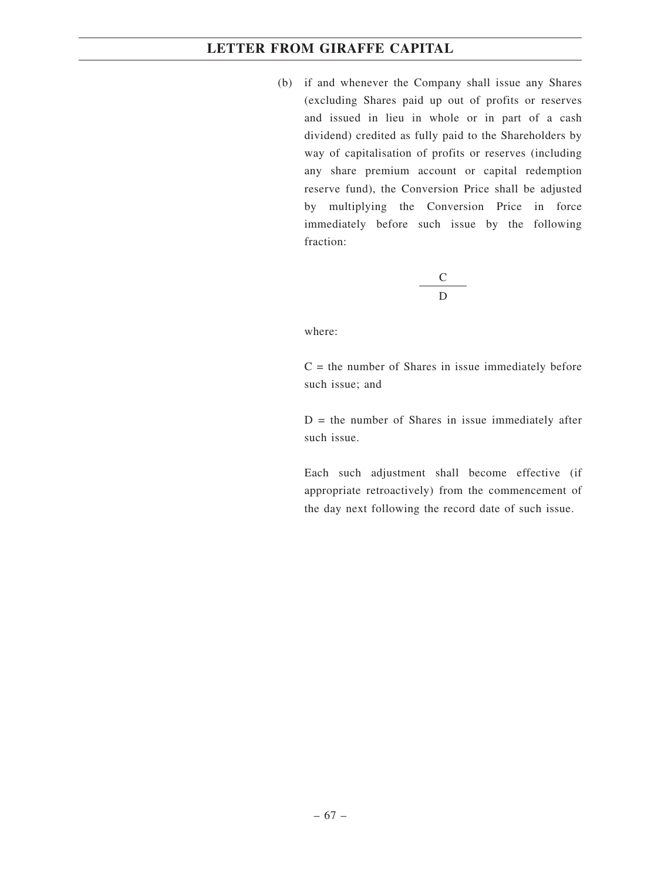(b) if and whenever the Company shall issue any Shares (excluding Shares paid up out of profits or reserves and issued in lieu in whole or in part of a cash dividend) credited as fully paid to the Shareholders by way of capitalisation of profits or reserves (including any share premium account or capital redemption reserve fund), the Conversion Price shall be adjusted by multiplying the Conversion Price in force immediately before such issue by the following fraction:

$$\frac{C}{D}$$

where:

C = the number of Shares in issue immediately before such issue; and

D = the number of Shares in issue immediately after such issue.

Each such adjustment shall become effective (if appropriate retroactively) from the commencement of the day next following the record date of such issue.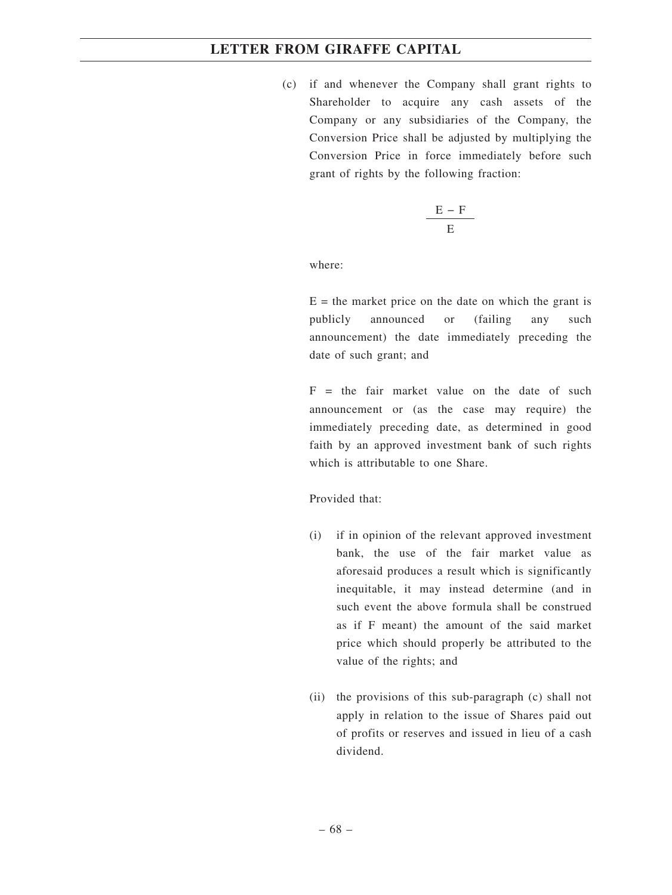(c) if and whenever the Company shall grant rights to Shareholder to acquire any cash assets of the Company or any subsidiaries of the Company, the Conversion Price shall be adjusted by multiplying the Conversion Price in force immediately before such grant of rights by the following fraction:

$$\frac{E - F}{E}$$

where:

E = the market price on the date on which the grant is publicly announced or (failing any such announcement) the date immediately preceding the date of such grant; and

F = the fair market value on the date of such announcement or (as the case may require) the immediately preceding date, as determined in good faith by an approved investment bank of such rights which is attributable to one Share.

Provided that:

(i) if in opinion of the relevant approved investment bank, the use of the fair market value as aforesaid produces a result which is significantly inequitable, it may instead determine (and in such event the above formula shall be construed as if F meant) the amount of the said market price which should properly be attributed to the value of the rights; and

(ii) the provisions of this sub-paragraph (c) shall not apply in relation to the issue of Shares paid out of profits or reserves and issued in lieu of a cash dividend.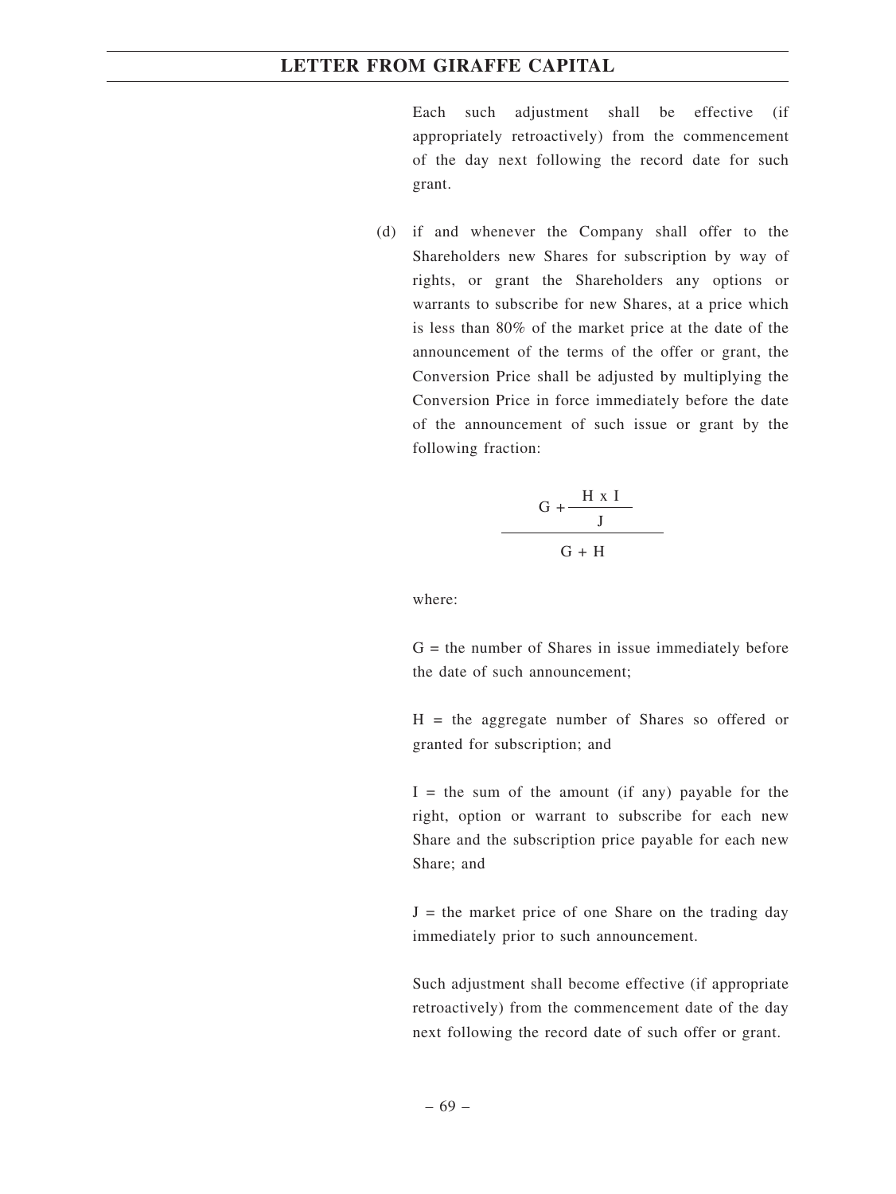Each such adjustment shall be effective (if appropriately retroactively) from the commencement of the day next following the record date for such grant.

(d) if and whenever the Company shall offer to the Shareholders new Shares for subscription by way of rights, or grant the Shareholders any options or warrants to subscribe for new Shares, at a price which is less than 80% of the market price at the date of the announcement of the terms of the offer or grant, the Conversion Price shall be adjusted by multiplying the Conversion Price in force immediately before the date of the announcement of such issue or grant by the following fraction:

$$\frac{G + \frac{H \times I}{J}}{G + H}$$

where:

G = the number of Shares in issue immediately before the date of such announcement;

H = the aggregate number of Shares so offered or granted for subscription; and

I = the sum of the amount (if any) payable for the right, option or warrant to subscribe for each new Share and the subscription price payable for each new Share; and

J = the market price of one Share on the trading day immediately prior to such announcement.

Such adjustment shall become effective (if appropriate retroactively) from the commencement date of the day next following the record date of such offer or grant.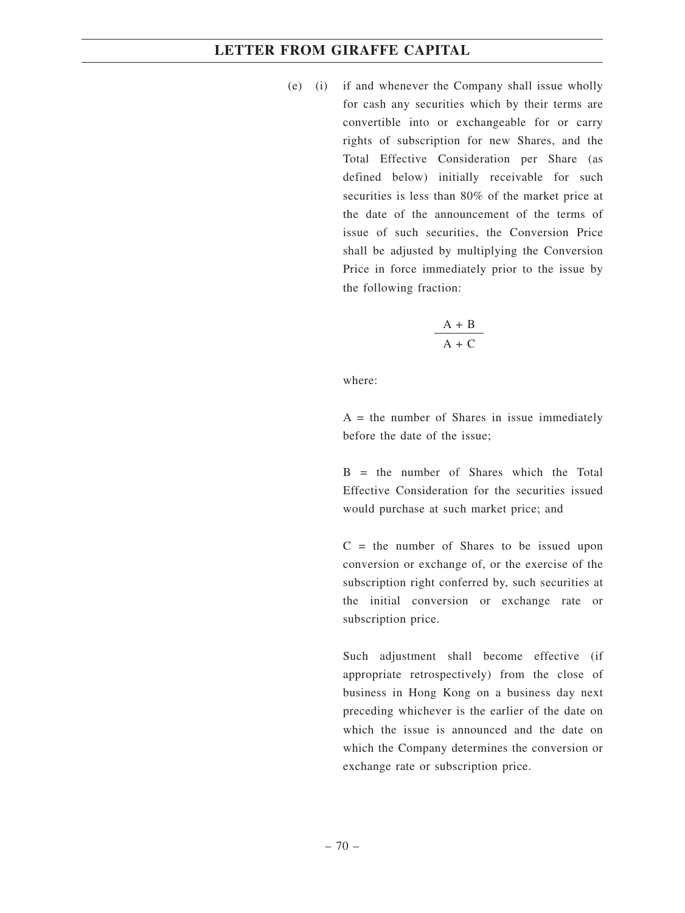(e) (i) if and whenever the Company shall issue wholly for cash any securities which by their terms are convertible into or exchangeable for or carry rights of subscription for new Shares, and the Total Effective Consideration per Share (as defined below) initially receivable for such securities is less than 80% of the market price at the date of the announcement of the terms of issue of such securities, the Conversion Price shall be adjusted by multiplying the Conversion Price in force immediately prior to the issue by the following fraction:

$$\frac{A + B}{A + C}$$

where:

A = the number of Shares in issue immediately before the date of the issue;

B = the number of Shares which the Total Effective Consideration for the securities issued would purchase at such market price; and

C = the number of Shares to be issued upon conversion or exchange of, or the exercise of the subscription right conferred by, such securities at the initial conversion or exchange rate or subscription price.

Such adjustment shall become effective (if appropriate retrospectively) from the close of business in Hong Kong on a business day next preceding whichever is the earlier of the date on which the issue is announced and the date on which the Company determines the conversion or exchange rate or subscription price.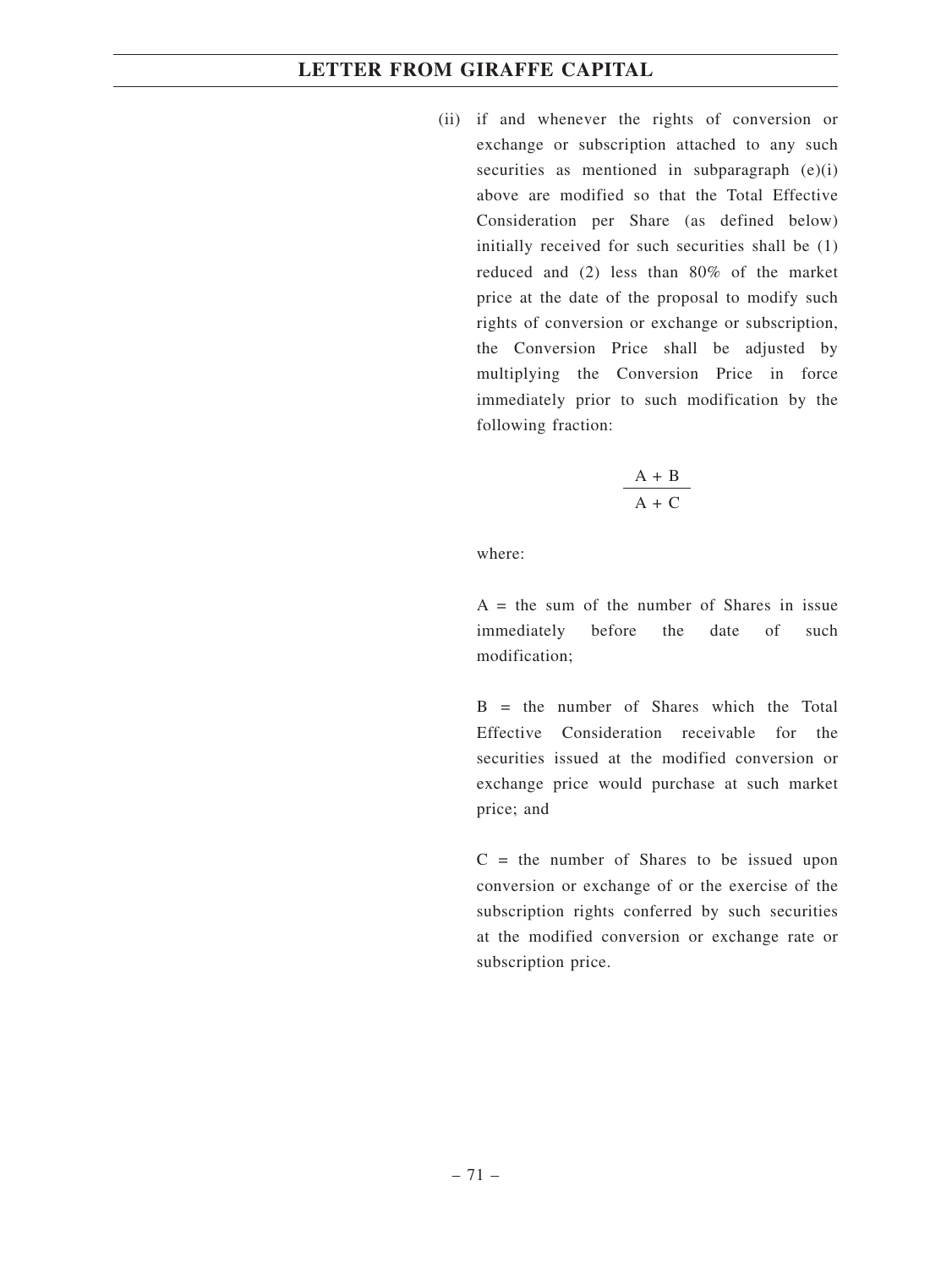(ii) if and whenever the rights of conversion or exchange or subscription attached to any such securities as mentioned in subparagraph (e)(i) above are modified so that the Total Effective Consideration per Share (as defined below) initially received for such securities shall be (1) reduced and (2) less than 80% of the market price at the date of the proposal to modify such rights of conversion or exchange or subscription, the Conversion Price shall be adjusted by multiplying the Conversion Price in force immediately prior to such modification by the following fraction:

$$\frac{A + B}{A + C}$$

where:

A = the sum of the number of Shares in issue immediately before the date of such modification;

B = the number of Shares which the Total Effective Consideration receivable for the securities issued at the modified conversion or exchange price would purchase at such market price; and

C = the number of Shares to be issued upon conversion or exchange of or the exercise of the subscription rights conferred by such securities at the modified conversion or exchange rate or subscription price.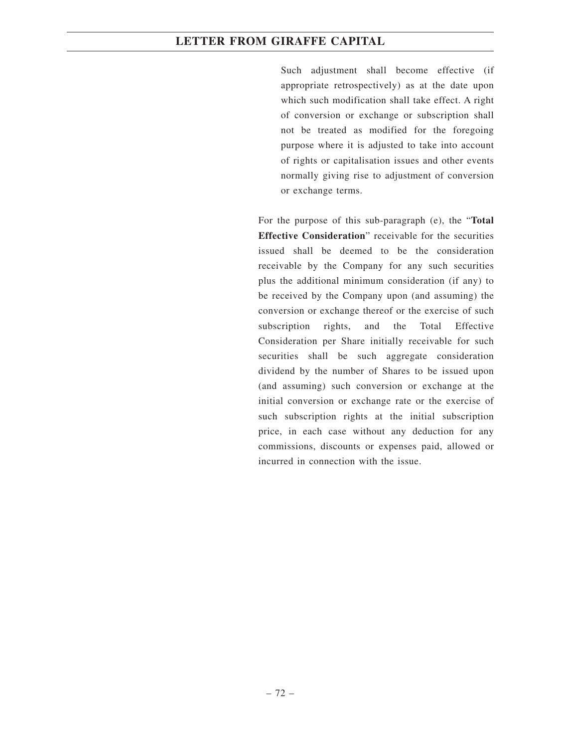Such adjustment shall become effective (if appropriate retrospectively) as at the date upon which such modification shall take effect. A right of conversion or exchange or subscription shall not be treated as modified for the foregoing purpose where it is adjusted to take into account of rights or capitalisation issues and other events normally giving rise to adjustment of conversion or exchange terms.

For the purpose of this sub-paragraph (e), the "**Total Effective Consideration**" receivable for the securities issued shall be deemed to be the consideration receivable by the Company for any such securities plus the additional minimum consideration (if any) to be received by the Company upon (and assuming) the conversion or exchange thereof or the exercise of such subscription rights, and the Total Effective Consideration per Share initially receivable for such securities shall be such aggregate consideration dividend by the number of Shares to be issued upon (and assuming) such conversion or exchange at the initial conversion or exchange rate or the exercise of such subscription rights at the initial subscription price, in each case without any deduction for any commissions, discounts or expenses paid, allowed or incurred in connection with the issue.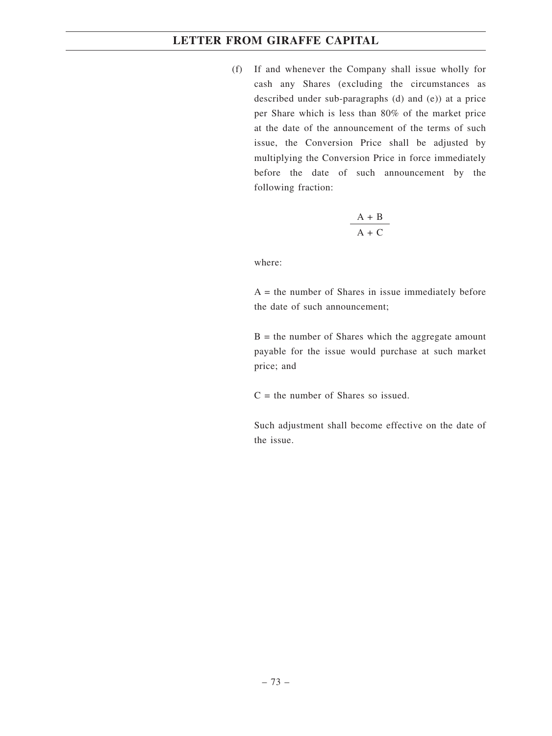(f) If and whenever the Company shall issue wholly for cash any Shares (excluding the circumstances as described under sub-paragraphs (d) and (e)) at a price per Share which is less than 80% of the market price at the date of the announcement of the terms of such issue, the Conversion Price shall be adjusted by multiplying the Conversion Price in force immediately before the date of such announcement by the following fraction:

$$\frac{A + B}{A + C}$$

where:

A = the number of Shares in issue immediately before the date of such announcement;

B = the number of Shares which the aggregate amount payable for the issue would purchase at such market price; and

C = the number of Shares so issued.

Such adjustment shall become effective on the date of the issue.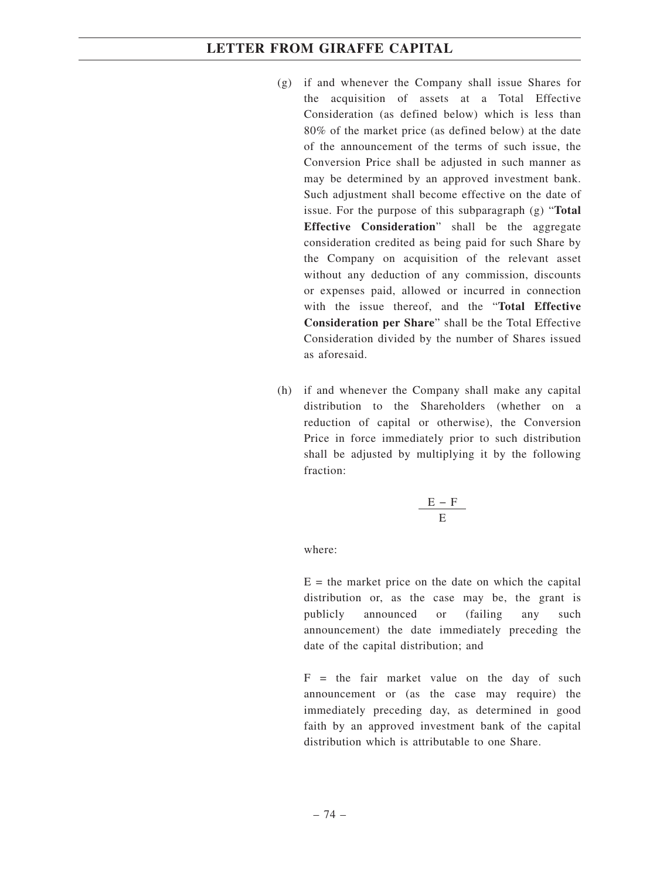(g) if and whenever the Company shall issue Shares for the acquisition of assets at a Total Effective Consideration (as defined below) which is less than 80% of the market price (as defined below) at the date of the announcement of the terms of such issue, the Conversion Price shall be adjusted in such manner as may be determined by an approved investment bank. Such adjustment shall become effective on the date of issue. For the purpose of this subparagraph (g) "**Total Effective Consideration**" shall be the aggregate consideration credited as being paid for such Share by the Company on acquisition of the relevant asset without any deduction of any commission, discounts or expenses paid, allowed or incurred in connection with the issue thereof, and the "**Total Effective Consideration per Share**" shall be the Total Effective Consideration divided by the number of Shares issued as aforesaid.

(h) if and whenever the Company shall make any capital distribution to the Shareholders (whether on a reduction of capital or otherwise), the Conversion Price in force immediately prior to such distribution shall be adjusted by multiplying it by the following fraction:

$$\frac{E - F}{E}$$

where:

E = the market price on the date on which the capital distribution or, as the case may be, the grant is publicly announced or (failing any such announcement) the date immediately preceding the date of the capital distribution; and

F = the fair market value on the day of such announcement or (as the case may require) the immediately preceding day, as determined in good faith by an approved investment bank of the capital distribution which is attributable to one Share.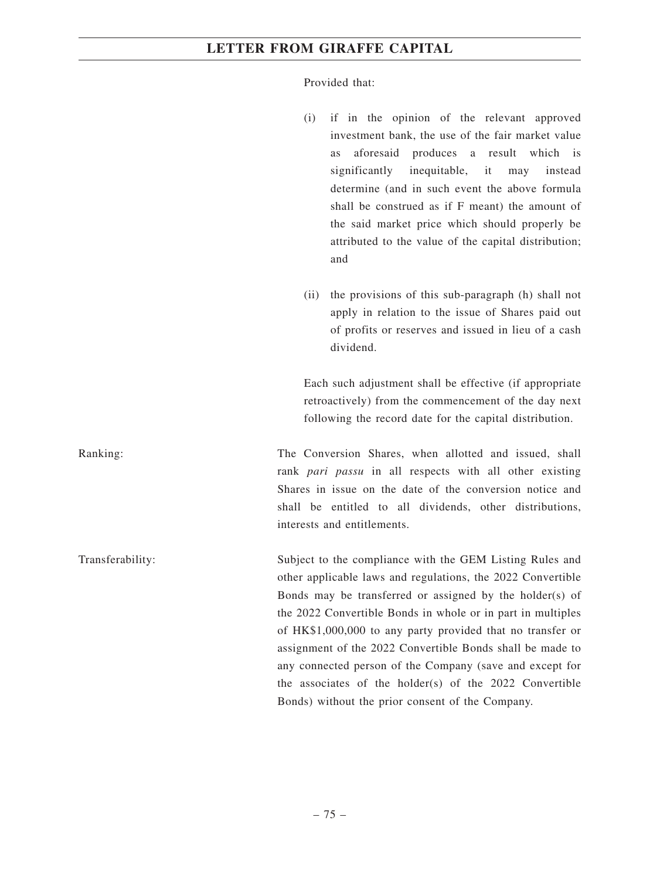Provided that:

(i) if in the opinion of the relevant approved investment bank, the use of the fair market value as aforesaid produces a result which is significantly inequitable, it may instead determine (and in such event the above formula shall be construed as if F meant) the amount of the said market price which should properly be attributed to the value of the capital distribution; and

(ii) the provisions of this sub-paragraph (h) shall not apply in relation to the issue of Shares paid out of profits or reserves and issued in lieu of a cash dividend.

Each such adjustment shall be effective (if appropriate retroactively) from the commencement of the day next following the record date for the capital distribution.

Ranking: The Conversion Shares, when allotted and issued, shall rank *pari passu* in all respects with all other existing Shares in issue on the date of the conversion notice and shall be entitled to all dividends, other distributions, interests and entitlements.

Transferability: Subject to the compliance with the GEM Listing Rules and other applicable laws and regulations, the 2022 Convertible Bonds may be transferred or assigned by the holder(s) of the 2022 Convertible Bonds in whole or in part in multiples of HK$1,000,000 to any party provided that no transfer or assignment of the 2022 Convertible Bonds shall be made to any connected person of the Company (save and except for the associates of the holder(s) of the 2022 Convertible Bonds) without the prior consent of the Company.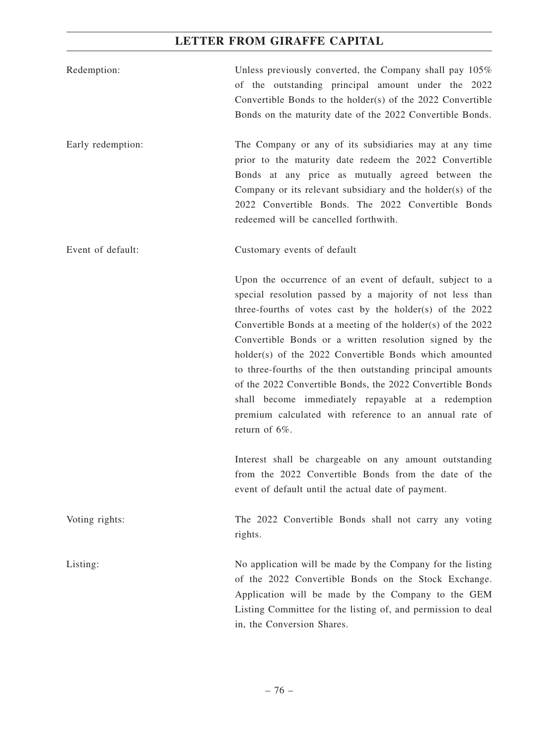| | |
|---|---|
| Redemption: | Unless previously converted, the Company shall pay 105% of the outstanding principal amount under the 2022 Convertible Bonds to the holder(s) of the 2022 Convertible Bonds on the maturity date of the 2022 Convertible Bonds. |
| Early redemption: | The Company or any of its subsidiaries may at any time prior to the maturity date redeem the 2022 Convertible Bonds at any price as mutually agreed between the Company or its relevant subsidiary and the holder(s) of the 2022 Convertible Bonds. The 2022 Convertible Bonds redeemed will be cancelled forthwith. |
| Event of default: | Customary events of default<br><br>Upon the occurrence of an event of default, subject to a special resolution passed by a majority of not less than three-fourths of votes cast by the holder(s) of the 2022 Convertible Bonds at a meeting of the holder(s) of the 2022 Convertible Bonds or a written resolution signed by the holder(s) of the 2022 Convertible Bonds which amounted to three-fourths of the then outstanding principal amounts of the 2022 Convertible Bonds, the 2022 Convertible Bonds shall become immediately repayable at a redemption premium calculated with reference to an annual rate of return of 6%.<br><br>Interest shall be chargeable on any amount outstanding from the 2022 Convertible Bonds from the date of the event of default until the actual date of payment. |
| Voting rights: | The 2022 Convertible Bonds shall not carry any voting rights. |
| Listing: | No application will be made by the Company for the listing of the 2022 Convertible Bonds on the Stock Exchange. Application will be made by the Company to the GEM Listing Committee for the listing of, and permission to deal in, the Conversion Shares. |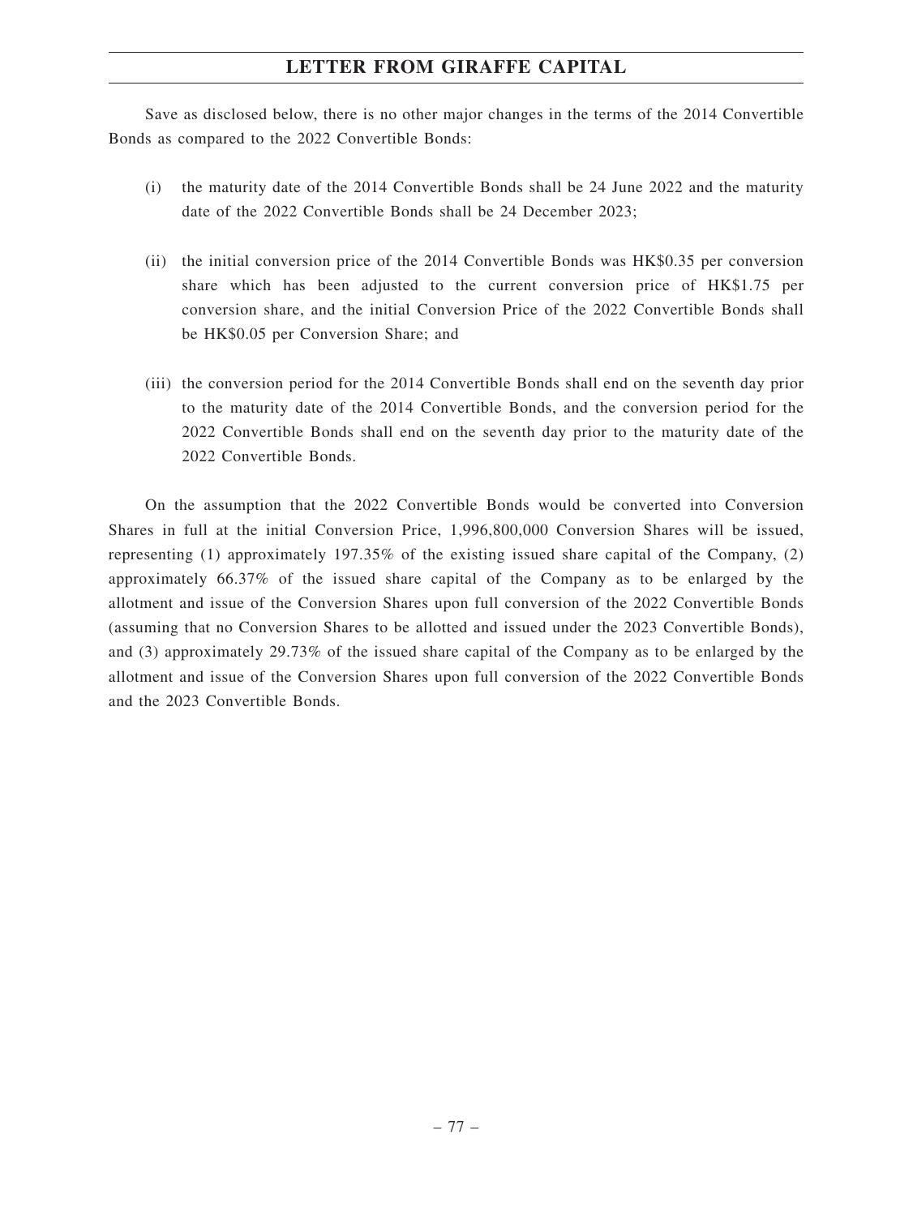Save as disclosed below, there is no other major changes in the terms of the 2014 Convertible Bonds as compared to the 2022 Convertible Bonds:

(i) the maturity date of the 2014 Convertible Bonds shall be 24 June 2022 and the maturity date of the 2022 Convertible Bonds shall be 24 December 2023;

(ii) the initial conversion price of the 2014 Convertible Bonds was HK$0.35 per conversion share which has been adjusted to the current conversion price of HK$1.75 per conversion share, and the initial Conversion Price of the 2022 Convertible Bonds shall be HK$0.05 per Conversion Share; and

(iii) the conversion period for the 2014 Convertible Bonds shall end on the seventh day prior to the maturity date of the 2014 Convertible Bonds, and the conversion period for the 2022 Convertible Bonds shall end on the seventh day prior to the maturity date of the 2022 Convertible Bonds.

On the assumption that the 2022 Convertible Bonds would be converted into Conversion Shares in full at the initial Conversion Price, 1,996,800,000 Conversion Shares will be issued, representing (1) approximately 197.35% of the existing issued share capital of the Company, (2) approximately 66.37% of the issued share capital of the Company as to be enlarged by the allotment and issue of the Conversion Shares upon full conversion of the 2022 Convertible Bonds (assuming that no Conversion Shares to be allotted and issued under the 2023 Convertible Bonds), and (3) approximately 29.73% of the issued share capital of the Company as to be enlarged by the allotment and issue of the Conversion Shares upon full conversion of the 2022 Convertible Bonds and the 2023 Convertible Bonds.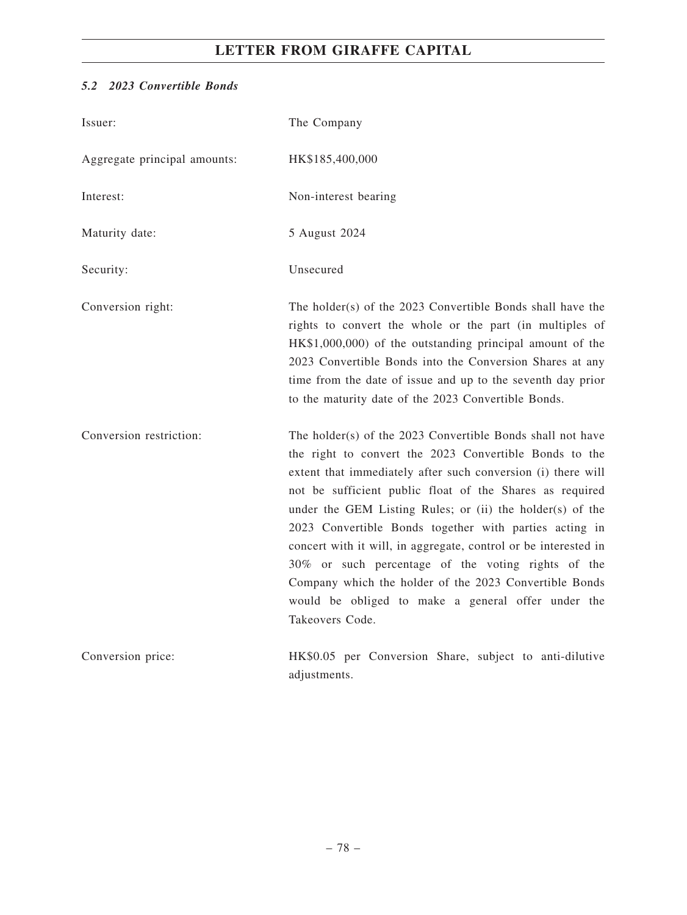### *5.2 2023 Convertible Bonds*

| | |
|---|---|
| Issuer: | The Company |
| Aggregate principal amounts: | HK$185,400,000 |
| Interest: | Non-interest bearing |
| Maturity date: | 5 August 2024 |
| Security: | Unsecured |
| Conversion right: | The holder(s) of the 2023 Convertible Bonds shall have the rights to convert the whole or the part (in multiples of HK$1,000,000) of the outstanding principal amount of the 2023 Convertible Bonds into the Conversion Shares at any time from the date of issue and up to the seventh day prior to the maturity date of the 2023 Convertible Bonds. |
| Conversion restriction: | The holder(s) of the 2023 Convertible Bonds shall not have the right to convert the 2023 Convertible Bonds to the extent that immediately after such conversion (i) there will not be sufficient public float of the Shares as required under the GEM Listing Rules; or (ii) the holder(s) of the 2023 Convertible Bonds together with parties acting in concert with it will, in aggregate, control or be interested in 30% or such percentage of the voting rights of the Company which the holder of the 2023 Convertible Bonds would be obliged to make a general offer under the Takeovers Code. |
| Conversion price: | HK$0.05 per Conversion Share, subject to anti-dilutive adjustments. |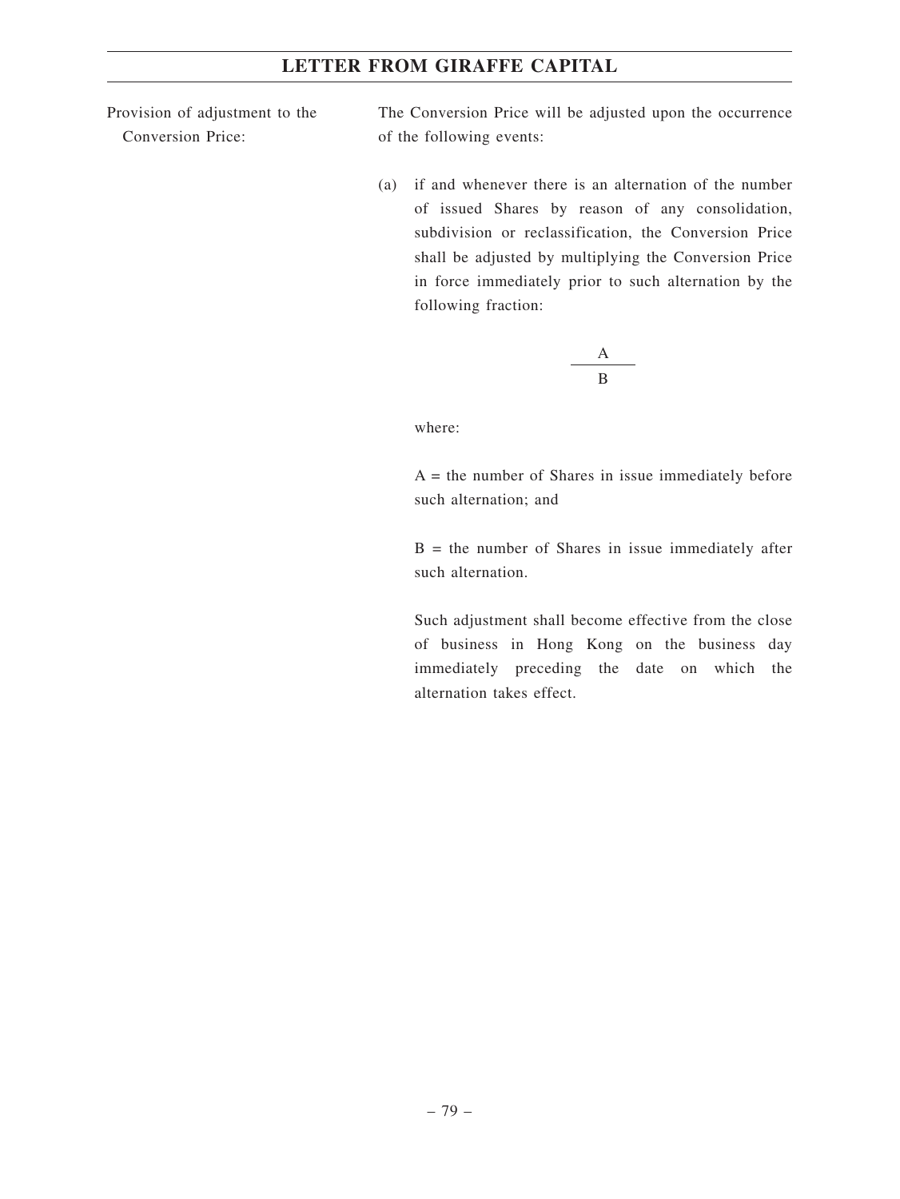Provision of adjustment to the Conversion Price:

The Conversion Price will be adjusted upon the occurrence of the following events:

(a) if and whenever there is an alternation of the number of issued Shares by reason of any consolidation, subdivision or reclassification, the Conversion Price shall be adjusted by multiplying the Conversion Price in force immediately prior to such alternation by the following fraction:

$$\frac{A}{B}$$

where:

A = the number of Shares in issue immediately before such alternation; and

B = the number of Shares in issue immediately after such alternation.

Such adjustment shall become effective from the close of business in Hong Kong on the business day immediately preceding the date on which the alternation takes effect.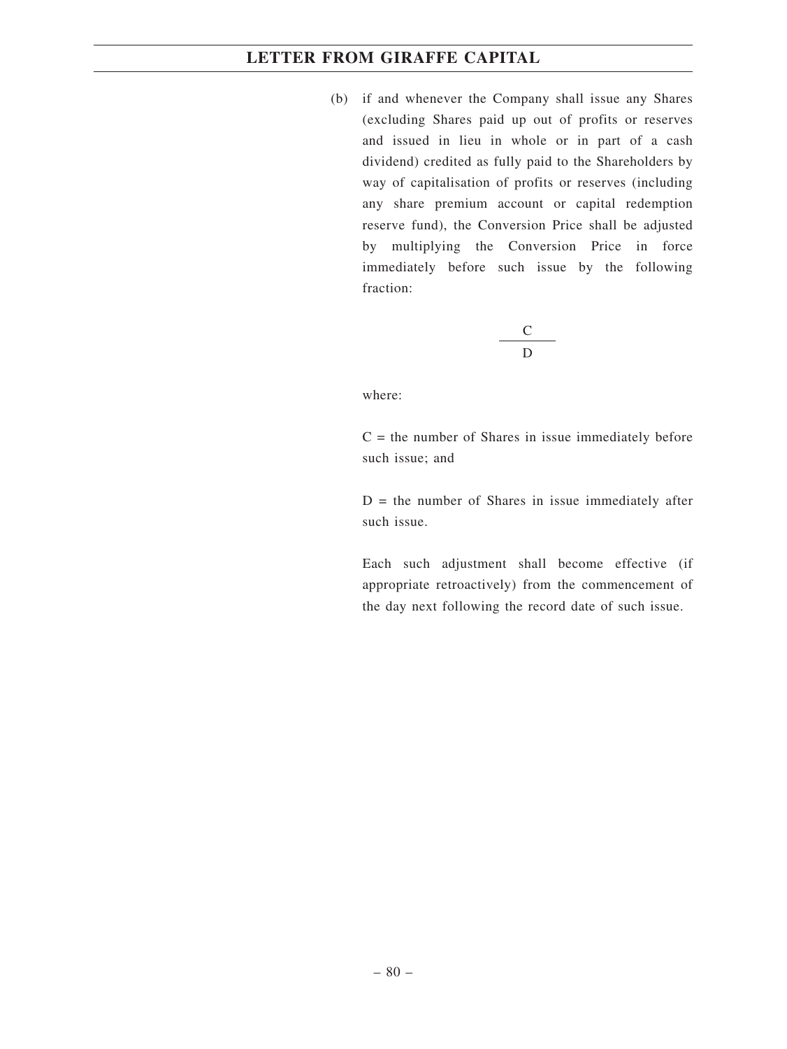(b) if and whenever the Company shall issue any Shares (excluding Shares paid up out of profits or reserves and issued in lieu in whole or in part of a cash dividend) credited as fully paid to the Shareholders by way of capitalisation of profits or reserves (including any share premium account or capital redemption reserve fund), the Conversion Price shall be adjusted by multiplying the Conversion Price in force immediately before such issue by the following fraction:

$$\frac{C}{D}$$

where:

C = the number of Shares in issue immediately before such issue; and

D = the number of Shares in issue immediately after such issue.

Each such adjustment shall become effective (if appropriate retroactively) from the commencement of the day next following the record date of such issue.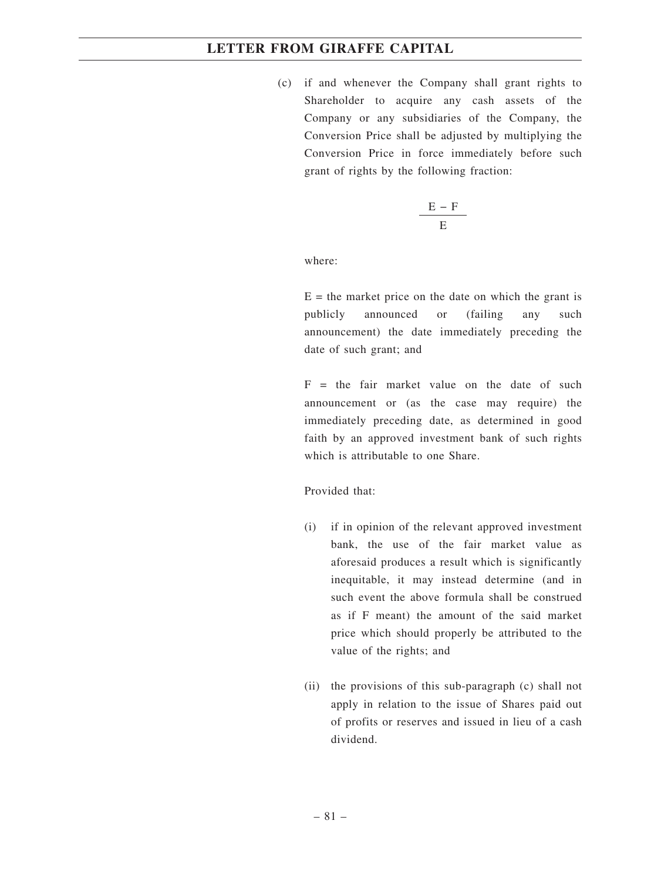(c) if and whenever the Company shall grant rights to Shareholder to acquire any cash assets of the Company or any subsidiaries of the Company, the Conversion Price shall be adjusted by multiplying the Conversion Price in force immediately before such grant of rights by the following fraction:

$$\frac{E - F}{E}$$

where:

E = the market price on the date on which the grant is publicly announced or (failing any such announcement) the date immediately preceding the date of such grant; and

F = the fair market value on the date of such announcement or (as the case may require) the immediately preceding date, as determined in good faith by an approved investment bank of such rights which is attributable to one Share.

Provided that:

(i) if in opinion of the relevant approved investment bank, the use of the fair market value as aforesaid produces a result which is significantly inequitable, it may instead determine (and in such event the above formula shall be construed as if F meant) the amount of the said market price which should properly be attributed to the value of the rights; and

(ii) the provisions of this sub-paragraph (c) shall not apply in relation to the issue of Shares paid out of profits or reserves and issued in lieu of a cash dividend.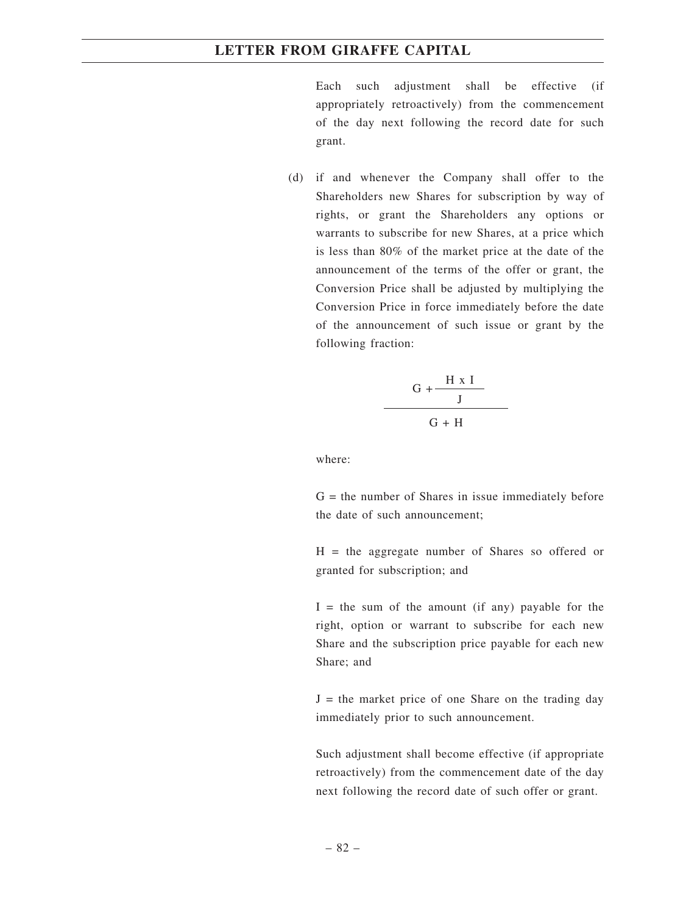Each such adjustment shall be effective (if appropriately retroactively) from the commencement of the day next following the record date for such grant.

(d) if and whenever the Company shall offer to the Shareholders new Shares for subscription by way of rights, or grant the Shareholders any options or warrants to subscribe for new Shares, at a price which is less than 80% of the market price at the date of the announcement of the terms of the offer or grant, the Conversion Price shall be adjusted by multiplying the Conversion Price in force immediately before the date of the announcement of such issue or grant by the following fraction:

$$\frac{G + \frac{H \times I}{J}}{G + H}$$

where:

G = the number of Shares in issue immediately before the date of such announcement;

H = the aggregate number of Shares so offered or granted for subscription; and

I = the sum of the amount (if any) payable for the right, option or warrant to subscribe for each new Share and the subscription price payable for each new Share; and

J = the market price of one Share on the trading day immediately prior to such announcement.

Such adjustment shall become effective (if appropriate retroactively) from the commencement date of the day next following the record date of such offer or grant.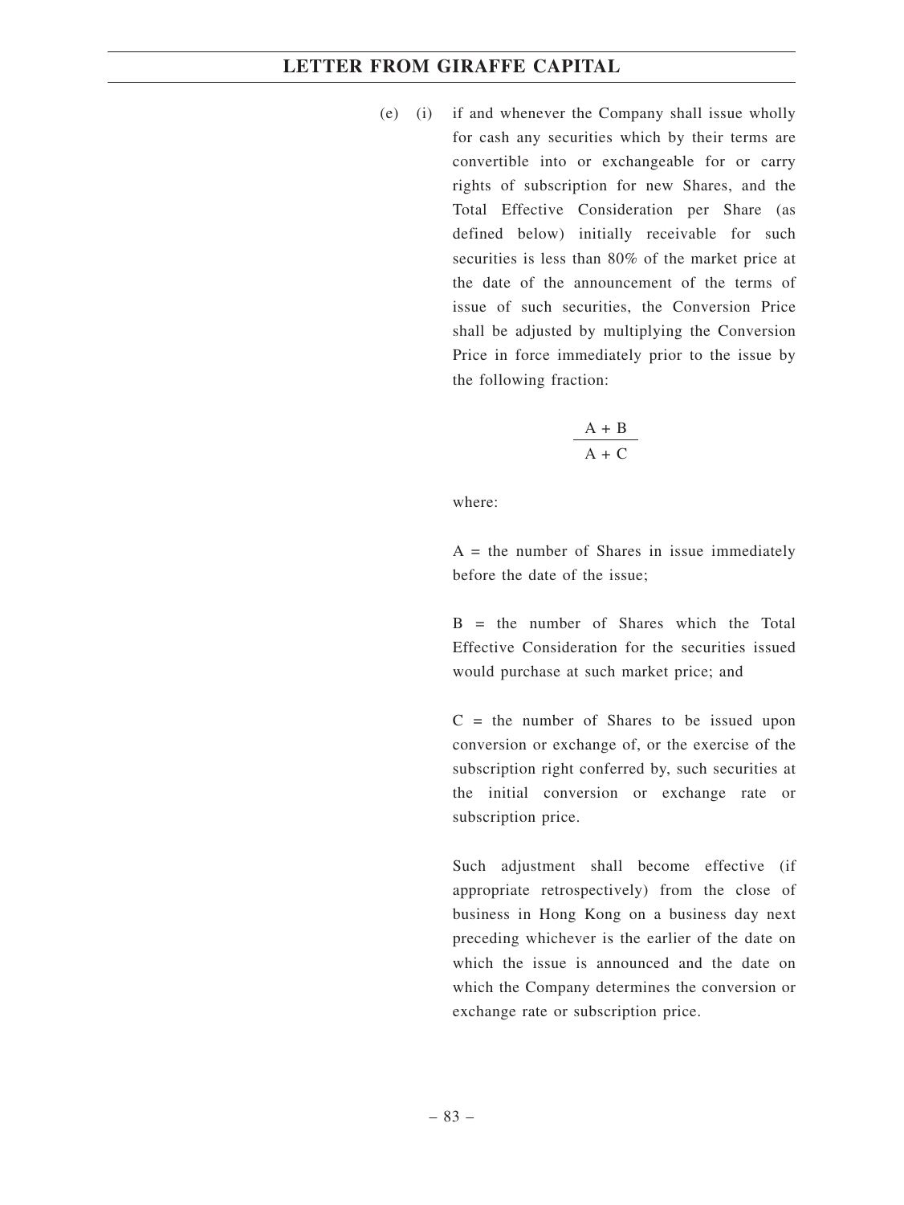(e) (i) if and whenever the Company shall issue wholly for cash any securities which by their terms are convertible into or exchangeable for or carry rights of subscription for new Shares, and the Total Effective Consideration per Share (as defined below) initially receivable for such securities is less than 80% of the market price at the date of the announcement of the terms of issue of such securities, the Conversion Price shall be adjusted by multiplying the Conversion Price in force immediately prior to the issue by the following fraction:

$$\frac{A + B}{A + C}$$

where:

A = the number of Shares in issue immediately before the date of the issue;

B = the number of Shares which the Total Effective Consideration for the securities issued would purchase at such market price; and

C = the number of Shares to be issued upon conversion or exchange of, or the exercise of the subscription right conferred by, such securities at the initial conversion or exchange rate or subscription price.

Such adjustment shall become effective (if appropriate retrospectively) from the close of business in Hong Kong on a business day next preceding whichever is the earlier of the date on which the issue is announced and the date on which the Company determines the conversion or exchange rate or subscription price.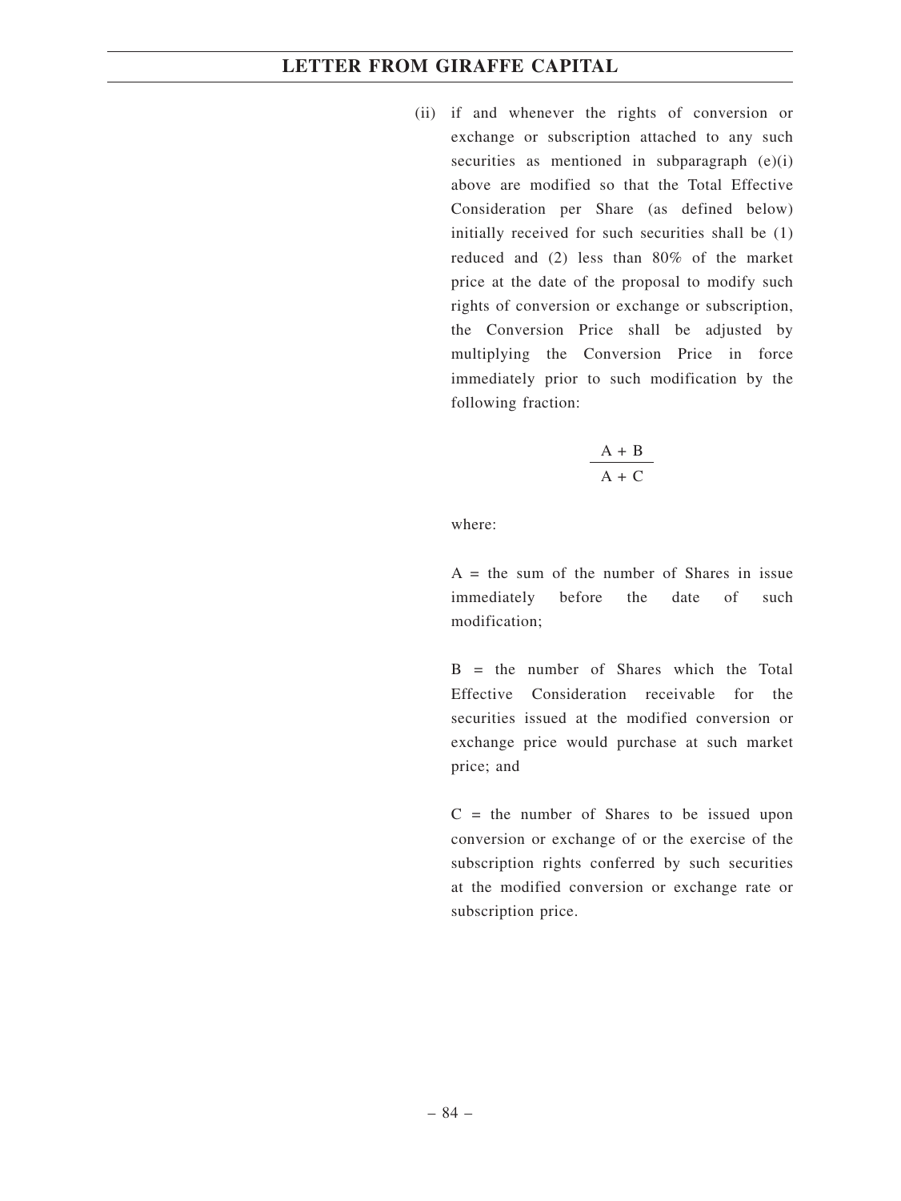(ii) if and whenever the rights of conversion or exchange or subscription attached to any such securities as mentioned in subparagraph (e)(i) above are modified so that the Total Effective Consideration per Share (as defined below) initially received for such securities shall be (1) reduced and (2) less than 80% of the market price at the date of the proposal to modify such rights of conversion or exchange or subscription, the Conversion Price shall be adjusted by multiplying the Conversion Price in force immediately prior to such modification by the following fraction:

$$\frac{A + B}{A + C}$$

where:

A = the sum of the number of Shares in issue immediately before the date of such modification;

B = the number of Shares which the Total Effective Consideration receivable for the securities issued at the modified conversion or exchange price would purchase at such market price; and

C = the number of Shares to be issued upon conversion or exchange of or the exercise of the subscription rights conferred by such securities at the modified conversion or exchange rate or subscription price.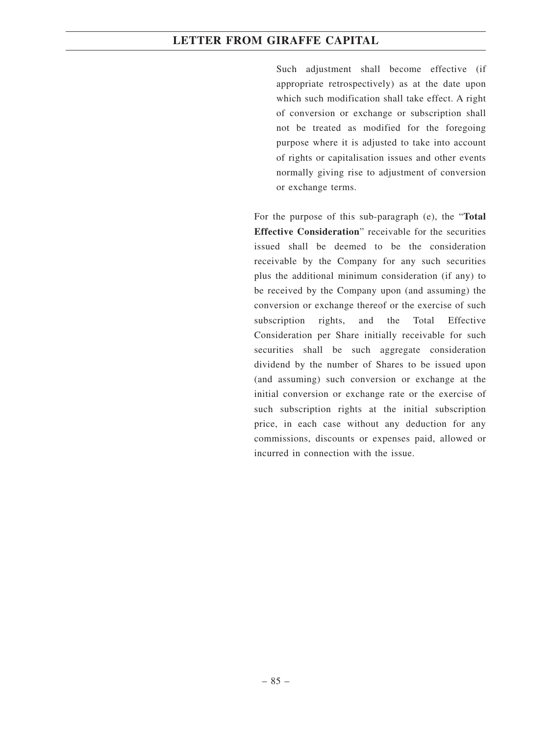Such adjustment shall become effective (if appropriate retrospectively) as at the date upon which such modification shall take effect. A right of conversion or exchange or subscription shall not be treated as modified for the foregoing purpose where it is adjusted to take into account of rights or capitalisation issues and other events normally giving rise to adjustment of conversion or exchange terms.

For the purpose of this sub-paragraph (e), the "**Total Effective Consideration**" receivable for the securities issued shall be deemed to be the consideration receivable by the Company for any such securities plus the additional minimum consideration (if any) to be received by the Company upon (and assuming) the conversion or exchange thereof or the exercise of such subscription rights, and the Total Effective Consideration per Share initially receivable for such securities shall be such aggregate consideration dividend by the number of Shares to be issued upon (and assuming) such conversion or exchange at the initial conversion or exchange rate or the exercise of such subscription rights at the initial subscription price, in each case without any deduction for any commissions, discounts or expenses paid, allowed or incurred in connection with the issue.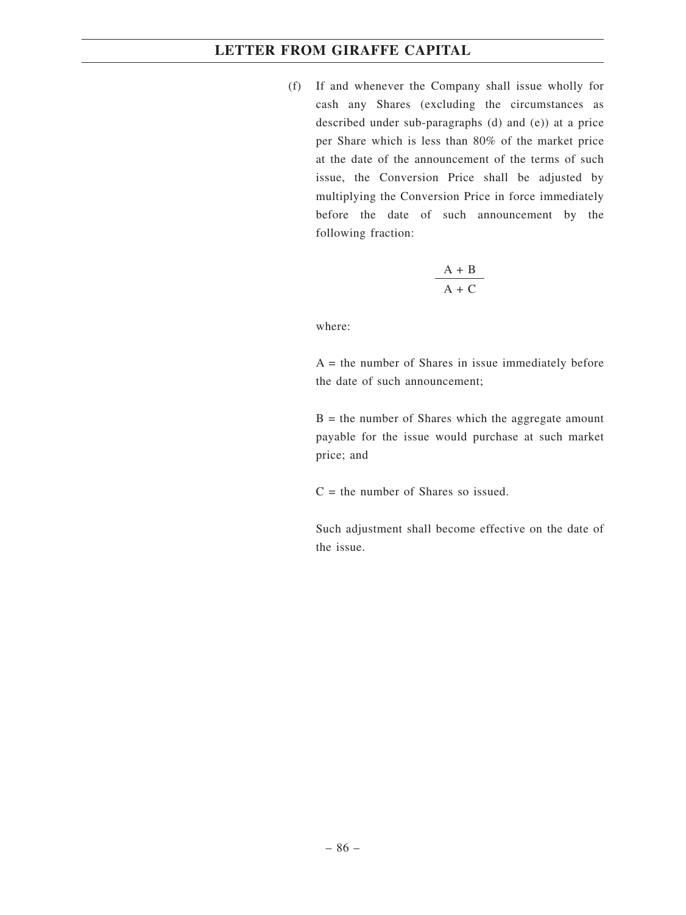(f) If and whenever the Company shall issue wholly for cash any Shares (excluding the circumstances as described under sub-paragraphs (d) and (e)) at a price per Share which is less than 80% of the market price at the date of the announcement of the terms of such issue, the Conversion Price shall be adjusted by multiplying the Conversion Price in force immediately before the date of such announcement by the following fraction:

$$\frac{A + B}{A + C}$$

where:

A = the number of Shares in issue immediately before the date of such announcement;

B = the number of Shares which the aggregate amount payable for the issue would purchase at such market price; and

C = the number of Shares so issued.

Such adjustment shall become effective on the date of the issue.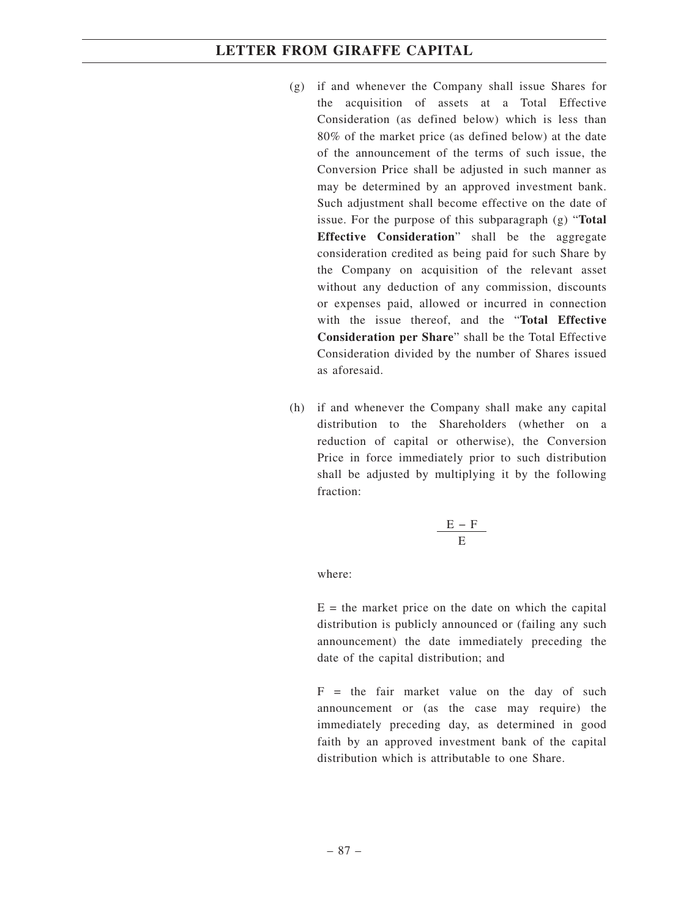(g) if and whenever the Company shall issue Shares for the acquisition of assets at a Total Effective Consideration (as defined below) which is less than 80% of the market price (as defined below) at the date of the announcement of the terms of such issue, the Conversion Price shall be adjusted in such manner as may be determined by an approved investment bank. Such adjustment shall become effective on the date of issue. For the purpose of this subparagraph (g) "**Total Effective Consideration**" shall be the aggregate consideration credited as being paid for such Share by the Company on acquisition of the relevant asset without any deduction of any commission, discounts or expenses paid, allowed or incurred in connection with the issue thereof, and the "**Total Effective Consideration per Share**" shall be the Total Effective Consideration divided by the number of Shares issued as aforesaid.

(h) if and whenever the Company shall make any capital distribution to the Shareholders (whether on a reduction of capital or otherwise), the Conversion Price in force immediately prior to such distribution shall be adjusted by multiplying it by the following fraction:

$$\frac{E - F}{E}$$

where:

E = the market price on the date on which the capital distribution is publicly announced or (failing any such announcement) the date immediately preceding the date of the capital distribution; and

F = the fair market value on the day of such announcement or (as the case may require) the immediately preceding day, as determined in good faith by an approved investment bank of the capital distribution which is attributable to one Share.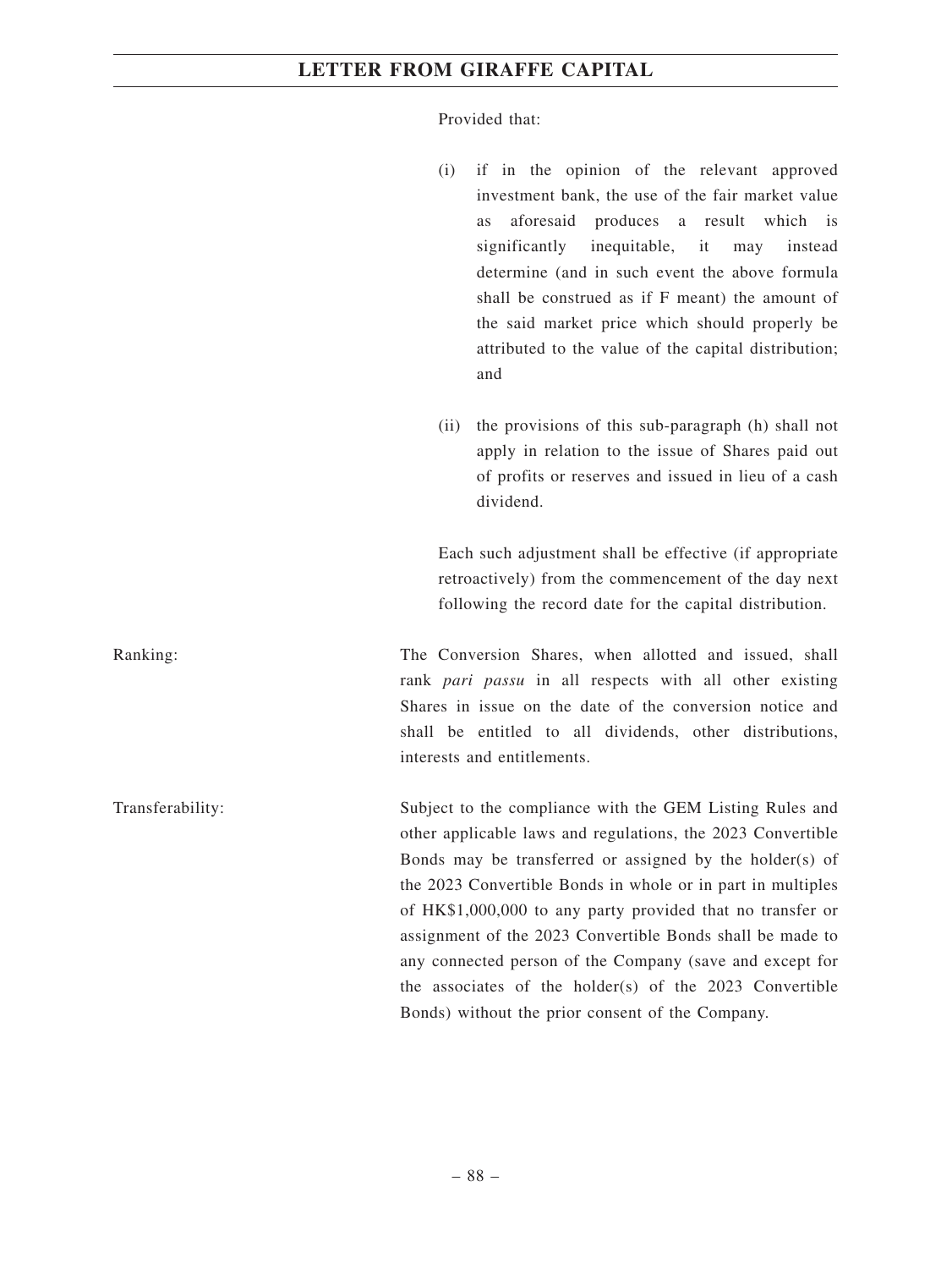Provided that:

(i) if in the opinion of the relevant approved investment bank, the use of the fair market value as aforesaid produces a result which is significantly inequitable, it may instead determine (and in such event the above formula shall be construed as if F meant) the amount of the said market price which should properly be attributed to the value of the capital distribution; and

(ii) the provisions of this sub-paragraph (h) shall not apply in relation to the issue of Shares paid out of profits or reserves and issued in lieu of a cash dividend.

Each such adjustment shall be effective (if appropriate retroactively) from the commencement of the day next following the record date for the capital distribution.

Ranking: The Conversion Shares, when allotted and issued, shall rank *pari passu* in all respects with all other existing Shares in issue on the date of the conversion notice and shall be entitled to all dividends, other distributions, interests and entitlements.

Transferability: Subject to the compliance with the GEM Listing Rules and other applicable laws and regulations, the 2023 Convertible Bonds may be transferred or assigned by the holder(s) of the 2023 Convertible Bonds in whole or in part in multiples of HK$1,000,000 to any party provided that no transfer or assignment of the 2023 Convertible Bonds shall be made to any connected person of the Company (save and except for the associates of the holder(s) of the 2023 Convertible Bonds) without the prior consent of the Company.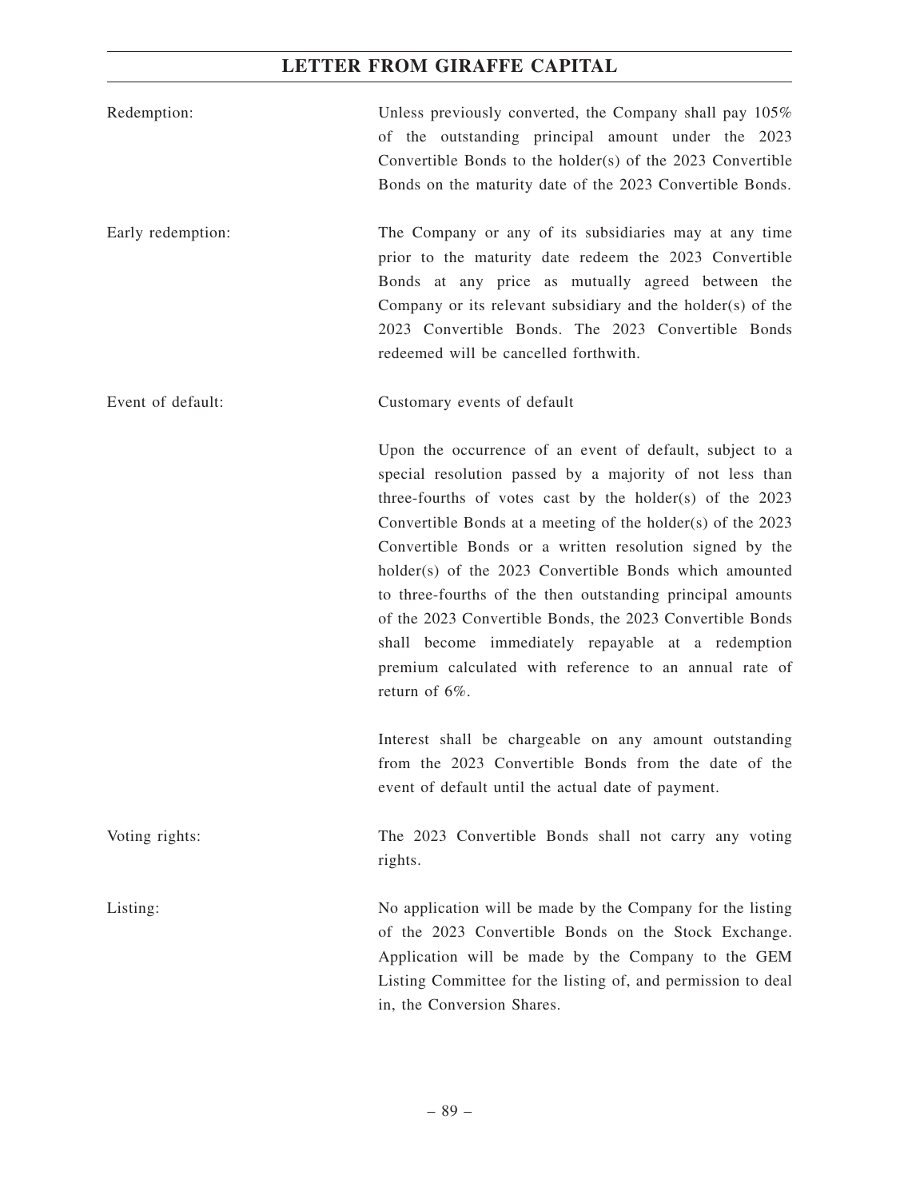| | |
|---|---|
| Redemption: | Unless previously converted, the Company shall pay 105% of the outstanding principal amount under the 2023 Convertible Bonds to the holder(s) of the 2023 Convertible Bonds on the maturity date of the 2023 Convertible Bonds. |
| Early redemption: | The Company or any of its subsidiaries may at any time prior to the maturity date redeem the 2023 Convertible Bonds at any price as mutually agreed between the Company or its relevant subsidiary and the holder(s) of the 2023 Convertible Bonds. The 2023 Convertible Bonds redeemed will be cancelled forthwith. |
| Event of default: | Customary events of default<br><br>Upon the occurrence of an event of default, subject to a special resolution passed by a majority of not less than three-fourths of votes cast by the holder(s) of the 2023 Convertible Bonds at a meeting of the holder(s) of the 2023 Convertible Bonds or a written resolution signed by the holder(s) of the 2023 Convertible Bonds which amounted to three-fourths of the then outstanding principal amounts of the 2023 Convertible Bonds, the 2023 Convertible Bonds shall become immediately repayable at a redemption premium calculated with reference to an annual rate of return of 6%.<br><br>Interest shall be chargeable on any amount outstanding from the 2023 Convertible Bonds from the date of the event of default until the actual date of payment. |
| Voting rights: | The 2023 Convertible Bonds shall not carry any voting rights. |
| Listing: | No application will be made by the Company for the listing of the 2023 Convertible Bonds on the Stock Exchange. Application will be made by the Company to the GEM Listing Committee for the listing of, and permission to deal in, the Conversion Shares. |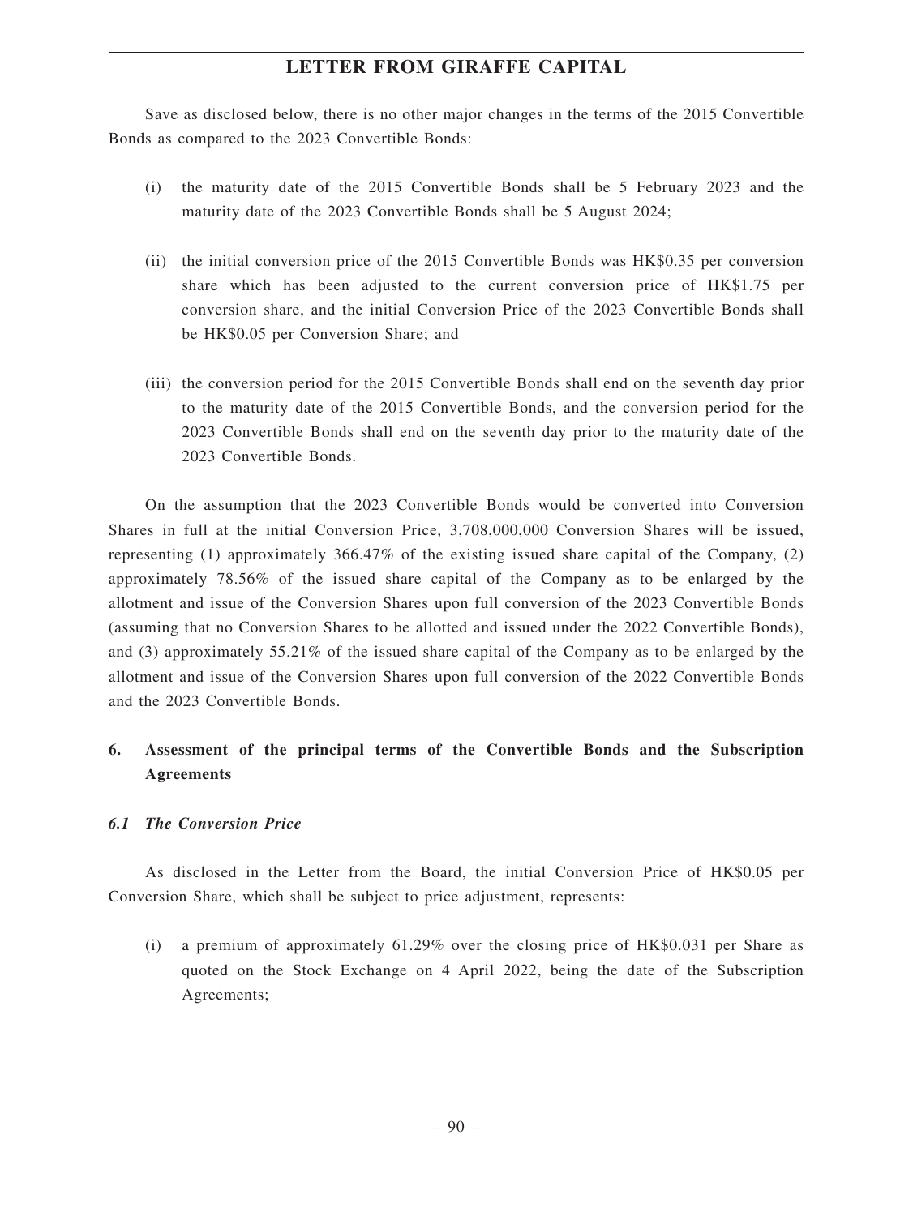Save as disclosed below, there is no other major changes in the terms of the 2015 Convertible Bonds as compared to the 2023 Convertible Bonds:

(i) the maturity date of the 2015 Convertible Bonds shall be 5 February 2023 and the maturity date of the 2023 Convertible Bonds shall be 5 August 2024;

(ii) the initial conversion price of the 2015 Convertible Bonds was HK$0.35 per conversion share which has been adjusted to the current conversion price of HK$1.75 per conversion share, and the initial Conversion Price of the 2023 Convertible Bonds shall be HK$0.05 per Conversion Share; and

(iii) the conversion period for the 2015 Convertible Bonds shall end on the seventh day prior to the maturity date of the 2015 Convertible Bonds, and the conversion period for the 2023 Convertible Bonds shall end on the seventh day prior to the maturity date of the 2023 Convertible Bonds.

On the assumption that the 2023 Convertible Bonds would be converted into Conversion Shares in full at the initial Conversion Price, 3,708,000,000 Conversion Shares will be issued, representing (1) approximately 366.47% of the existing issued share capital of the Company, (2) approximately 78.56% of the issued share capital of the Company as to be enlarged by the allotment and issue of the Conversion Shares upon full conversion of the 2023 Convertible Bonds (assuming that no Conversion Shares to be allotted and issued under the 2022 Convertible Bonds), and (3) approximately 55.21% of the issued share capital of the Company as to be enlarged by the allotment and issue of the Conversion Shares upon full conversion of the 2022 Convertible Bonds and the 2023 Convertible Bonds.

## 6. Assessment of the principal terms of the Convertible Bonds and the Subscription Agreements

### *6.1 The Conversion Price*

As disclosed in the Letter from the Board, the initial Conversion Price of HK$0.05 per Conversion Share, which shall be subject to price adjustment, represents:

(i) a premium of approximately 61.29% over the closing price of HK$0.031 per Share as quoted on the Stock Exchange on 4 April 2022, being the date of the Subscription Agreements;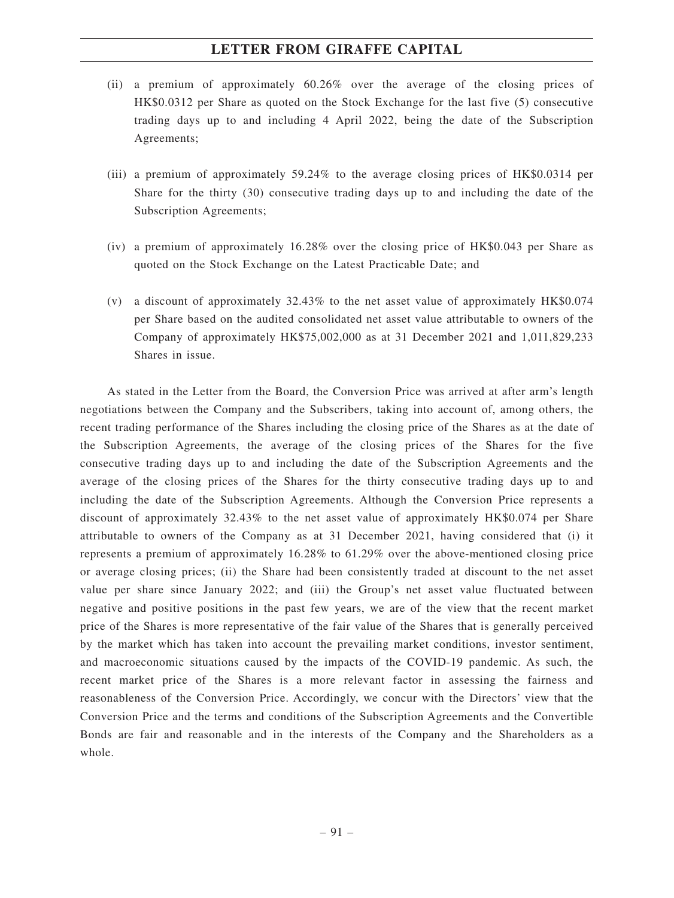(ii) a premium of approximately 60.26% over the average of the closing prices of HK$0.0312 per Share as quoted on the Stock Exchange for the last five (5) consecutive trading days up to and including 4 April 2022, being the date of the Subscription Agreements;

(iii) a premium of approximately 59.24% to the average closing prices of HK$0.0314 per Share for the thirty (30) consecutive trading days up to and including the date of the Subscription Agreements;

(iv) a premium of approximately 16.28% over the closing price of HK$0.043 per Share as quoted on the Stock Exchange on the Latest Practicable Date; and

(v) a discount of approximately 32.43% to the net asset value of approximately HK$0.074 per Share based on the audited consolidated net asset value attributable to owners of the Company of approximately HK$75,002,000 as at 31 December 2021 and 1,011,829,233 Shares in issue.

As stated in the Letter from the Board, the Conversion Price was arrived at after arm's length negotiations between the Company and the Subscribers, taking into account of, among others, the recent trading performance of the Shares including the closing price of the Shares as at the date of the Subscription Agreements, the average of the closing prices of the Shares for the five consecutive trading days up to and including the date of the Subscription Agreements and the average of the closing prices of the Shares for the thirty consecutive trading days up to and including the date of the Subscription Agreements. Although the Conversion Price represents a discount of approximately 32.43% to the net asset value of approximately HK$0.074 per Share attributable to owners of the Company as at 31 December 2021, having considered that (i) it represents a premium of approximately 16.28% to 61.29% over the above-mentioned closing price or average closing prices; (ii) the Share had been consistently traded at discount to the net asset value per share since January 2022; and (iii) the Group's net asset value fluctuated between negative and positive positions in the past few years, we are of the view that the recent market price of the Shares is more representative of the fair value of the Shares that is generally perceived by the market which has taken into account the prevailing market conditions, investor sentiment, and macroeconomic situations caused by the impacts of the COVID-19 pandemic. As such, the recent market price of the Shares is a more relevant factor in assessing the fairness and reasonableness of the Conversion Price. Accordingly, we concur with the Directors' view that the Conversion Price and the terms and conditions of the Subscription Agreements and the Convertible Bonds are fair and reasonable and in the interests of the Company and the Shareholders as a whole.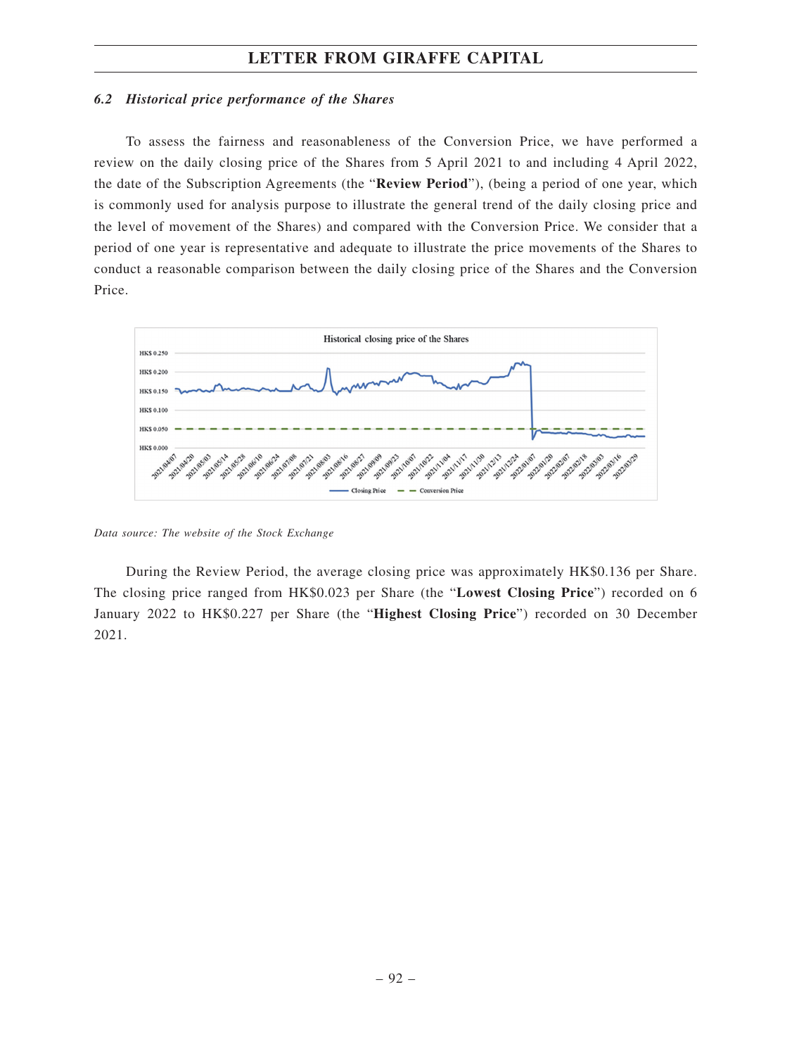### *6.2 Historical price performance of the Shares*

To assess the fairness and reasonableness of the Conversion Price, we have performed a review on the daily closing price of the Shares from 5 April 2021 to and including 4 April 2022, the date of the Subscription Agreements (the "**Review Period**"), (being a period of one year, which is commonly used for analysis purpose to illustrate the general trend of the daily closing price and the level of movement of the Shares) and compared with the Conversion Price. We consider that a period of one year is representative and adequate to illustrate the price movements of the Shares to conduct a reasonable comparison between the daily closing price of the Shares and the Conversion Price.

*Data source: The website of the Stock Exchange*

During the Review Period, the average closing price was approximately HK$0.136 per Share. The closing price ranged from HK$0.023 per Share (the "**Lowest Closing Price**") recorded on 6 January 2022 to HK$0.227 per Share (the "**Highest Closing Price**") recorded on 30 December 2021.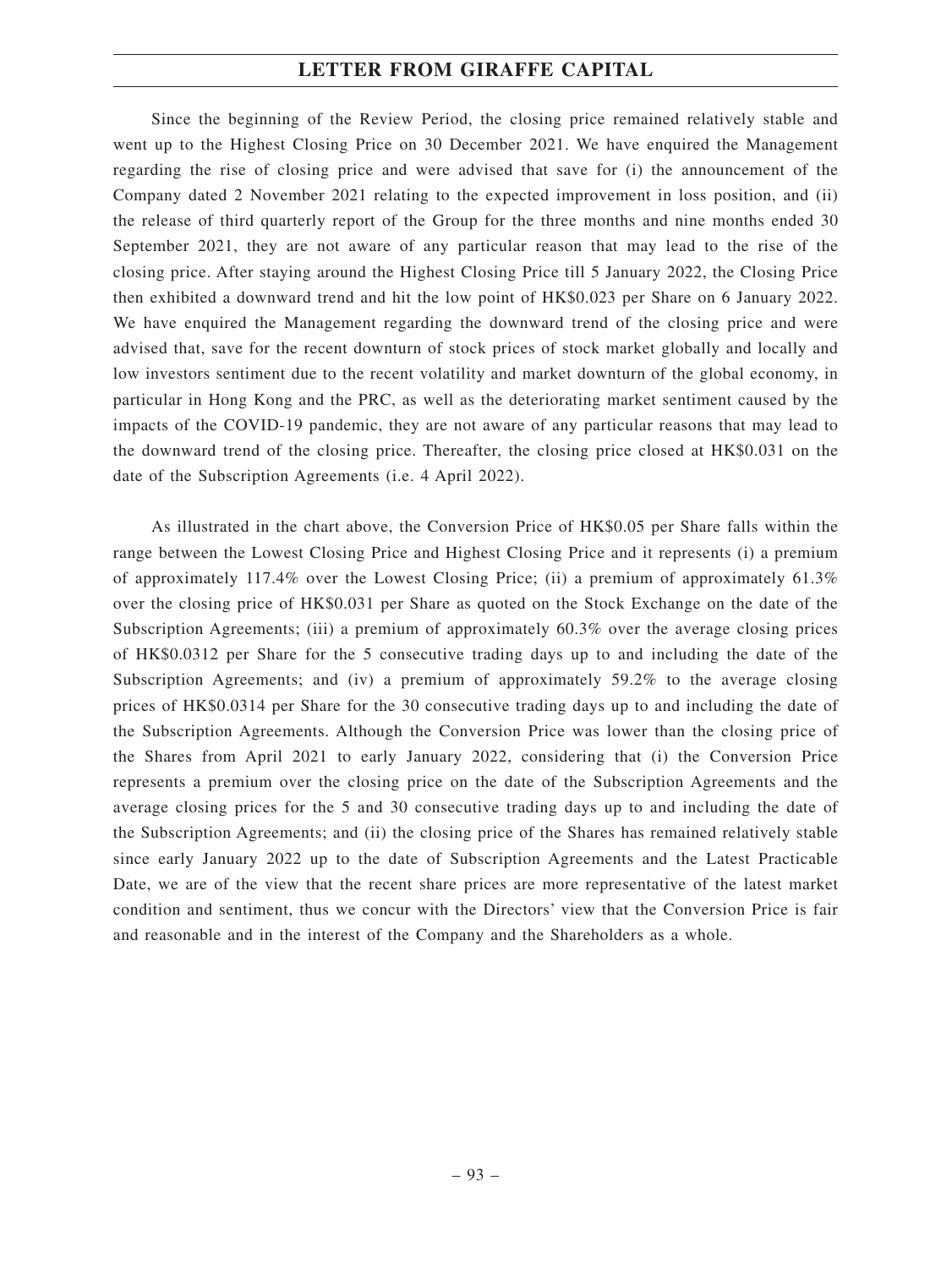Since the beginning of the Review Period, the closing price remained relatively stable and went up to the Highest Closing Price on 30 December 2021. We have enquired the Management regarding the rise of closing price and were advised that save for (i) the announcement of the Company dated 2 November 2021 relating to the expected improvement in loss position, and (ii) the release of third quarterly report of the Group for the three months and nine months ended 30 September 2021, they are not aware of any particular reason that may lead to the rise of the closing price. After staying around the Highest Closing Price till 5 January 2022, the Closing Price then exhibited a downward trend and hit the low point of HK$0.023 per Share on 6 January 2022. We have enquired the Management regarding the downward trend of the closing price and were advised that, save for the recent downturn of stock prices of stock market globally and locally and low investors sentiment due to the recent volatility and market downturn of the global economy, in particular in Hong Kong and the PRC, as well as the deteriorating market sentiment caused by the impacts of the COVID-19 pandemic, they are not aware of any particular reasons that may lead to the downward trend of the closing price. Thereafter, the closing price closed at HK$0.031 on the date of the Subscription Agreements (i.e. 4 April 2022).

As illustrated in the chart above, the Conversion Price of HK$0.05 per Share falls within the range between the Lowest Closing Price and Highest Closing Price and it represents (i) a premium of approximately 117.4% over the Lowest Closing Price; (ii) a premium of approximately 61.3% over the closing price of HK$0.031 per Share as quoted on the Stock Exchange on the date of the Subscription Agreements; (iii) a premium of approximately 60.3% over the average closing prices of HK$0.0312 per Share for the 5 consecutive trading days up to and including the date of the Subscription Agreements; and (iv) a premium of approximately 59.2% to the average closing prices of HK$0.0314 per Share for the 30 consecutive trading days up to and including the date of the Subscription Agreements. Although the Conversion Price was lower than the closing price of the Shares from April 2021 to early January 2022, considering that (i) the Conversion Price represents a premium over the closing price on the date of the Subscription Agreements and the average closing prices for the 5 and 30 consecutive trading days up to and including the date of the Subscription Agreements; and (ii) the closing price of the Shares has remained relatively stable since early January 2022 up to the date of Subscription Agreements and the Latest Practicable Date, we are of the view that the recent share prices are more representative of the latest market condition and sentiment, thus we concur with the Directors' view that the Conversion Price is fair and reasonable and in the interest of the Company and the Shareholders as a whole.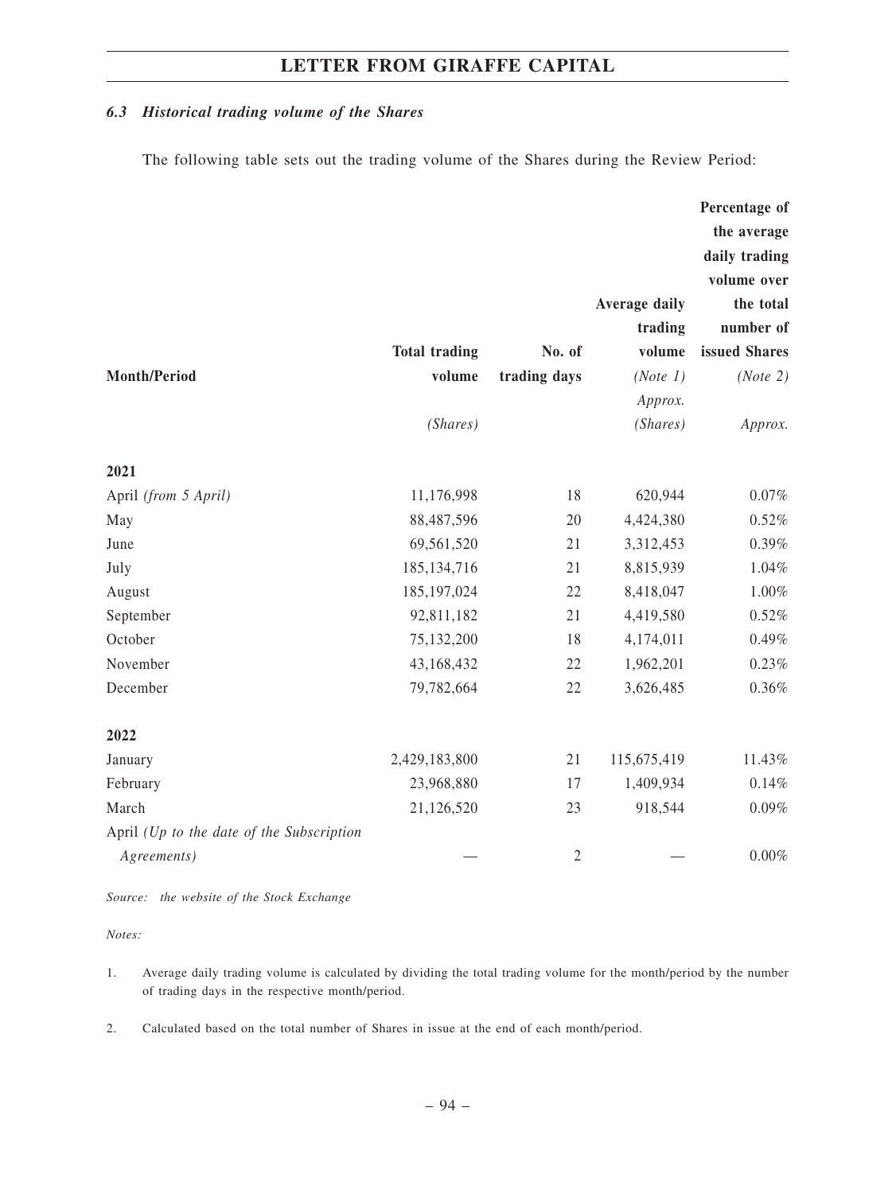### *6.3 Historical trading volume of the Shares*

The following table sets out the trading volume of the Shares during the Review Period:

| Month/Period | Total trading volume | No. of trading days | Average daily trading volume *(Note 1)* | Percentage of the average daily trading volume over the total number of issued Shares *(Note 2)* |
|---|---|---|---|---|
| | *(Shares)* | | *Approx.* *(Shares)* | *Approx.* |
| **2021** | | | | |
| April *(from 5 April)* | 11,176,998 | 18 | 620,944 | 0.07% |
| May | 88,487,596 | 20 | 4,424,380 | 0.52% |
| June | 69,561,520 | 21 | 3,312,453 | 0.39% |
| July | 185,134,716 | 21 | 8,815,939 | 1.04% |
| August | 185,197,024 | 22 | 8,418,047 | 1.00% |
| September | 92,811,182 | 21 | 4,419,580 | 0.52% |
| October | 75,132,200 | 18 | 4,174,011 | 0.49% |
| November | 43,168,432 | 22 | 1,962,201 | 0.23% |
| December | 79,782,664 | 22 | 3,626,485 | 0.36% |
| **2022** | | | | |
| January | 2,429,183,800 | 21 | 115,675,419 | 11.43% |
| February | 23,968,880 | 17 | 1,409,934 | 0.14% |
| March | 21,126,520 | 23 | 918,544 | 0.09% |
| April *(Up to the date of the Subscription Agreements)* | — | 2 | — | 0.00% |

*Source: the website of the Stock Exchange*

*Notes:*

1. Average daily trading volume is calculated by dividing the total trading volume for the month/period by the number of trading days in the respective month/period.

2. Calculated based on the total number of Shares in issue at the end of each month/period.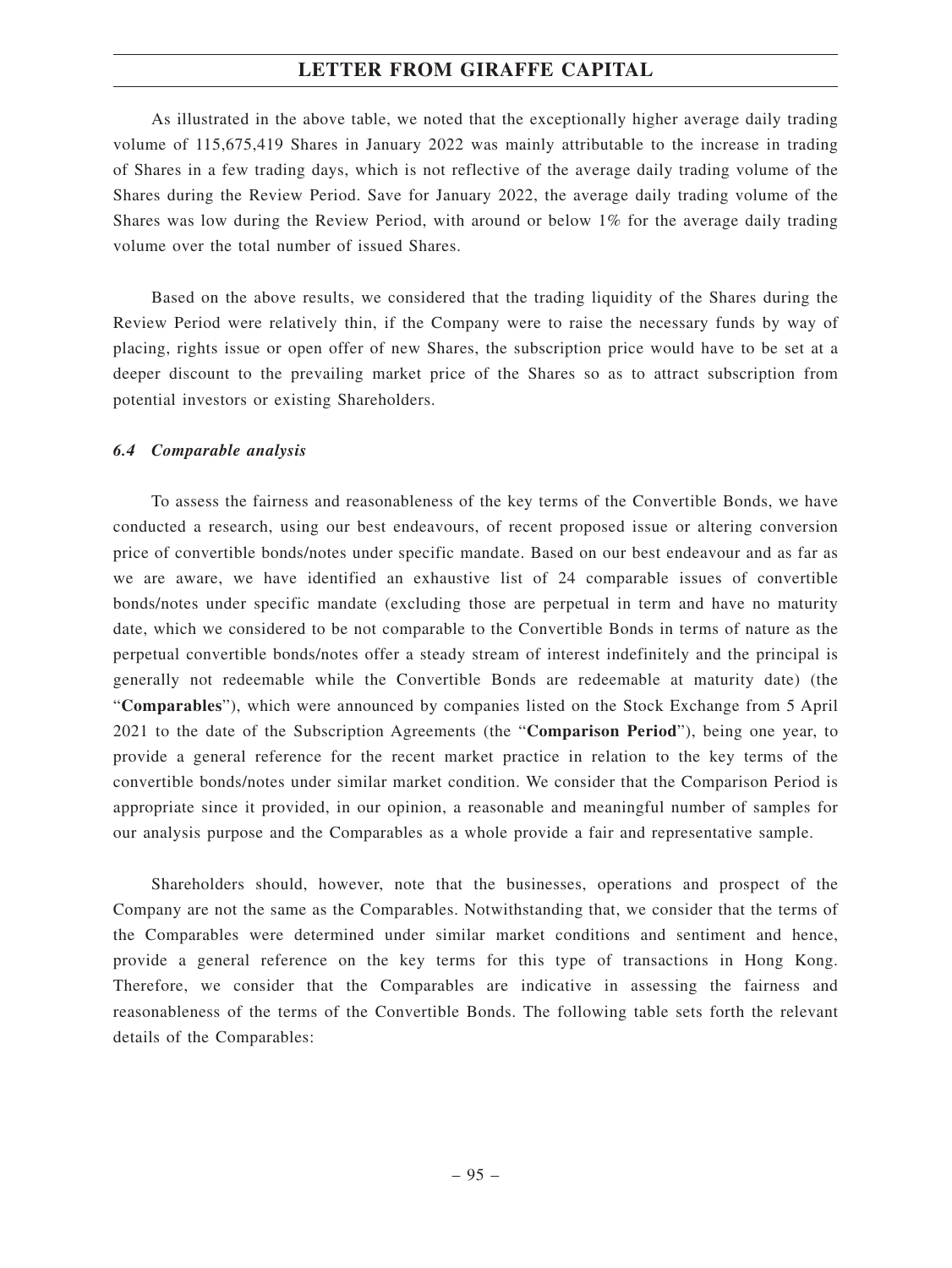As illustrated in the above table, we noted that the exceptionally higher average daily trading volume of 115,675,419 Shares in January 2022 was mainly attributable to the increase in trading of Shares in a few trading days, which is not reflective of the average daily trading volume of the Shares during the Review Period. Save for January 2022, the average daily trading volume of the Shares was low during the Review Period, with around or below 1% for the average daily trading volume over the total number of issued Shares.

Based on the above results, we considered that the trading liquidity of the Shares during the Review Period were relatively thin, if the Company were to raise the necessary funds by way of placing, rights issue or open offer of new Shares, the subscription price would have to be set at a deeper discount to the prevailing market price of the Shares so as to attract subscription from potential investors or existing Shareholders.

### *6.4 Comparable analysis*

To assess the fairness and reasonableness of the key terms of the Convertible Bonds, we have conducted a research, using our best endeavours, of recent proposed issue or altering conversion price of convertible bonds/notes under specific mandate. Based on our best endeavour and as far as we are aware, we have identified an exhaustive list of 24 comparable issues of convertible bonds/notes under specific mandate (excluding those are perpetual in term and have no maturity date, which we considered to be not comparable to the Convertible Bonds in terms of nature as the perpetual convertible bonds/notes offer a steady stream of interest indefinitely and the principal is generally not redeemable while the Convertible Bonds are redeemable at maturity date) (the "**Comparables**"), which were announced by companies listed on the Stock Exchange from 5 April 2021 to the date of the Subscription Agreements (the "**Comparison Period**"), being one year, to provide a general reference for the recent market practice in relation to the key terms of the convertible bonds/notes under similar market condition. We consider that the Comparison Period is appropriate since it provided, in our opinion, a reasonable and meaningful number of samples for our analysis purpose and the Comparables as a whole provide a fair and representative sample.

Shareholders should, however, note that the businesses, operations and prospect of the Company are not the same as the Comparables. Notwithstanding that, we consider that the terms of the Comparables were determined under similar market conditions and sentiment and hence, provide a general reference on the key terms for this type of transactions in Hong Kong. Therefore, we consider that the Comparables are indicative in assessing the fairness and reasonableness of the terms of the Convertible Bonds. The following table sets forth the relevant details of the Comparables: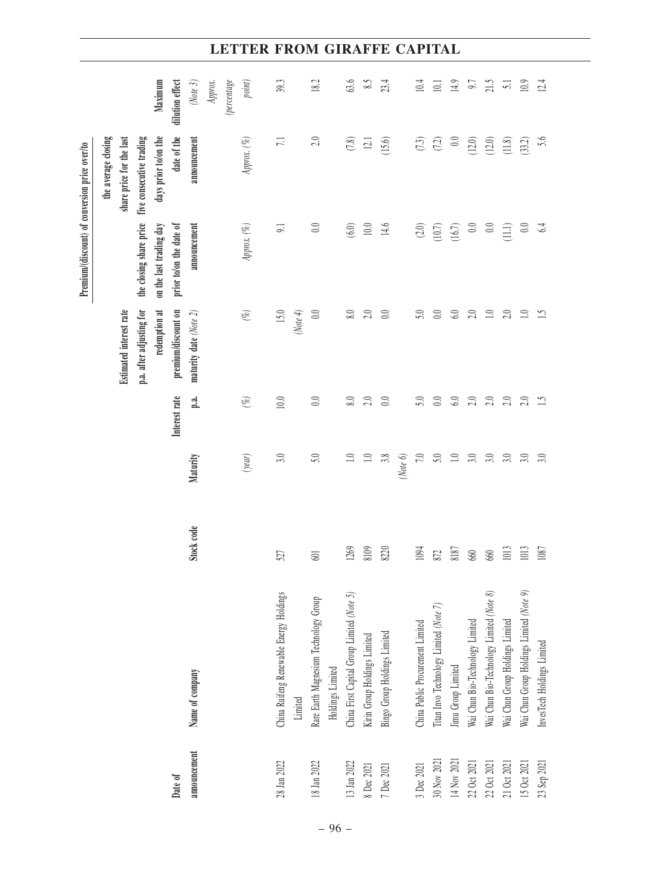| Date of announcement | Name of company | Stock code | Maturity | Interest rate p.a. | Estimated interest rate p.a. after adjusting for redemption at premium/discount on maturity date *(Note 2)* | Premium/(discount) of conversion price over/to the closing share price on the last trading day prior to/on the date of announcement | Premium/(discount) of conversion price over/to the average closing share price for the last five consecutive trading days prior to/on the date of the announcement | Maximum dilution effect *(Note 3)* |
|---|---|---|---|---|---|---|---|---|
| | | | *(year)* | *(%)* | *(%)* | *Approx. (%)* | *Approx. (%)* | *Approx. (percentage point)* |
| 28 Jan 2022 | China Ruifeng Renewable Energy Holdings Limited | 527 | 3.0 | 10.0 | 15.0 *(Note 4)* | 9.1 | 7.1 | 39.3 |
| 18 Jan 2022 | Rare Earth Magnesium Technology Group Holdings Limited | 601 | 5.0 | 0.0 | 0.0 | 0.0 | 2.0 | 18.2 |
| 13 Jan 2022 | China First Capital Group Limited *(Note 5)* | 1269 | 1.0 | 8.0 | 8.0 | (6.0) | (7.8) | 63.6 |
| 8 Dec 2021 | Kirin Group Holdings Limited | 8109 | 1.0 | 2.0 | 2.0 | 10.0 | 12.1 | 8.5 |
| 7 Dec 2021 | Bingo Group Holdings Limited | 8220 | 3.8 *(Note 6)* | 0.0 | 0.0 | 14.6 | (15.6) | 23.4 |
| 3 Dec 2021 | China Public Procurement Limited | 1094 | 7.0 | 5.0 | 5.0 | (2.0) | (7.3) | 10.4 |
| 30 Nov 2021 | Titan Invo Technology Limited *(Note 7)* | 872 | 5.0 | 0.0 | 0.0 | (10.7) | (7.2) | 10.1 |
| 14 Nov 2021 | Jimu Group Limited | 8187 | 1.0 | 6.0 | 6.0 | (16.7) | 0.0 | 14.9 |
| 22 Oct 2021 | Wai Chun Bio-Technology Limited | 660 | 3.0 | 2.0 | 2.0 | 0.0 | (12.0) | 9.7 |
| 22 Oct 2021 | Wai Chun Bio-Technology Limited *(Note 8)* | 660 | 3.0 | 2.0 | 1.0 | 0.0 | (12.0) | 21.5 |
| 21 Oct 2021 | Wai Chun Group Holdings Limited | 1013 | 3.0 | 2.0 | 2.0 | (11.1) | (11.8) | 5.1 |
| 15 Oct 2021 | Wai Chun Group Holdings Limited *(Note 9)* | 1013 | 3.0 | 2.0 | 1.0 | 0.0 | (33.2) | 10.9 |
| 23 Sep 2021 | InvesTech Holdings Limited | 1087 | 3.0 | 1.5 | 1.5 | 6.4 | 5.6 | 12.4 |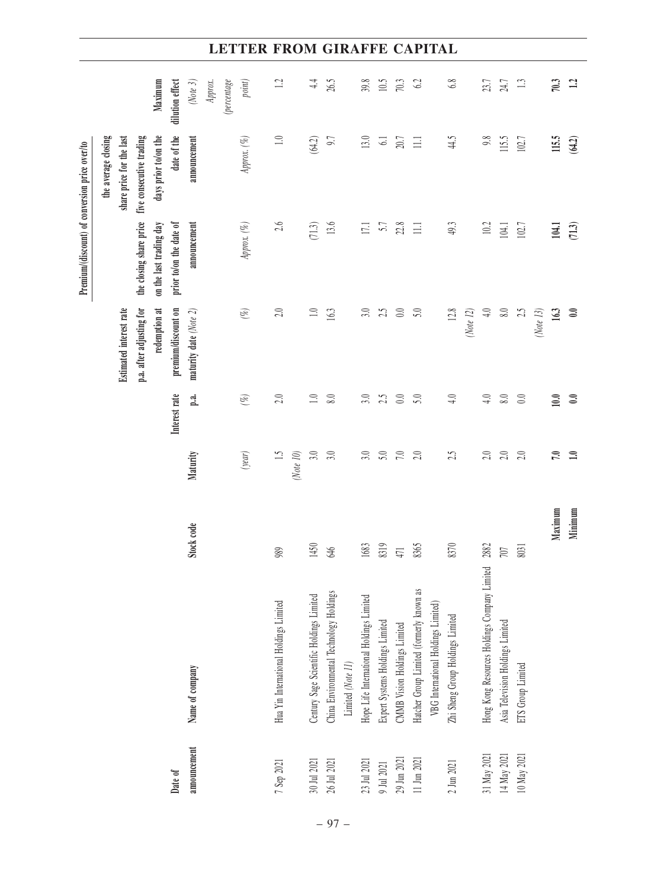| Date of announcement | Name of company | Stock code | Maturity | Interest rate p.a. | Estimated interest rate p.a. after adjusting for redemption at premium/discount on maturity date (Note 2) | Premium/(discount) of conversion price over/to the closing share price on the last trading day prior to/on the date of announcement | Premium/(discount) of conversion price over/to the average closing share price for the last five consecutive trading days prior to/on the date of the announcement | Maximum dilution effect (Note 3) |
|---|---|---|---|---|---|---|---|---|
| | | | (year) | (%) | (%) | Approx. (%) | Approx. (%) | Approx. (percentage point) |
| 7 Sep 2021 | Hua Yin International Holdings Limited | 989 | 1.5 (Note 10) | 2.0 | 2.0 | 2.6 | 1.0 | 1.2 |
| 30 Jul 2021 | Century Sage Scientific Holdings Limited | 1450 | 3.0 | 1.0 | 1.0 | (71.3) | (64.2) | 4.4 |
| 26 Jul 2021 | China Environmental Technology Holdings Limited (Note 11) | 646 | 3.0 | 8.0 | 16.3 | 13.6 | 9.7 | 26.5 |
| 23 Jul 2021 | Hope Life International Holdings Limited | 1683 | 3.0 | 3.0 | 3.0 | 17.1 | 13.0 | 39.8 |
| 9 Jul 2021 | Expert Systems Holdings Limited | 8319 | 5.0 | 2.5 | 2.5 | 5.7 | 6.1 | 10.5 |
| 29 Jun 2021 | CMMB Vision Holdings Limited | 471 | 7.0 | 0.0 | 0.0 | 22.8 | 20.7 | 70.3 |
| 11 Jun 2021 | Hatcher Group Limited (formerly known as VBG International Holdings Limited) | 8365 | 2.0 | 5.0 | 5.0 | 11.1 | 11.1 | 6.2 |
| 2 Jun 2021 | Zhi Sheng Group Holdings Limited | 8370 | 2.5 | 4.0 | 12.8 (Note 12) | 49.3 | 44.5 | 6.8 |
| 31 May 2021 | Hong Kong Resources Holdings Company Limited | 2882 | 2.0 | 4.0 | 4.0 | 10.2 | 9.8 | 23.7 |
| 14 May 2021 | Asia Television Holdings Limited | 707 | 2.0 | 8.0 | 8.0 | 104.1 | 115.5 | 24.7 |
| 10 May 2021 | ETS Group Limited | 8031 | 2.0 | 0.0 | 2.5 (Note 13) | 102.7 | 102.7 | 1.3 |
| | | **Maximum** | **7.0** | **10.0** | **16.3** | **104.1** | **115.5** | **70.3** |
| | | **Minimum** | **1.0** | **0.0** | **0.0** | **(71.3)** | **(64.2)** | **1.2** |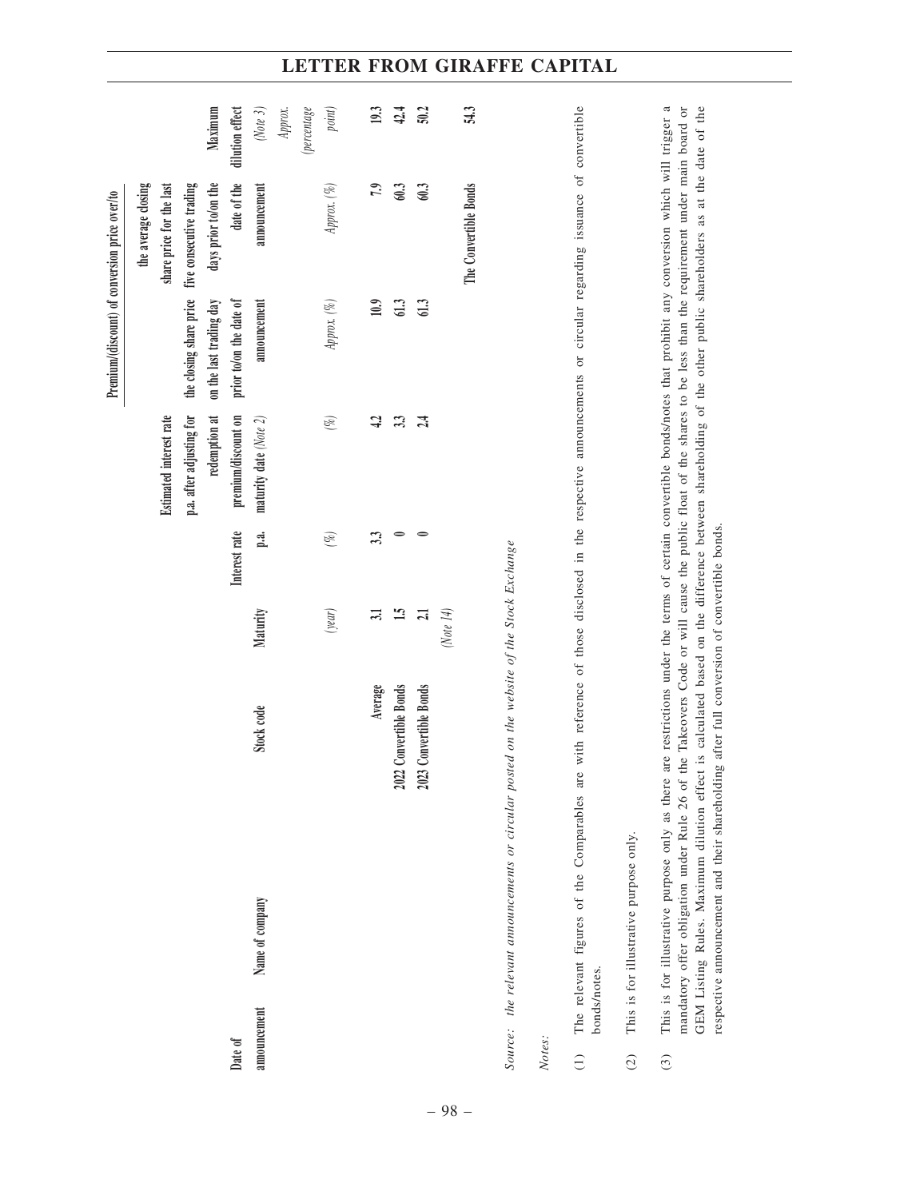| Date of announcement | Name of company | Stock code | Maturity | Interest rate p.a. | Estimated interest rate p.a. after adjusting for redemption at premium/discount on maturity date (Note 2) | Premium/(discount) of conversion price over/to the closing share price on the last trading day prior to/on the date of announcement | Premium/(discount) of conversion price over/to the average closing share price for the last five consecutive trading days prior to/on the date of the announcement | Maximum dilution effect (Note 3) |
|---|---|---|---|---|---|---|---|---|
| | | | (year) | (%) | (%) | Approx. (%) | Approx. (%) | Approx. (percentage point) |
| | | Average | 3.1 | 3.3 | 4.2 | 10.9 | 7.9 | 19.3 |
| | | 2022 Convertible Bonds | 1.5 | 0 | 3.3 | 61.3 | 60.3 | 42.4 |
| | | 2023 Convertible Bonds | 2.1 | 0 | 2.4 | 61.3 | 60.3 | 50.2 |
| | | | (Note 14) | | | | The Convertible Bonds | 54.3 |

*Source: the relevant announcements or circular posted on the website of the Stock Exchange*

*Notes:*

(1) The relevant figures of the Comparables are with reference of those disclosed in the respective announcements or circular regarding issuance of convertible bonds/notes.

(2) This is for illustrative purpose only.

(3) This is for illustrative purpose only as there are restrictions under the terms of certain convertible bonds/notes that prohibit any conversion which will trigger a mandatory offer obligation under Rule 26 of the Takeovers Code or will cause the public float of the shares to be less than the requirement under main board or GEM Listing Rules. Maximum dilution effect is calculated based on the difference between shareholding of the other public shareholders as at the date of the respective announcement and their shareholding after full conversion of convertible bonds.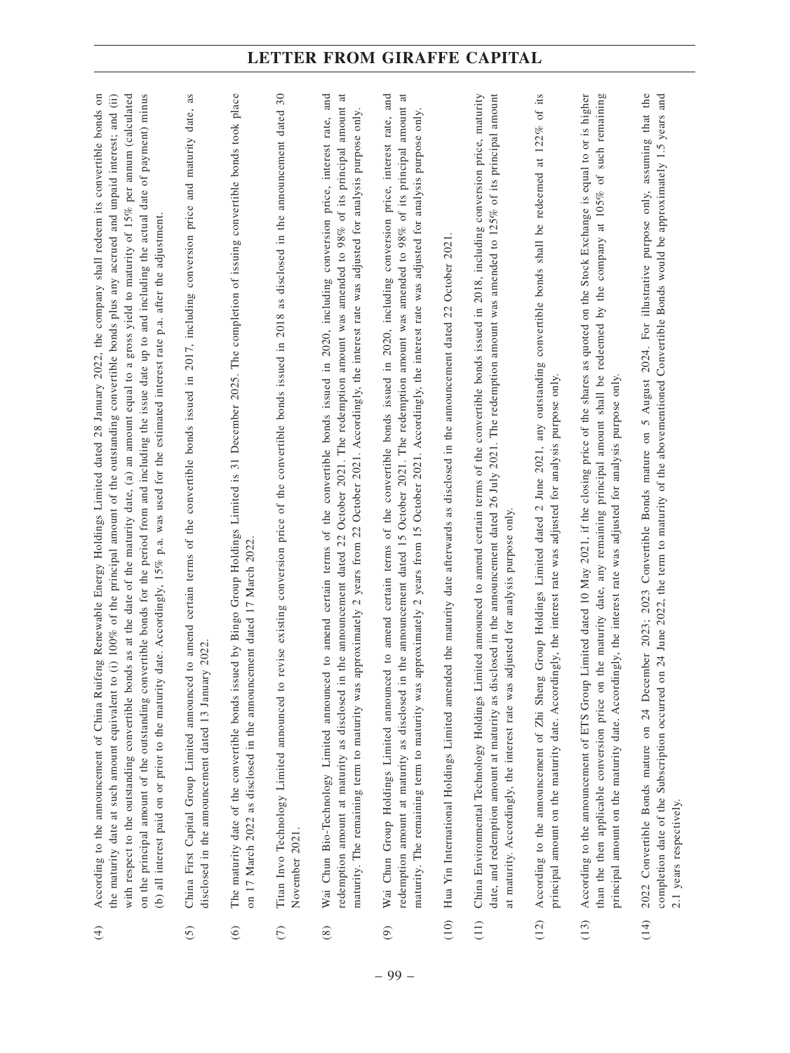(4) According to the announcement of China Ruifeng Renewable Energy Holdings Limited dated 28 January 2022, the company shall redeem its convertible bonds on the maturity date at such amount equivalent to (i) 100% of the principal amount of the outstanding convertible bonds plus any accrued and unpaid interest; and (ii) with respect to the outstanding convertible bonds as at the date of the maturity date, (a) an amount equal to a gross yield to maturity of 15% per annum (calculated on the principal amount of the outstanding convertible bonds for the period from and including the issue date up to and including the actual date of payment) minus (b) all interest paid on or prior to the maturity date. Accordingly, 15% p.a. was used for the estimated interest rate p.a. after the adjustment.

(5) China First Capital Group Limited announced to amend certain terms of the convertible bonds issued in 2017, including conversion price and maturity date, as disclosed in the announcement dated 13 January 2022.

(6) The maturity date of the convertible bonds issued by Bingo Group Holdings Limited is 31 December 2025. The completion of issuing convertible bonds took place on 17 March 2022 as disclosed in the announcement dated 17 March 2022.

(7) Titan Invo Technology Limited announced to revise existing conversion price of the convertible bonds issued in 2018 as disclosed in the announcement dated 30 November 2021.

(8) Wai Chun Bio-Technology Limited announced to amend certain terms of the convertible bonds issued in 2020, including conversion price, interest rate, and redemption amount at maturity as disclosed in the announcement dated 22 October 2021. The redemption amount was amended to 98% of its principal amount at maturity. The remaining term to maturity was approximately 2 years from 22 October 2021. Accordingly, the interest rate was adjusted for analysis purpose only.

(9) Wai Chun Group Holdings Limited announced to amend certain terms of the convertible bonds issued in 2020, including conversion price, interest rate, and redemption amount at maturity as disclosed in the announcement dated 15 October 2021. The redemption amount was amended to 98% of its principal amount at maturity. The remaining term to maturity was approximately 2 years from 15 October 2021. Accordingly, the interest rate was adjusted for analysis purpose only.

(10) Hua Yin International Holdings Limited amended the maturity date afterwards as disclosed in the announcement dated 22 October 2021.

(11) China Environmental Technology Holdings Limited announced to amend certain terms of the convertible bonds issued in 2018, including conversion price, maturity date, and redemption amount at maturity as disclosed in the announcement dated 26 July 2021. The redemption amount was amended to 125% of its principal amount at maturity. Accordingly, the interest rate was adjusted for analysis purpose only.

(12) According to the announcement of Zhi Sheng Group Holdings Limited dated 2 June 2021, any outstanding convertible bonds shall be redeemed at 122% of its principal amount on the maturity date. Accordingly, the interest rate was adjusted for analysis purpose only.

(13) According to the announcement of ETS Group Limited dated 10 May 2021, if the closing price of the shares as quoted on the Stock Exchange is equal to or is higher than the then applicable conversion price on the maturity date, any remaining principal amount shall be redeemed by the company at 105% of such remaining principal amount on the maturity date. Accordingly, the interest rate was adjusted for analysis purpose only.

(14) 2022 Convertible Bonds mature on 24 December 2023; 2023 Convertible Bonds mature on 5 August 2024. For illustrative purpose only, assuming that the completion date of the Subscription occurred on 24 June 2022, the term to maturity of the abovementioned Convertible Bonds would be approximately 1.5 years and 2.1 years respectively.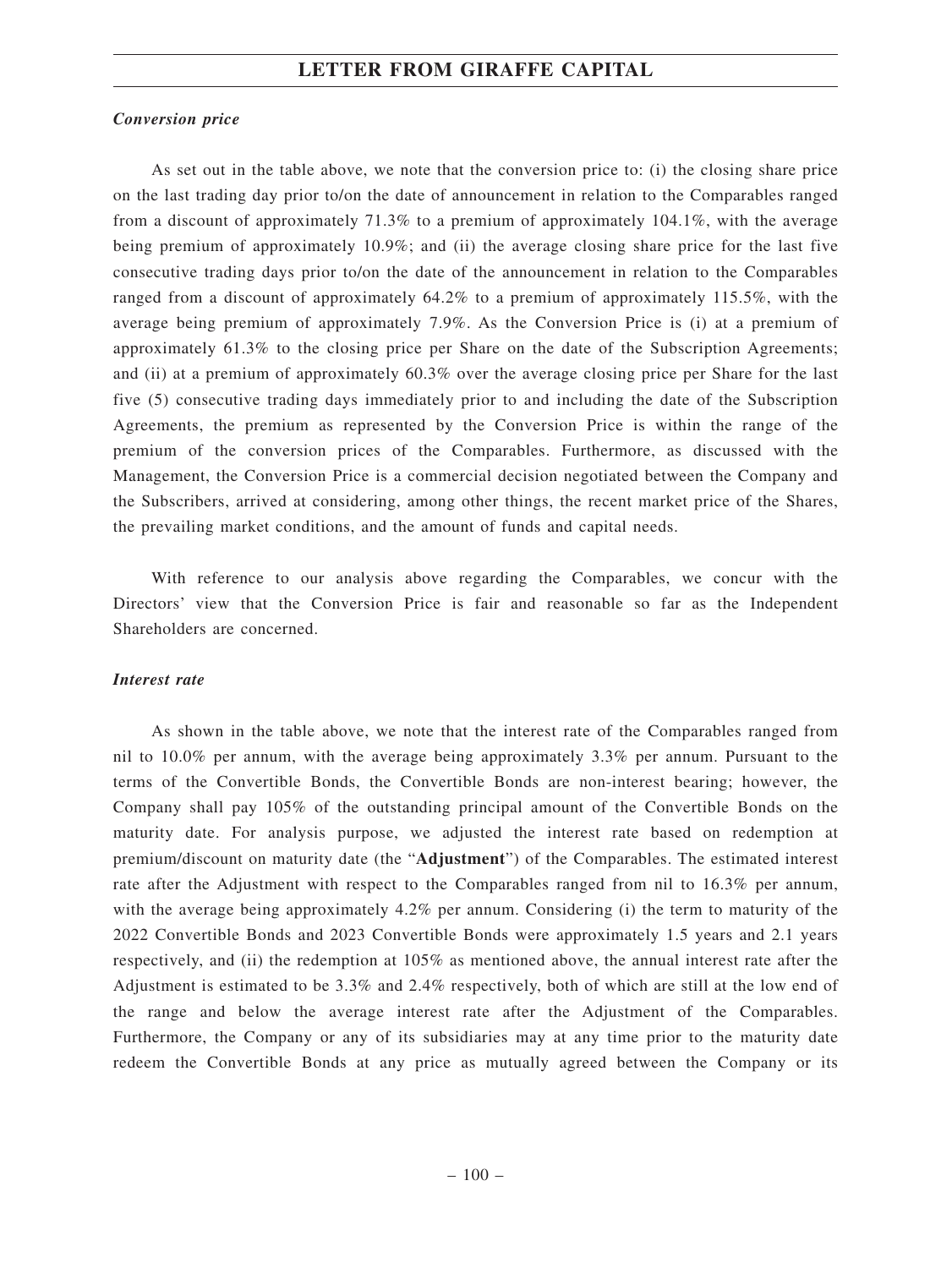*Conversion price*

As set out in the table above, we note that the conversion price to: (i) the closing share price on the last trading day prior to/on the date of announcement in relation to the Comparables ranged from a discount of approximately 71.3% to a premium of approximately 104.1%, with the average being premium of approximately 10.9%; and (ii) the average closing share price for the last five consecutive trading days prior to/on the date of the announcement in relation to the Comparables ranged from a discount of approximately 64.2% to a premium of approximately 115.5%, with the average being premium of approximately 7.9%. As the Conversion Price is (i) at a premium of approximately 61.3% to the closing price per Share on the date of the Subscription Agreements; and (ii) at a premium of approximately 60.3% over the average closing price per Share for the last five (5) consecutive trading days immediately prior to and including the date of the Subscription Agreements, the premium as represented by the Conversion Price is within the range of the premium of the conversion prices of the Comparables. Furthermore, as discussed with the Management, the Conversion Price is a commercial decision negotiated between the Company and the Subscribers, arrived at considering, among other things, the recent market price of the Shares, the prevailing market conditions, and the amount of funds and capital needs.

With reference to our analysis above regarding the Comparables, we concur with the Directors' view that the Conversion Price is fair and reasonable so far as the Independent Shareholders are concerned.

*Interest rate*

As shown in the table above, we note that the interest rate of the Comparables ranged from nil to 10.0% per annum, with the average being approximately 3.3% per annum. Pursuant to the terms of the Convertible Bonds, the Convertible Bonds are non-interest bearing; however, the Company shall pay 105% of the outstanding principal amount of the Convertible Bonds on the maturity date. For analysis purpose, we adjusted the interest rate based on redemption at premium/discount on maturity date (the "**Adjustment**") of the Comparables. The estimated interest rate after the Adjustment with respect to the Comparables ranged from nil to 16.3% per annum, with the average being approximately 4.2% per annum. Considering (i) the term to maturity of the 2022 Convertible Bonds and 2023 Convertible Bonds were approximately 1.5 years and 2.1 years respectively, and (ii) the redemption at 105% as mentioned above, the annual interest rate after the Adjustment is estimated to be 3.3% and 2.4% respectively, both of which are still at the low end of the range and below the average interest rate after the Adjustment of the Comparables. Furthermore, the Company or any of its subsidiaries may at any time prior to the maturity date redeem the Convertible Bonds at any price as mutually agreed between the Company or its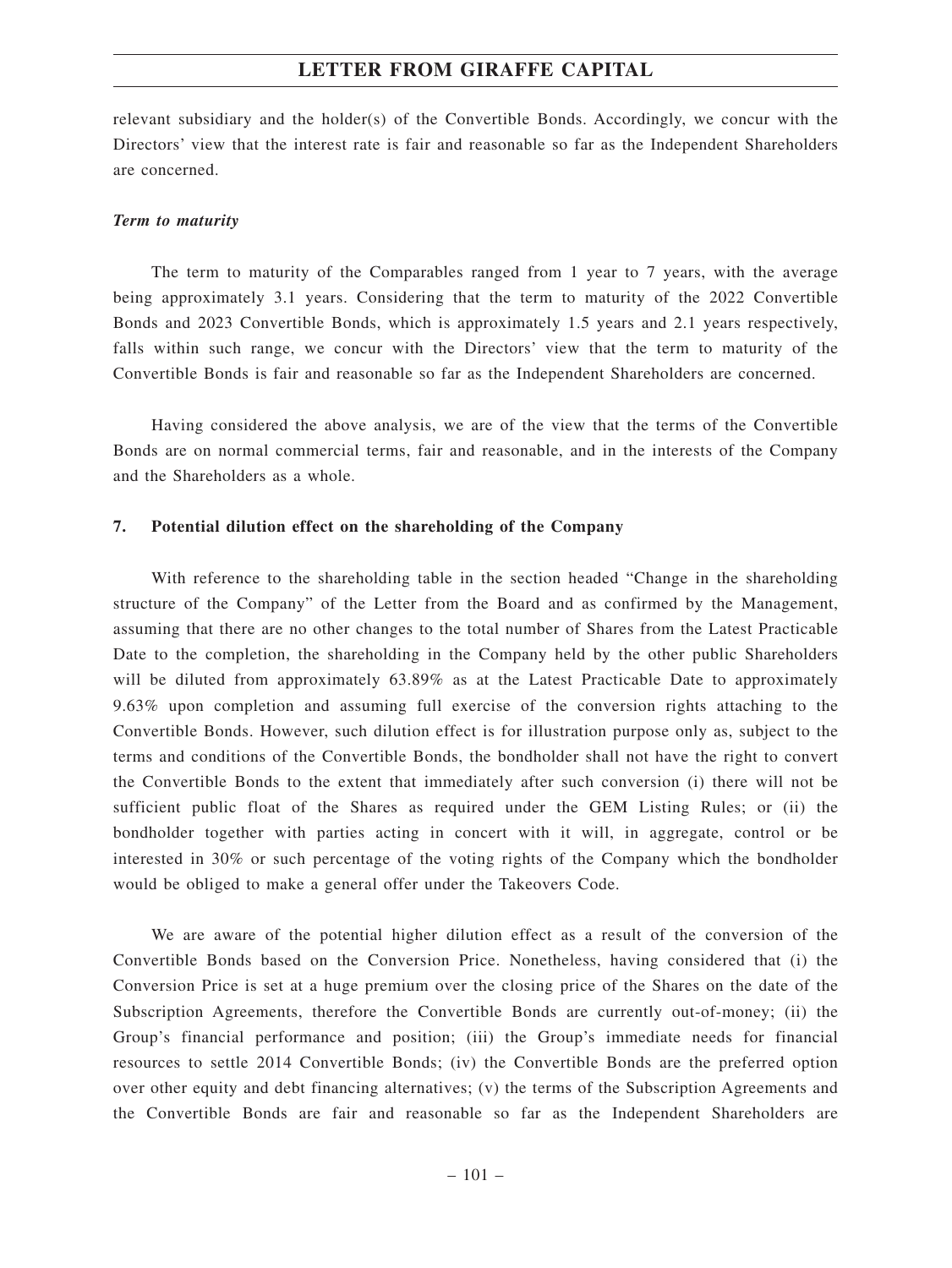relevant subsidiary and the holder(s) of the Convertible Bonds. Accordingly, we concur with the Directors' view that the interest rate is fair and reasonable so far as the Independent Shareholders are concerned.

***Term to maturity***

The term to maturity of the Comparables ranged from 1 year to 7 years, with the average being approximately 3.1 years. Considering that the term to maturity of the 2022 Convertible Bonds and 2023 Convertible Bonds, which is approximately 1.5 years and 2.1 years respectively, falls within such range, we concur with the Directors' view that the term to maturity of the Convertible Bonds is fair and reasonable so far as the Independent Shareholders are concerned.

Having considered the above analysis, we are of the view that the terms of the Convertible Bonds are on normal commercial terms, fair and reasonable, and in the interests of the Company and the Shareholders as a whole.

## 7. Potential dilution effect on the shareholding of the Company

With reference to the shareholding table in the section headed "Change in the shareholding structure of the Company" of the Letter from the Board and as confirmed by the Management, assuming that there are no other changes to the total number of Shares from the Latest Practicable Date to the completion, the shareholding in the Company held by the other public Shareholders will be diluted from approximately 63.89% as at the Latest Practicable Date to approximately 9.63% upon completion and assuming full exercise of the conversion rights attaching to the Convertible Bonds. However, such dilution effect is for illustration purpose only as, subject to the terms and conditions of the Convertible Bonds, the bondholder shall not have the right to convert the Convertible Bonds to the extent that immediately after such conversion (i) there will not be sufficient public float of the Shares as required under the GEM Listing Rules; or (ii) the bondholder together with parties acting in concert with it will, in aggregate, control or be interested in 30% or such percentage of the voting rights of the Company which the bondholder would be obliged to make a general offer under the Takeovers Code.

We are aware of the potential higher dilution effect as a result of the conversion of the Convertible Bonds based on the Conversion Price. Nonetheless, having considered that (i) the Conversion Price is set at a huge premium over the closing price of the Shares on the date of the Subscription Agreements, therefore the Convertible Bonds are currently out-of-money; (ii) the Group's financial performance and position; (iii) the Group's immediate needs for financial resources to settle 2014 Convertible Bonds; (iv) the Convertible Bonds are the preferred option over other equity and debt financing alternatives; (v) the terms of the Subscription Agreements and the Convertible Bonds are fair and reasonable so far as the Independent Shareholders are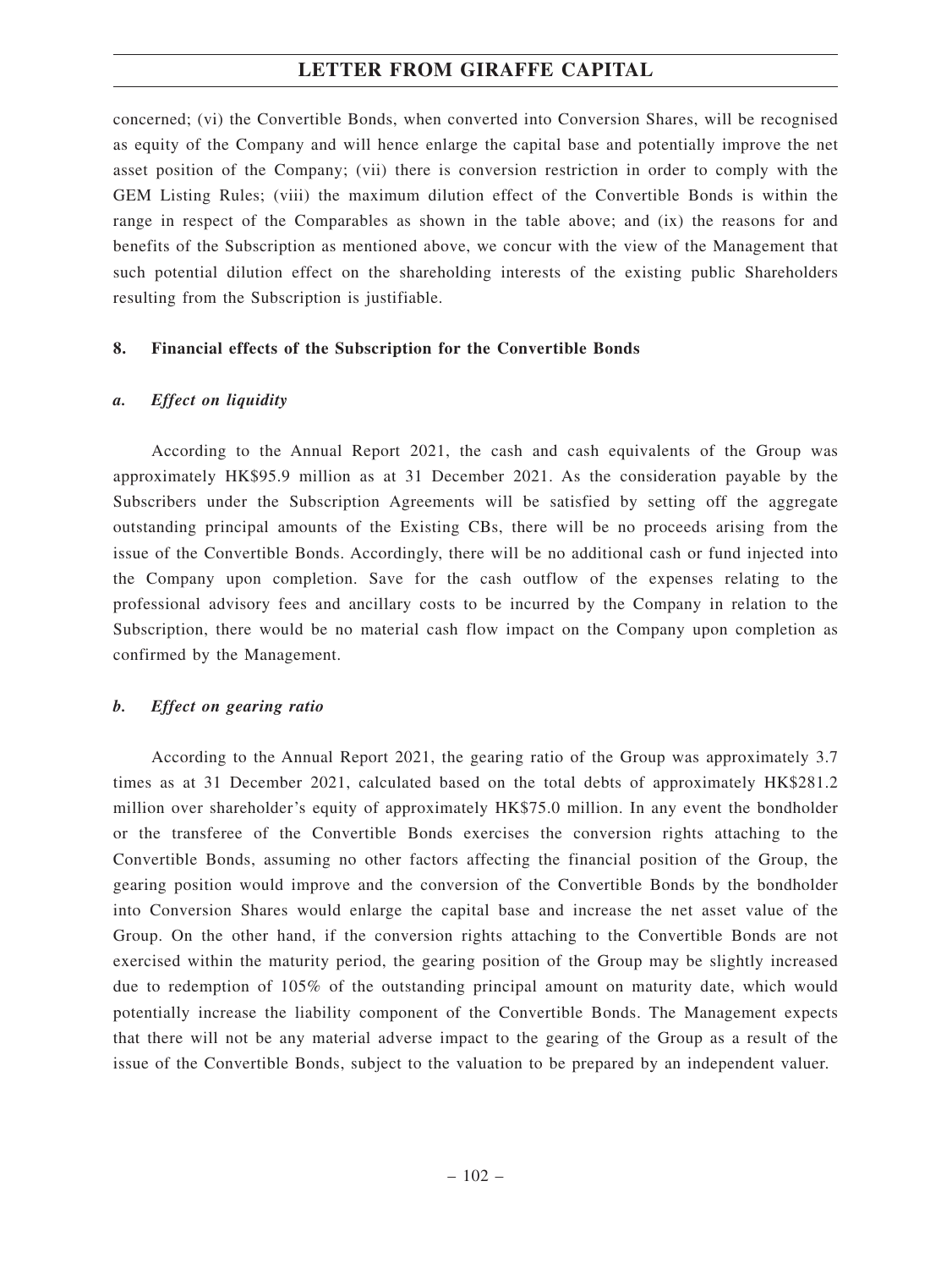concerned; (vi) the Convertible Bonds, when converted into Conversion Shares, will be recognised as equity of the Company and will hence enlarge the capital base and potentially improve the net asset position of the Company; (vii) there is conversion restriction in order to comply with the GEM Listing Rules; (viii) the maximum dilution effect of the Convertible Bonds is within the range in respect of the Comparables as shown in the table above; and (ix) the reasons for and benefits of the Subscription as mentioned above, we concur with the view of the Management that such potential dilution effect on the shareholding interests of the existing public Shareholders resulting from the Subscription is justifiable.

## 8. Financial effects of the Subscription for the Convertible Bonds

### *a. Effect on liquidity*

According to the Annual Report 2021, the cash and cash equivalents of the Group was approximately HK$95.9 million as at 31 December 2021. As the consideration payable by the Subscribers under the Subscription Agreements will be satisfied by setting off the aggregate outstanding principal amounts of the Existing CBs, there will be no proceeds arising from the issue of the Convertible Bonds. Accordingly, there will be no additional cash or fund injected into the Company upon completion. Save for the cash outflow of the expenses relating to the professional advisory fees and ancillary costs to be incurred by the Company in relation to the Subscription, there would be no material cash flow impact on the Company upon completion as confirmed by the Management.

### *b. Effect on gearing ratio*

According to the Annual Report 2021, the gearing ratio of the Group was approximately 3.7 times as at 31 December 2021, calculated based on the total debts of approximately HK$281.2 million over shareholder's equity of approximately HK$75.0 million. In any event the bondholder or the transferee of the Convertible Bonds exercises the conversion rights attaching to the Convertible Bonds, assuming no other factors affecting the financial position of the Group, the gearing position would improve and the conversion of the Convertible Bonds by the bondholder into Conversion Shares would enlarge the capital base and increase the net asset value of the Group. On the other hand, if the conversion rights attaching to the Convertible Bonds are not exercised within the maturity period, the gearing position of the Group may be slightly increased due to redemption of 105% of the outstanding principal amount on maturity date, which would potentially increase the liability component of the Convertible Bonds. The Management expects that there will not be any material adverse impact to the gearing of the Group as a result of the issue of the Convertible Bonds, subject to the valuation to be prepared by an independent valuer.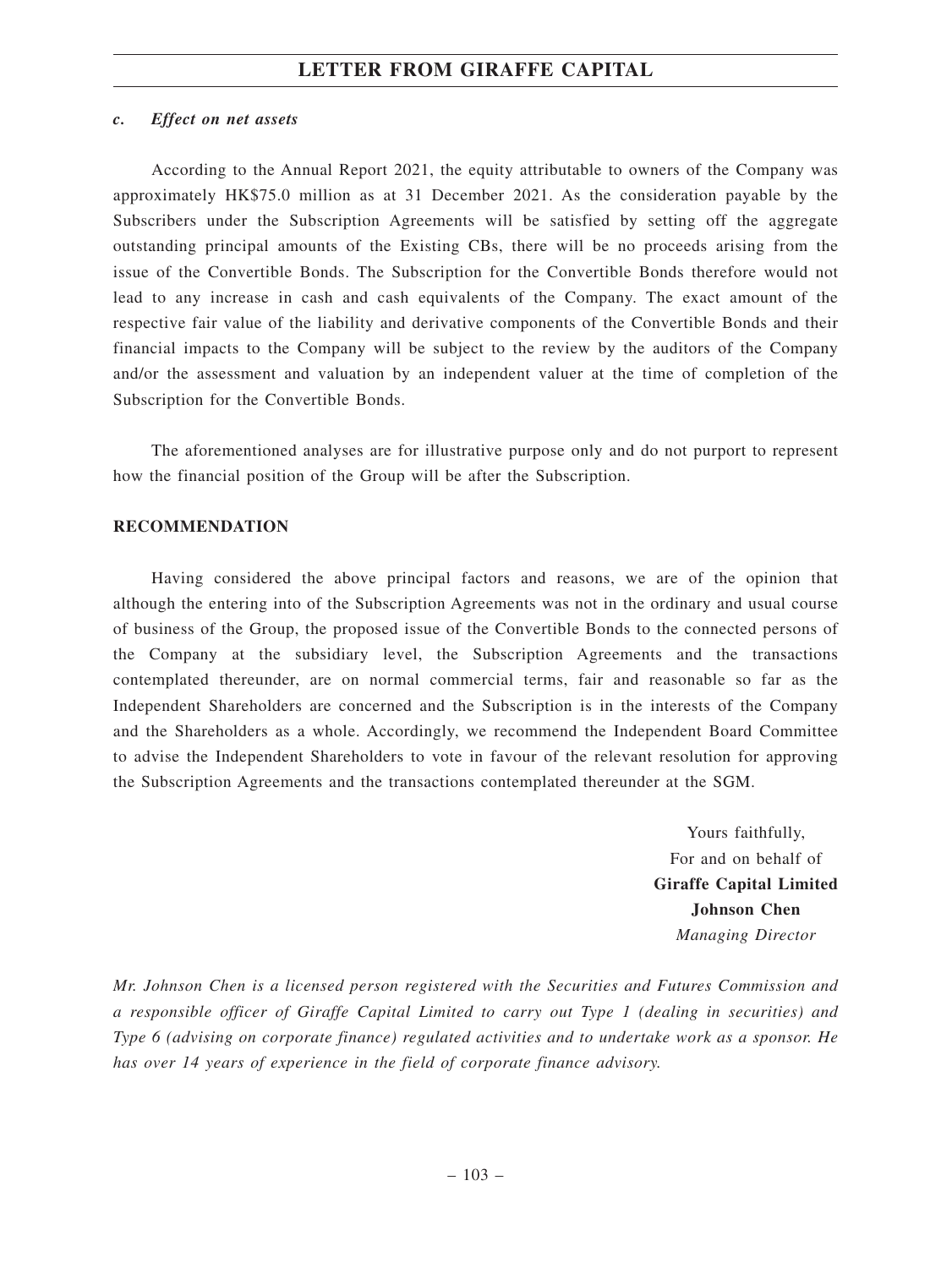*c. Effect on net assets*

According to the Annual Report 2021, the equity attributable to owners of the Company was approximately HK$75.0 million as at 31 December 2021. As the consideration payable by the Subscribers under the Subscription Agreements will be satisfied by setting off the aggregate outstanding principal amounts of the Existing CBs, there will be no proceeds arising from the issue of the Convertible Bonds. The Subscription for the Convertible Bonds therefore would not lead to any increase in cash and cash equivalents of the Company. The exact amount of the respective fair value of the liability and derivative components of the Convertible Bonds and their financial impacts to the Company will be subject to the review by the auditors of the Company and/or the assessment and valuation by an independent valuer at the time of completion of the Subscription for the Convertible Bonds.

The aforementioned analyses are for illustrative purpose only and do not purport to represent how the financial position of the Group will be after the Subscription.

**RECOMMENDATION**

Having considered the above principal factors and reasons, we are of the opinion that although the entering into of the Subscription Agreements was not in the ordinary and usual course of business of the Group, the proposed issue of the Convertible Bonds to the connected persons of the Company at the subsidiary level, the Subscription Agreements and the transactions contemplated thereunder, are on normal commercial terms, fair and reasonable so far as the Independent Shareholders are concerned and the Subscription is in the interests of the Company and the Shareholders as a whole. Accordingly, we recommend the Independent Board Committee to advise the Independent Shareholders to vote in favour of the relevant resolution for approving the Subscription Agreements and the transactions contemplated thereunder at the SGM.

Yours faithfully,
For and on behalf of
**Giraffe Capital Limited**
**Johnson Chen**
*Managing Director*

*Mr. Johnson Chen is a licensed person registered with the Securities and Futures Commission and a responsible officer of Giraffe Capital Limited to carry out Type 1 (dealing in securities) and Type 6 (advising on corporate finance) regulated activities and to undertake work as a sponsor. He has over 14 years of experience in the field of corporate finance advisory.*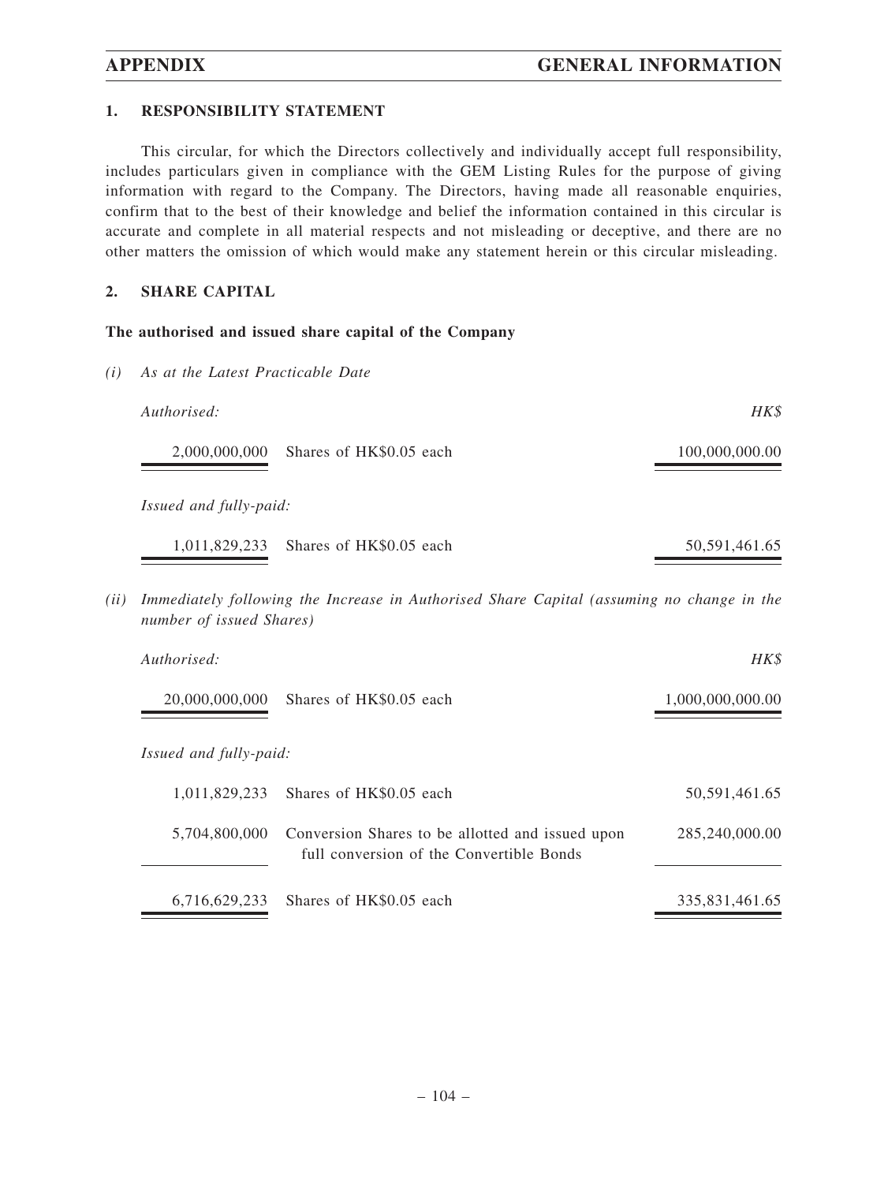## 1. RESPONSIBILITY STATEMENT

This circular, for which the Directors collectively and individually accept full responsibility, includes particulars given in compliance with the GEM Listing Rules for the purpose of giving information with regard to the Company. The Directors, having made all reasonable enquiries, confirm that to the best of their knowledge and belief the information contained in this circular is accurate and complete in all material respects and not misleading or deceptive, and there are no other matters the omission of which would make any statement herein or this circular misleading.

## 2. SHARE CAPITAL

### The authorised and issued share capital of the Company

*(i) As at the Latest Practicable Date*

| *Authorised:* | | *HK$* |
|---|---|---|
| 2,000,000,000 | Shares of HK$0.05 each | 100,000,000.00 |
| *Issued and fully-paid:* | | |
| 1,011,829,233 | Shares of HK$0.05 each | 50,591,461.65 |

*(ii) Immediately following the Increase in Authorised Share Capital (assuming no change in the number of issued Shares)*

| *Authorised:* | | *HK$* |
|---|---|---|
| 20,000,000,000 | Shares of HK$0.05 each | 1,000,000,000.00 |
| *Issued and fully-paid:* | | |
| 1,011,829,233 | Shares of HK$0.05 each | 50,591,461.65 |
| 5,704,800,000 | Conversion Shares to be allotted and issued upon full conversion of the Convertible Bonds | 285,240,000.00 |
| 6,716,629,233 | Shares of HK$0.05 each | 335,831,461.65 |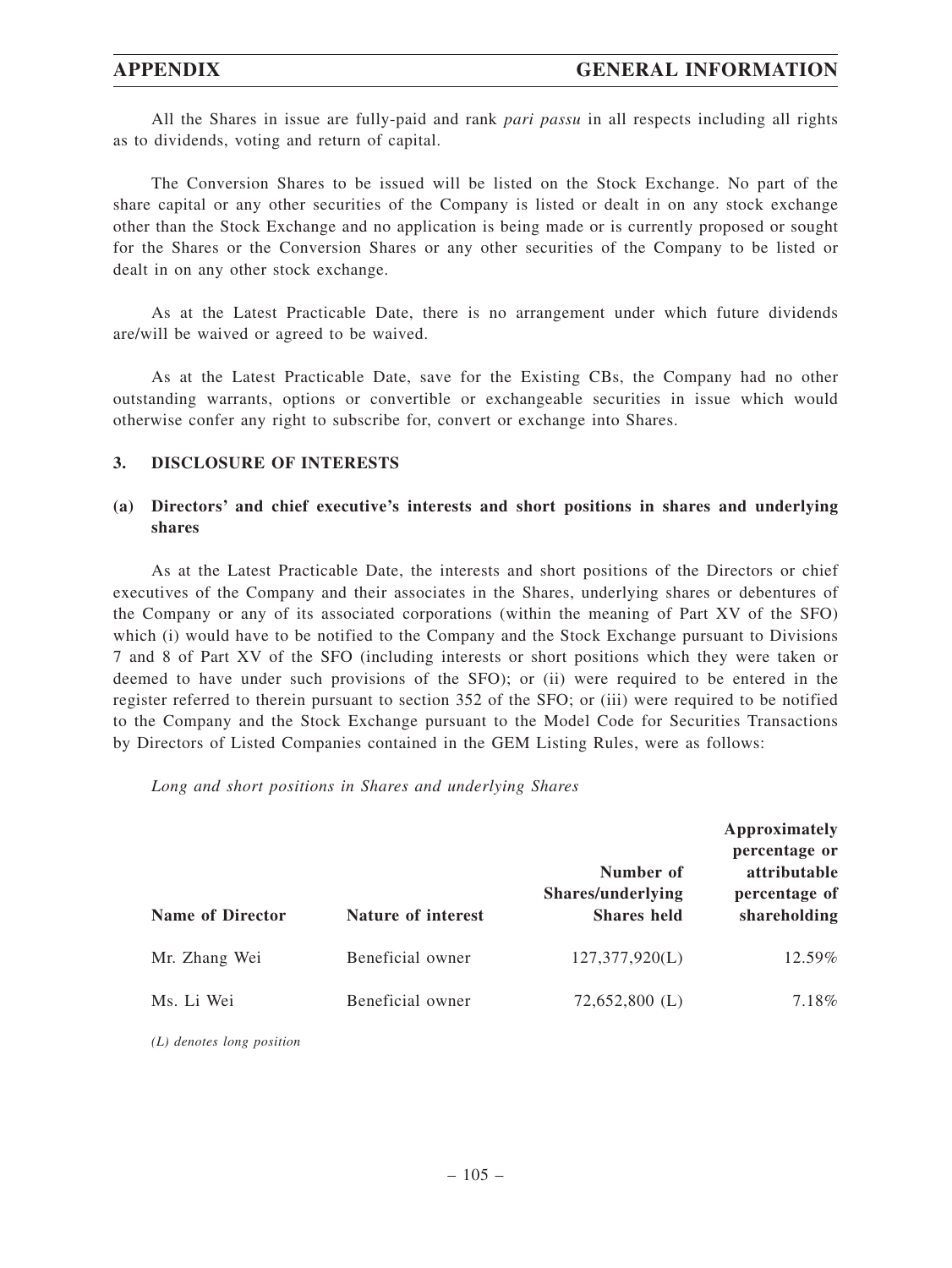All the Shares in issue are fully-paid and rank *pari passu* in all respects including all rights as to dividends, voting and return of capital.

The Conversion Shares to be issued will be listed on the Stock Exchange. No part of the share capital or any other securities of the Company is listed or dealt in on any stock exchange other than the Stock Exchange and no application is being made or is currently proposed or sought for the Shares or the Conversion Shares or any other securities of the Company to be listed or dealt in on any other stock exchange.

As at the Latest Practicable Date, there is no arrangement under which future dividends are/will be waived or agreed to be waived.

As at the Latest Practicable Date, save for the Existing CBs, the Company had no other outstanding warrants, options or convertible or exchangeable securities in issue which would otherwise confer any right to subscribe for, convert or exchange into Shares.

## 3. DISCLOSURE OF INTERESTS

### (a) Directors' and chief executive's interests and short positions in shares and underlying shares

As at the Latest Practicable Date, the interests and short positions of the Directors or chief executives of the Company and their associates in the Shares, underlying shares or debentures of the Company or any of its associated corporations (within the meaning of Part XV of the SFO) which (i) would have to be notified to the Company and the Stock Exchange pursuant to Divisions 7 and 8 of Part XV of the SFO (including interests or short positions which they were taken or deemed to have under such provisions of the SFO); or (ii) were required to be entered in the register referred to therein pursuant to section 352 of the SFO; or (iii) were required to be notified to the Company and the Stock Exchange pursuant to the Model Code for Securities Transactions by Directors of Listed Companies contained in the GEM Listing Rules, were as follows:

*Long and short positions in Shares and underlying Shares*

| Name of Director | Nature of interest | Number of Shares/underlying Shares held | Approximately percentage or attributable percentage of shareholding |
|---|---|---|---|
| Mr. Zhang Wei | Beneficial owner | 127,377,920(L) | 12.59% |
| Ms. Li Wei | Beneficial owner | 72,652,800 (L) | 7.18% |

*(L) denotes long position*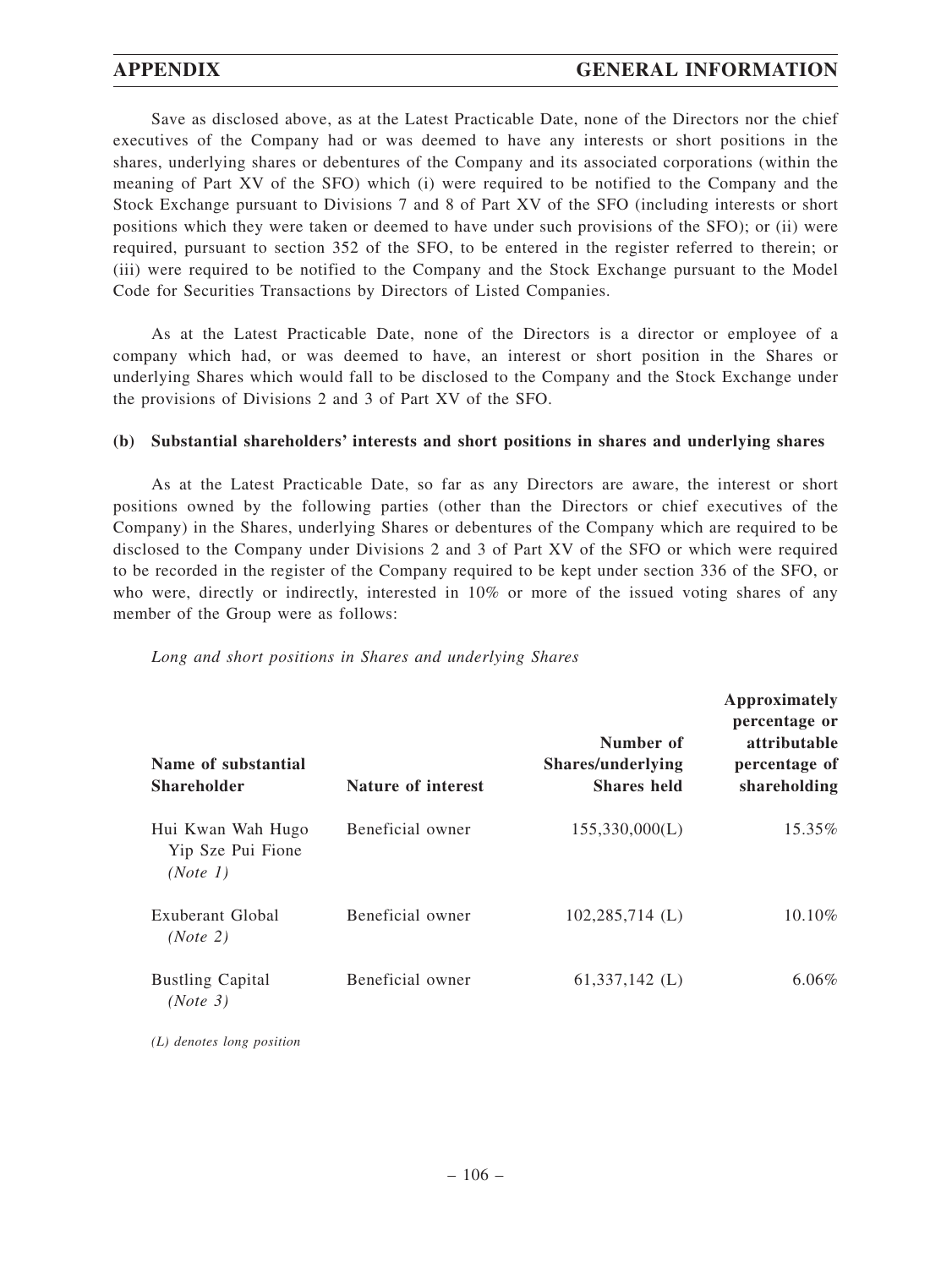Save as disclosed above, as at the Latest Practicable Date, none of the Directors nor the chief executives of the Company had or was deemed to have any interests or short positions in the shares, underlying shares or debentures of the Company and its associated corporations (within the meaning of Part XV of the SFO) which (i) were required to be notified to the Company and the Stock Exchange pursuant to Divisions 7 and 8 of Part XV of the SFO (including interests or short positions which they were taken or deemed to have under such provisions of the SFO); or (ii) were required, pursuant to section 352 of the SFO, to be entered in the register referred to therein; or (iii) were required to be notified to the Company and the Stock Exchange pursuant to the Model Code for Securities Transactions by Directors of Listed Companies.

As at the Latest Practicable Date, none of the Directors is a director or employee of a company which had, or was deemed to have, an interest or short position in the Shares or underlying Shares which would fall to be disclosed to the Company and the Stock Exchange under the provisions of Divisions 2 and 3 of Part XV of the SFO.

**(b) Substantial shareholders' interests and short positions in shares and underlying shares**

As at the Latest Practicable Date, so far as any Directors are aware, the interest or short positions owned by the following parties (other than the Directors or chief executives of the Company) in the Shares, underlying Shares or debentures of the Company which are required to be disclosed to the Company under Divisions 2 and 3 of Part XV of the SFO or which were required to be recorded in the register of the Company required to be kept under section 336 of the SFO, or who were, directly or indirectly, interested in 10% or more of the issued voting shares of any member of the Group were as follows:

*Long and short positions in Shares and underlying Shares*

| Name of substantial Shareholder | Nature of interest | Number of Shares/underlying Shares held | Approximately percentage or attributable percentage of shareholding |
|---|---|---|---|
| Hui Kwan Wah Hugo Yip Sze Pui Fione *(Note 1)* | Beneficial owner | 155,330,000(L) | 15.35% |
| Exuberant Global *(Note 2)* | Beneficial owner | 102,285,714 (L) | 10.10% |
| Bustling Capital *(Note 3)* | Beneficial owner | 61,337,142 (L) | 6.06% |

*(L) denotes long position*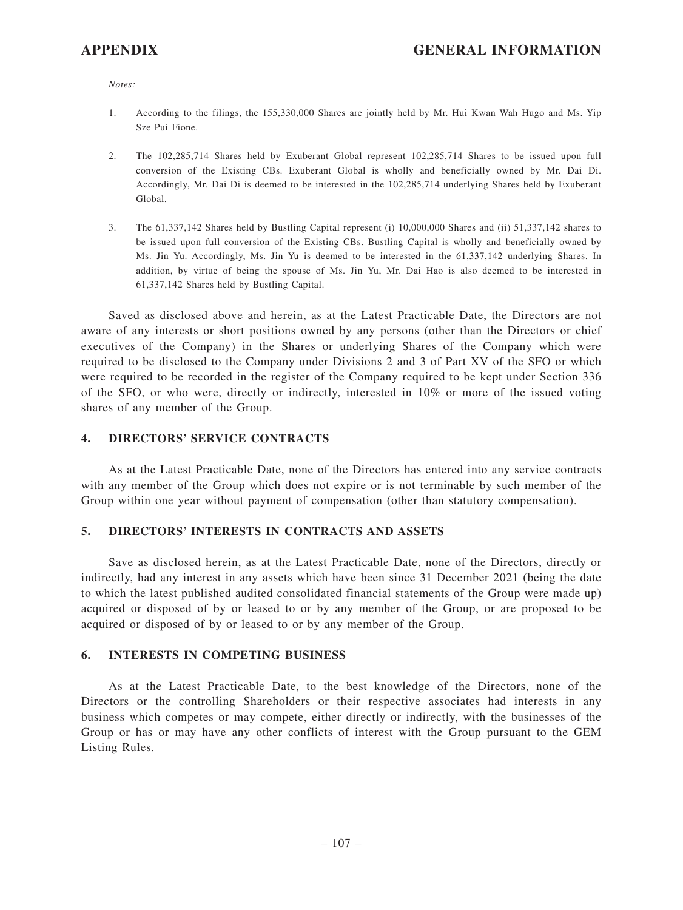*Notes:*

1. According to the filings, the 155,330,000 Shares are jointly held by Mr. Hui Kwan Wah Hugo and Ms. Yip Sze Pui Fione.

2. The 102,285,714 Shares held by Exuberant Global represent 102,285,714 Shares to be issued upon full conversion of the Existing CBs. Exuberant Global is wholly and beneficially owned by Mr. Dai Di. Accordingly, Mr. Dai Di is deemed to be interested in the 102,285,714 underlying Shares held by Exuberant Global.

3. The 61,337,142 Shares held by Bustling Capital represent (i) 10,000,000 Shares and (ii) 51,337,142 shares to be issued upon full conversion of the Existing CBs. Bustling Capital is wholly and beneficially owned by Ms. Jin Yu. Accordingly, Ms. Jin Yu is deemed to be interested in the 61,337,142 underlying Shares. In addition, by virtue of being the spouse of Ms. Jin Yu, Mr. Dai Hao is also deemed to be interested in 61,337,142 Shares held by Bustling Capital.

Saved as disclosed above and herein, as at the Latest Practicable Date, the Directors are not aware of any interests or short positions owned by any persons (other than the Directors or chief executives of the Company) in the Shares or underlying Shares of the Company which were required to be disclosed to the Company under Divisions 2 and 3 of Part XV of the SFO or which were required to be recorded in the register of the Company required to be kept under Section 336 of the SFO, or who were, directly or indirectly, interested in 10% or more of the issued voting shares of any member of the Group.

## 4. DIRECTORS' SERVICE CONTRACTS

As at the Latest Practicable Date, none of the Directors has entered into any service contracts with any member of the Group which does not expire or is not terminable by such member of the Group within one year without payment of compensation (other than statutory compensation).

## 5. DIRECTORS' INTERESTS IN CONTRACTS AND ASSETS

Save as disclosed herein, as at the Latest Practicable Date, none of the Directors, directly or indirectly, had any interest in any assets which have been since 31 December 2021 (being the date to which the latest published audited consolidated financial statements of the Group were made up) acquired or disposed of by or leased to or by any member of the Group, or are proposed to be acquired or disposed of by or leased to or by any member of the Group.

## 6. INTERESTS IN COMPETING BUSINESS

As at the Latest Practicable Date, to the best knowledge of the Directors, none of the Directors or the controlling Shareholders or their respective associates had interests in any business which competes or may compete, either directly or indirectly, with the businesses of the Group or has or may have any other conflicts of interest with the Group pursuant to the GEM Listing Rules.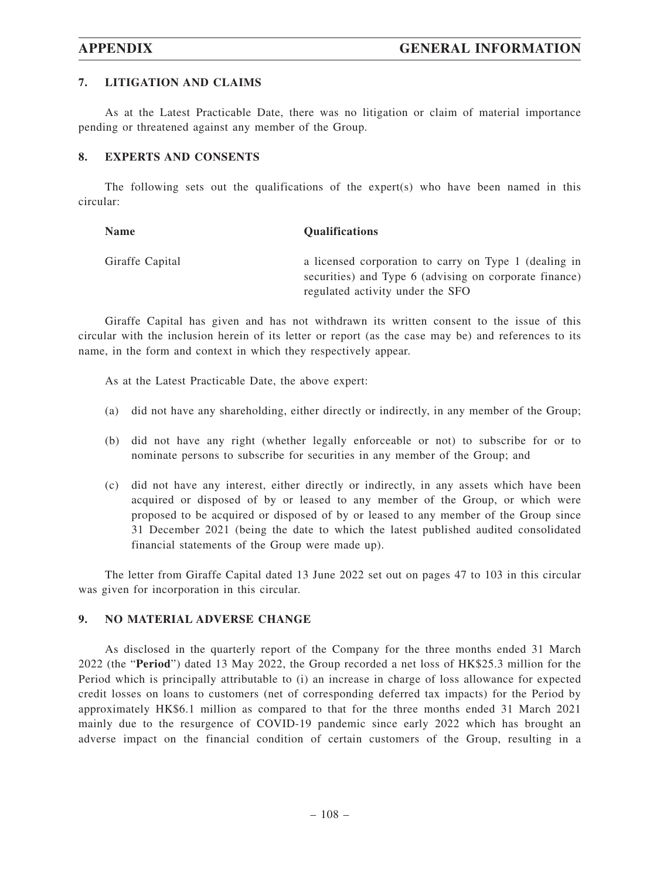## 7. LITIGATION AND CLAIMS

As at the Latest Practicable Date, there was no litigation or claim of material importance pending or threatened against any member of the Group.

## 8. EXPERTS AND CONSENTS

The following sets out the qualifications of the expert(s) who have been named in this circular:

| Name | Qualifications |
|---|---|
| Giraffe Capital | a licensed corporation to carry on Type 1 (dealing in securities) and Type 6 (advising on corporate finance) regulated activity under the SFO |

Giraffe Capital has given and has not withdrawn its written consent to the issue of this circular with the inclusion herein of its letter or report (as the case may be) and references to its name, in the form and context in which they respectively appear.

As at the Latest Practicable Date, the above expert:

(a) did not have any shareholding, either directly or indirectly, in any member of the Group;

(b) did not have any right (whether legally enforceable or not) to subscribe for or to nominate persons to subscribe for securities in any member of the Group; and

(c) did not have any interest, either directly or indirectly, in any assets which have been acquired or disposed of by or leased to any member of the Group, or which were proposed to be acquired or disposed of by or leased to any member of the Group since 31 December 2021 (being the date to which the latest published audited consolidated financial statements of the Group were made up).

The letter from Giraffe Capital dated 13 June 2022 set out on pages 47 to 103 in this circular was given for incorporation in this circular.

## 9. NO MATERIAL ADVERSE CHANGE

As disclosed in the quarterly report of the Company for the three months ended 31 March 2022 (the "**Period**") dated 13 May 2022, the Group recorded a net loss of HK$25.3 million for the Period which is principally attributable to (i) an increase in charge of loss allowance for expected credit losses on loans to customers (net of corresponding deferred tax impacts) for the Period by approximately HK$6.1 million as compared to that for the three months ended 31 March 2021 mainly due to the resurgence of COVID-19 pandemic since early 2022 which has brought an adverse impact on the financial condition of certain customers of the Group, resulting in a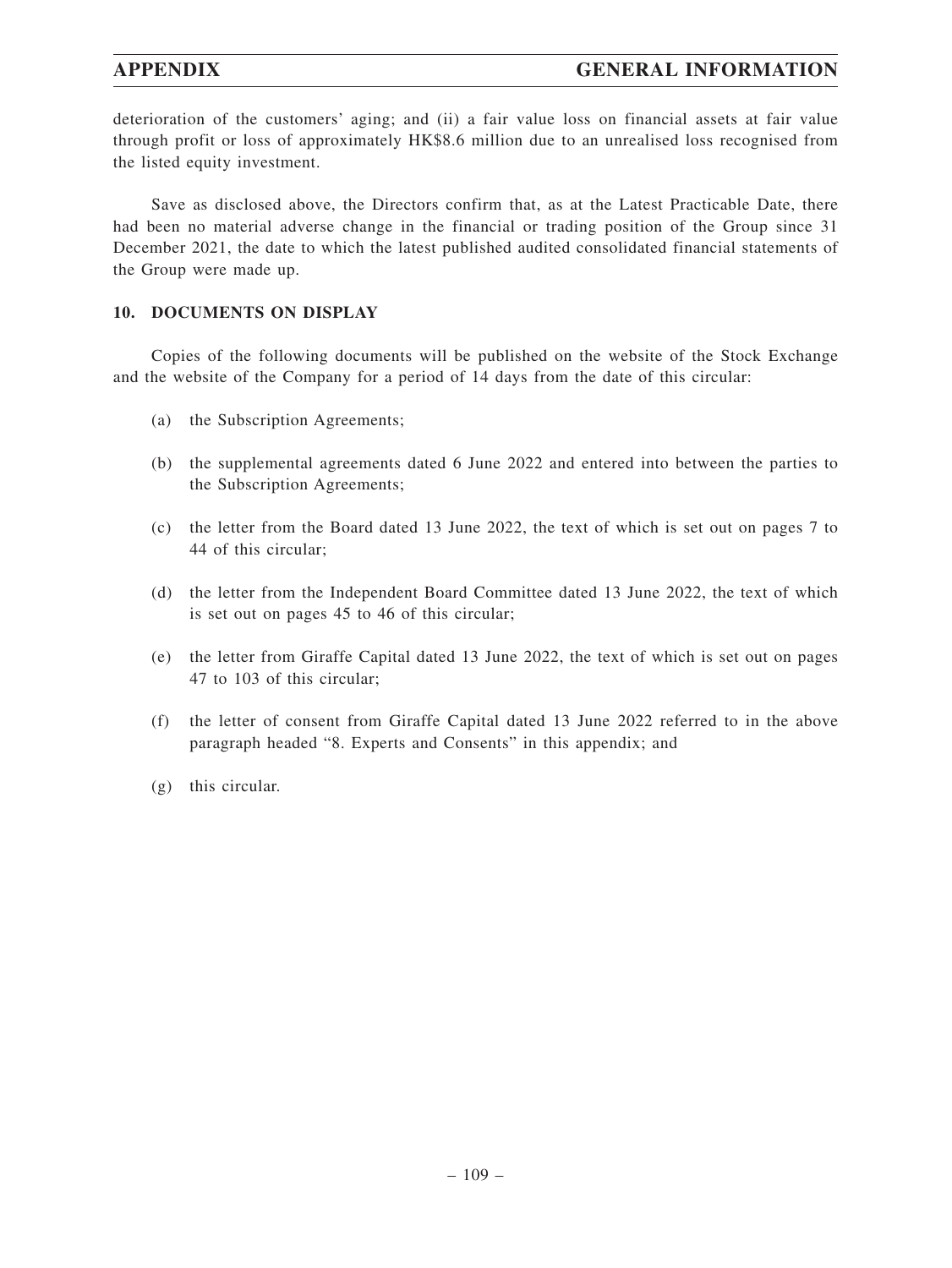deterioration of the customers' aging; and (ii) a fair value loss on financial assets at fair value through profit or loss of approximately HK$8.6 million due to an unrealised loss recognised from the listed equity investment.

Save as disclosed above, the Directors confirm that, as at the Latest Practicable Date, there had been no material adverse change in the financial or trading position of the Group since 31 December 2021, the date to which the latest published audited consolidated financial statements of the Group were made up.

## 10. DOCUMENTS ON DISPLAY

Copies of the following documents will be published on the website of the Stock Exchange and the website of the Company for a period of 14 days from the date of this circular:

(a) the Subscription Agreements;

(b) the supplemental agreements dated 6 June 2022 and entered into between the parties to the Subscription Agreements;

(c) the letter from the Board dated 13 June 2022, the text of which is set out on pages 7 to 44 of this circular;

(d) the letter from the Independent Board Committee dated 13 June 2022, the text of which is set out on pages 45 to 46 of this circular;

(e) the letter from Giraffe Capital dated 13 June 2022, the text of which is set out on pages 47 to 103 of this circular;

(f) the letter of consent from Giraffe Capital dated 13 June 2022 referred to in the above paragraph headed "8. Experts and Consents" in this appendix; and

(g) this circular.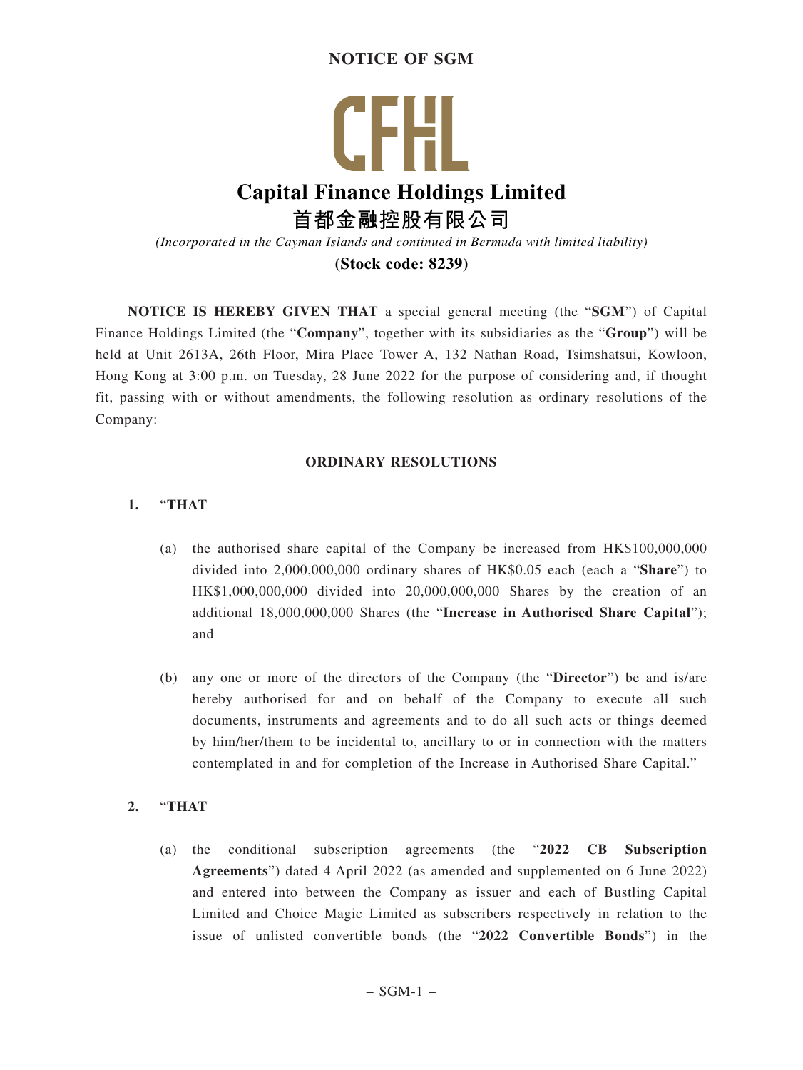# NOTICE OF SGM

CFHL

**Capital Finance Holdings Limited**

**首都金融控股有限公司**

*(Incorporated in the Cayman Islands and continued in Bermuda with limited liability)*

**(Stock code: 8239)**

**NOTICE IS HEREBY GIVEN THAT** a special general meeting (the "**SGM**") of Capital Finance Holdings Limited (the "**Company**", together with its subsidiaries as the "**Group**") will be held at Unit 2613A, 26th Floor, Mira Place Tower A, 132 Nathan Road, Tsimshatsui, Kowloon, Hong Kong at 3:00 p.m. on Tuesday, 28 June 2022 for the purpose of considering and, if thought fit, passing with or without amendments, the following resolution as ordinary resolutions of the Company:

## ORDINARY RESOLUTIONS

1. "**THAT**

   (a) the authorised share capital of the Company be increased from HK$100,000,000 divided into 2,000,000,000 ordinary shares of HK$0.05 each (each a "**Share**") to HK$1,000,000,000 divided into 20,000,000,000 Shares by the creation of an additional 18,000,000,000 Shares (the "**Increase in Authorised Share Capital**"); and

   (b) any one or more of the directors of the Company (the "**Director**") be and is/are hereby authorised for and on behalf of the Company to execute all such documents, instruments and agreements and to do all such acts or things deemed by him/her/them to be incidental to, ancillary to or in connection with the matters contemplated in and for completion of the Increase in Authorised Share Capital."

2. "**THAT**

   (a) the conditional subscription agreements (the "**2022 CB Subscription Agreements**") dated 4 April 2022 (as amended and supplemented on 6 June 2022) and entered into between the Company as issuer and each of Bustling Capital Limited and Choice Magic Limited as subscribers respectively in relation to the issue of unlisted convertible bonds (the "**2022 Convertible Bonds**") in the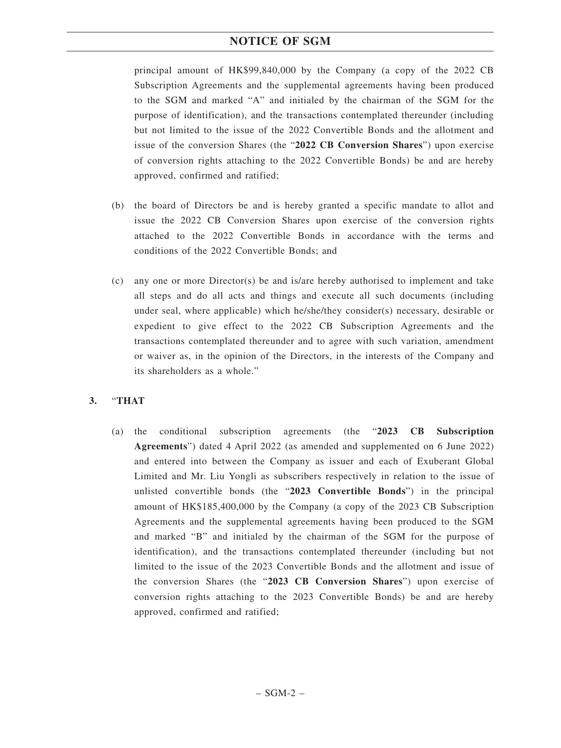principal amount of HK$99,840,000 by the Company (a copy of the 2022 CB Subscription Agreements and the supplemental agreements having been produced to the SGM and marked "A" and initialed by the chairman of the SGM for the purpose of identification), and the transactions contemplated thereunder (including but not limited to the issue of the 2022 Convertible Bonds and the allotment and issue of the conversion Shares (the "**2022 CB Conversion Shares**") upon exercise of conversion rights attaching to the 2022 Convertible Bonds) be and are hereby approved, confirmed and ratified;

(b) the board of Directors be and is hereby granted a specific mandate to allot and issue the 2022 CB Conversion Shares upon exercise of the conversion rights attached to the 2022 Convertible Bonds in accordance with the terms and conditions of the 2022 Convertible Bonds; and

(c) any one or more Director(s) be and is/are hereby authorised to implement and take all steps and do all acts and things and execute all such documents (including under seal, where applicable) which he/she/they consider(s) necessary, desirable or expedient to give effect to the 2022 CB Subscription Agreements and the transactions contemplated thereunder and to agree with such variation, amendment or waiver as, in the opinion of the Directors, in the interests of the Company and its shareholders as a whole."

**3.** "**THAT**

(a) the conditional subscription agreements (the "**2023 CB Subscription Agreements**") dated 4 April 2022 (as amended and supplemented on 6 June 2022) and entered into between the Company as issuer and each of Exuberant Global Limited and Mr. Liu Yongli as subscribers respectively in relation to the issue of unlisted convertible bonds (the "**2023 Convertible Bonds**") in the principal amount of HK$185,400,000 by the Company (a copy of the 2023 CB Subscription Agreements and the supplemental agreements having been produced to the SGM and marked "B" and initialed by the chairman of the SGM for the purpose of identification), and the transactions contemplated thereunder (including but not limited to the issue of the 2023 Convertible Bonds and the allotment and issue of the conversion Shares (the "**2023 CB Conversion Shares**") upon exercise of conversion rights attaching to the 2023 Convertible Bonds) be and are hereby approved, confirmed and ratified;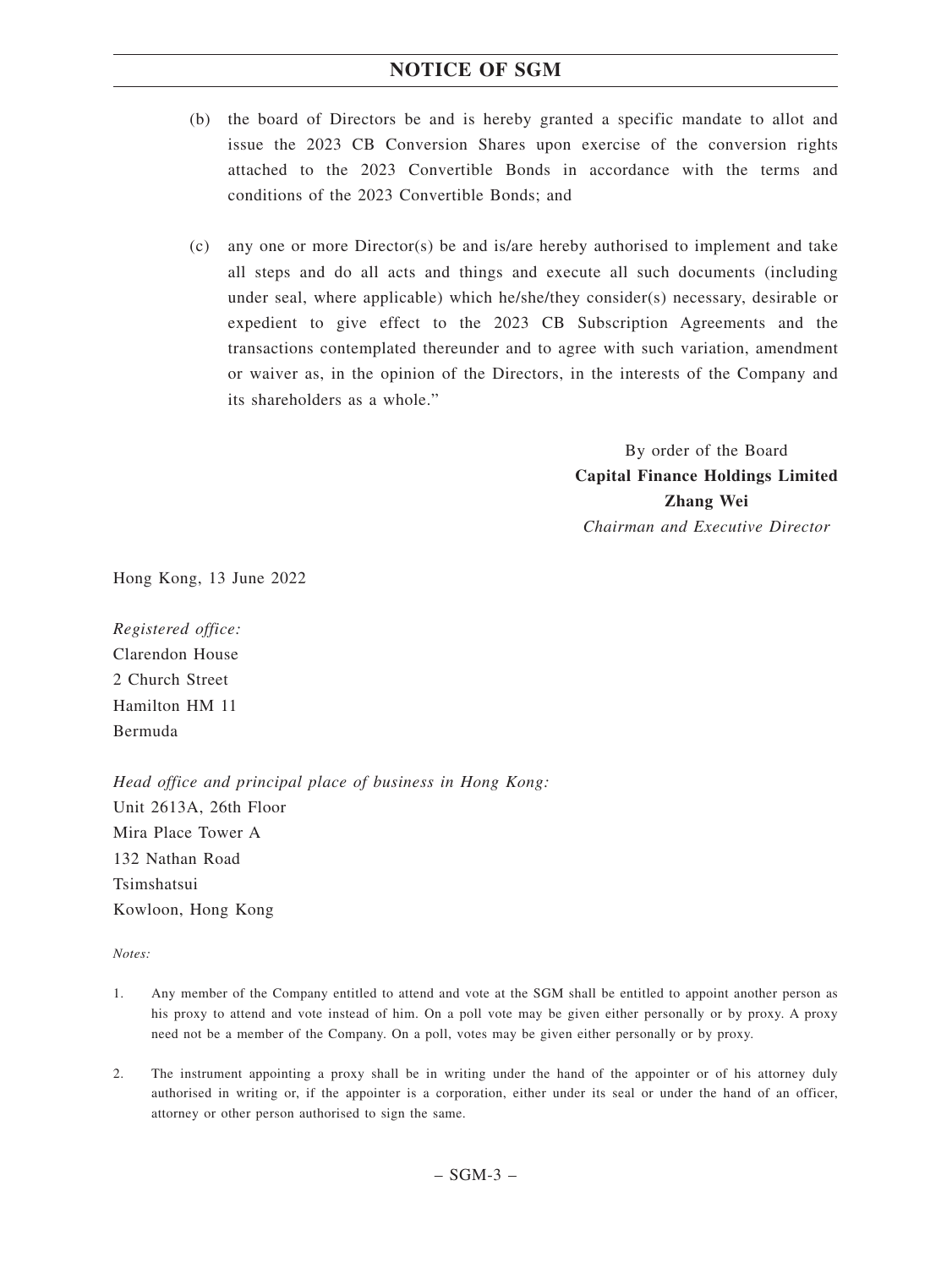(b) the board of Directors be and is hereby granted a specific mandate to allot and issue the 2023 CB Conversion Shares upon exercise of the conversion rights attached to the 2023 Convertible Bonds in accordance with the terms and conditions of the 2023 Convertible Bonds; and

(c) any one or more Director(s) be and is/are hereby authorised to implement and take all steps and do all acts and things and execute all such documents (including under seal, where applicable) which he/she/they consider(s) necessary, desirable or expedient to give effect to the 2023 CB Subscription Agreements and the transactions contemplated thereunder and to agree with such variation, amendment or waiver as, in the opinion of the Directors, in the interests of the Company and its shareholders as a whole."

By order of the Board
**Capital Finance Holdings Limited**
**Zhang Wei**
*Chairman and Executive Director*

Hong Kong, 13 June 2022

*Registered office:*
Clarendon House
2 Church Street
Hamilton HM 11
Bermuda

*Head office and principal place of business in Hong Kong:*
Unit 2613A, 26th Floor
Mira Place Tower A
132 Nathan Road
Tsimshatsui
Kowloon, Hong Kong

*Notes:*

1. Any member of the Company entitled to attend and vote at the SGM shall be entitled to appoint another person as his proxy to attend and vote instead of him. On a poll vote may be given either personally or by proxy. A proxy need not be a member of the Company. On a poll, votes may be given either personally or by proxy.

2. The instrument appointing a proxy shall be in writing under the hand of the appointer or of his attorney duly authorised in writing or, if the appointer is a corporation, either under its seal or under the hand of an officer, attorney or other person authorised to sign the same.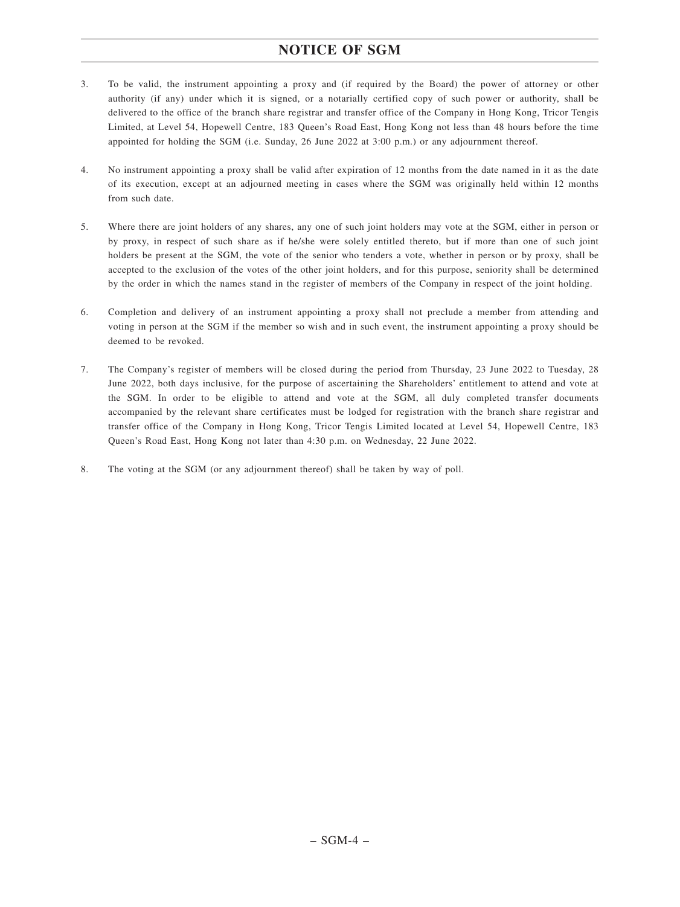3. To be valid, the instrument appointing a proxy and (if required by the Board) the power of attorney or other authority (if any) under which it is signed, or a notarially certified copy of such power or authority, shall be delivered to the office of the branch share registrar and transfer office of the Company in Hong Kong, Tricor Tengis Limited, at Level 54, Hopewell Centre, 183 Queen's Road East, Hong Kong not less than 48 hours before the time appointed for holding the SGM (i.e. Sunday, 26 June 2022 at 3:00 p.m.) or any adjournment thereof.

4. No instrument appointing a proxy shall be valid after expiration of 12 months from the date named in it as the date of its execution, except at an adjourned meeting in cases where the SGM was originally held within 12 months from such date.

5. Where there are joint holders of any shares, any one of such joint holders may vote at the SGM, either in person or by proxy, in respect of such share as if he/she were solely entitled thereto, but if more than one of such joint holders be present at the SGM, the vote of the senior who tenders a vote, whether in person or by proxy, shall be accepted to the exclusion of the votes of the other joint holders, and for this purpose, seniority shall be determined by the order in which the names stand in the register of members of the Company in respect of the joint holding.

6. Completion and delivery of an instrument appointing a proxy shall not preclude a member from attending and voting in person at the SGM if the member so wish and in such event, the instrument appointing a proxy should be deemed to be revoked.

7. The Company's register of members will be closed during the period from Thursday, 23 June 2022 to Tuesday, 28 June 2022, both days inclusive, for the purpose of ascertaining the Shareholders' entitlement to attend and vote at the SGM. In order to be eligible to attend and vote at the SGM, all duly completed transfer documents accompanied by the relevant share certificates must be lodged for registration with the branch share registrar and transfer office of the Company in Hong Kong, Tricor Tengis Limited located at Level 54, Hopewell Centre, 183 Queen's Road East, Hong Kong not later than 4:30 p.m. on Wednesday, 22 June 2022.

8. The voting at the SGM (or any adjournment thereof) shall be taken by way of poll.